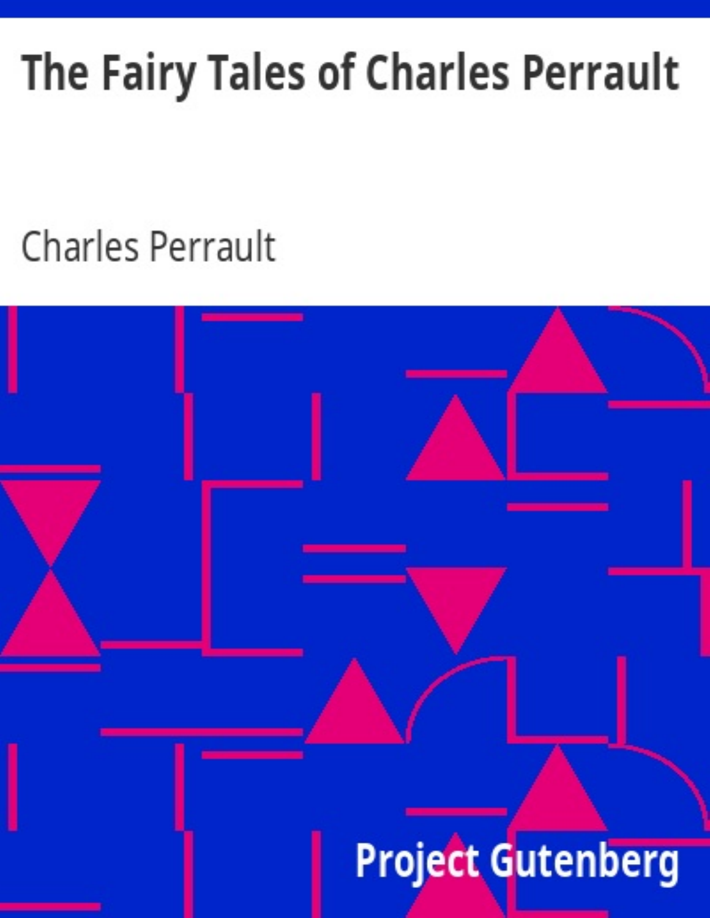# The Fairy Tales of Charles Perrault

Charles Perrault

Project Gutenberg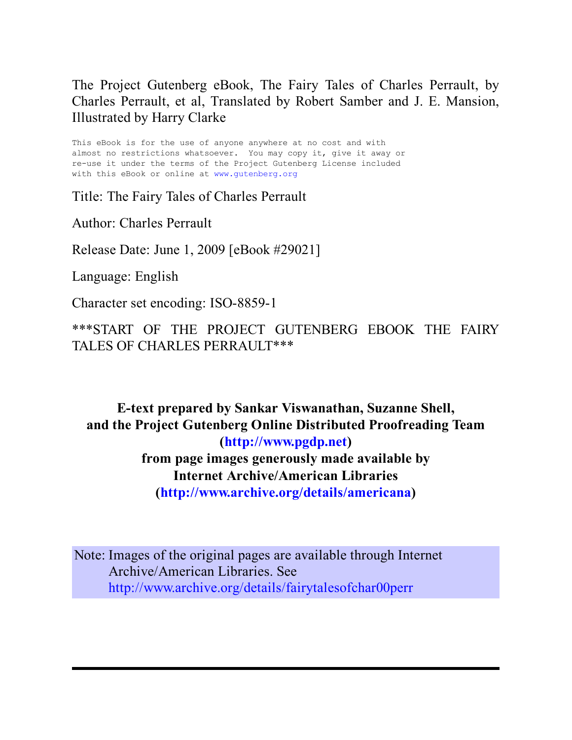The Project Gutenberg eBook, The Fairy Tales of Charles Perrault, by Charles Perrault, et al, Translated by Robert Samber and J. E. Mansion, Illustrated by Harry Clarke

```
This eBook is for the use of anyone anywhere at no cost and with
almost no restrictions whatsoever.  You may copy it, give it away or
re-use it under the terms of the Project Gutenberg License included
with this eBook or online at www.gutenberg.org
```

Title: The Fairy Tales of Charles Perrault

Author: Charles Perrault

Release Date: June 1, 2009 [eBook #29021]

Language: English

Character set encoding: ISO-8859-1

***START OF THE PROJECT GUTENBERG EBOOK THE FAIRY TALES OF CHARLES PERRAULT***

**E-text prepared by Sankar Viswanathan, Suzanne Shell,
and the Project Gutenberg Online Distributed Proofreading Team
(http://www.pgdp.net)
from page images generously made available by
Internet Archive/American Libraries
(http://www.archive.org/details/americana)**

Note: Images of the original pages are available through Internet Archive/American Libraries. See http://www.archive.org/details/fairytalesofchar00perr

---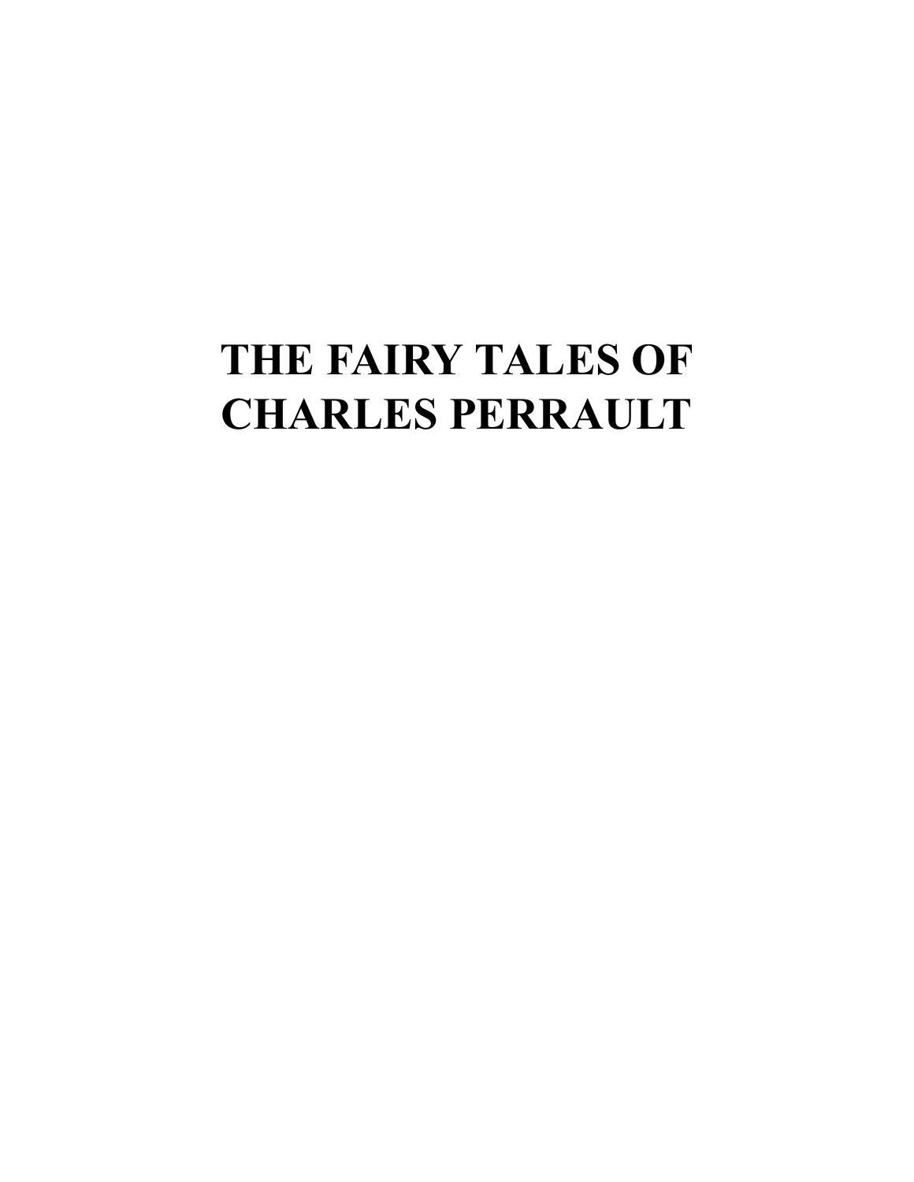# THE FAIRY TALES OF CHARLES PERRAULT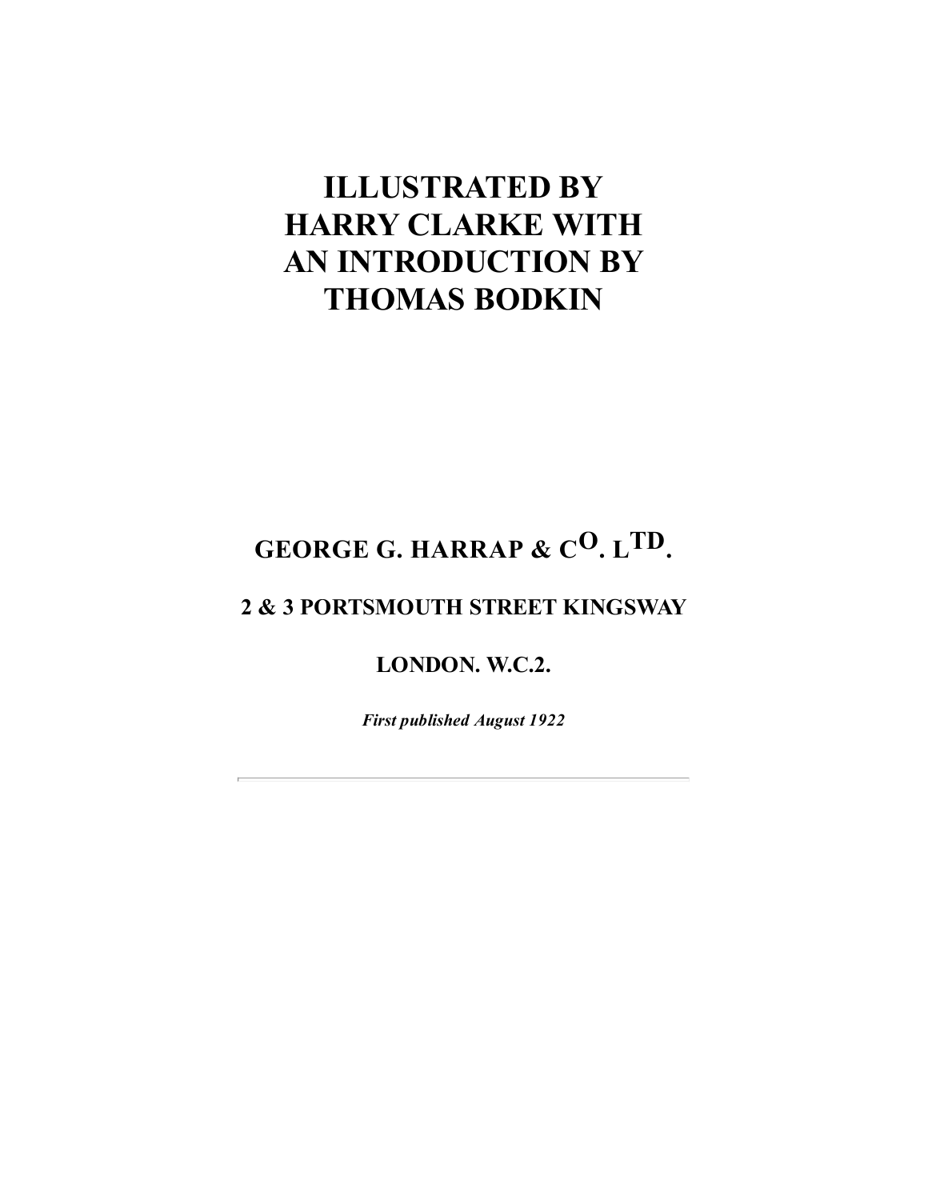**ILLUSTRATED BY HARRY CLARKE WITH AN INTRODUCTION BY THOMAS BODKIN**

**GEORGE G. HARRAP & C$^{O}$. L$^{TD}$.**

**2 & 3 PORTSMOUTH STREET KINGSWAY**

**LONDON. W.C.2.**

***First published August 1922***

---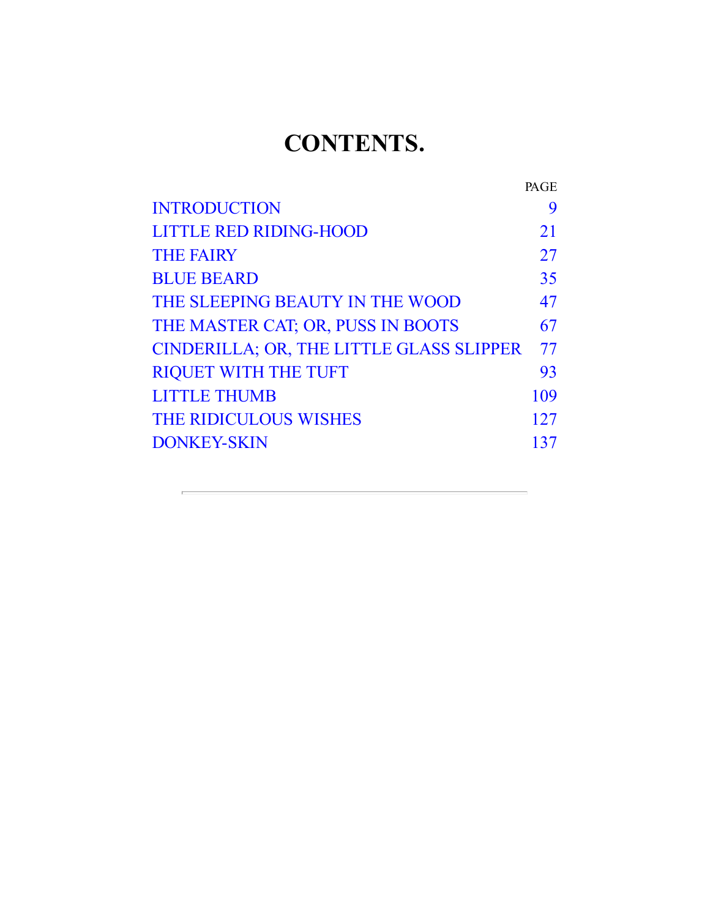# CONTENTS.

| | PAGE |
|---|---|
| INTRODUCTION | 9 |
| LITTLE RED RIDING-HOOD | 21 |
| THE FAIRY | 27 |
| BLUE BEARD | 35 |
| THE SLEEPING BEAUTY IN THE WOOD | 47 |
| THE MASTER CAT; OR, PUSS IN BOOTS | 67 |
| CINDERILLA; OR, THE LITTLE GLASS SLIPPER | 77 |
| RIQUET WITH THE TUFT | 93 |
| LITTLE THUMB | 109 |
| THE RIDICULOUS WISHES | 127 |
| DONKEY-SKIN | 137 |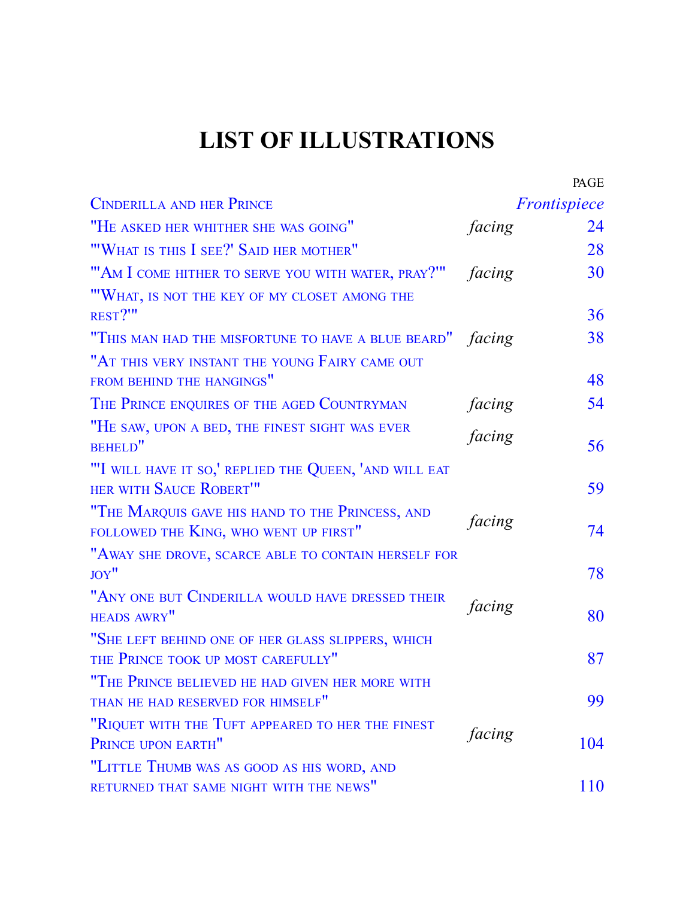# LIST OF ILLUSTRATIONS

| | | PAGE |
|---|---|---|
| Cinderella and her Prince | | *Frontispiece* |
| "He asked her whither she was going" | *facing* | 24 |
| "'What is this I see?' Said her mother" | | 28 |
| "'Am I come hither to serve you with water, pray?'" | *facing* | 30 |
| "'What, is not the key of my closet among the rest?'" | | 36 |
| "This man had the misfortune to have a blue beard" | *facing* | 38 |
| "At this very instant the young Fairy came out from behind the hangings" | | 48 |
| The Prince enquires of the aged Countryman | *facing* | 54 |
| "He saw, upon a bed, the finest sight was ever beheld" | *facing* | 56 |
| "'I will have it so,' replied the Queen, 'and will eat her with Sauce Robert'" | | 59 |
| "The Marquis gave his hand to the Princess, and followed the King, who went up first" | *facing* | 74 |
| "Away she drove, scarce able to contain herself for joy" | | 78 |
| "Any one but Cinderilla would have dressed their heads awry" | *facing* | 80 |
| "She left behind one of her glass slippers, which the Prince took up most carefully" | | 87 |
| "The Prince believed he had given her more with than he had reserved for himself" | | 99 |
| "Riquet with the Tuft appeared to her the finest Prince upon earth" | *facing* | 104 |
| "Little Thumb was as good as his word, and returned that same night with the news" | | 110 |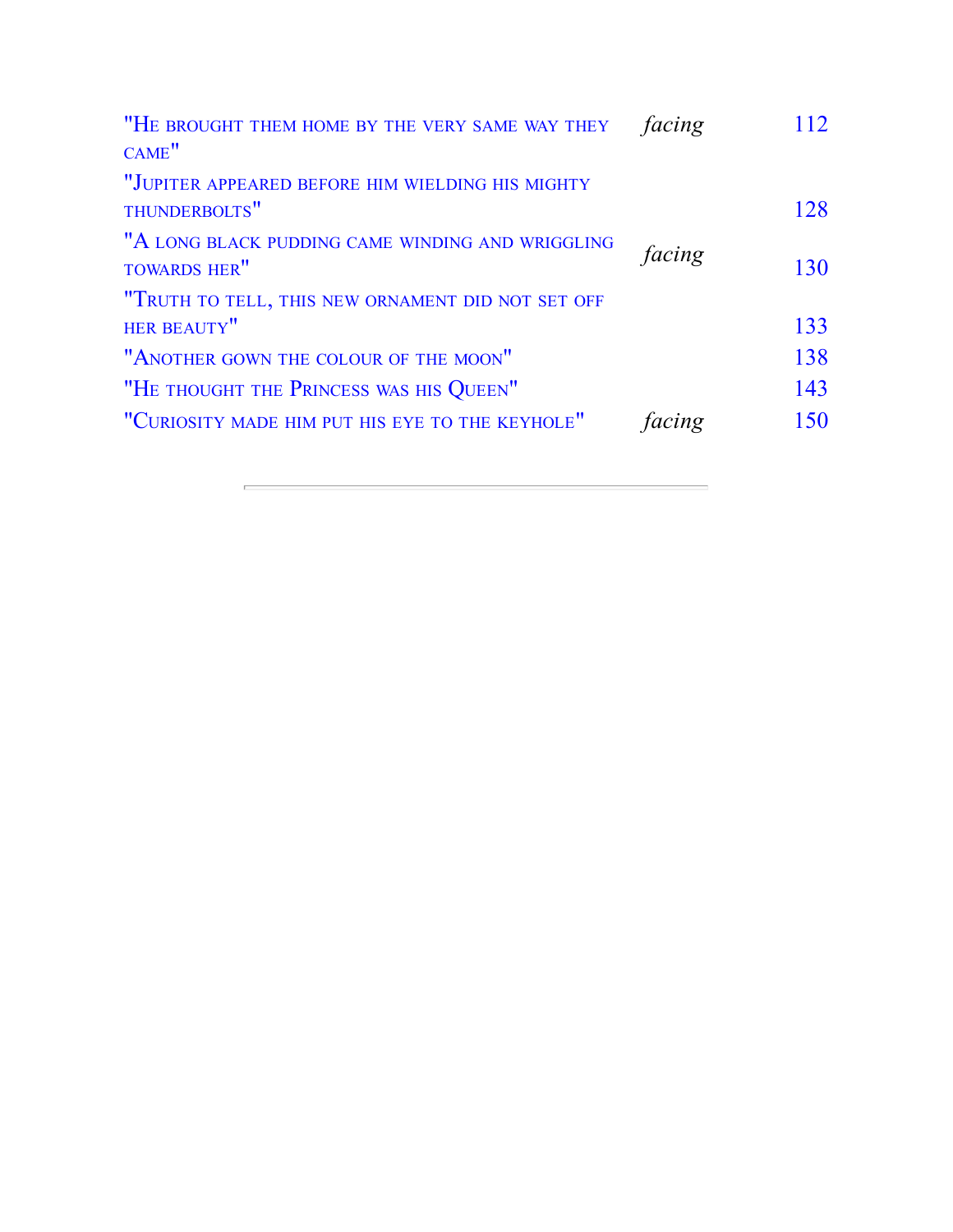| | | |
|---|---|---|
| "He brought them home by the very same way they came" | *facing* | 112 |
| "Jupiter appeared before him wielding his mighty thunderbolts" | | 128 |
| "A long black pudding came winding and wriggling towards her" | *facing* | 130 |
| "Truth to tell, this new ornament did not set off her beauty" | | 133 |
| "Another gown the colour of the moon" | | 138 |
| "He thought the Princess was his Queen" | | 143 |
| "Curiosity made him put his eye to the keyhole" | *facing* | 150 |

---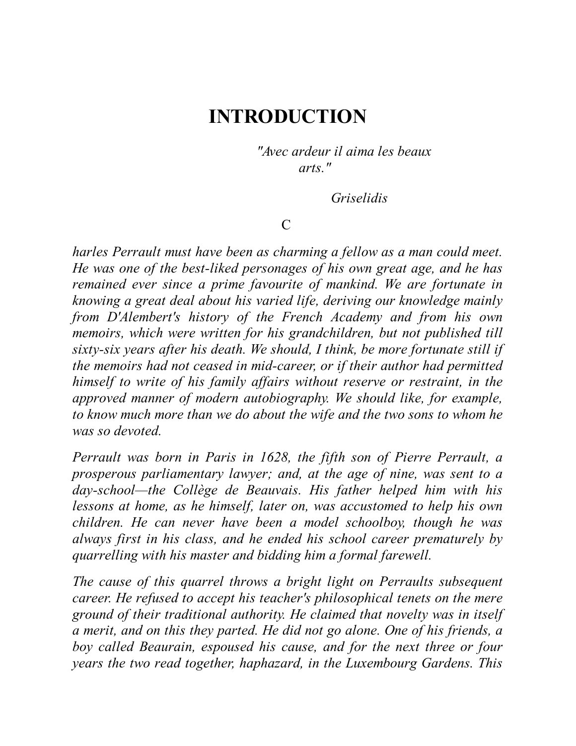# INTRODUCTION

*"Avec ardeur il aima les beaux arts."*

*Griselidis*

C*harles Perrault must have been as charming a fellow as a man could meet. He was one of the best-liked personages of his own great age, and he has remained ever since a prime favourite of mankind. We are fortunate in knowing a great deal about his varied life, deriving our knowledge mainly from D'Alembert's history of the French Academy and from his own memoirs, which were written for his grandchildren, but not published till sixty-six years after his death. We should, I think, be more fortunate still if the memoirs had not ceased in mid-career, or if their author had permitted himself to write of his family affairs without reserve or restraint, in the approved manner of modern autobiography. We should like, for example, to know much more than we do about the wife and the two sons to whom he was so devoted.*

*Perrault was born in Paris in 1628, the fifth son of Pierre Perrault, a prosperous parliamentary lawyer; and, at the age of nine, was sent to a day-school—the Collège de Beauvais. His father helped him with his lessons at home, as he himself, later on, was accustomed to help his own children. He can never have been a model schoolboy, though he was always first in his class, and he ended his school career prematurely by quarrelling with his master and bidding him a formal farewell.*

*The cause of this quarrel throws a bright light on Perraults subsequent career. He refused to accept his teacher's philosophical tenets on the mere ground of their traditional authority. He claimed that novelty was in itself a merit, and on this they parted. He did not go alone. One of his friends, a boy called Beaurain, espoused his cause, and for the next three or four years the two read together, haphazard, in the Luxembourg Gardens. This*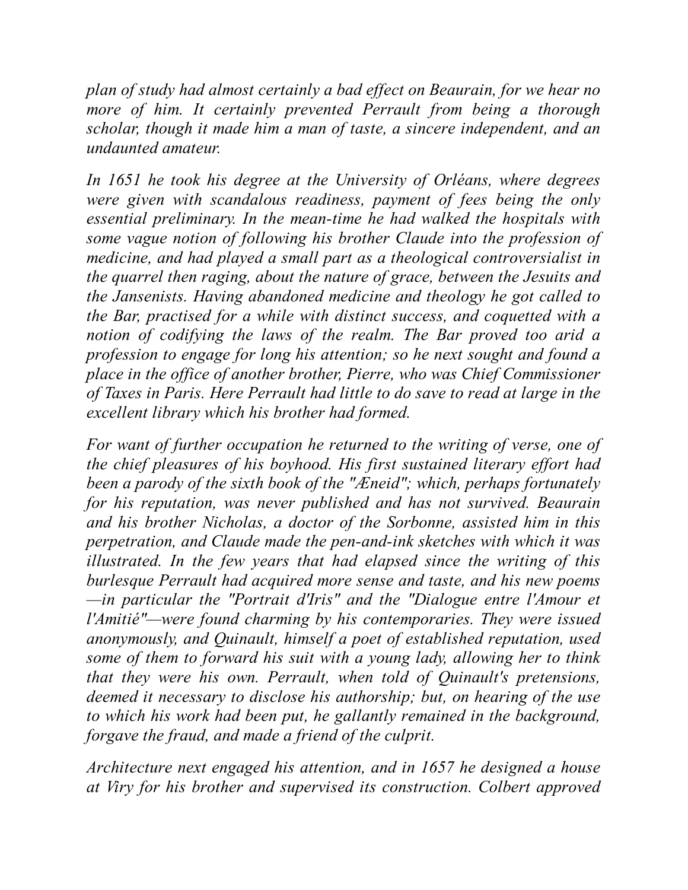*plan of study had almost certainly a bad effect on Beaurain, for we hear no more of him. It certainly prevented Perrault from being a thorough scholar, though it made him a man of taste, a sincere independent, and an undaunted amateur.*

*In 1651 he took his degree at the University of Orléans, where degrees were given with scandalous readiness, payment of fees being the only essential preliminary. In the mean-time he had walked the hospitals with some vague notion of following his brother Claude into the profession of medicine, and had played a small part as a theological controversialist in the quarrel then raging, about the nature of grace, between the Jesuits and the Jansenists. Having abandoned medicine and theology he got called to the Bar, practised for a while with distinct success, and coquetted with a notion of codifying the laws of the realm. The Bar proved too arid a profession to engage for long his attention; so he next sought and found a place in the office of another brother, Pierre, who was Chief Commissioner of Taxes in Paris. Here Perrault had little to do save to read at large in the excellent library which his brother had formed.*

*For want of further occupation he returned to the writing of verse, one of the chief pleasures of his boyhood. His first sustained literary effort had been a parody of the sixth book of the "Æneid"; which, perhaps fortunately for his reputation, was never published and has not survived. Beaurain and his brother Nicholas, a doctor of the Sorbonne, assisted him in this perpetration, and Claude made the pen-and-ink sketches with which it was illustrated. In the few years that had elapsed since the writing of this burlesque Perrault had acquired more sense and taste, and his new poems —in particular the "Portrait d'Iris" and the "Dialogue entre l'Amour et l'Amitié"—were found charming by his contemporaries. They were issued anonymously, and Quinault, himself a poet of established reputation, used some of them to forward his suit with a young lady, allowing her to think that they were his own. Perrault, when told of Quinault's pretensions, deemed it necessary to disclose his authorship; but, on hearing of the use to which his work had been put, he gallantly remained in the background, forgave the fraud, and made a friend of the culprit.*

*Architecture next engaged his attention, and in 1657 he designed a house at Viry for his brother and supervised its construction. Colbert approved*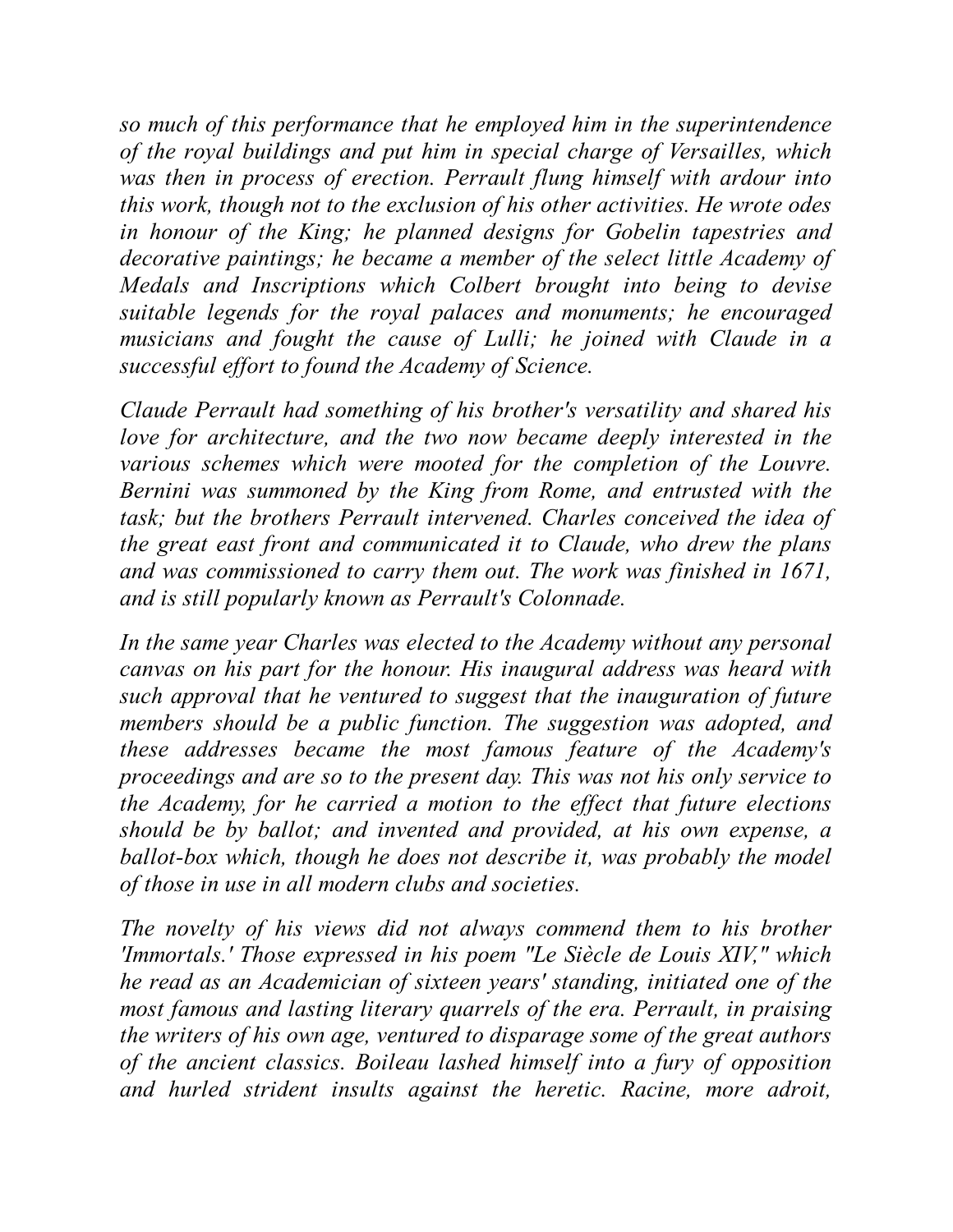*so much of this performance that he employed him in the superintendence of the royal buildings and put him in special charge of Versailles, which was then in process of erection. Perrault flung himself with ardour into this work, though not to the exclusion of his other activities. He wrote odes in honour of the King; he planned designs for Gobelin tapestries and decorative paintings; he became a member of the select little Academy of Medals and Inscriptions which Colbert brought into being to devise suitable legends for the royal palaces and monuments; he encouraged musicians and fought the cause of Lulli; he joined with Claude in a successful effort to found the Academy of Science.*

*Claude Perrault had something of his brother's versatility and shared his love for architecture, and the two now became deeply interested in the various schemes which were mooted for the completion of the Louvre. Bernini was summoned by the King from Rome, and entrusted with the task; but the brothers Perrault intervened. Charles conceived the idea of the great east front and communicated it to Claude, who drew the plans and was commissioned to carry them out. The work was finished in 1671, and is still popularly known as Perrault's Colonnade.*

*In the same year Charles was elected to the Academy without any personal canvas on his part for the honour. His inaugural address was heard with such approval that he ventured to suggest that the inauguration of future members should be a public function. The suggestion was adopted, and these addresses became the most famous feature of the Academy's proceedings and are so to the present day. This was not his only service to the Academy, for he carried a motion to the effect that future elections should be by ballot; and invented and provided, at his own expense, a ballot-box which, though he does not describe it, was probably the model of those in use in all modern clubs and societies.*

*The novelty of his views did not always commend them to his brother 'Immortals.' Those expressed in his poem "Le Siècle de Louis XIV," which he read as an Academician of sixteen years' standing, initiated one of the most famous and lasting literary quarrels of the era. Perrault, in praising the writers of his own age, ventured to disparage some of the great authors of the ancient classics. Boileau lashed himself into a fury of opposition and hurled strident insults against the heretic. Racine, more adroit,*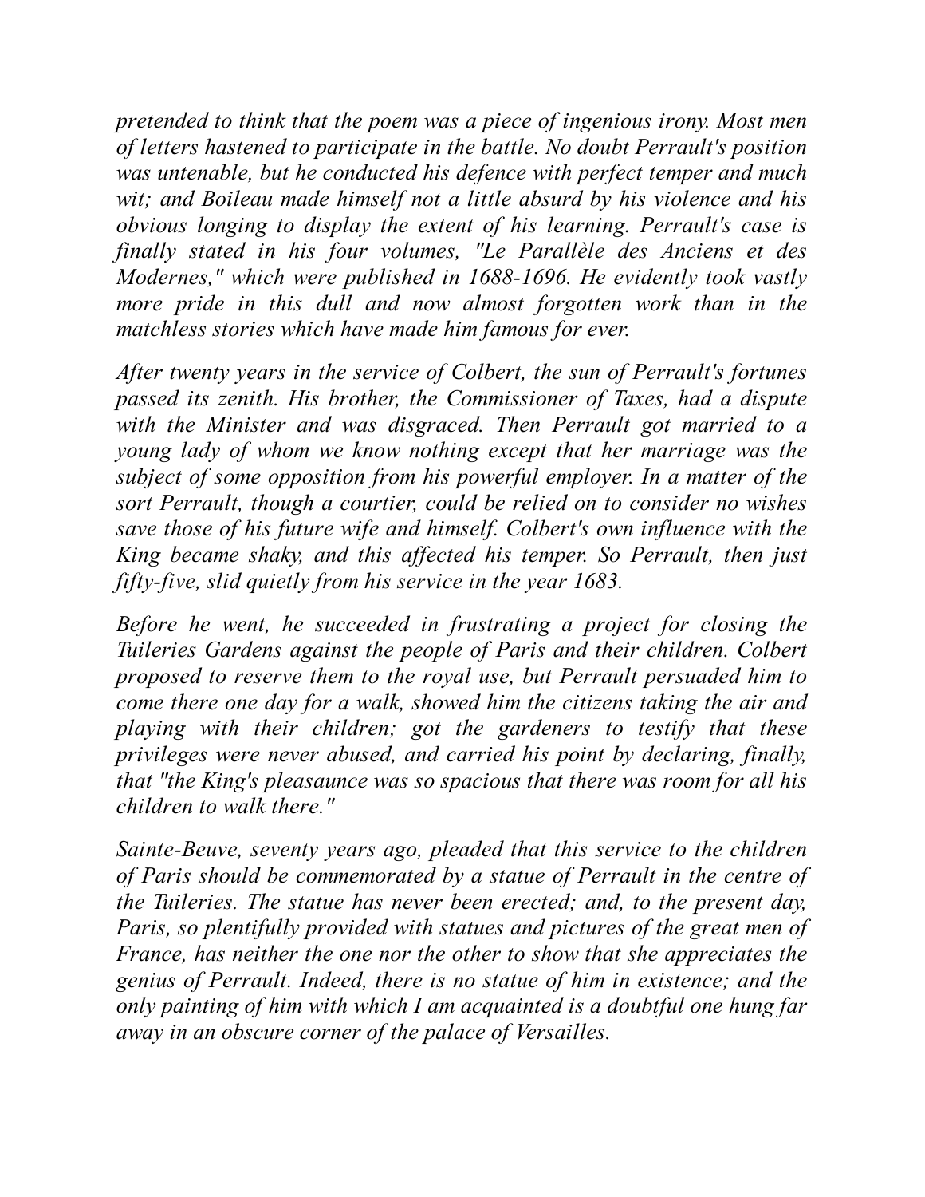*pretended to think that the poem was a piece of ingenious irony. Most men of letters hastened to participate in the battle. No doubt Perrault's position was untenable, but he conducted his defence with perfect temper and much wit; and Boileau made himself not a little absurd by his violence and his obvious longing to display the extent of his learning. Perrault's case is finally stated in his four volumes, "Le Parallèle des Anciens et des Modernes," which were published in 1688-1696. He evidently took vastly more pride in this dull and now almost forgotten work than in the matchless stories which have made him famous for ever.*

*After twenty years in the service of Colbert, the sun of Perrault's fortunes passed its zenith. His brother, the Commissioner of Taxes, had a dispute with the Minister and was disgraced. Then Perrault got married to a young lady of whom we know nothing except that her marriage was the subject of some opposition from his powerful employer. In a matter of the sort Perrault, though a courtier, could be relied on to consider no wishes save those of his future wife and himself. Colbert's own influence with the King became shaky, and this affected his temper. So Perrault, then just fifty-five, slid quietly from his service in the year 1683.*

*Before he went, he succeeded in frustrating a project for closing the Tuileries Gardens against the people of Paris and their children. Colbert proposed to reserve them to the royal use, but Perrault persuaded him to come there one day for a walk, showed him the citizens taking the air and playing with their children; got the gardeners to testify that these privileges were never abused, and carried his point by declaring, finally, that "the King's pleasaunce was so spacious that there was room for all his children to walk there."*

*Sainte-Beuve, seventy years ago, pleaded that this service to the children of Paris should be commemorated by a statue of Perrault in the centre of the Tuileries. The statue has never been erected; and, to the present day, Paris, so plentifully provided with statues and pictures of the great men of France, has neither the one nor the other to show that she appreciates the genius of Perrault. Indeed, there is no statue of him in existence; and the only painting of him with which I am acquainted is a doubtful one hung far away in an obscure corner of the palace of Versailles.*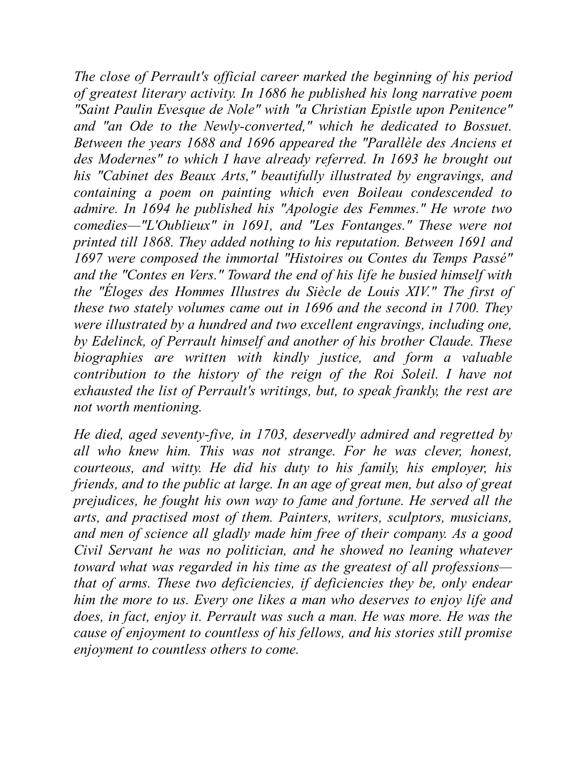*The close of Perrault's official career marked the beginning of his period of greatest literary activity. In 1686 he published his long narrative poem "Saint Paulin Evesque de Nole" with "a Christian Epistle upon Penitence" and "an Ode to the Newly-converted," which he dedicated to Bossuet. Between the years 1688 and 1696 appeared the "Parallèle des Anciens et des Modernes" to which I have already referred. In 1693 he brought out his "Cabinet des Beaux Arts," beautifully illustrated by engravings, and containing a poem on painting which even Boileau condescended to admire. In 1694 he published his "Apologie des Femmes." He wrote two comedies—"L'Oublieux" in 1691, and "Les Fontanges." These were not printed till 1868. They added nothing to his reputation. Between 1691 and 1697 were composed the immortal "Histoires ou Contes du Temps Passé" and the "Contes en Vers." Toward the end of his life he busied himself with the "Éloges des Hommes Illustres du Siècle de Louis XIV." The first of these two stately volumes came out in 1696 and the second in 1700. They were illustrated by a hundred and two excellent engravings, including one, by Edelinck, of Perrault himself and another of his brother Claude. These biographies are written with kindly justice, and form a valuable contribution to the history of the reign of the Roi Soleil. I have not exhausted the list of Perrault's writings, but, to speak frankly, the rest are not worth mentioning.*

*He died, aged seventy-five, in 1703, deservedly admired and regretted by all who knew him. This was not strange. For he was clever, honest, courteous, and witty. He did his duty to his family, his employer, his friends, and to the public at large. In an age of great men, but also of great prejudices, he fought his own way to fame and fortune. He served all the arts, and practised most of them. Painters, writers, sculptors, musicians, and men of science all gladly made him free of their company. As a good Civil Servant he was no politician, and he showed no leaning whatever toward what was regarded in his time as the greatest of all professions—that of arms. These two deficiencies, if deficiencies they be, only endear him the more to us. Every one likes a man who deserves to enjoy life and does, in fact, enjoy it. Perrault was such a man. He was more. He was the cause of enjoyment to countless of his fellows, and his stories still promise enjoyment to countless others to come.*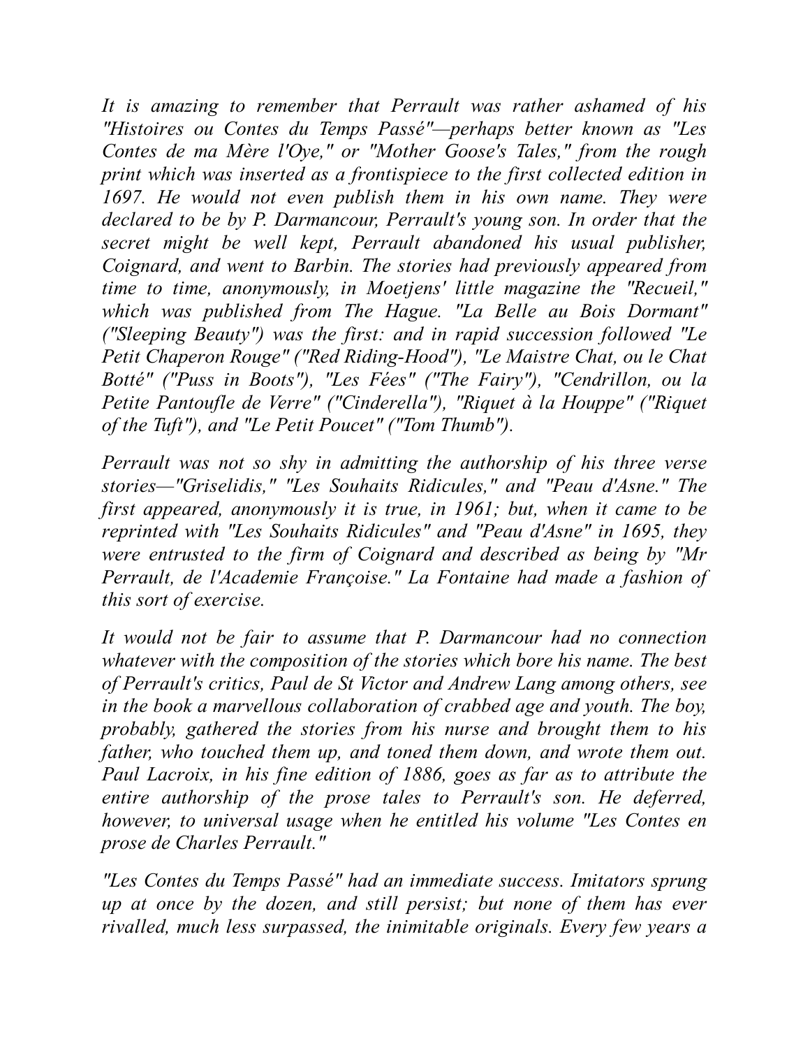*It is amazing to remember that Perrault was rather ashamed of his "Histoires ou Contes du Temps Passé"—perhaps better known as "Les Contes de ma Mère l'Oye," or "Mother Goose's Tales," from the rough print which was inserted as a frontispiece to the first collected edition in 1697. He would not even publish them in his own name. They were declared to be by P. Darmancour, Perrault's young son. In order that the secret might be well kept, Perrault abandoned his usual publisher, Coignard, and went to Barbin. The stories had previously appeared from time to time, anonymously, in Moetjens' little magazine the "Recueil," which was published from The Hague. "La Belle au Bois Dormant" ("Sleeping Beauty") was the first: and in rapid succession followed "Le Petit Chaperon Rouge" ("Red Riding-Hood"), "Le Maistre Chat, ou le Chat Botté" ("Puss in Boots"), "Les Fées" ("The Fairy"), "Cendrillon, ou la Petite Pantoufle de Verre" ("Cinderella"), "Riquet à la Houppe" ("Riquet of the Tuft"), and "Le Petit Poucet" ("Tom Thumb").*

*Perrault was not so shy in admitting the authorship of his three verse stories—"Griselidis," "Les Souhaits Ridicules," and "Peau d'Asne." The first appeared, anonymously it is true, in 1961; but, when it came to be reprinted with "Les Souhaits Ridicules" and "Peau d'Asne" in 1695, they were entrusted to the firm of Coignard and described as being by "Mr Perrault, de l'Academie Françoise." La Fontaine had made a fashion of this sort of exercise.*

*It would not be fair to assume that P. Darmancour had no connection whatever with the composition of the stories which bore his name. The best of Perrault's critics, Paul de St Victor and Andrew Lang among others, see in the book a marvellous collaboration of crabbed age and youth. The boy, probably, gathered the stories from his nurse and brought them to his father, who touched them up, and toned them down, and wrote them out. Paul Lacroix, in his fine edition of 1886, goes as far as to attribute the entire authorship of the prose tales to Perrault's son. He deferred, however, to universal usage when he entitled his volume "Les Contes en prose de Charles Perrault."*

*"Les Contes du Temps Passé" had an immediate success. Imitators sprung up at once by the dozen, and still persist; but none of them has ever rivalled, much less surpassed, the inimitable originals. Every few years a*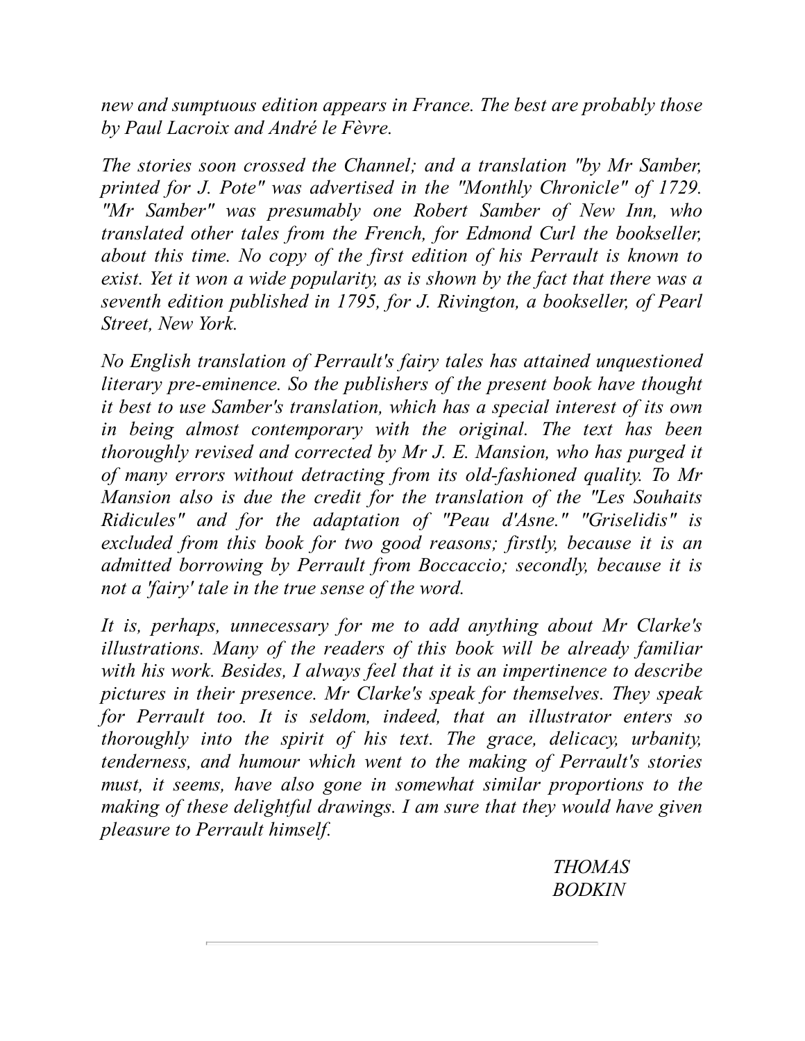*new and sumptuous edition appears in France. The best are probably those by Paul Lacroix and André le Fèvre.*

*The stories soon crossed the Channel; and a translation "by Mr Samber, printed for J. Pote" was advertised in the "Monthly Chronicle" of 1729. "Mr Samber" was presumably one Robert Samber of New Inn, who translated other tales from the French, for Edmond Curl the bookseller, about this time. No copy of the first edition of his Perrault is known to exist. Yet it won a wide popularity, as is shown by the fact that there was a seventh edition published in 1795, for J. Rivington, a bookseller, of Pearl Street, New York.*

*No English translation of Perrault's fairy tales has attained unquestioned literary pre-eminence. So the publishers of the present book have thought it best to use Samber's translation, which has a special interest of its own in being almost contemporary with the original. The text has been thoroughly revised and corrected by Mr J. E. Mansion, who has purged it of many errors without detracting from its old-fashioned quality. To Mr Mansion also is due the credit for the translation of the "Les Souhaits Ridicules" and for the adaptation of "Peau d'Asne." "Griselidis" is excluded from this book for two good reasons; firstly, because it is an admitted borrowing by Perrault from Boccaccio; secondly, because it is not a 'fairy' tale in the true sense of the word.*

*It is, perhaps, unnecessary for me to add anything about Mr Clarke's illustrations. Many of the readers of this book will be already familiar with his work. Besides, I always feel that it is an impertinence to describe pictures in their presence. Mr Clarke's speak for themselves. They speak for Perrault too. It is seldom, indeed, that an illustrator enters so thoroughly into the spirit of his text. The grace, delicacy, urbanity, tenderness, and humour which went to the making of Perrault's stories must, it seems, have also gone in somewhat similar proportions to the making of these delightful drawings. I am sure that they would have given pleasure to Perrault himself.*

*THOMAS BODKIN*

---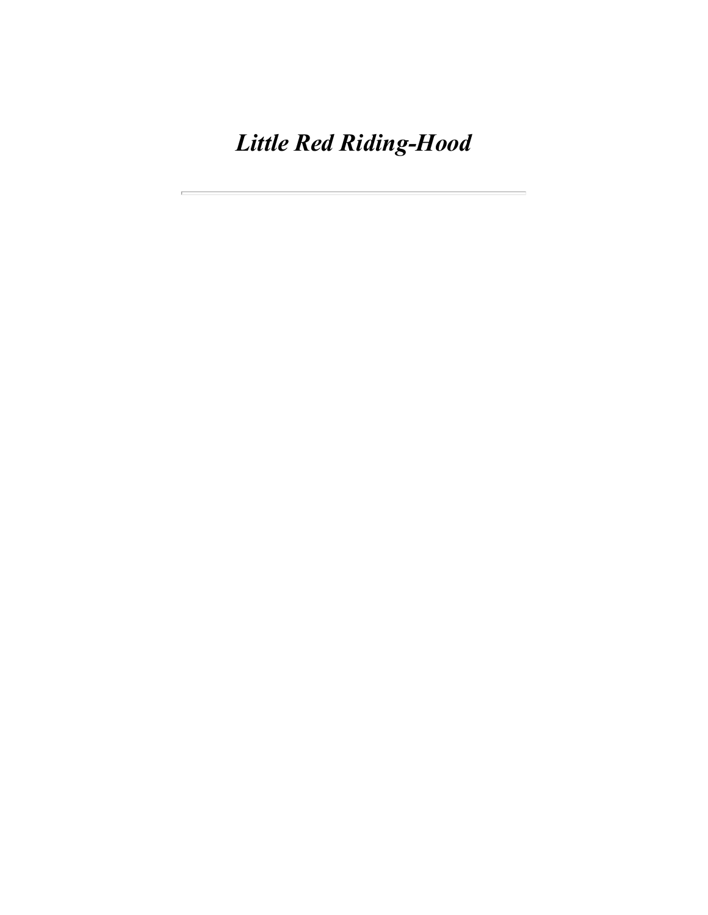# *Little Red Riding-Hood*

---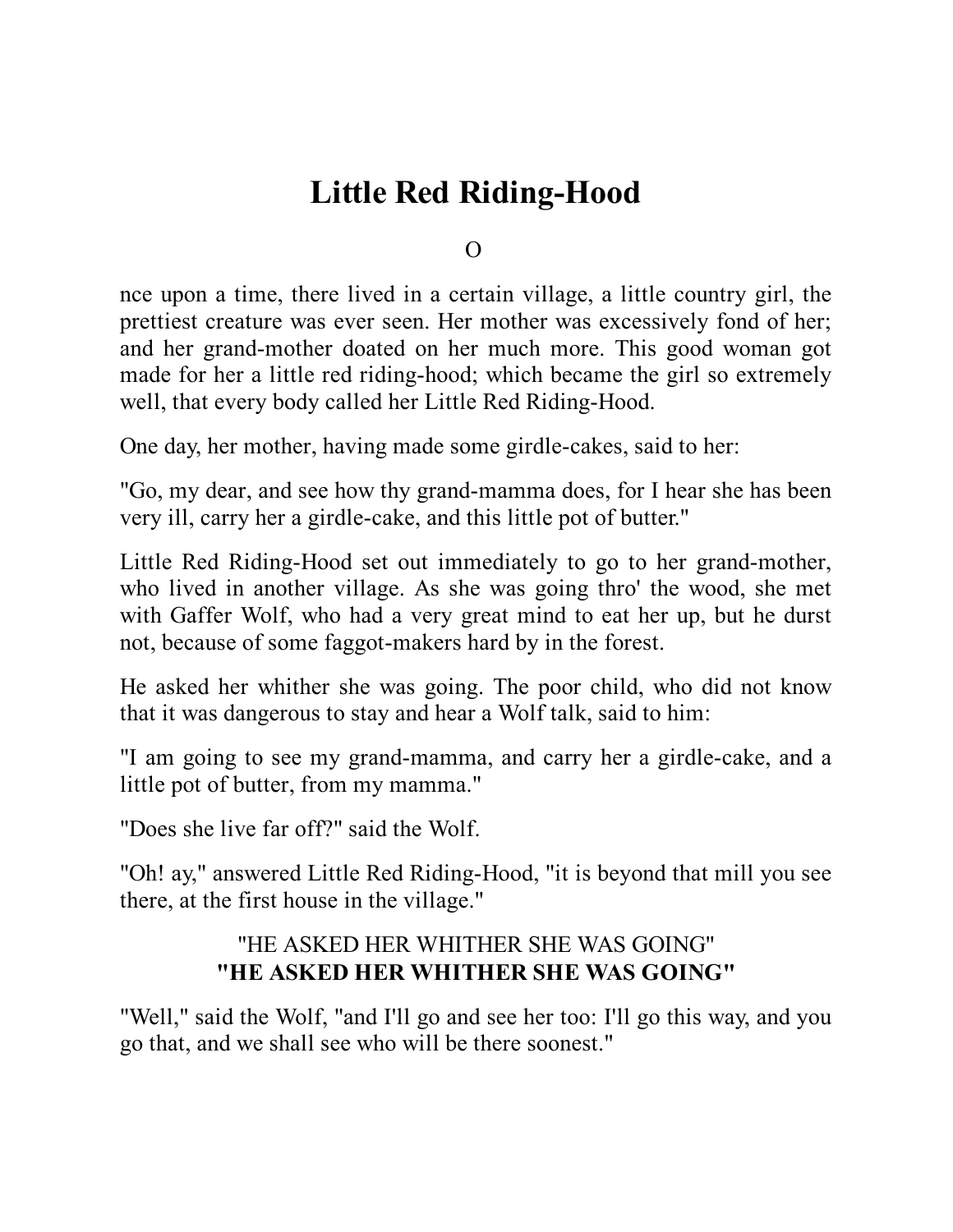# Little Red Riding-Hood

O

nce upon a time, there lived in a certain village, a little country girl, the prettiest creature was ever seen. Her mother was excessively fond of her; and her grand-mother doated on her much more. This good woman got made for her a little red riding-hood; which became the girl so extremely well, that every body called her Little Red Riding-Hood.

One day, her mother, having made some girdle-cakes, said to her:

"Go, my dear, and see how thy grand-mamma does, for I hear she has been very ill, carry her a girdle-cake, and this little pot of butter."

Little Red Riding-Hood set out immediately to go to her grand-mother, who lived in another village. As she was going thro' the wood, she met with Gaffer Wolf, who had a very great mind to eat her up, but he durst not, because of some faggot-makers hard by in the forest.

He asked her whither she was going. The poor child, who did not know that it was dangerous to stay and hear a Wolf talk, said to him:

"I am going to see my grand-mamma, and carry her a girdle-cake, and a little pot of butter, from my mamma."

"Does she live far off?" said the Wolf.

"Oh! ay," answered Little Red Riding-Hood, "it is beyond that mill you see there, at the first house in the village."

"HE ASKED HER WHITHER SHE WAS GOING"

**"HE ASKED HER WHITHER SHE WAS GOING"**

"Well," said the Wolf, "and I'll go and see her too: I'll go this way, and you go that, and we shall see who will be there soonest."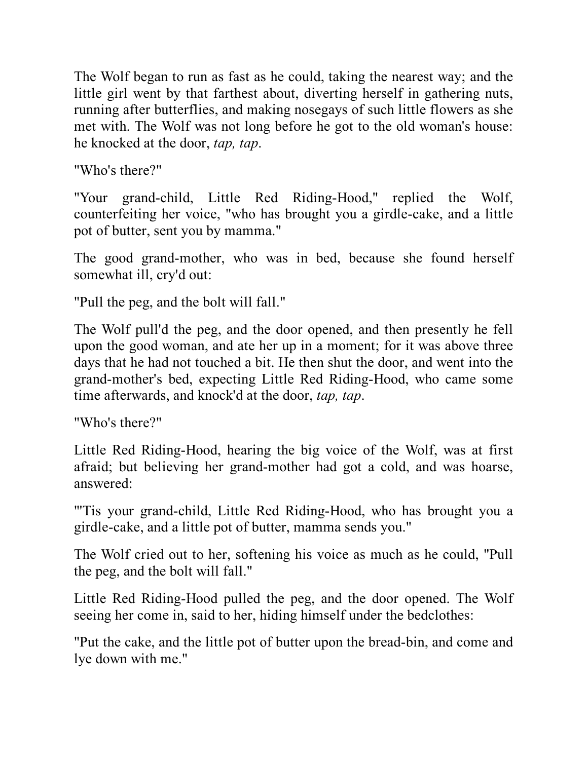The Wolf began to run as fast as he could, taking the nearest way; and the little girl went by that farthest about, diverting herself in gathering nuts, running after butterflies, and making nosegays of such little flowers as she met with. The Wolf was not long before he got to the old woman's house: he knocked at the door, *tap, tap*.

"Who's there?"

"Your grand-child, Little Red Riding-Hood," replied the Wolf, counterfeiting her voice, "who has brought you a girdle-cake, and a little pot of butter, sent you by mamma."

The good grand-mother, who was in bed, because she found herself somewhat ill, cry'd out:

"Pull the peg, and the bolt will fall."

The Wolf pull'd the peg, and the door opened, and then presently he fell upon the good woman, and ate her up in a moment; for it was above three days that he had not touched a bit. He then shut the door, and went into the grand-mother's bed, expecting Little Red Riding-Hood, who came some time afterwards, and knock'd at the door, *tap, tap*.

"Who's there?"

Little Red Riding-Hood, hearing the big voice of the Wolf, was at first afraid; but believing her grand-mother had got a cold, and was hoarse, answered:

"'Tis your grand-child, Little Red Riding-Hood, who has brought you a girdle-cake, and a little pot of butter, mamma sends you."

The Wolf cried out to her, softening his voice as much as he could, "Pull the peg, and the bolt will fall."

Little Red Riding-Hood pulled the peg, and the door opened. The Wolf seeing her come in, said to her, hiding himself under the bedclothes:

"Put the cake, and the little pot of butter upon the bread-bin, and come and lye down with me."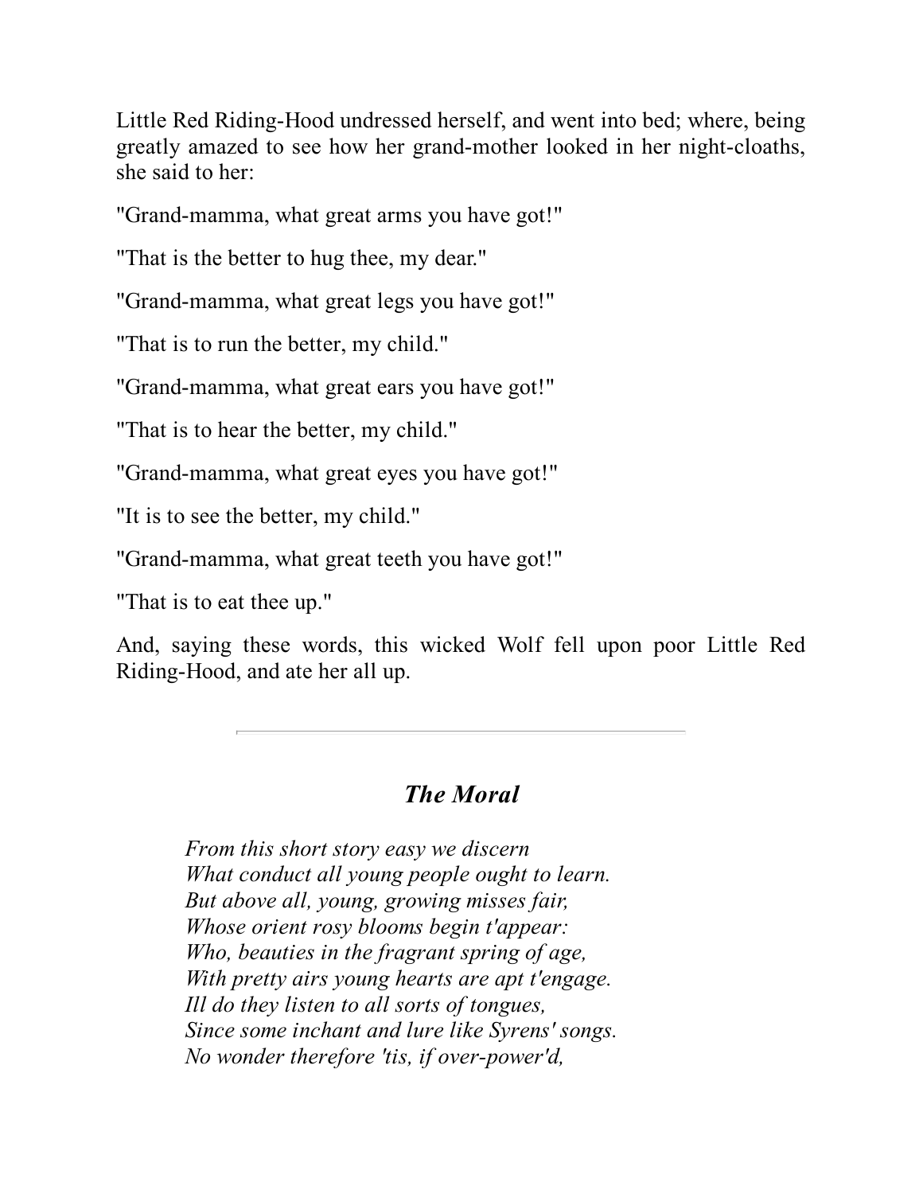Little Red Riding-Hood undressed herself, and went into bed; where, being greatly amazed to see how her grand-mother looked in her night-cloaths, she said to her:

"Grand-mamma, what great arms you have got!"

"That is the better to hug thee, my dear."

"Grand-mamma, what great legs you have got!"

"That is to run the better, my child."

"Grand-mamma, what great ears you have got!"

"That is to hear the better, my child."

"Grand-mamma, what great eyes you have got!"

"It is to see the better, my child."

"Grand-mamma, what great teeth you have got!"

"That is to eat thee up."

And, saying these words, this wicked Wolf fell upon poor Little Red Riding-Hood, and ate her all up.

---

## *The Moral*

*From this short story easy we discern*
*What conduct all young people ought to learn.*
*But above all, young, growing misses fair,*
*Whose orient rosy blooms begin t'appear:*
*Who, beauties in the fragrant spring of age,*
*With pretty airs young hearts are apt t'engage.*
*Ill do they listen to all sorts of tongues,*
*Since some inchant and lure like Syrens' songs.*
*No wonder therefore 'tis, if over-power'd,*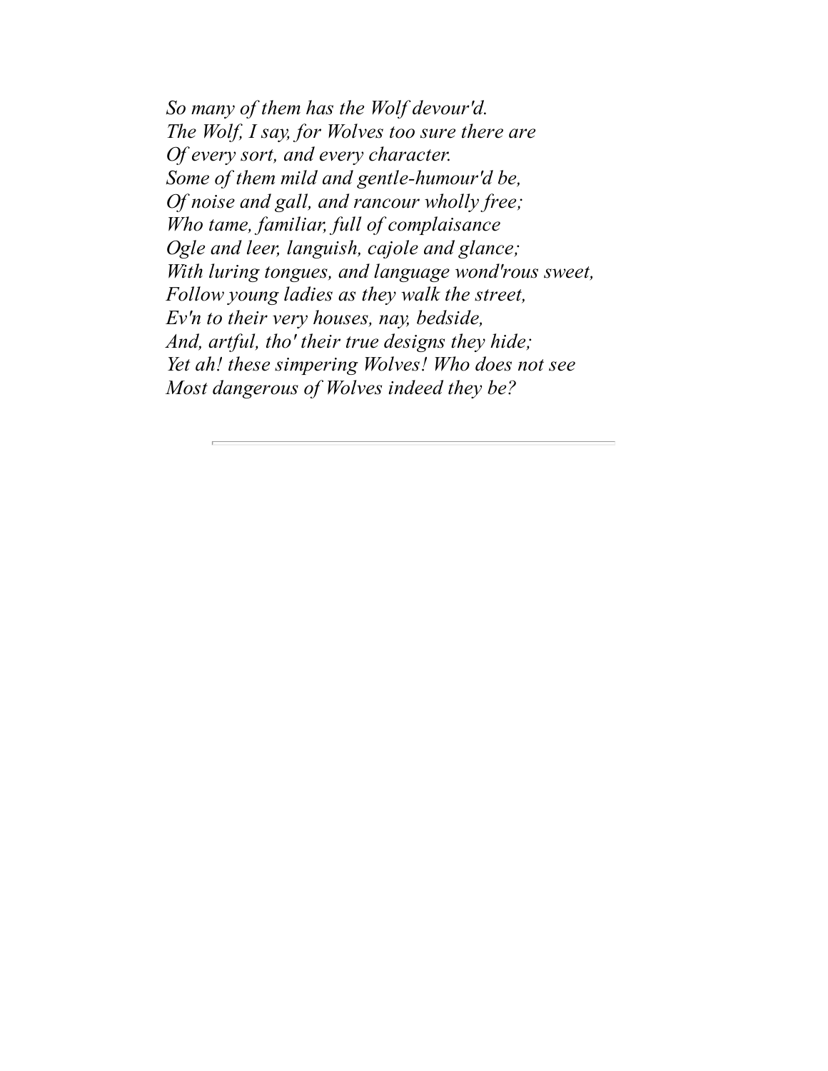*So many of them has the Wolf devour'd.*
*The Wolf, I say, for Wolves too sure there are*
*Of every sort, and every character.*
*Some of them mild and gentle-humour'd be,*
*Of noise and gall, and rancour wholly free;*
*Who tame, familiar, full of complaisance*
*Ogle and leer, languish, cajole and glance;*
*With luring tongues, and language wond'rous sweet,*
*Follow young ladies as they walk the street,*
*Ev'n to their very houses, nay, bedside,*
*And, artful, tho' their true designs they hide;*
*Yet ah! these simpering Wolves! Who does not see*
*Most dangerous of Wolves indeed they be?*

---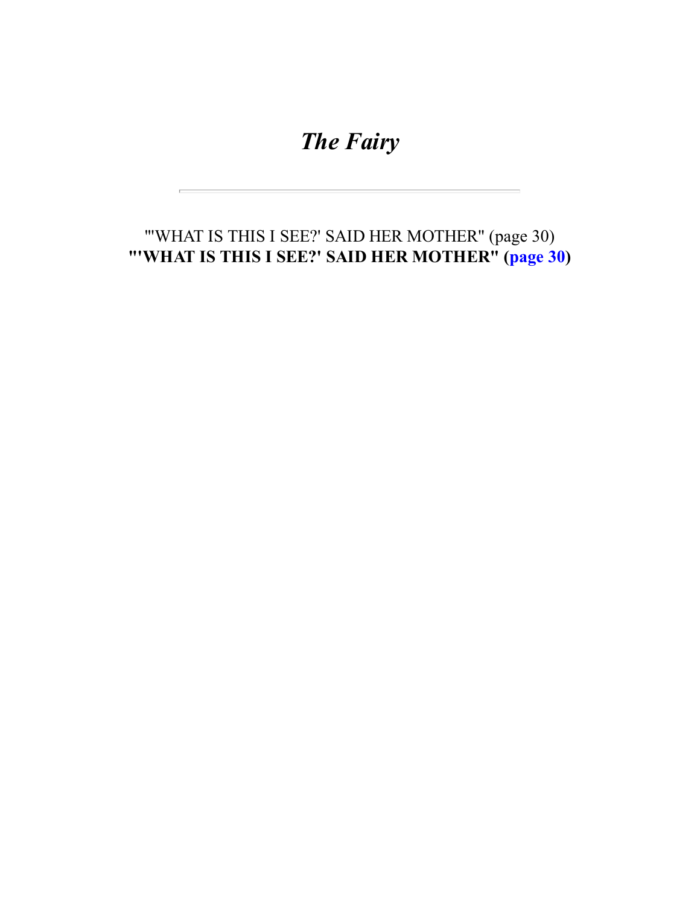# *The Fairy*

---

"'WHAT IS THIS I SEE?' SAID HER MOTHER" (page 30)
**"'WHAT IS THIS I SEE?' SAID HER MOTHER" (page 30)**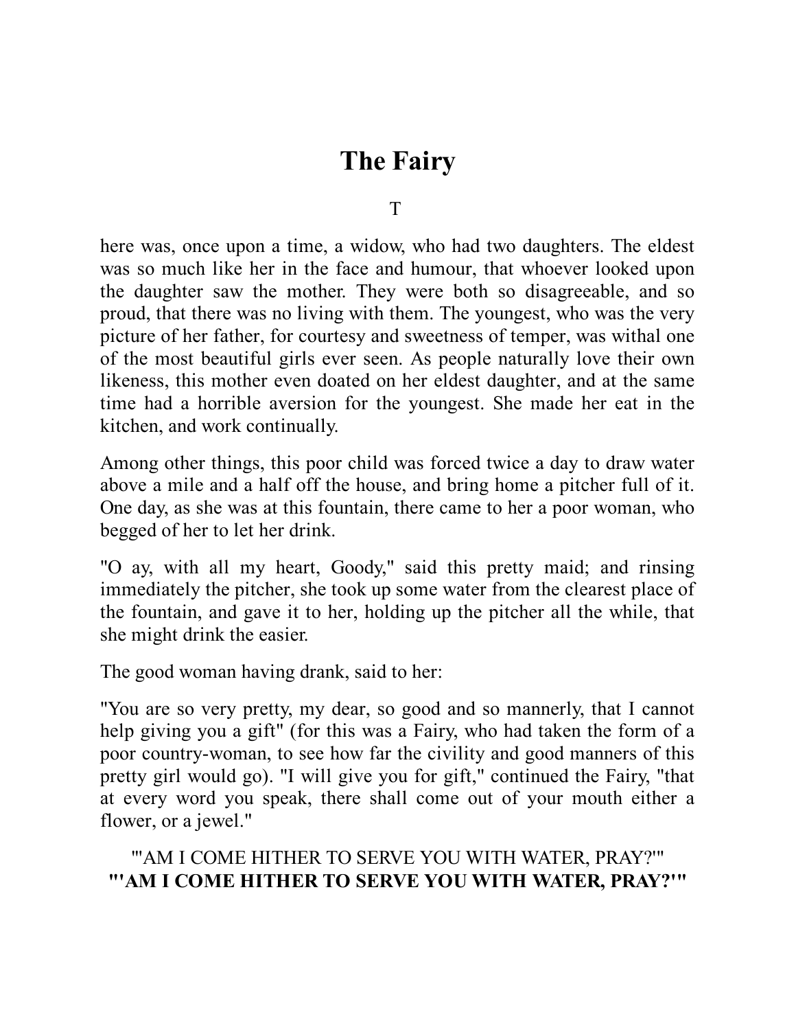# The Fairy

T

here was, once upon a time, a widow, who had two daughters. The eldest was so much like her in the face and humour, that whoever looked upon the daughter saw the mother. They were both so disagreeable, and so proud, that there was no living with them. The youngest, who was the very picture of her father, for courtesy and sweetness of temper, was withal one of the most beautiful girls ever seen. As people naturally love their own likeness, this mother even doated on her eldest daughter, and at the same time had a horrible aversion for the youngest. She made her eat in the kitchen, and work continually.

Among other things, this poor child was forced twice a day to draw water above a mile and a half off the house, and bring home a pitcher full of it. One day, as she was at this fountain, there came to her a poor woman, who begged of her to let her drink.

"O ay, with all my heart, Goody," said this pretty maid; and rinsing immediately the pitcher, she took up some water from the clearest place of the fountain, and gave it to her, holding up the pitcher all the while, that she might drink the easier.

The good woman having drank, said to her:

"You are so very pretty, my dear, so good and so mannerly, that I cannot help giving you a gift" (for this was a Fairy, who had taken the form of a poor country-woman, to see how far the civility and good manners of this pretty girl would go). "I will give you for gift," continued the Fairy, "that at every word you speak, there shall come out of your mouth either a flower, or a jewel."

"'AM I COME HITHER TO SERVE YOU WITH WATER, PRAY?'"

**"'AM I COME HITHER TO SERVE YOU WITH WATER, PRAY?'"**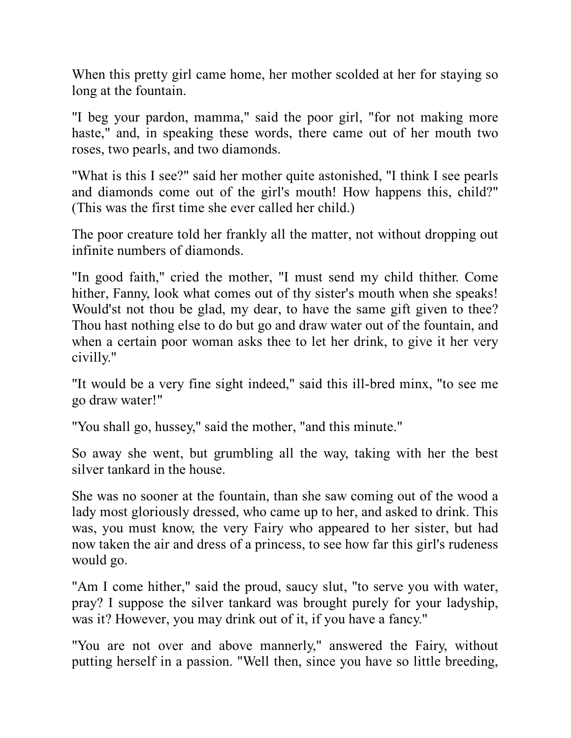When this pretty girl came home, her mother scolded at her for staying so long at the fountain.

"I beg your pardon, mamma," said the poor girl, "for not making more haste," and, in speaking these words, there came out of her mouth two roses, two pearls, and two diamonds.

"What is this I see?" said her mother quite astonished, "I think I see pearls and diamonds come out of the girl's mouth! How happens this, child?" (This was the first time she ever called her child.)

The poor creature told her frankly all the matter, not without dropping out infinite numbers of diamonds.

"In good faith," cried the mother, "I must send my child thither. Come hither, Fanny, look what comes out of thy sister's mouth when she speaks! Would'st not thou be glad, my dear, to have the same gift given to thee? Thou hast nothing else to do but go and draw water out of the fountain, and when a certain poor woman asks thee to let her drink, to give it her very civilly."

"It would be a very fine sight indeed," said this ill-bred minx, "to see me go draw water!"

"You shall go, hussey," said the mother, "and this minute."

So away she went, but grumbling all the way, taking with her the best silver tankard in the house.

She was no sooner at the fountain, than she saw coming out of the wood a lady most gloriously dressed, who came up to her, and asked to drink. This was, you must know, the very Fairy who appeared to her sister, but had now taken the air and dress of a princess, to see how far this girl's rudeness would go.

"Am I come hither," said the proud, saucy slut, "to serve you with water, pray? I suppose the silver tankard was brought purely for your ladyship, was it? However, you may drink out of it, if you have a fancy."

"You are not over and above mannerly," answered the Fairy, without putting herself in a passion. "Well then, since you have so little breeding,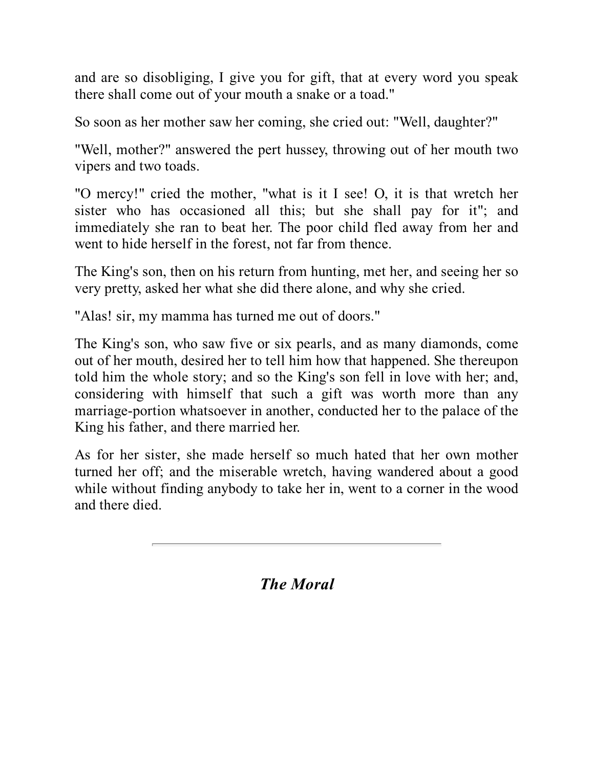and are so disobliging, I give you for gift, that at every word you speak there shall come out of your mouth a snake or a toad."

So soon as her mother saw her coming, she cried out: "Well, daughter?"

"Well, mother?" answered the pert hussey, throwing out of her mouth two vipers and two toads.

"O mercy!" cried the mother, "what is it I see! O, it is that wretch her sister who has occasioned all this; but she shall pay for it"; and immediately she ran to beat her. The poor child fled away from her and went to hide herself in the forest, not far from thence.

The King's son, then on his return from hunting, met her, and seeing her so very pretty, asked her what she did there alone, and why she cried.

"Alas! sir, my mamma has turned me out of doors."

The King's son, who saw five or six pearls, and as many diamonds, come out of her mouth, desired her to tell him how that happened. She thereupon told him the whole story; and so the King's son fell in love with her; and, considering with himself that such a gift was worth more than any marriage-portion whatsoever in another, conducted her to the palace of the King his father, and there married her.

As for her sister, she made herself so much hated that her own mother turned her off; and the miserable wretch, having wandered about a good while without finding anybody to take her in, went to a corner in the wood and there died.

---

## *The Moral*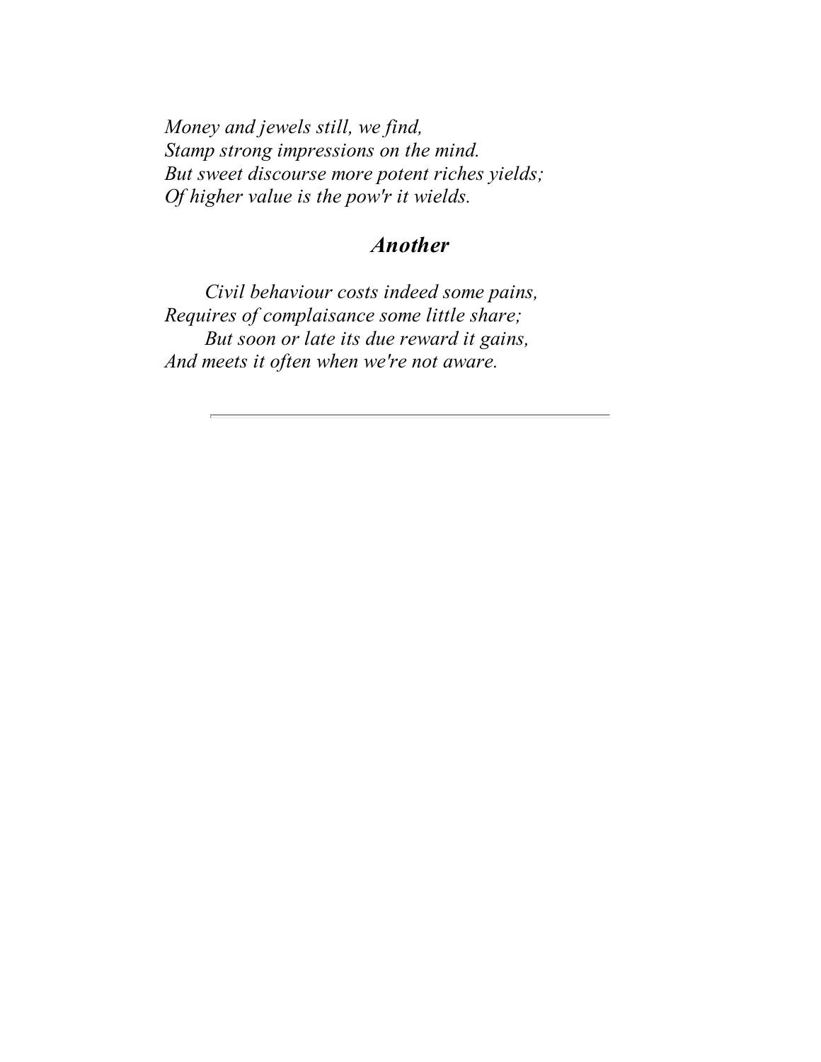*Money and jewels still, we find,*
*Stamp strong impressions on the mind.*
*But sweet discourse more potent riches yields;*
*Of higher value is the pow'r it wields.*

### *Another*

*Civil behaviour costs indeed some pains,*
*Requires of complaisance some little share;*
*But soon or late its due reward it gains,*
*And meets it often when we're not aware.*

---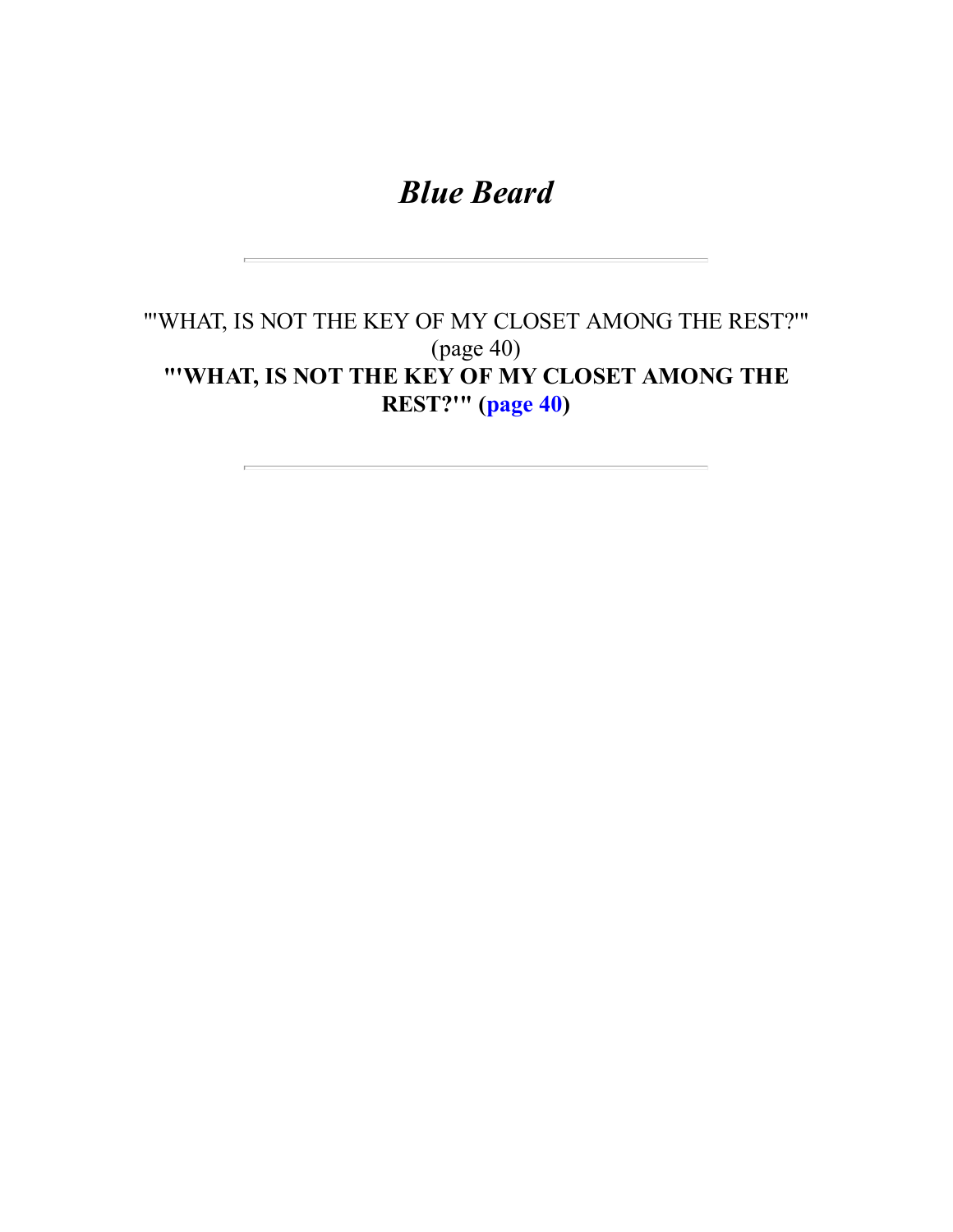## *Blue Beard*

---

"'WHAT, IS NOT THE KEY OF MY CLOSET AMONG THE REST?'" (page 40)

**"'WHAT, IS NOT THE KEY OF MY CLOSET AMONG THE REST?'" (page 40)**

---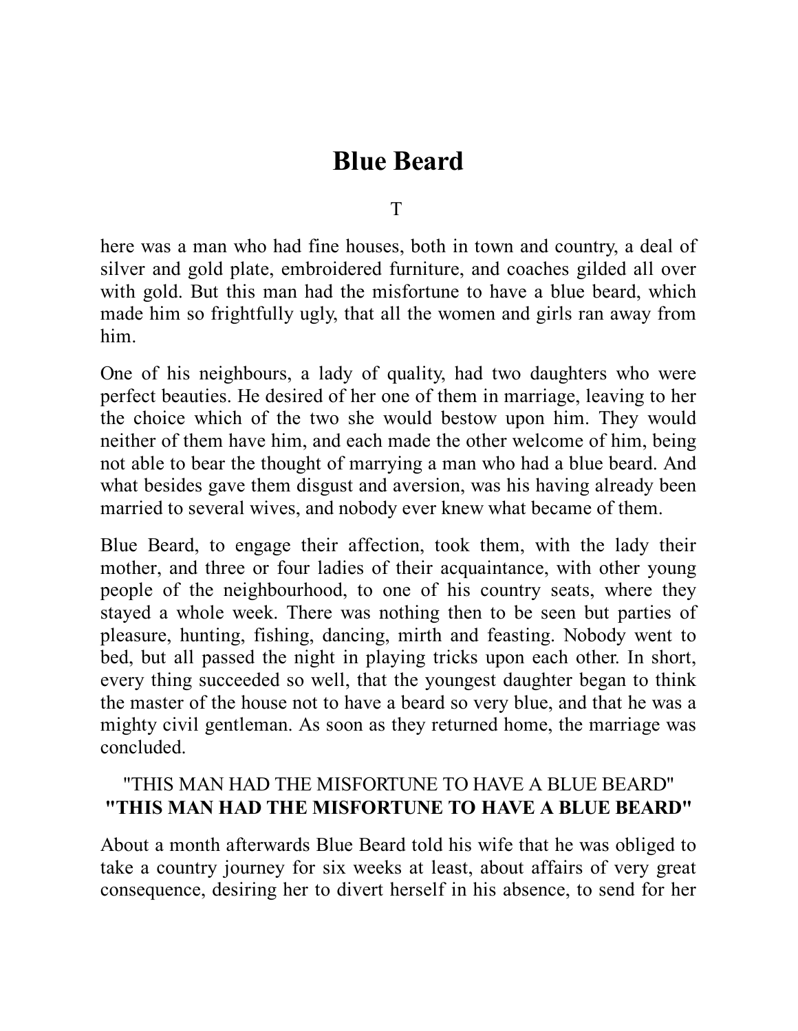# Blue Beard

T

here was a man who had fine houses, both in town and country, a deal of silver and gold plate, embroidered furniture, and coaches gilded all over with gold. But this man had the misfortune to have a blue beard, which made him so frightfully ugly, that all the women and girls ran away from him.

One of his neighbours, a lady of quality, had two daughters who were perfect beauties. He desired of her one of them in marriage, leaving to her the choice which of the two she would bestow upon him. They would neither of them have him, and each made the other welcome of him, being not able to bear the thought of marrying a man who had a blue beard. And what besides gave them disgust and aversion, was his having already been married to several wives, and nobody ever knew what became of them.

Blue Beard, to engage their affection, took them, with the lady their mother, and three or four ladies of their acquaintance, with other young people of the neighbourhood, to one of his country seats, where they stayed a whole week. There was nothing then to be seen but parties of pleasure, hunting, fishing, dancing, mirth and feasting. Nobody went to bed, but all passed the night in playing tricks upon each other. In short, every thing succeeded so well, that the youngest daughter began to think the master of the house not to have a beard so very blue, and that he was a mighty civil gentleman. As soon as they returned home, the marriage was concluded.

"THIS MAN HAD THE MISFORTUNE TO HAVE A BLUE BEARD"

**"THIS MAN HAD THE MISFORTUNE TO HAVE A BLUE BEARD"**

About a month afterwards Blue Beard told his wife that he was obliged to take a country journey for six weeks at least, about affairs of very great consequence, desiring her to divert herself in his absence, to send for her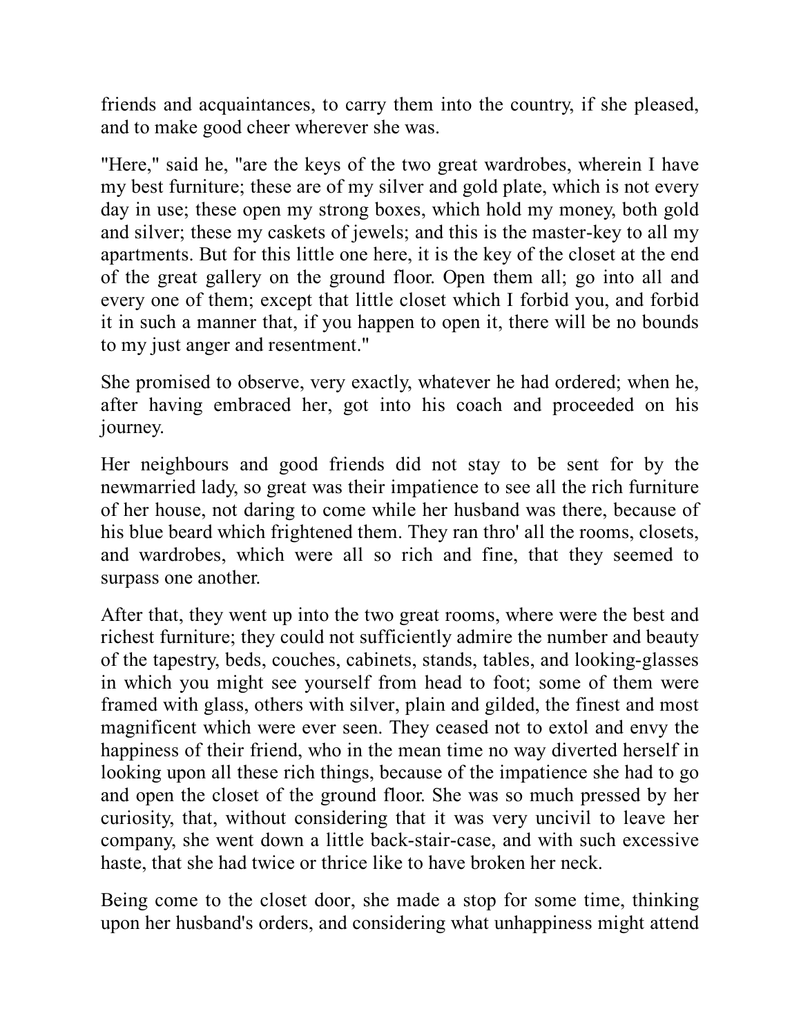friends and acquaintances, to carry them into the country, if she pleased, and to make good cheer wherever she was.

"Here," said he, "are the keys of the two great wardrobes, wherein I have my best furniture; these are of my silver and gold plate, which is not every day in use; these open my strong boxes, which hold my money, both gold and silver; these my caskets of jewels; and this is the master-key to all my apartments. But for this little one here, it is the key of the closet at the end of the great gallery on the ground floor. Open them all; go into all and every one of them; except that little closet which I forbid you, and forbid it in such a manner that, if you happen to open it, there will be no bounds to my just anger and resentment."

She promised to observe, very exactly, whatever he had ordered; when he, after having embraced her, got into his coach and proceeded on his journey.

Her neighbours and good friends did not stay to be sent for by the newmarried lady, so great was their impatience to see all the rich furniture of her house, not daring to come while her husband was there, because of his blue beard which frightened them. They ran thro' all the rooms, closets, and wardrobes, which were all so rich and fine, that they seemed to surpass one another.

After that, they went up into the two great rooms, where were the best and richest furniture; they could not sufficiently admire the number and beauty of the tapestry, beds, couches, cabinets, stands, tables, and looking-glasses in which you might see yourself from head to foot; some of them were framed with glass, others with silver, plain and gilded, the finest and most magnificent which were ever seen. They ceased not to extol and envy the happiness of their friend, who in the mean time no way diverted herself in looking upon all these rich things, because of the impatience she had to go and open the closet of the ground floor. She was so much pressed by her curiosity, that, without considering that it was very uncivil to leave her company, she went down a little back-stair-case, and with such excessive haste, that she had twice or thrice like to have broken her neck.

Being come to the closet door, she made a stop for some time, thinking upon her husband's orders, and considering what unhappiness might attend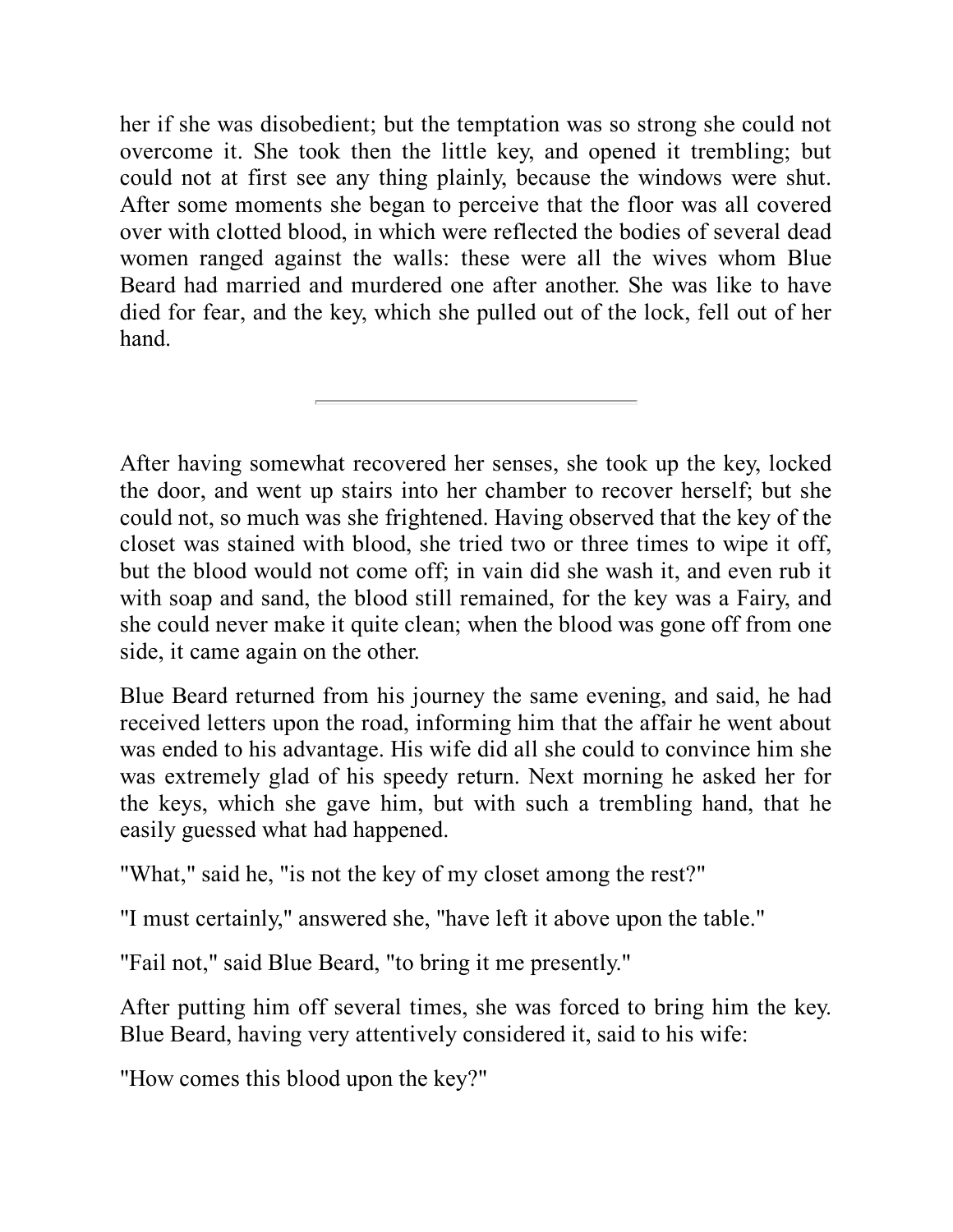her if she was disobedient; but the temptation was so strong she could not overcome it. She took then the little key, and opened it trembling; but could not at first see any thing plainly, because the windows were shut. After some moments she began to perceive that the floor was all covered over with clotted blood, in which were reflected the bodies of several dead women ranged against the walls: these were all the wives whom Blue Beard had married and murdered one after another. She was like to have died for fear, and the key, which she pulled out of the lock, fell out of her hand.

---

After having somewhat recovered her senses, she took up the key, locked the door, and went up stairs into her chamber to recover herself; but she could not, so much was she frightened. Having observed that the key of the closet was stained with blood, she tried two or three times to wipe it off, but the blood would not come off; in vain did she wash it, and even rub it with soap and sand, the blood still remained, for the key was a Fairy, and she could never make it quite clean; when the blood was gone off from one side, it came again on the other.

Blue Beard returned from his journey the same evening, and said, he had received letters upon the road, informing him that the affair he went about was ended to his advantage. His wife did all she could to convince him she was extremely glad of his speedy return. Next morning he asked her for the keys, which she gave him, but with such a trembling hand, that he easily guessed what had happened.

"What," said he, "is not the key of my closet among the rest?"

"I must certainly," answered she, "have left it above upon the table."

"Fail not," said Blue Beard, "to bring it me presently."

After putting him off several times, she was forced to bring him the key. Blue Beard, having very attentively considered it, said to his wife:

"How comes this blood upon the key?"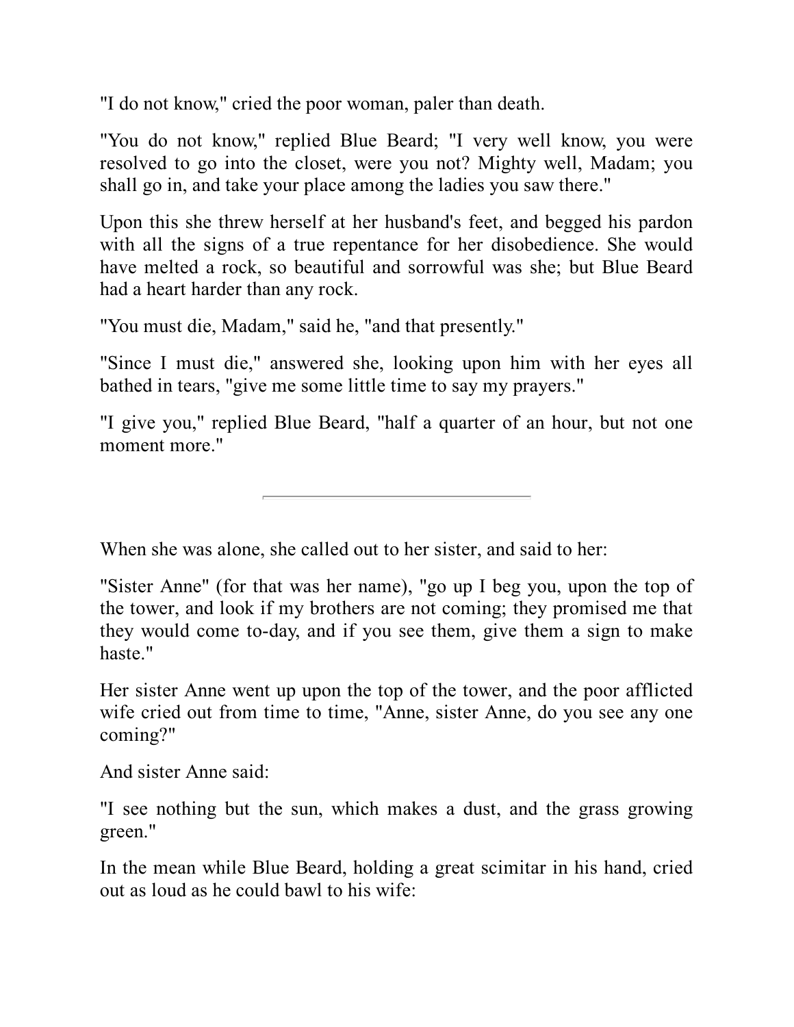"I do not know," cried the poor woman, paler than death.

"You do not know," replied Blue Beard; "I very well know, you were resolved to go into the closet, were you not? Mighty well, Madam; you shall go in, and take your place among the ladies you saw there."

Upon this she threw herself at her husband's feet, and begged his pardon with all the signs of a true repentance for her disobedience. She would have melted a rock, so beautiful and sorrowful was she; but Blue Beard had a heart harder than any rock.

"You must die, Madam," said he, "and that presently."

"Since I must die," answered she, looking upon him with her eyes all bathed in tears, "give me some little time to say my prayers."

"I give you," replied Blue Beard, "half a quarter of an hour, but not one moment more."

---

When she was alone, she called out to her sister, and said to her:

"Sister Anne" (for that was her name), "go up I beg you, upon the top of the tower, and look if my brothers are not coming; they promised me that they would come to-day, and if you see them, give them a sign to make haste."

Her sister Anne went up upon the top of the tower, and the poor afflicted wife cried out from time to time, "Anne, sister Anne, do you see any one coming?"

And sister Anne said:

"I see nothing but the sun, which makes a dust, and the grass growing green."

In the mean while Blue Beard, holding a great scimitar in his hand, cried out as loud as he could bawl to his wife: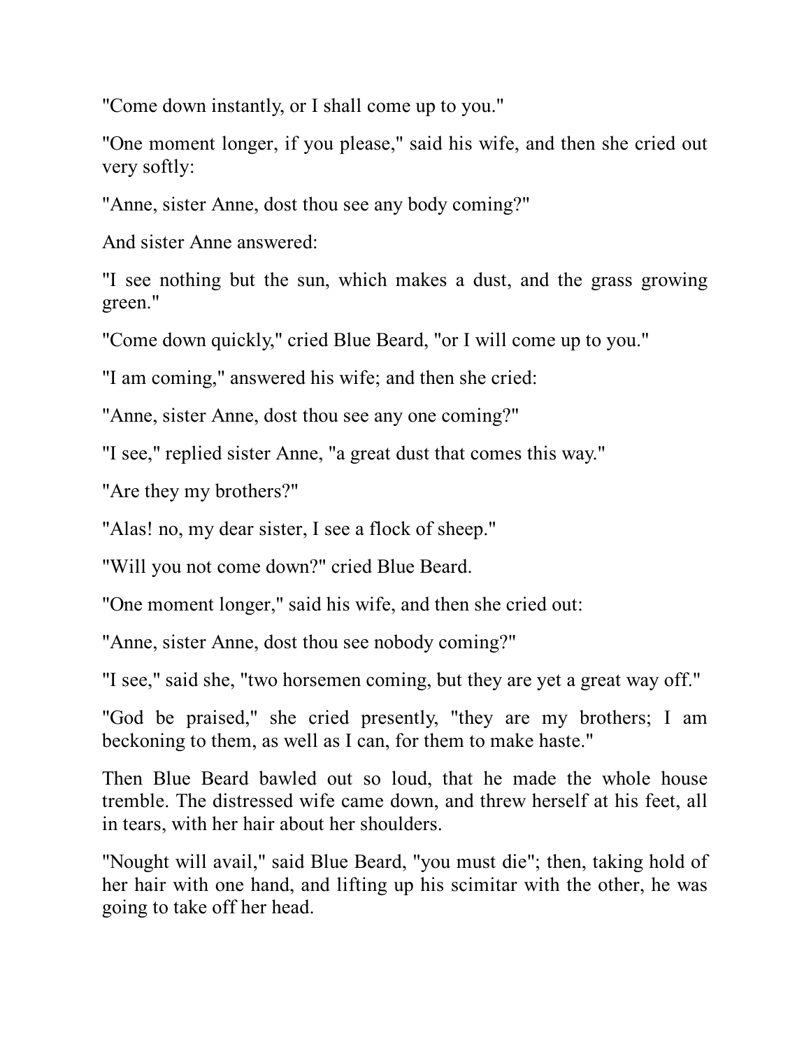"Come down instantly, or I shall come up to you."

"One moment longer, if you please," said his wife, and then she cried out very softly:

"Anne, sister Anne, dost thou see any body coming?"

And sister Anne answered:

"I see nothing but the sun, which makes a dust, and the grass growing green."

"Come down quickly," cried Blue Beard, "or I will come up to you."

"I am coming," answered his wife; and then she cried:

"Anne, sister Anne, dost thou see any one coming?"

"I see," replied sister Anne, "a great dust that comes this way."

"Are they my brothers?"

"Alas! no, my dear sister, I see a flock of sheep."

"Will you not come down?" cried Blue Beard.

"One moment longer," said his wife, and then she cried out:

"Anne, sister Anne, dost thou see nobody coming?"

"I see," said she, "two horsemen coming, but they are yet a great way off."

"God be praised," she cried presently, "they are my brothers; I am beckoning to them, as well as I can, for them to make haste."

Then Blue Beard bawled out so loud, that he made the whole house tremble. The distressed wife came down, and threw herself at his feet, all in tears, with her hair about her shoulders.

"Nought will avail," said Blue Beard, "you must die"; then, taking hold of her hair with one hand, and lifting up his scimitar with the other, he was going to take off her head.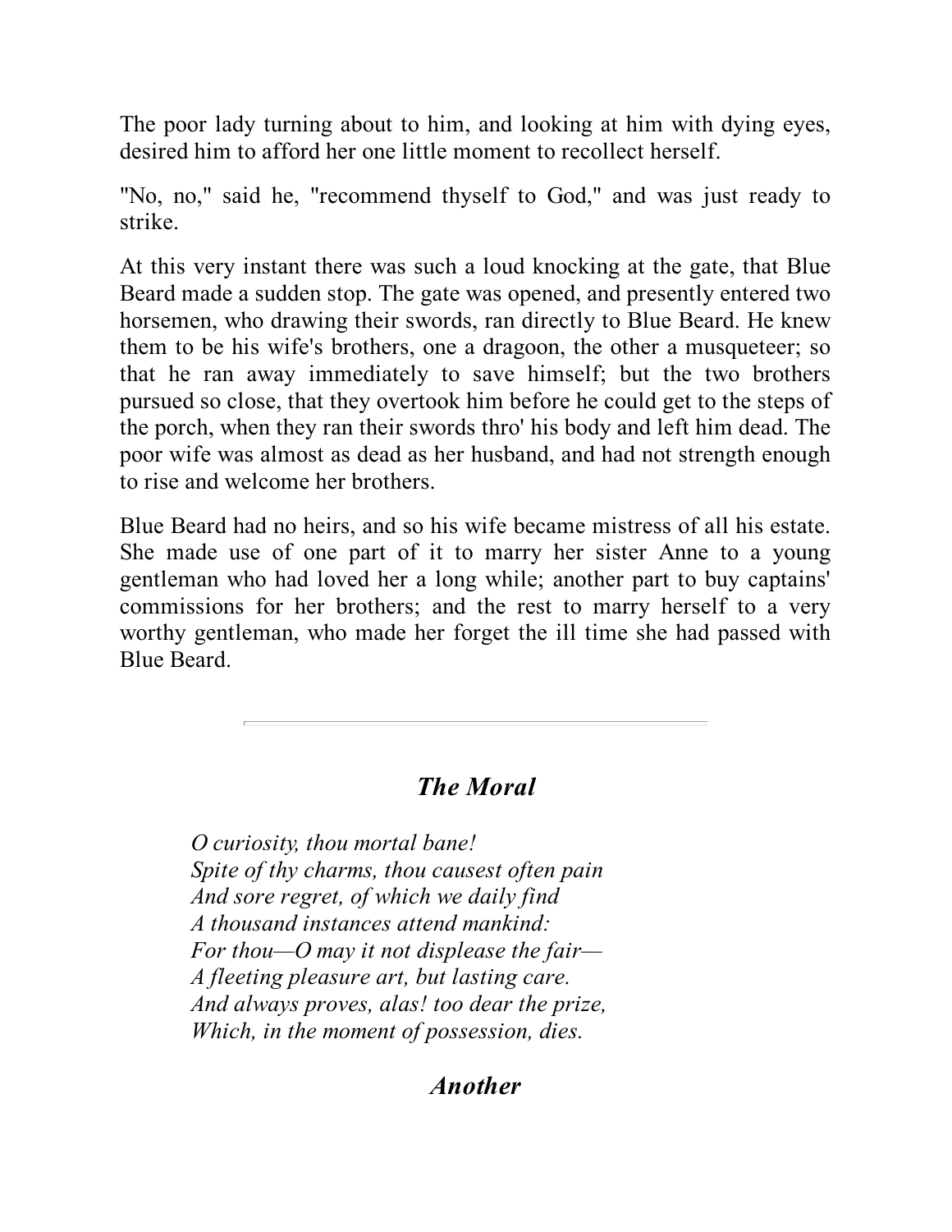The poor lady turning about to him, and looking at him with dying eyes, desired him to afford her one little moment to recollect herself.

"No, no," said he, "recommend thyself to God," and was just ready to strike.

At this very instant there was such a loud knocking at the gate, that Blue Beard made a sudden stop. The gate was opened, and presently entered two horsemen, who drawing their swords, ran directly to Blue Beard. He knew them to be his wife's brothers, one a dragoon, the other a musqueteer; so that he ran away immediately to save himself; but the two brothers pursued so close, that they overtook him before he could get to the steps of the porch, when they ran their swords thro' his body and left him dead. The poor wife was almost as dead as her husband, and had not strength enough to rise and welcome her brothers.

Blue Beard had no heirs, and so his wife became mistress of all his estate. She made use of one part of it to marry her sister Anne to a young gentleman who had loved her a long while; another part to buy captains' commissions for her brothers; and the rest to marry herself to a very worthy gentleman, who made her forget the ill time she had passed with Blue Beard.

---

## *The Moral*

*O curiosity, thou mortal bane!*
*Spite of thy charms, thou causest often pain*
*And sore regret, of which we daily find*
*A thousand instances attend mankind:*
*For thou—O may it not displease the fair—*
*A fleeting pleasure art, but lasting care.*
*And always proves, alas! too dear the prize,*
*Which, in the moment of possession, dies.*

## *Another*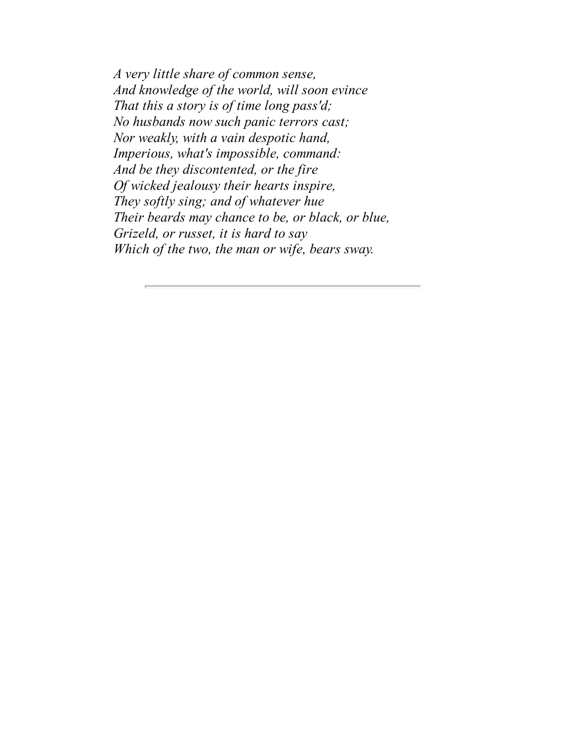*A very little share of common sense,*
*And knowledge of the world, will soon evince*
*That this a story is of time long pass'd;*
*No husbands now such panic terrors cast;*
*Nor weakly, with a vain despotic hand,*
*Imperious, what's impossible, command:*
*And be they discontented, or the fire*
*Of wicked jealousy their hearts inspire,*
*They softly sing; and of whatever hue*
*Their beards may chance to be, or black, or blue,*
*Grizeld, or russet, it is hard to say*
*Which of the two, the man or wife, bears sway.*

---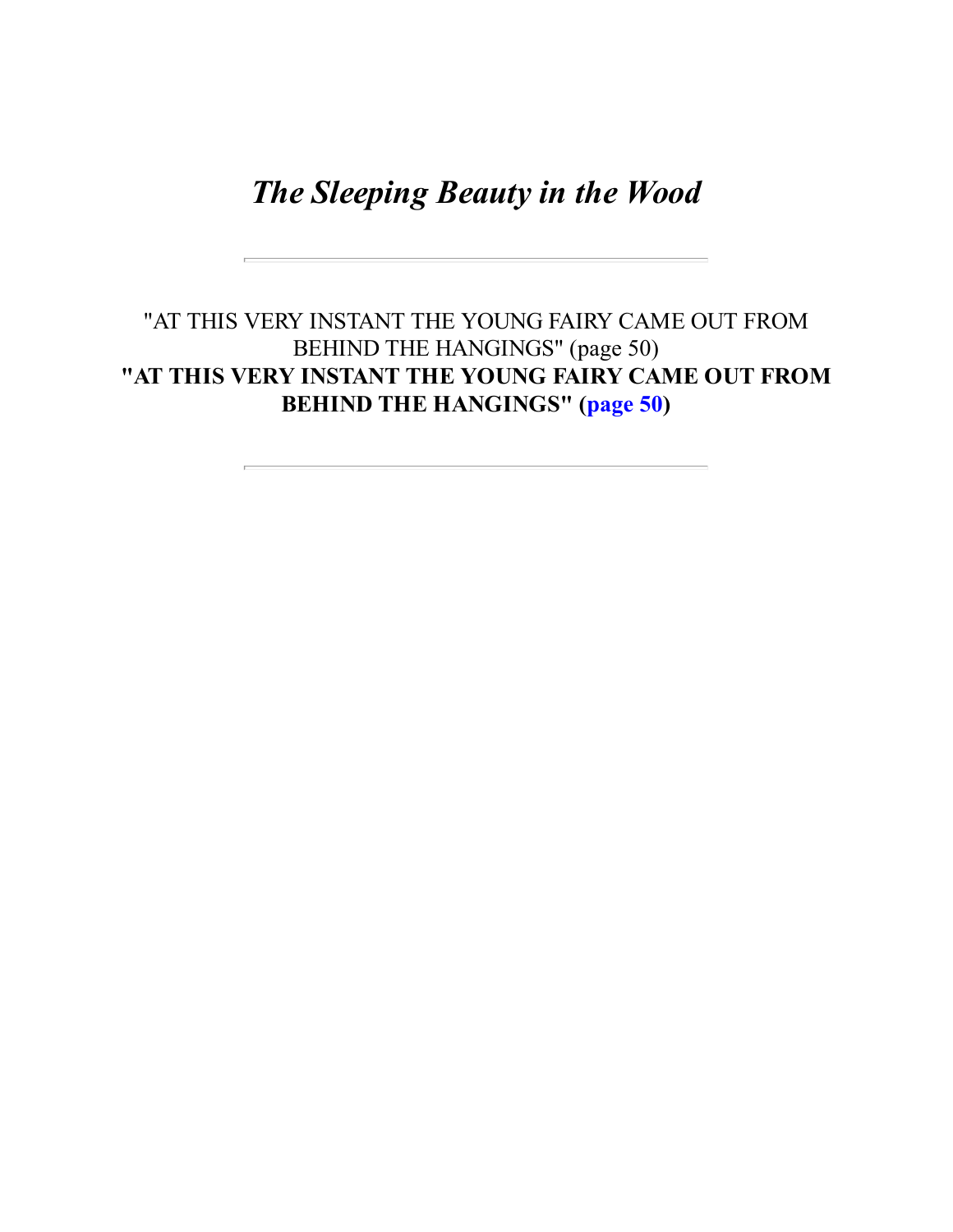# *The Sleeping Beauty in the Wood*

---

"AT THIS VERY INSTANT THE YOUNG FAIRY CAME OUT FROM BEHIND THE HANGINGS" (page 50)

**"AT THIS VERY INSTANT THE YOUNG FAIRY CAME OUT FROM BEHIND THE HANGINGS" (page 50)**

---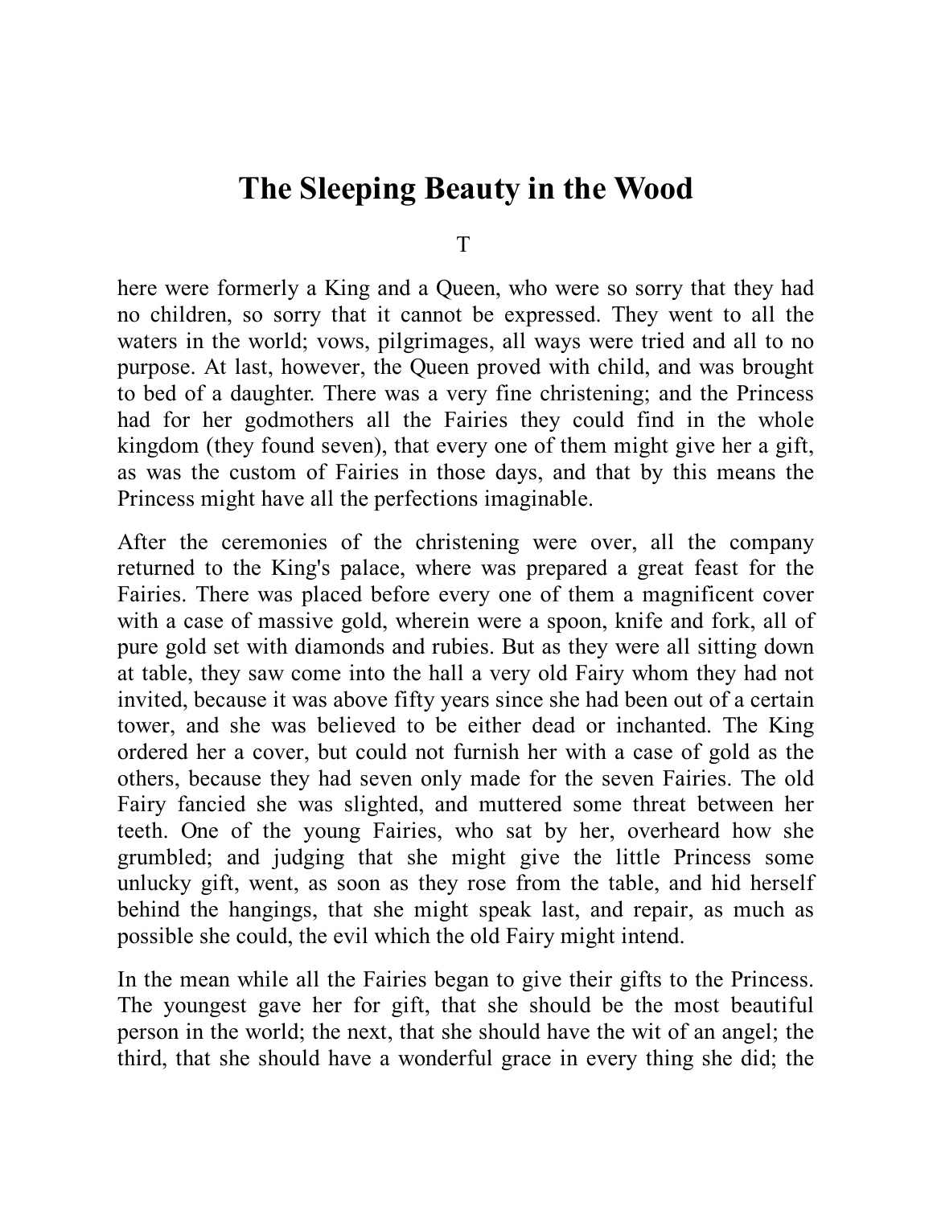# The Sleeping Beauty in the Wood

T

here were formerly a King and a Queen, who were so sorry that they had no children, so sorry that it cannot be expressed. They went to all the waters in the world; vows, pilgrimages, all ways were tried and all to no purpose. At last, however, the Queen proved with child, and was brought to bed of a daughter. There was a very fine christening; and the Princess had for her godmothers all the Fairies they could find in the whole kingdom (they found seven), that every one of them might give her a gift, as was the custom of Fairies in those days, and that by this means the Princess might have all the perfections imaginable.

After the ceremonies of the christening were over, all the company returned to the King's palace, where was prepared a great feast for the Fairies. There was placed before every one of them a magnificent cover with a case of massive gold, wherein were a spoon, knife and fork, all of pure gold set with diamonds and rubies. But as they were all sitting down at table, they saw come into the hall a very old Fairy whom they had not invited, because it was above fifty years since she had been out of a certain tower, and she was believed to be either dead or inchanted. The King ordered her a cover, but could not furnish her with a case of gold as the others, because they had seven only made for the seven Fairies. The old Fairy fancied she was slighted, and muttered some threat between her teeth. One of the young Fairies, who sat by her, overheard how she grumbled; and judging that she might give the little Princess some unlucky gift, went, as soon as they rose from the table, and hid herself behind the hangings, that she might speak last, and repair, as much as possible she could, the evil which the old Fairy might intend.

In the mean while all the Fairies began to give their gifts to the Princess. The youngest gave her for gift, that she should be the most beautiful person in the world; the next, that she should have the wit of an angel; the third, that she should have a wonderful grace in every thing she did; the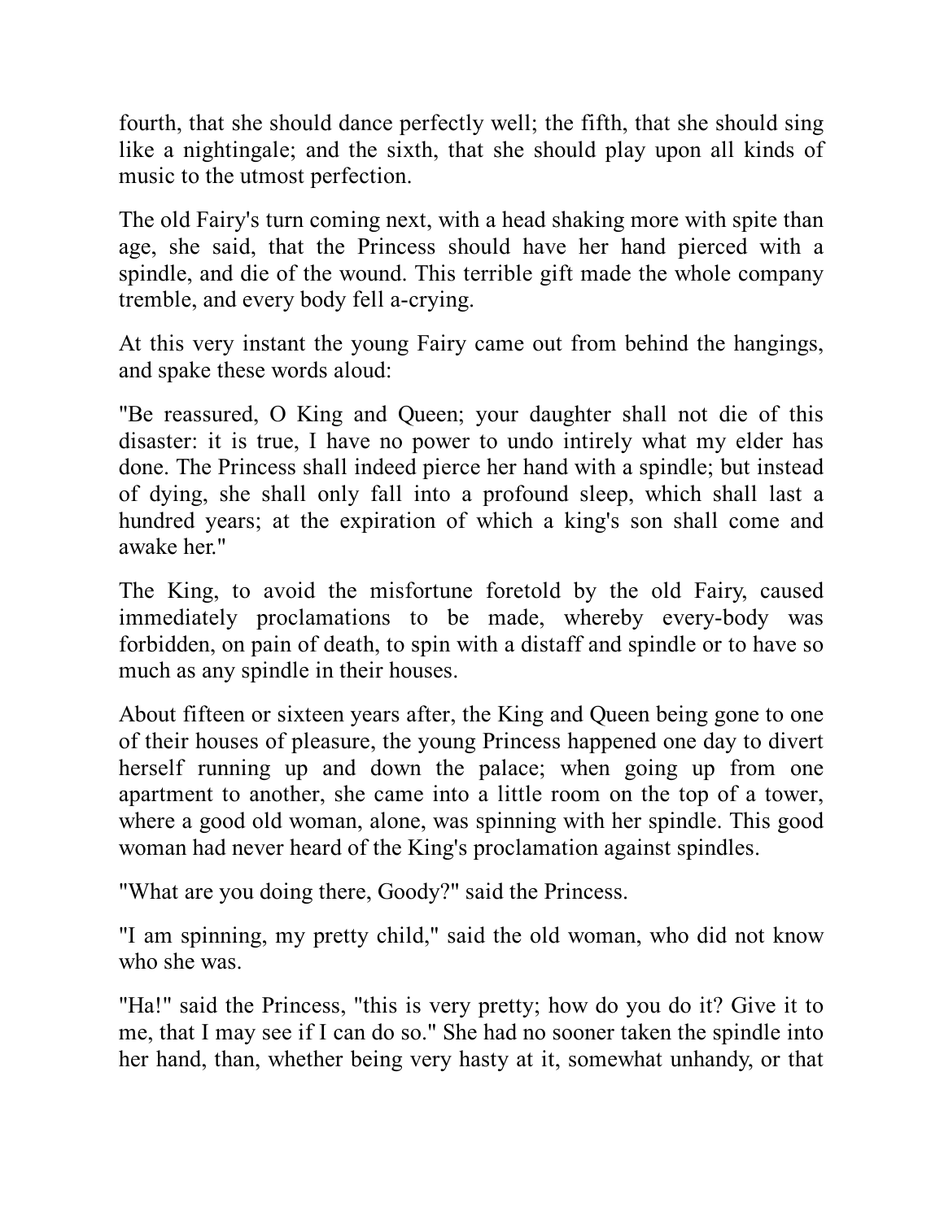fourth, that she should dance perfectly well; the fifth, that she should sing like a nightingale; and the sixth, that she should play upon all kinds of music to the utmost perfection.

The old Fairy's turn coming next, with a head shaking more with spite than age, she said, that the Princess should have her hand pierced with a spindle, and die of the wound. This terrible gift made the whole company tremble, and every body fell a-crying.

At this very instant the young Fairy came out from behind the hangings, and spake these words aloud:

"Be reassured, O King and Queen; your daughter shall not die of this disaster: it is true, I have no power to undo intirely what my elder has done. The Princess shall indeed pierce her hand with a spindle; but instead of dying, she shall only fall into a profound sleep, which shall last a hundred years; at the expiration of which a king's son shall come and awake her."

The King, to avoid the misfortune foretold by the old Fairy, caused immediately proclamations to be made, whereby every-body was forbidden, on pain of death, to spin with a distaff and spindle or to have so much as any spindle in their houses.

About fifteen or sixteen years after, the King and Queen being gone to one of their houses of pleasure, the young Princess happened one day to divert herself running up and down the palace; when going up from one apartment to another, she came into a little room on the top of a tower, where a good old woman, alone, was spinning with her spindle. This good woman had never heard of the King's proclamation against spindles.

"What are you doing there, Goody?" said the Princess.

"I am spinning, my pretty child," said the old woman, who did not know who she was.

"Ha!" said the Princess, "this is very pretty; how do you do it? Give it to me, that I may see if I can do so." She had no sooner taken the spindle into her hand, than, whether being very hasty at it, somewhat unhandy, or that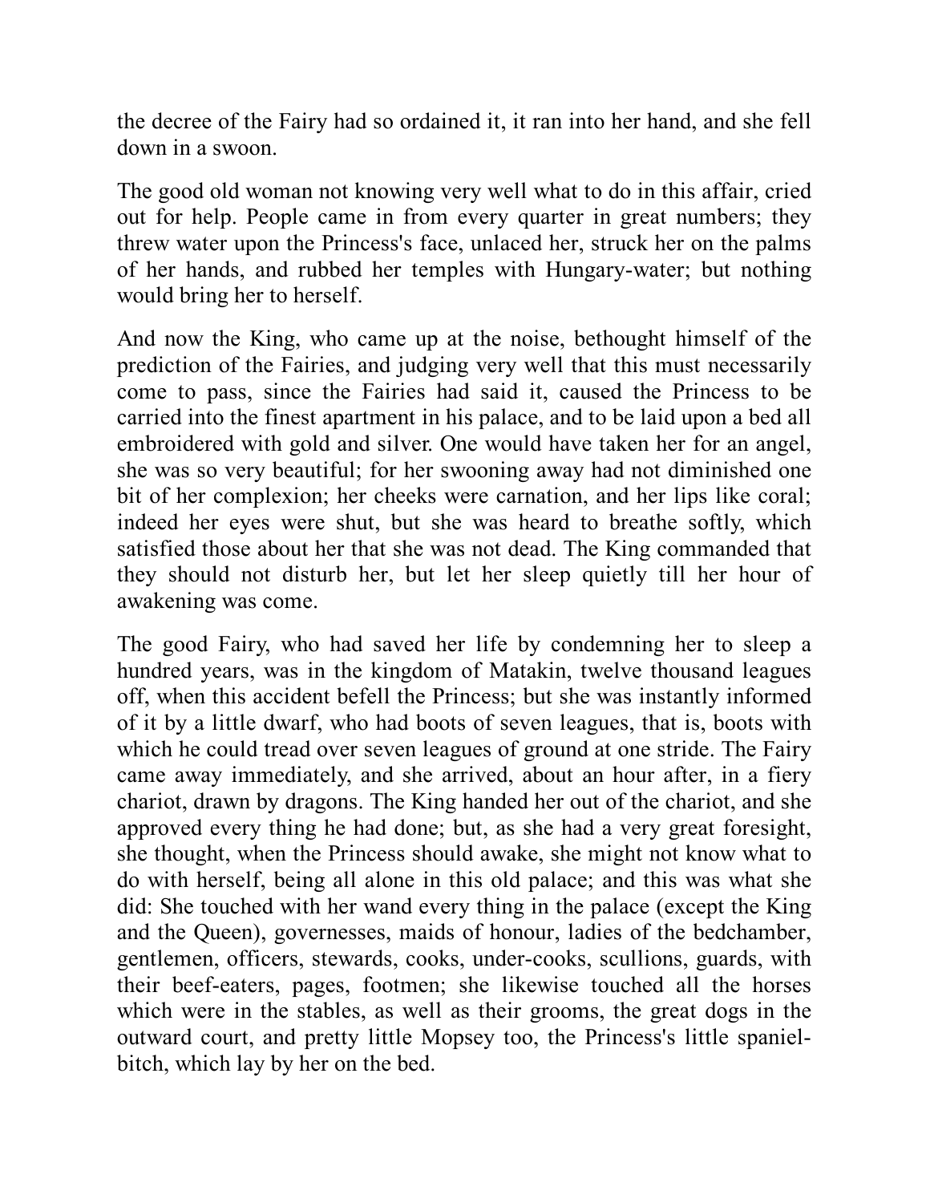the decree of the Fairy had so ordained it, it ran into her hand, and she fell down in a swoon.

The good old woman not knowing very well what to do in this affair, cried out for help. People came in from every quarter in great numbers; they threw water upon the Princess's face, unlaced her, struck her on the palms of her hands, and rubbed her temples with Hungary-water; but nothing would bring her to herself.

And now the King, who came up at the noise, bethought himself of the prediction of the Fairies, and judging very well that this must necessarily come to pass, since the Fairies had said it, caused the Princess to be carried into the finest apartment in his palace, and to be laid upon a bed all embroidered with gold and silver. One would have taken her for an angel, she was so very beautiful; for her swooning away had not diminished one bit of her complexion; her cheeks were carnation, and her lips like coral; indeed her eyes were shut, but she was heard to breathe softly, which satisfied those about her that she was not dead. The King commanded that they should not disturb her, but let her sleep quietly till her hour of awakening was come.

The good Fairy, who had saved her life by condemning her to sleep a hundred years, was in the kingdom of Matakin, twelve thousand leagues off, when this accident befell the Princess; but she was instantly informed of it by a little dwarf, who had boots of seven leagues, that is, boots with which he could tread over seven leagues of ground at one stride. The Fairy came away immediately, and she arrived, about an hour after, in a fiery chariot, drawn by dragons. The King handed her out of the chariot, and she approved every thing he had done; but, as she had a very great foresight, she thought, when the Princess should awake, she might not know what to do with herself, being all alone in this old palace; and this was what she did: She touched with her wand every thing in the palace (except the King and the Queen), governesses, maids of honour, ladies of the bedchamber, gentlemen, officers, stewards, cooks, under-cooks, scullions, guards, with their beef-eaters, pages, footmen; she likewise touched all the horses which were in the stables, as well as their grooms, the great dogs in the outward court, and pretty little Mopsey too, the Princess's little spaniel-bitch, which lay by her on the bed.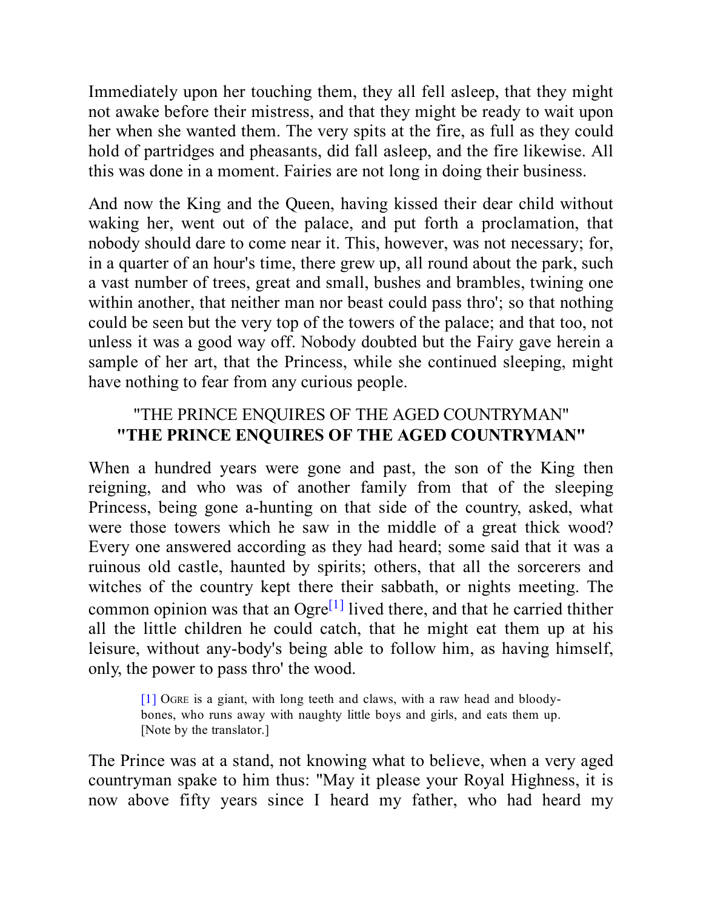Immediately upon her touching them, they all fell asleep, that they might not awake before their mistress, and that they might be ready to wait upon her when she wanted them. The very spits at the fire, as full as they could hold of partridges and pheasants, did fall asleep, and the fire likewise. All this was done in a moment. Fairies are not long in doing their business.

And now the King and the Queen, having kissed their dear child without waking her, went out of the palace, and put forth a proclamation, that nobody should dare to come near it. This, however, was not necessary; for, in a quarter of an hour's time, there grew up, all round about the park, such a vast number of trees, great and small, bushes and brambles, twining one within another, that neither man nor beast could pass thro'; so that nothing could be seen but the very top of the towers of the palace; and that too, not unless it was a good way off. Nobody doubted but the Fairy gave herein a sample of her art, that the Princess, while she continued sleeping, might have nothing to fear from any curious people.

"THE PRINCE ENQUIRES OF THE AGED COUNTRYMAN"

**"THE PRINCE ENQUIRES OF THE AGED COUNTRYMAN"**

When a hundred years were gone and past, the son of the King then reigning, and who was of another family from that of the sleeping Princess, being gone a-hunting on that side of the country, asked, what were those towers which he saw in the middle of a great thick wood? Every one answered according as they had heard; some said that it was a ruinous old castle, haunted by spirits; others, that all the sorcerers and witches of the country kept there their sabbath, or nights meeting. The common opinion was that an Ogre[1] lived there, and that he carried thither all the little children he could catch, that he might eat them up at his leisure, without any-body's being able to follow him, as having himself, only, the power to pass thro' the wood.

> [1] OGRE is a giant, with long teeth and claws, with a raw head and bloody-bones, who runs away with naughty little boys and girls, and eats them up. [Note by the translator.]

The Prince was at a stand, not knowing what to believe, when a very aged countryman spake to him thus: "May it please your Royal Highness, it is now above fifty years since I heard my father, who had heard my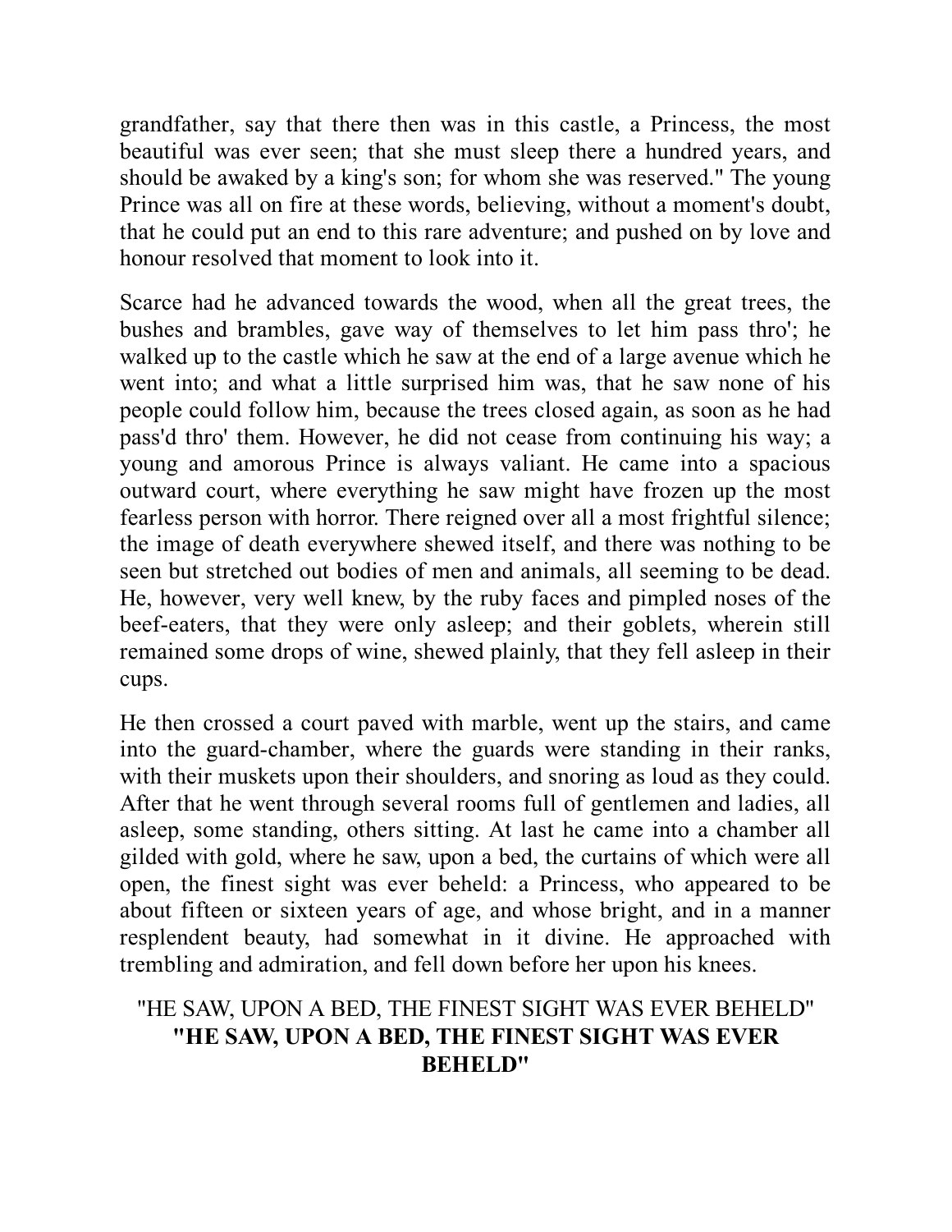grandfather, say that there then was in this castle, a Princess, the most beautiful was ever seen; that she must sleep there a hundred years, and should be awaked by a king's son; for whom she was reserved." The young Prince was all on fire at these words, believing, without a moment's doubt, that he could put an end to this rare adventure; and pushed on by love and honour resolved that moment to look into it.

Scarce had he advanced towards the wood, when all the great trees, the bushes and brambles, gave way of themselves to let him pass thro'; he walked up to the castle which he saw at the end of a large avenue which he went into; and what a little surprised him was, that he saw none of his people could follow him, because the trees closed again, as soon as he had pass'd thro' them. However, he did not cease from continuing his way; a young and amorous Prince is always valiant. He came into a spacious outward court, where everything he saw might have frozen up the most fearless person with horror. There reigned over all a most frightful silence; the image of death everywhere shewed itself, and there was nothing to be seen but stretched out bodies of men and animals, all seeming to be dead. He, however, very well knew, by the ruby faces and pimpled noses of the beef-eaters, that they were only asleep; and their goblets, wherein still remained some drops of wine, shewed plainly, that they fell asleep in their cups.

He then crossed a court paved with marble, went up the stairs, and came into the guard-chamber, where the guards were standing in their ranks, with their muskets upon their shoulders, and snoring as loud as they could. After that he went through several rooms full of gentlemen and ladies, all asleep, some standing, others sitting. At last he came into a chamber all gilded with gold, where he saw, upon a bed, the curtains of which were all open, the finest sight was ever beheld: a Princess, who appeared to be about fifteen or sixteen years of age, and whose bright, and in a manner resplendent beauty, had somewhat in it divine. He approached with trembling and admiration, and fell down before her upon his knees.

"HE SAW, UPON A BED, THE FINEST SIGHT WAS EVER BEHELD"

**"HE SAW, UPON A BED, THE FINEST SIGHT WAS EVER BEHELD"**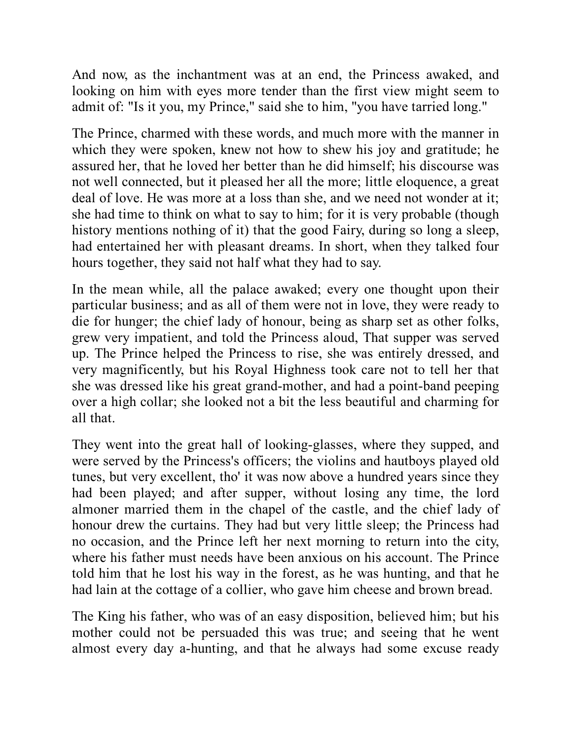And now, as the inchantment was at an end, the Princess awaked, and looking on him with eyes more tender than the first view might seem to admit of: "Is it you, my Prince," said she to him, "you have tarried long."

The Prince, charmed with these words, and much more with the manner in which they were spoken, knew not how to shew his joy and gratitude; he assured her, that he loved her better than he did himself; his discourse was not well connected, but it pleased her all the more; little eloquence, a great deal of love. He was more at a loss than she, and we need not wonder at it; she had time to think on what to say to him; for it is very probable (though history mentions nothing of it) that the good Fairy, during so long a sleep, had entertained her with pleasant dreams. In short, when they talked four hours together, they said not half what they had to say.

In the mean while, all the palace awaked; every one thought upon their particular business; and as all of them were not in love, they were ready to die for hunger; the chief lady of honour, being as sharp set as other folks, grew very impatient, and told the Princess aloud, That supper was served up. The Prince helped the Princess to rise, she was entirely dressed, and very magnificently, but his Royal Highness took care not to tell her that she was dressed like his great grand-mother, and had a point-band peeping over a high collar; she looked not a bit the less beautiful and charming for all that.

They went into the great hall of looking-glasses, where they supped, and were served by the Princess's officers; the violins and hautboys played old tunes, but very excellent, tho' it was now above a hundred years since they had been played; and after supper, without losing any time, the lord almoner married them in the chapel of the castle, and the chief lady of honour drew the curtains. They had but very little sleep; the Princess had no occasion, and the Prince left her next morning to return into the city, where his father must needs have been anxious on his account. The Prince told him that he lost his way in the forest, as he was hunting, and that he had lain at the cottage of a collier, who gave him cheese and brown bread.

The King his father, who was of an easy disposition, believed him; but his mother could not be persuaded this was true; and seeing that he went almost every day a-hunting, and that he always had some excuse ready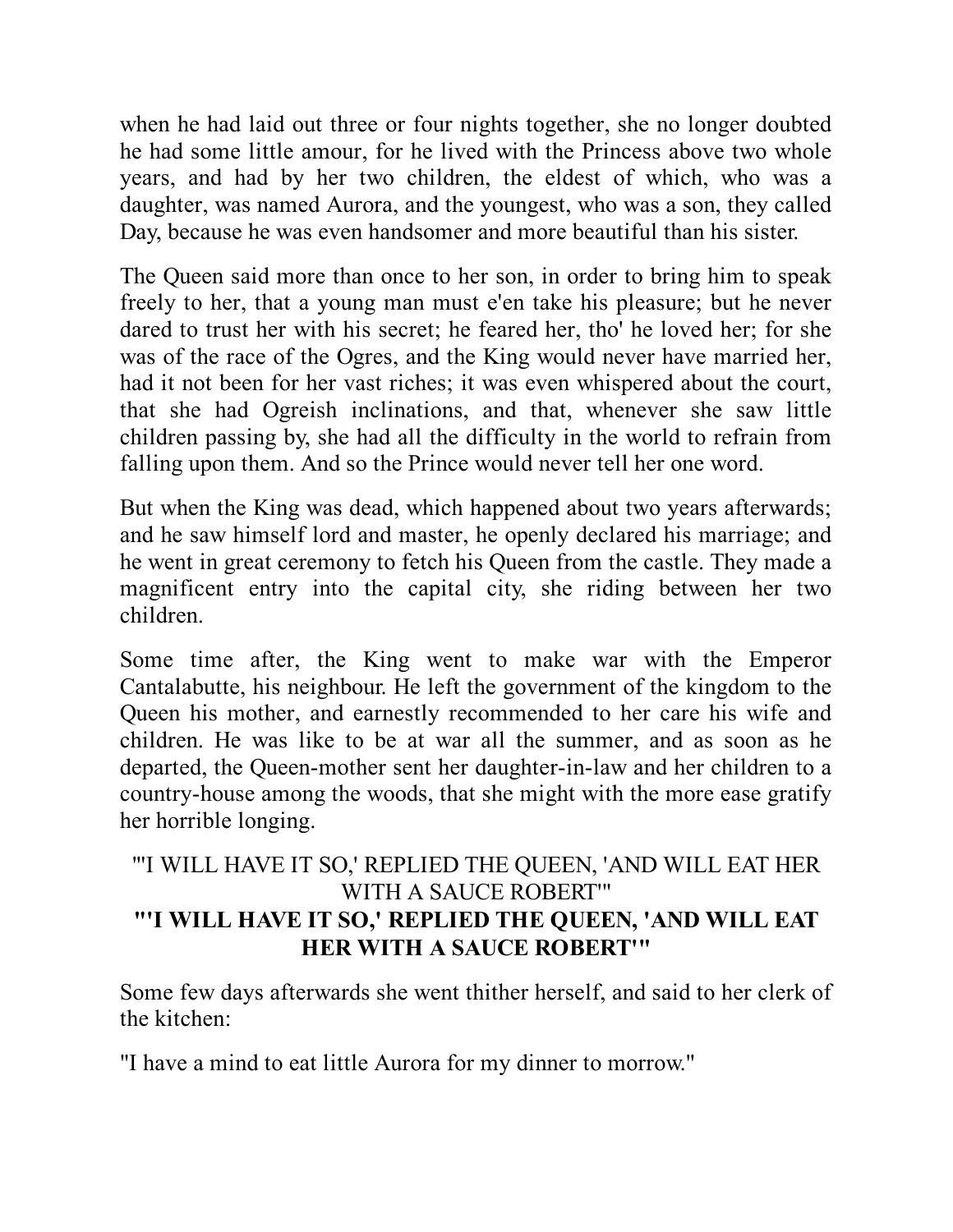when he had laid out three or four nights together, she no longer doubted he had some little amour, for he lived with the Princess above two whole years, and had by her two children, the eldest of which, who was a daughter, was named Aurora, and the youngest, who was a son, they called Day, because he was even handsomer and more beautiful than his sister.

The Queen said more than once to her son, in order to bring him to speak freely to her, that a young man must e'en take his pleasure; but he never dared to trust her with his secret; he feared her, tho' he loved her; for she was of the race of the Ogres, and the King would never have married her, had it not been for her vast riches; it was even whispered about the court, that she had Ogreish inclinations, and that, whenever she saw little children passing by, she had all the difficulty in the world to refrain from falling upon them. And so the Prince would never tell her one word.

But when the King was dead, which happened about two years afterwards; and he saw himself lord and master, he openly declared his marriage; and he went in great ceremony to fetch his Queen from the castle. They made a magnificent entry into the capital city, she riding between her two children.

Some time after, the King went to make war with the Emperor Cantalabutte, his neighbour. He left the government of the kingdom to the Queen his mother, and earnestly recommended to her care his wife and children. He was like to be at war all the summer, and as soon as he departed, the Queen-mother sent her daughter-in-law and her children to a country-house among the woods, that she might with the more ease gratify her horrible longing.

"'I WILL HAVE IT SO,' REPLIED THE QUEEN, 'AND WILL EAT HER WITH A SAUCE ROBERT'"

**"'I WILL HAVE IT SO,' REPLIED THE QUEEN, 'AND WILL EAT HER WITH A SAUCE ROBERT'"**

Some few days afterwards she went thither herself, and said to her clerk of the kitchen:

"I have a mind to eat little Aurora for my dinner to morrow."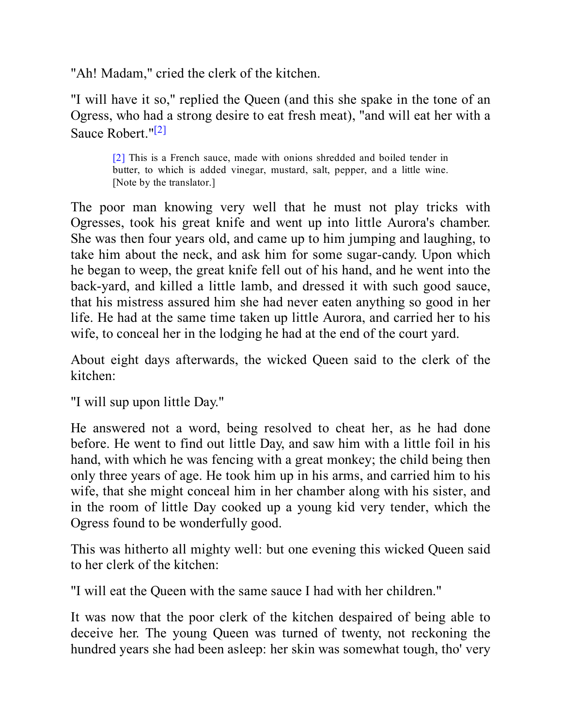"Ah! Madam," cried the clerk of the kitchen.

"I will have it so," replied the Queen (and this she spake in the tone of an Ogress, who had a strong desire to eat fresh meat), "and will eat her with a Sauce Robert."[2]

> [2] This is a French sauce, made with onions shredded and boiled tender in butter, to which is added vinegar, mustard, salt, pepper, and a little wine. [Note by the translator.]

The poor man knowing very well that he must not play tricks with Ogresses, took his great knife and went up into little Aurora's chamber. She was then four years old, and came up to him jumping and laughing, to take him about the neck, and ask him for some sugar-candy. Upon which he began to weep, the great knife fell out of his hand, and he went into the back-yard, and killed a little lamb, and dressed it with such good sauce, that his mistress assured him she had never eaten anything so good in her life. He had at the same time taken up little Aurora, and carried her to his wife, to conceal her in the lodging he had at the end of the court yard.

About eight days afterwards, the wicked Queen said to the clerk of the kitchen:

"I will sup upon little Day."

He answered not a word, being resolved to cheat her, as he had done before. He went to find out little Day, and saw him with a little foil in his hand, with which he was fencing with a great monkey; the child being then only three years of age. He took him up in his arms, and carried him to his wife, that she might conceal him in her chamber along with his sister, and in the room of little Day cooked up a young kid very tender, which the Ogress found to be wonderfully good.

This was hitherto all mighty well: but one evening this wicked Queen said to her clerk of the kitchen:

"I will eat the Queen with the same sauce I had with her children."

It was now that the poor clerk of the kitchen despaired of being able to deceive her. The young Queen was turned of twenty, not reckoning the hundred years she had been asleep: her skin was somewhat tough, tho' very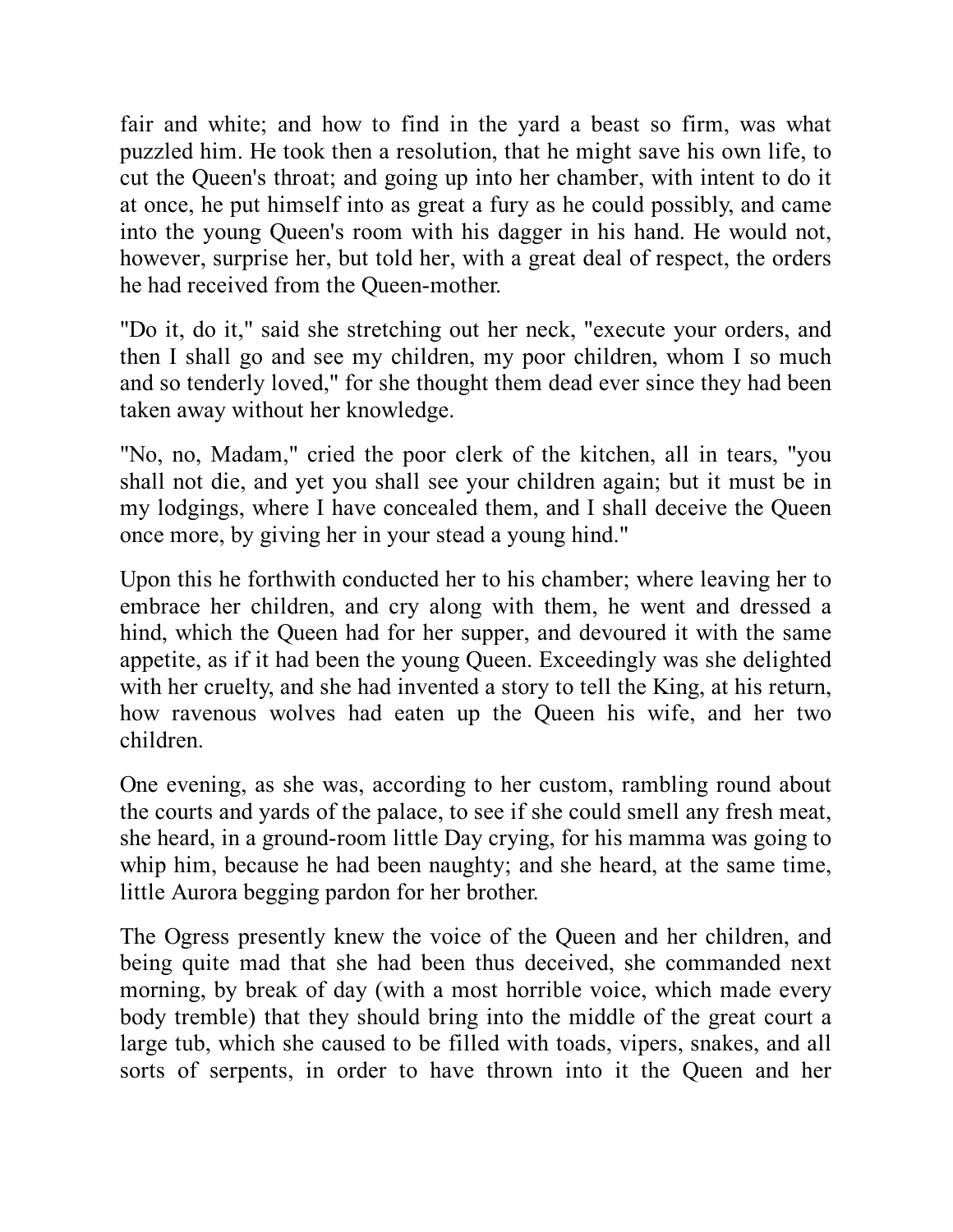fair and white; and how to find in the yard a beast so firm, was what puzzled him. He took then a resolution, that he might save his own life, to cut the Queen's throat; and going up into her chamber, with intent to do it at once, he put himself into as great a fury as he could possibly, and came into the young Queen's room with his dagger in his hand. He would not, however, surprise her, but told her, with a great deal of respect, the orders he had received from the Queen-mother.

"Do it, do it," said she stretching out her neck, "execute your orders, and then I shall go and see my children, my poor children, whom I so much and so tenderly loved," for she thought them dead ever since they had been taken away without her knowledge.

"No, no, Madam," cried the poor clerk of the kitchen, all in tears, "you shall not die, and yet you shall see your children again; but it must be in my lodgings, where I have concealed them, and I shall deceive the Queen once more, by giving her in your stead a young hind."

Upon this he forthwith conducted her to his chamber; where leaving her to embrace her children, and cry along with them, he went and dressed a hind, which the Queen had for her supper, and devoured it with the same appetite, as if it had been the young Queen. Exceedingly was she delighted with her cruelty, and she had invented a story to tell the King, at his return, how ravenous wolves had eaten up the Queen his wife, and her two children.

One evening, as she was, according to her custom, rambling round about the courts and yards of the palace, to see if she could smell any fresh meat, she heard, in a ground-room little Day crying, for his mamma was going to whip him, because he had been naughty; and she heard, at the same time, little Aurora begging pardon for her brother.

The Ogress presently knew the voice of the Queen and her children, and being quite mad that she had been thus deceived, she commanded next morning, by break of day (with a most horrible voice, which made every body tremble) that they should bring into the middle of the great court a large tub, which she caused to be filled with toads, vipers, snakes, and all sorts of serpents, in order to have thrown into it the Queen and her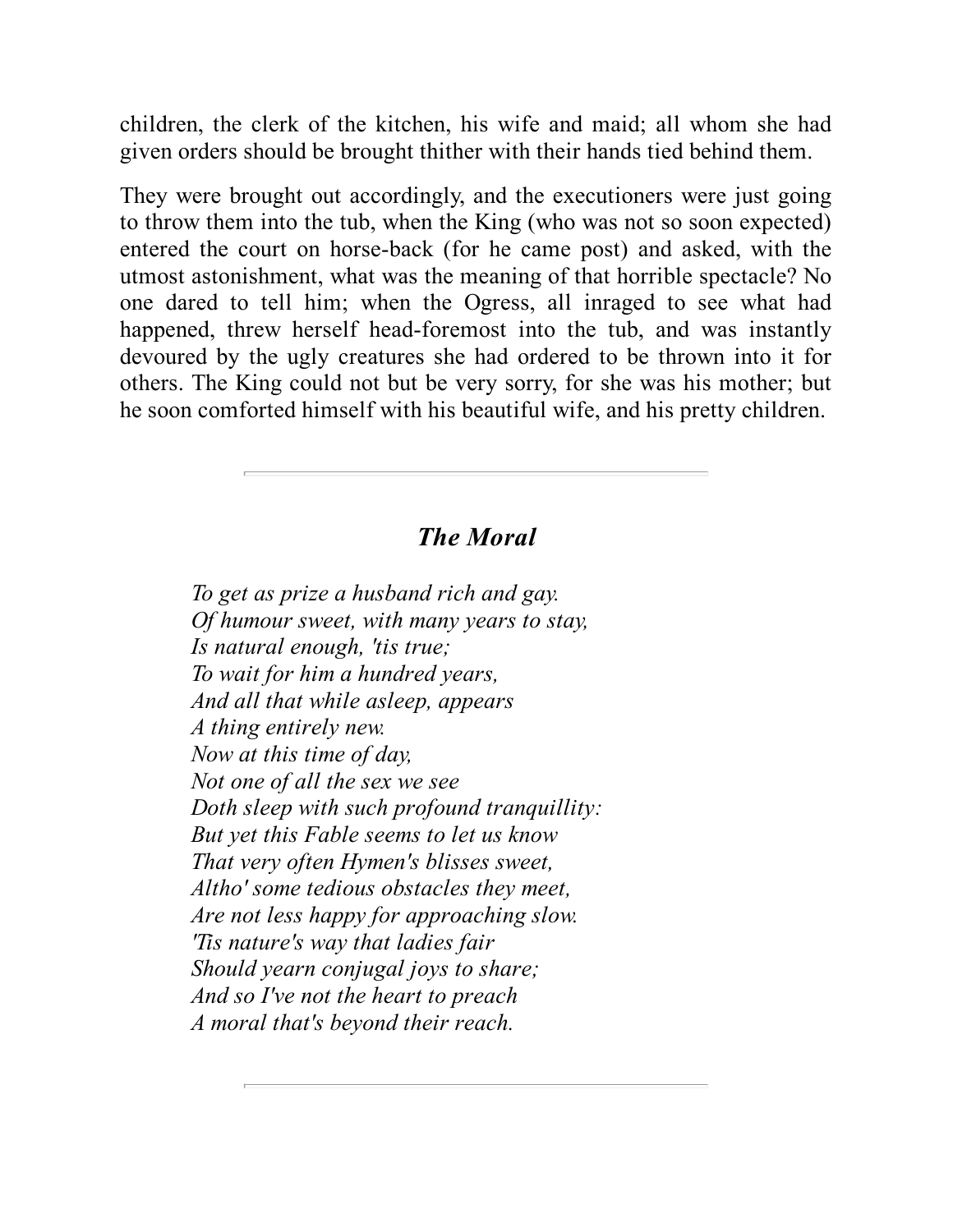children, the clerk of the kitchen, his wife and maid; all whom she had given orders should be brought thither with their hands tied behind them.

They were brought out accordingly, and the executioners were just going to throw them into the tub, when the King (who was not so soon expected) entered the court on horse-back (for he came post) and asked, with the utmost astonishment, what was the meaning of that horrible spectacle? No one dared to tell him; when the Ogress, all inraged to see what had happened, threw herself head-foremost into the tub, and was instantly devoured by the ugly creatures she had ordered to be thrown into it for others. The King could not but be very sorry, for she was his mother; but he soon comforted himself with his beautiful wife, and his pretty children.

---

### *The Moral*

*To get as prize a husband rich and gay.*
*Of humour sweet, with many years to stay,*
*Is natural enough, 'tis true;*
*To wait for him a hundred years,*
*And all that while asleep, appears*
*A thing entirely new.*
*Now at this time of day,*
*Not one of all the sex we see*
*Doth sleep with such profound tranquillity:*
*But yet this Fable seems to let us know*
*That very often Hymen's blisses sweet,*
*Altho' some tedious obstacles they meet,*
*Are not less happy for approaching slow.*
*'Tis nature's way that ladies fair*
*Should yearn conjugal joys to share;*
*And so I've not the heart to preach*
*A moral that's beyond their reach.*

---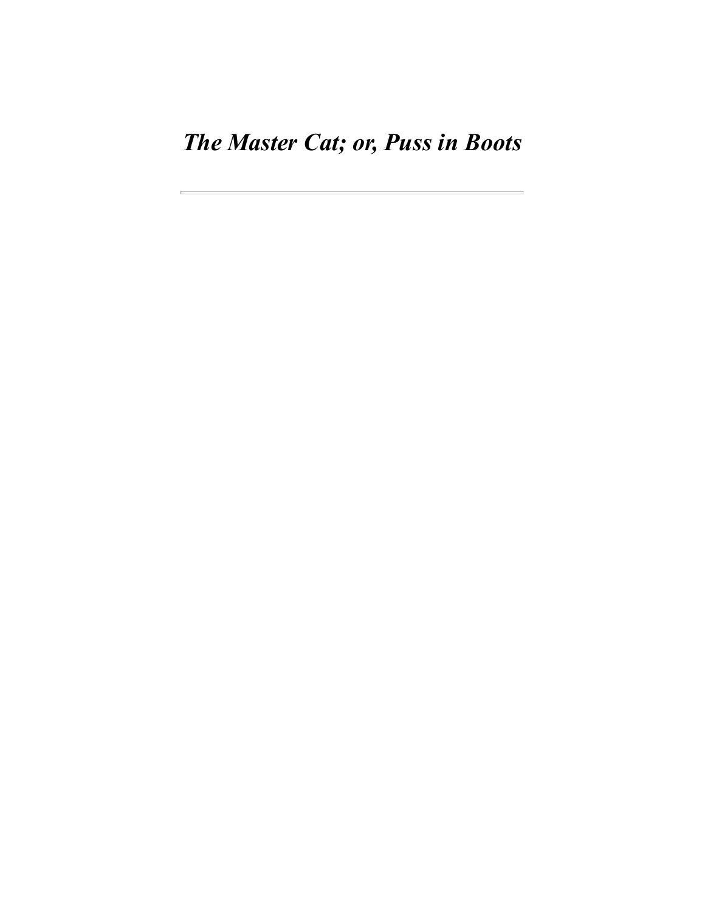## *The Master Cat; or, Puss in Boots*

---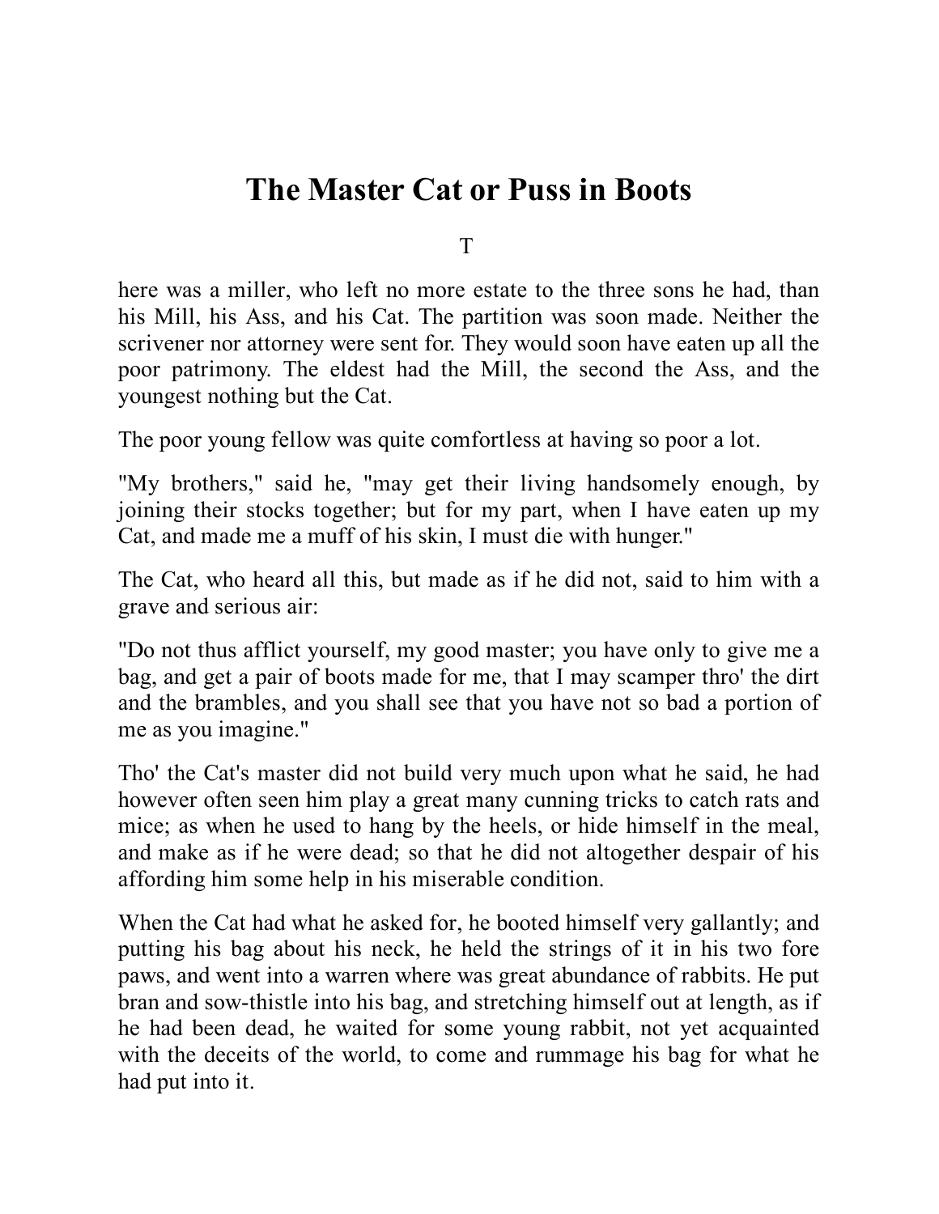# The Master Cat or Puss in Boots

T

here was a miller, who left no more estate to the three sons he had, than his Mill, his Ass, and his Cat. The partition was soon made. Neither the scrivener nor attorney were sent for. They would soon have eaten up all the poor patrimony. The eldest had the Mill, the second the Ass, and the youngest nothing but the Cat.

The poor young fellow was quite comfortless at having so poor a lot.

"My brothers," said he, "may get their living handsomely enough, by joining their stocks together; but for my part, when I have eaten up my Cat, and made me a muff of his skin, I must die with hunger."

The Cat, who heard all this, but made as if he did not, said to him with a grave and serious air:

"Do not thus afflict yourself, my good master; you have only to give me a bag, and get a pair of boots made for me, that I may scamper thro' the dirt and the brambles, and you shall see that you have not so bad a portion of me as you imagine."

Tho' the Cat's master did not build very much upon what he said, he had however often seen him play a great many cunning tricks to catch rats and mice; as when he used to hang by the heels, or hide himself in the meal, and make as if he were dead; so that he did not altogether despair of his affording him some help in his miserable condition.

When the Cat had what he asked for, he booted himself very gallantly; and putting his bag about his neck, he held the strings of it in his two fore paws, and went into a warren where was great abundance of rabbits. He put bran and sow-thistle into his bag, and stretching himself out at length, as if he had been dead, he waited for some young rabbit, not yet acquainted with the deceits of the world, to come and rummage his bag for what he had put into it.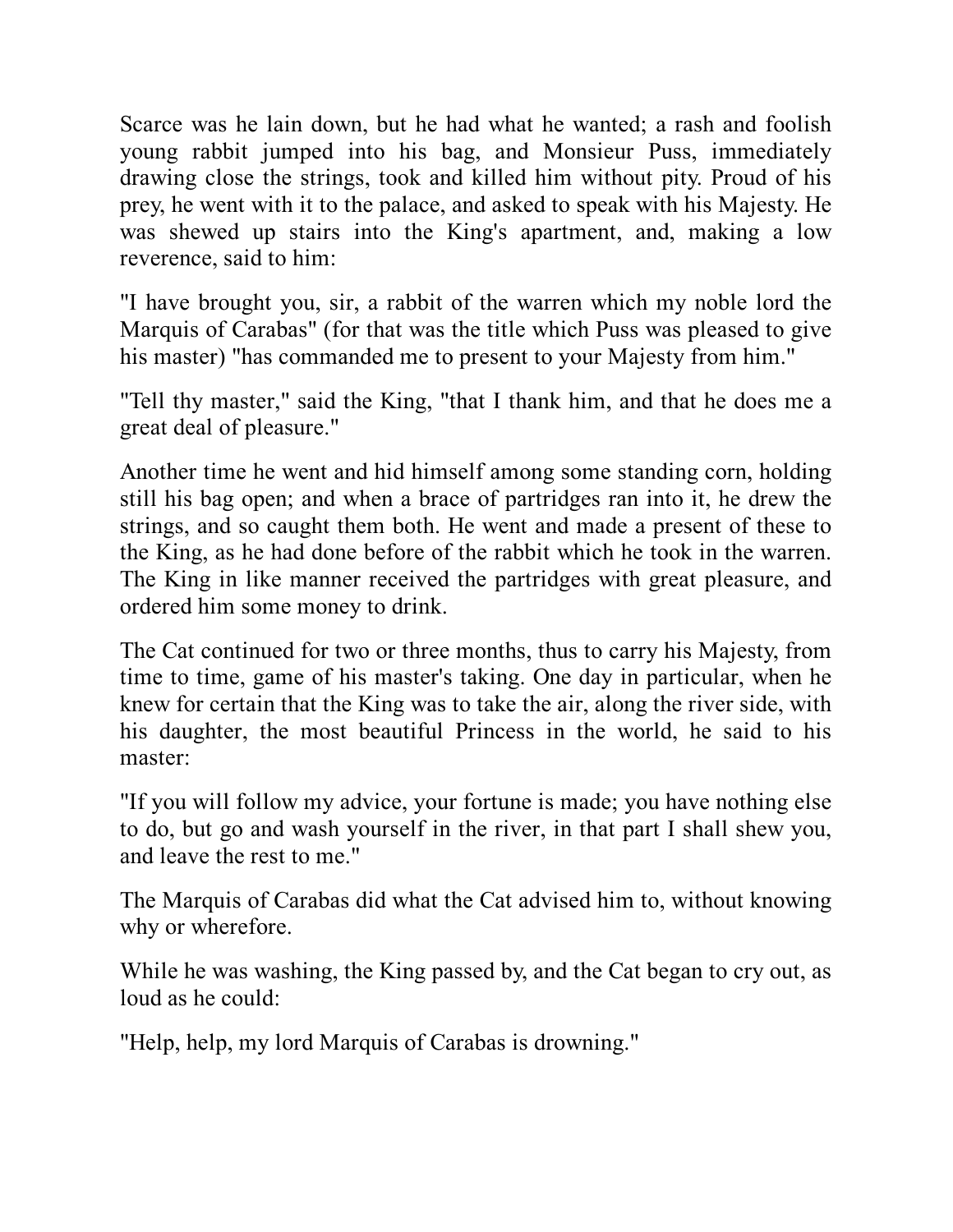Scarce was he lain down, but he had what he wanted; a rash and foolish young rabbit jumped into his bag, and Monsieur Puss, immediately drawing close the strings, took and killed him without pity. Proud of his prey, he went with it to the palace, and asked to speak with his Majesty. He was shewed up stairs into the King's apartment, and, making a low reverence, said to him:

"I have brought you, sir, a rabbit of the warren which my noble lord the Marquis of Carabas" (for that was the title which Puss was pleased to give his master) "has commanded me to present to your Majesty from him."

"Tell thy master," said the King, "that I thank him, and that he does me a great deal of pleasure."

Another time he went and hid himself among some standing corn, holding still his bag open; and when a brace of partridges ran into it, he drew the strings, and so caught them both. He went and made a present of these to the King, as he had done before of the rabbit which he took in the warren. The King in like manner received the partridges with great pleasure, and ordered him some money to drink.

The Cat continued for two or three months, thus to carry his Majesty, from time to time, game of his master's taking. One day in particular, when he knew for certain that the King was to take the air, along the river side, with his daughter, the most beautiful Princess in the world, he said to his master:

"If you will follow my advice, your fortune is made; you have nothing else to do, but go and wash yourself in the river, in that part I shall shew you, and leave the rest to me."

The Marquis of Carabas did what the Cat advised him to, without knowing why or wherefore.

While he was washing, the King passed by, and the Cat began to cry out, as loud as he could:

"Help, help, my lord Marquis of Carabas is drowning."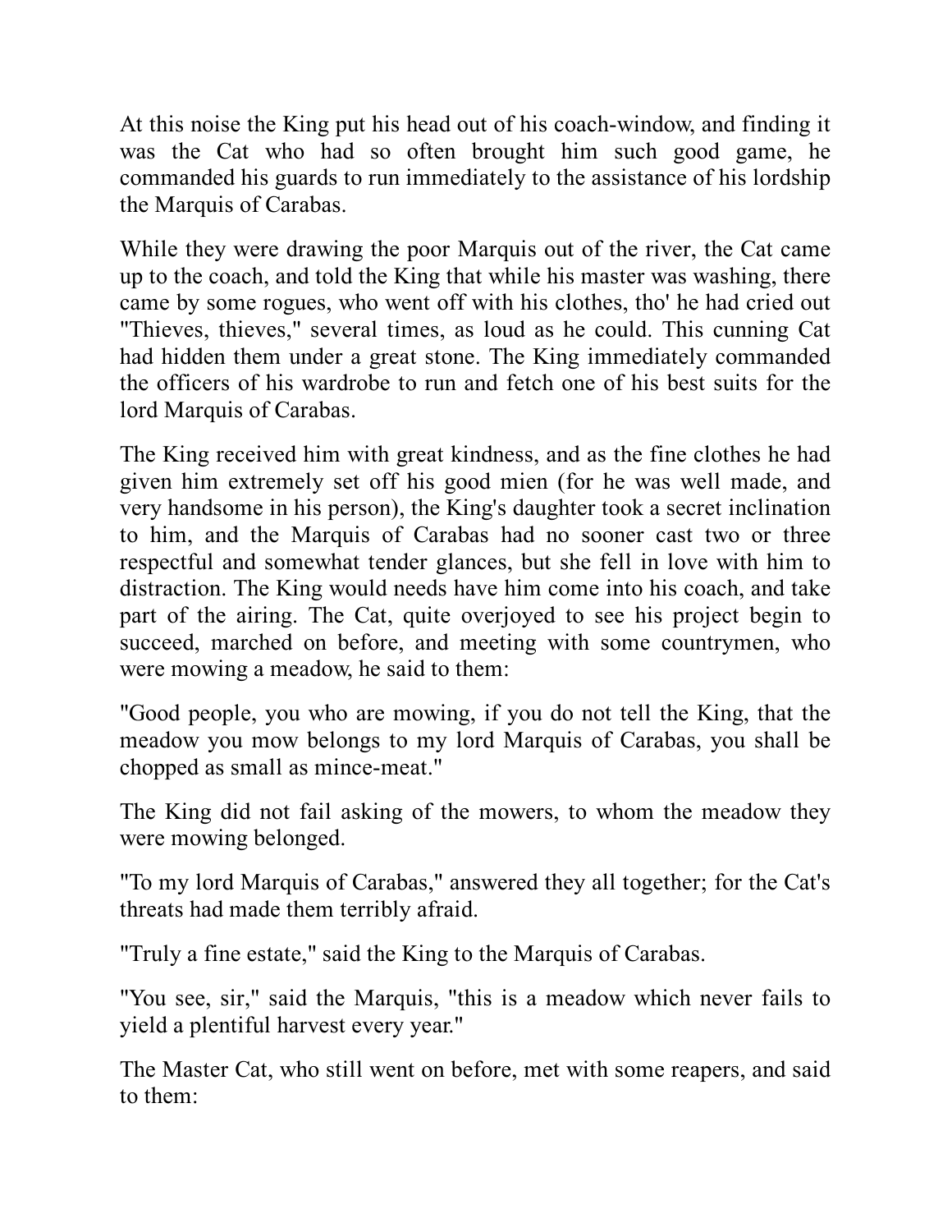At this noise the King put his head out of his coach-window, and finding it was the Cat who had so often brought him such good game, he commanded his guards to run immediately to the assistance of his lordship the Marquis of Carabas.

While they were drawing the poor Marquis out of the river, the Cat came up to the coach, and told the King that while his master was washing, there came by some rogues, who went off with his clothes, tho' he had cried out "Thieves, thieves," several times, as loud as he could. This cunning Cat had hidden them under a great stone. The King immediately commanded the officers of his wardrobe to run and fetch one of his best suits for the lord Marquis of Carabas.

The King received him with great kindness, and as the fine clothes he had given him extremely set off his good mien (for he was well made, and very handsome in his person), the King's daughter took a secret inclination to him, and the Marquis of Carabas had no sooner cast two or three respectful and somewhat tender glances, but she fell in love with him to distraction. The King would needs have him come into his coach, and take part of the airing. The Cat, quite overjoyed to see his project begin to succeed, marched on before, and meeting with some countrymen, who were mowing a meadow, he said to them:

"Good people, you who are mowing, if you do not tell the King, that the meadow you mow belongs to my lord Marquis of Carabas, you shall be chopped as small as mince-meat."

The King did not fail asking of the mowers, to whom the meadow they were mowing belonged.

"To my lord Marquis of Carabas," answered they all together; for the Cat's threats had made them terribly afraid.

"Truly a fine estate," said the King to the Marquis of Carabas.

"You see, sir," said the Marquis, "this is a meadow which never fails to yield a plentiful harvest every year."

The Master Cat, who still went on before, met with some reapers, and said to them: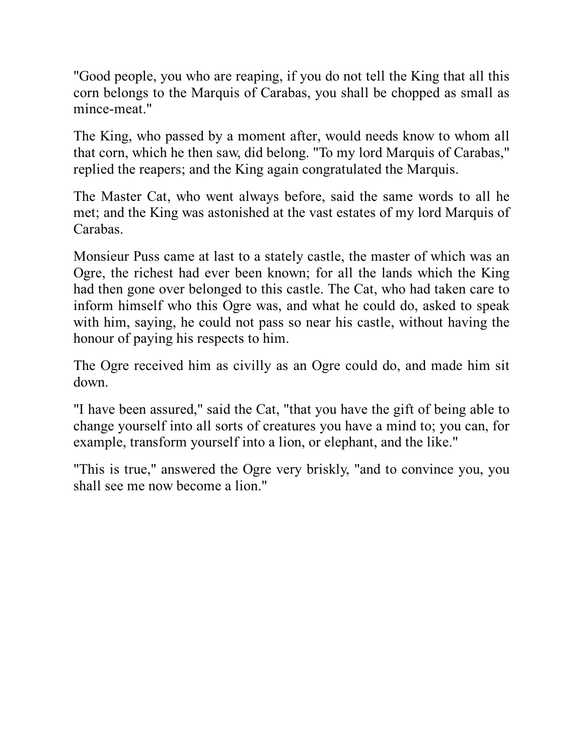"Good people, you who are reaping, if you do not tell the King that all this corn belongs to the Marquis of Carabas, you shall be chopped as small as mince-meat."

The King, who passed by a moment after, would needs know to whom all that corn, which he then saw, did belong. "To my lord Marquis of Carabas," replied the reapers; and the King again congratulated the Marquis.

The Master Cat, who went always before, said the same words to all he met; and the King was astonished at the vast estates of my lord Marquis of Carabas.

Monsieur Puss came at last to a stately castle, the master of which was an Ogre, the richest had ever been known; for all the lands which the King had then gone over belonged to this castle. The Cat, who had taken care to inform himself who this Ogre was, and what he could do, asked to speak with him, saying, he could not pass so near his castle, without having the honour of paying his respects to him.

The Ogre received him as civilly as an Ogre could do, and made him sit down.

"I have been assured," said the Cat, "that you have the gift of being able to change yourself into all sorts of creatures you have a mind to; you can, for example, transform yourself into a lion, or elephant, and the like."

"This is true," answered the Ogre very briskly, "and to convince you, you shall see me now become a lion."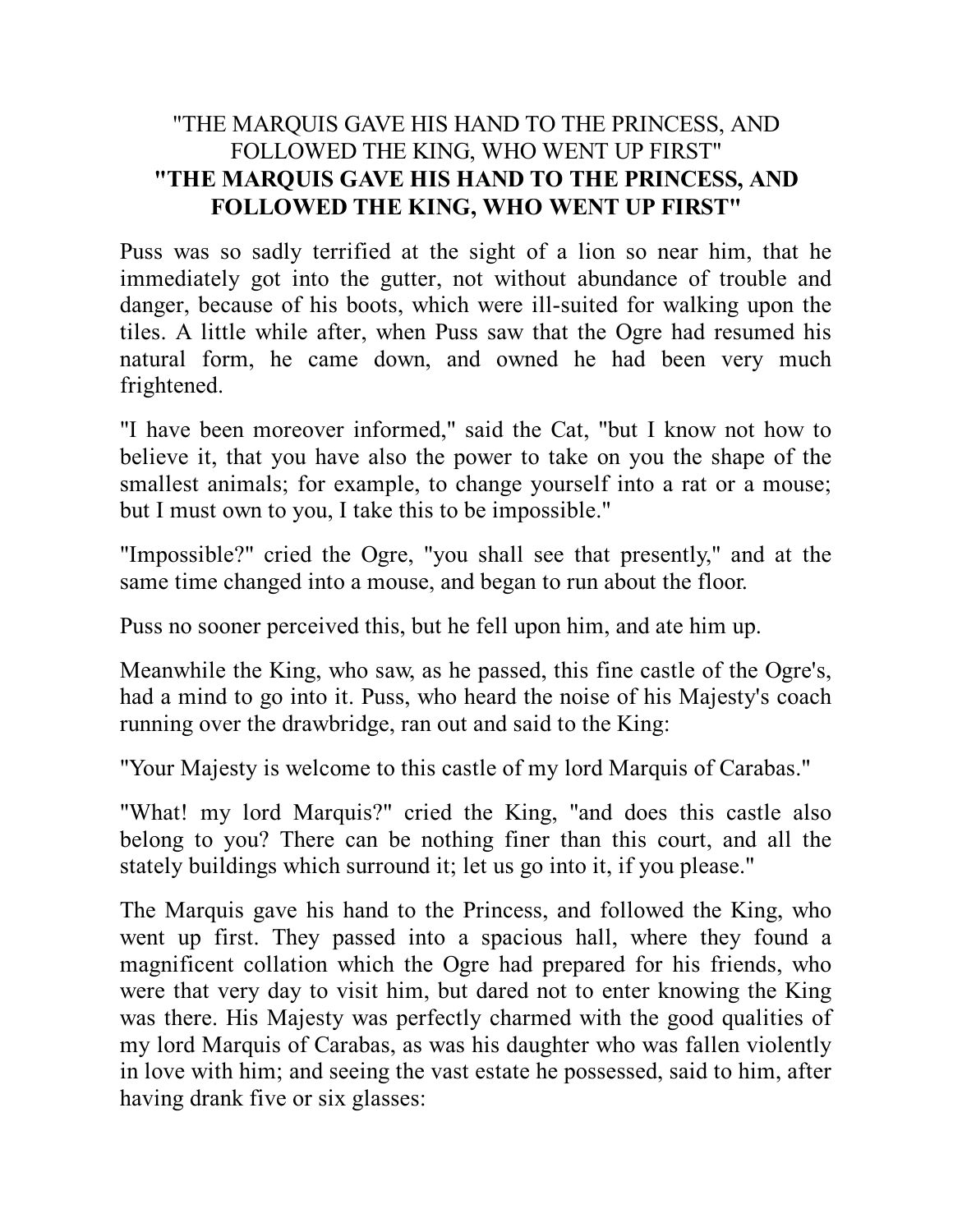"THE MARQUIS GAVE HIS HAND TO THE PRINCESS, AND FOLLOWED THE KING, WHO WENT UP FIRST"

**"THE MARQUIS GAVE HIS HAND TO THE PRINCESS, AND FOLLOWED THE KING, WHO WENT UP FIRST"**

Puss was so sadly terrified at the sight of a lion so near him, that he immediately got into the gutter, not without abundance of trouble and danger, because of his boots, which were ill-suited for walking upon the tiles. A little while after, when Puss saw that the Ogre had resumed his natural form, he came down, and owned he had been very much frightened.

"I have been moreover informed," said the Cat, "but I know not how to believe it, that you have also the power to take on you the shape of the smallest animals; for example, to change yourself into a rat or a mouse; but I must own to you, I take this to be impossible."

"Impossible?" cried the Ogre, "you shall see that presently," and at the same time changed into a mouse, and began to run about the floor.

Puss no sooner perceived this, but he fell upon him, and ate him up.

Meanwhile the King, who saw, as he passed, this fine castle of the Ogre's, had a mind to go into it. Puss, who heard the noise of his Majesty's coach running over the drawbridge, ran out and said to the King:

"Your Majesty is welcome to this castle of my lord Marquis of Carabas."

"What! my lord Marquis?" cried the King, "and does this castle also belong to you? There can be nothing finer than this court, and all the stately buildings which surround it; let us go into it, if you please."

The Marquis gave his hand to the Princess, and followed the King, who went up first. They passed into a spacious hall, where they found a magnificent collation which the Ogre had prepared for his friends, who were that very day to visit him, but dared not to enter knowing the King was there. His Majesty was perfectly charmed with the good qualities of my lord Marquis of Carabas, as was his daughter who was fallen violently in love with him; and seeing the vast estate he possessed, said to him, after having drank five or six glasses: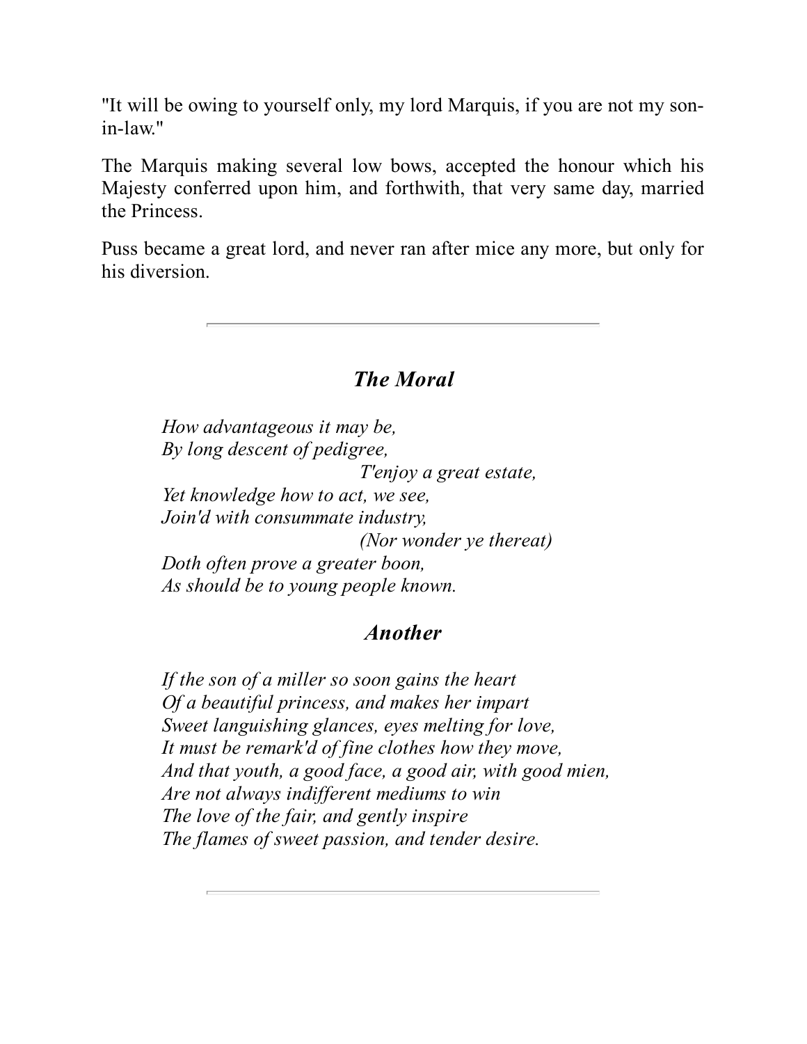"It will be owing to yourself only, my lord Marquis, if you are not my son-in-law."

The Marquis making several low bows, accepted the honour which his Majesty conferred upon him, and forthwith, that very same day, married the Princess.

Puss became a great lord, and never ran after mice any more, but only for his diversion.

---

## *The Moral*

*How advantageous it may be,*  
*By long descent of pedigree,*  
*T'enjoy a great estate,*  
*Yet knowledge how to act, we see,*  
*Join'd with consummate industry,*  
*(Nor wonder ye thereat)*  
*Doth often prove a greater boon,*  
*As should be to young people known.*

## *Another*

*If the son of a miller so soon gains the heart*  
*Of a beautiful princess, and makes her impart*  
*Sweet languishing glances, eyes melting for love,*  
*It must be remark'd of fine clothes how they move,*  
*And that youth, a good face, a good air, with good mien,*  
*Are not always indifferent mediums to win*  
*The love of the fair, and gently inspire*  
*The flames of sweet passion, and tender desire.*

---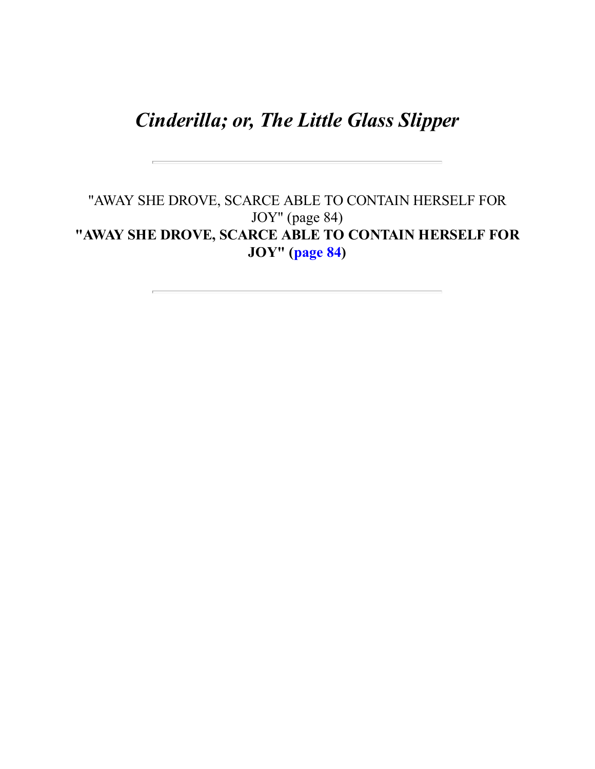## *Cinderilla; or, The Little Glass Slipper*

---

"AWAY SHE DROVE, SCARCE ABLE TO CONTAIN HERSELF FOR JOY" (page 84)

**"AWAY SHE DROVE, SCARCE ABLE TO CONTAIN HERSELF FOR JOY" (page 84)**

---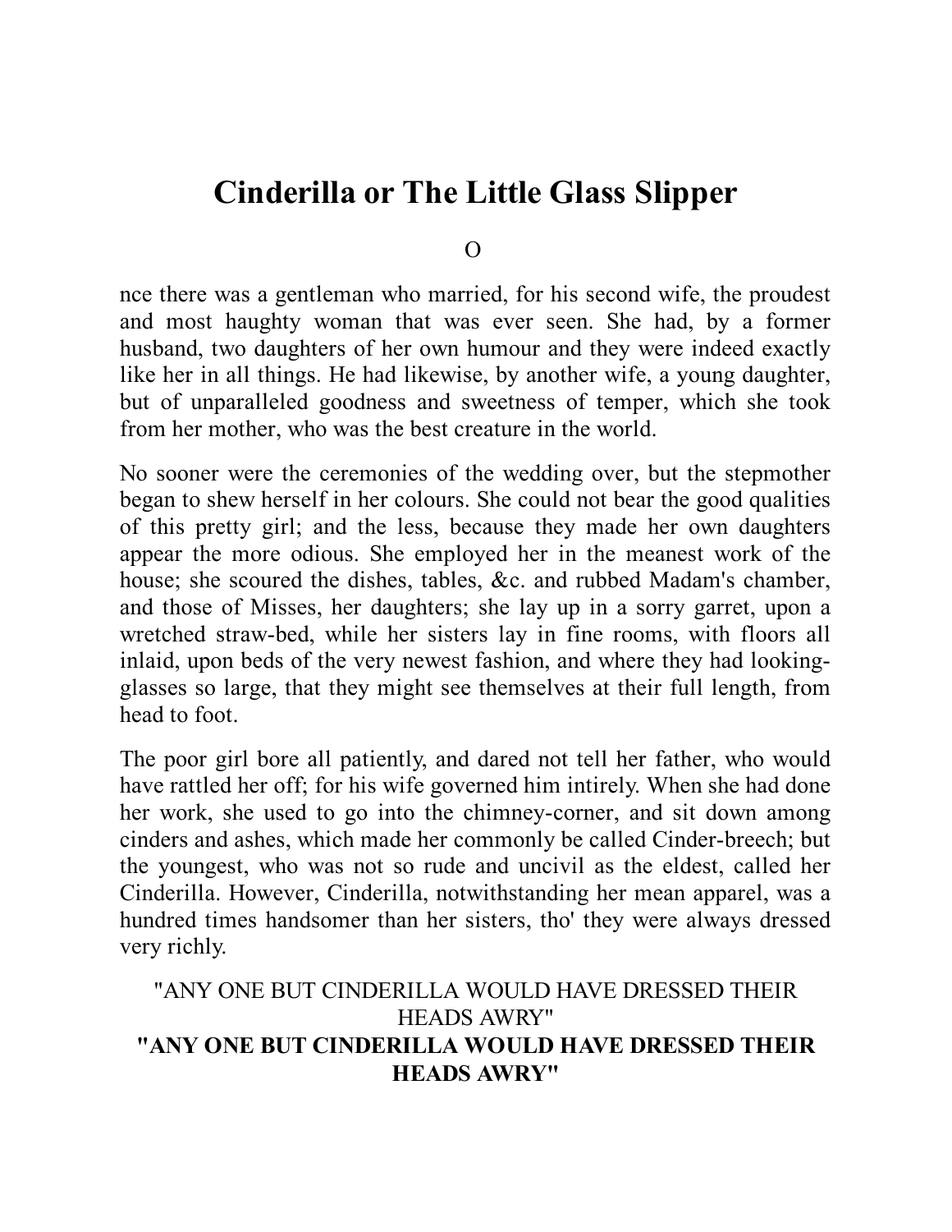# Cinderilla or The Little Glass Slipper

O

nce there was a gentleman who married, for his second wife, the proudest and most haughty woman that was ever seen. She had, by a former husband, two daughters of her own humour and they were indeed exactly like her in all things. He had likewise, by another wife, a young daughter, but of unparalleled goodness and sweetness of temper, which she took from her mother, who was the best creature in the world.

No sooner were the ceremonies of the wedding over, but the stepmother began to shew herself in her colours. She could not bear the good qualities of this pretty girl; and the less, because they made her own daughters appear the more odious. She employed her in the meanest work of the house; she scoured the dishes, tables, &c. and rubbed Madam's chamber, and those of Misses, her daughters; she lay up in a sorry garret, upon a wretched straw-bed, while her sisters lay in fine rooms, with floors all inlaid, upon beds of the very newest fashion, and where they had looking-glasses so large, that they might see themselves at their full length, from head to foot.

The poor girl bore all patiently, and dared not tell her father, who would have rattled her off; for his wife governed him intirely. When she had done her work, she used to go into the chimney-corner, and sit down among cinders and ashes, which made her commonly be called Cinder-breech; but the youngest, who was not so rude and uncivil as the eldest, called her Cinderilla. However, Cinderilla, notwithstanding her mean apparel, was a hundred times handsomer than her sisters, tho' they were always dressed very richly.

"ANY ONE BUT CINDERILLA WOULD HAVE DRESSED THEIR HEADS AWRY"

**"ANY ONE BUT CINDERILLA WOULD HAVE DRESSED THEIR HEADS AWRY"**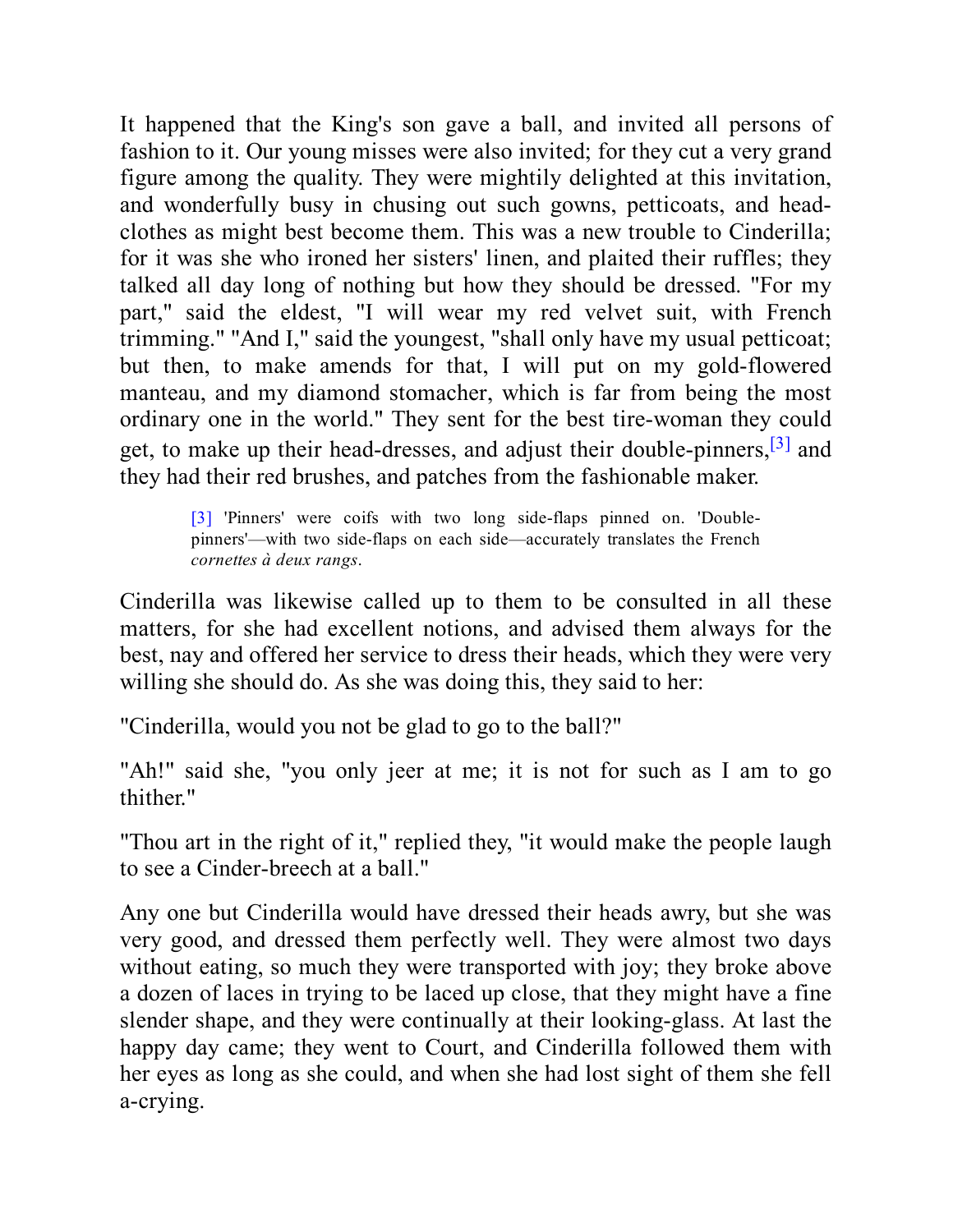It happened that the King's son gave a ball, and invited all persons of fashion to it. Our young misses were also invited; for they cut a very grand figure among the quality. They were mightily delighted at this invitation, and wonderfully busy in chusing out such gowns, petticoats, and head-clothes as might best become them. This was a new trouble to Cinderilla; for it was she who ironed her sisters' linen, and plaited their ruffles; they talked all day long of nothing but how they should be dressed. "For my part," said the eldest, "I will wear my red velvet suit, with French trimming." "And I," said the youngest, "shall only have my usual petticoat; but then, to make amends for that, I will put on my gold-flowered manteau, and my diamond stomacher, which is far from being the most ordinary one in the world." They sent for the best tire-woman they could get, to make up their head-dresses, and adjust their double-pinners,[3] and they had their red brushes, and patches from the fashionable maker.

> [3] 'Pinners' were coifs with two long side-flaps pinned on. 'Double-pinners'—with two side-flaps on each side—accurately translates the French *cornettes à deux rangs*.

Cinderilla was likewise called up to them to be consulted in all these matters, for she had excellent notions, and advised them always for the best, nay and offered her service to dress their heads, which they were very willing she should do. As she was doing this, they said to her:

"Cinderilla, would you not be glad to go to the ball?"

"Ah!" said she, "you only jeer at me; it is not for such as I am to go thither."

"Thou art in the right of it," replied they, "it would make the people laugh to see a Cinder-breech at a ball."

Any one but Cinderilla would have dressed their heads awry, but she was very good, and dressed them perfectly well. They were almost two days without eating, so much they were transported with joy; they broke above a dozen of laces in trying to be laced up close, that they might have a fine slender shape, and they were continually at their looking-glass. At last the happy day came; they went to Court, and Cinderilla followed them with her eyes as long as she could, and when she had lost sight of them she fell a-crying.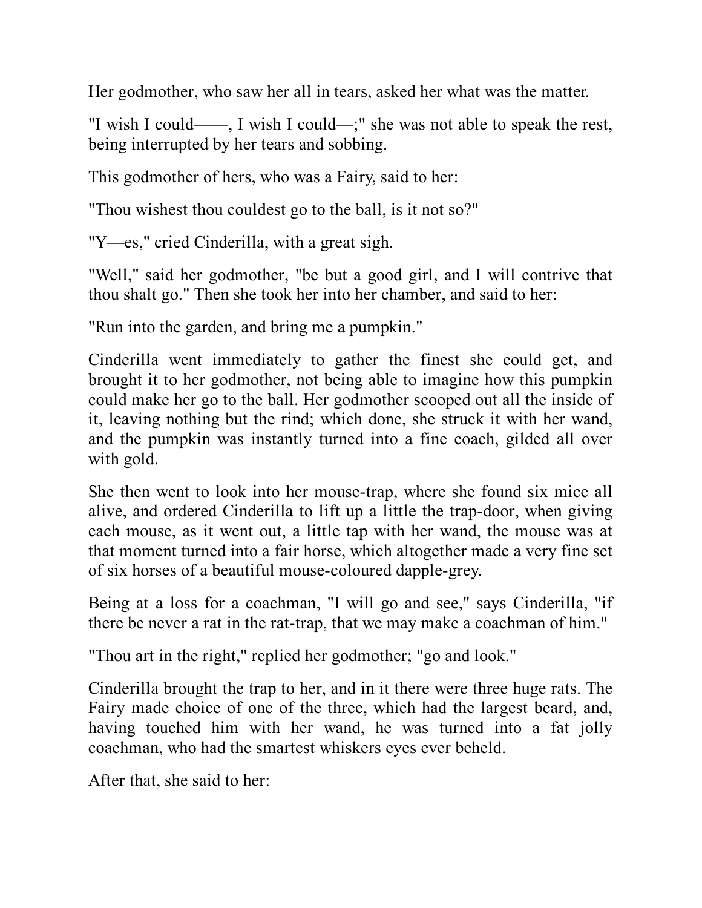Her godmother, who saw her all in tears, asked her what was the matter.

"I wish I could——, I wish I could—;" she was not able to speak the rest, being interrupted by her tears and sobbing.

This godmother of hers, who was a Fairy, said to her:

"Thou wishest thou couldest go to the ball, is it not so?"

"Y—es," cried Cinderilla, with a great sigh.

"Well," said her godmother, "be but a good girl, and I will contrive that thou shalt go." Then she took her into her chamber, and said to her:

"Run into the garden, and bring me a pumpkin."

Cinderilla went immediately to gather the finest she could get, and brought it to her godmother, not being able to imagine how this pumpkin could make her go to the ball. Her godmother scooped out all the inside of it, leaving nothing but the rind; which done, she struck it with her wand, and the pumpkin was instantly turned into a fine coach, gilded all over with gold.

She then went to look into her mouse-trap, where she found six mice all alive, and ordered Cinderilla to lift up a little the trap-door, when giving each mouse, as it went out, a little tap with her wand, the mouse was at that moment turned into a fair horse, which altogether made a very fine set of six horses of a beautiful mouse-coloured dapple-grey.

Being at a loss for a coachman, "I will go and see," says Cinderilla, "if there be never a rat in the rat-trap, that we may make a coachman of him."

"Thou art in the right," replied her godmother; "go and look."

Cinderilla brought the trap to her, and in it there were three huge rats. The Fairy made choice of one of the three, which had the largest beard, and, having touched him with her wand, he was turned into a fat jolly coachman, who had the smartest whiskers eyes ever beheld.

After that, she said to her: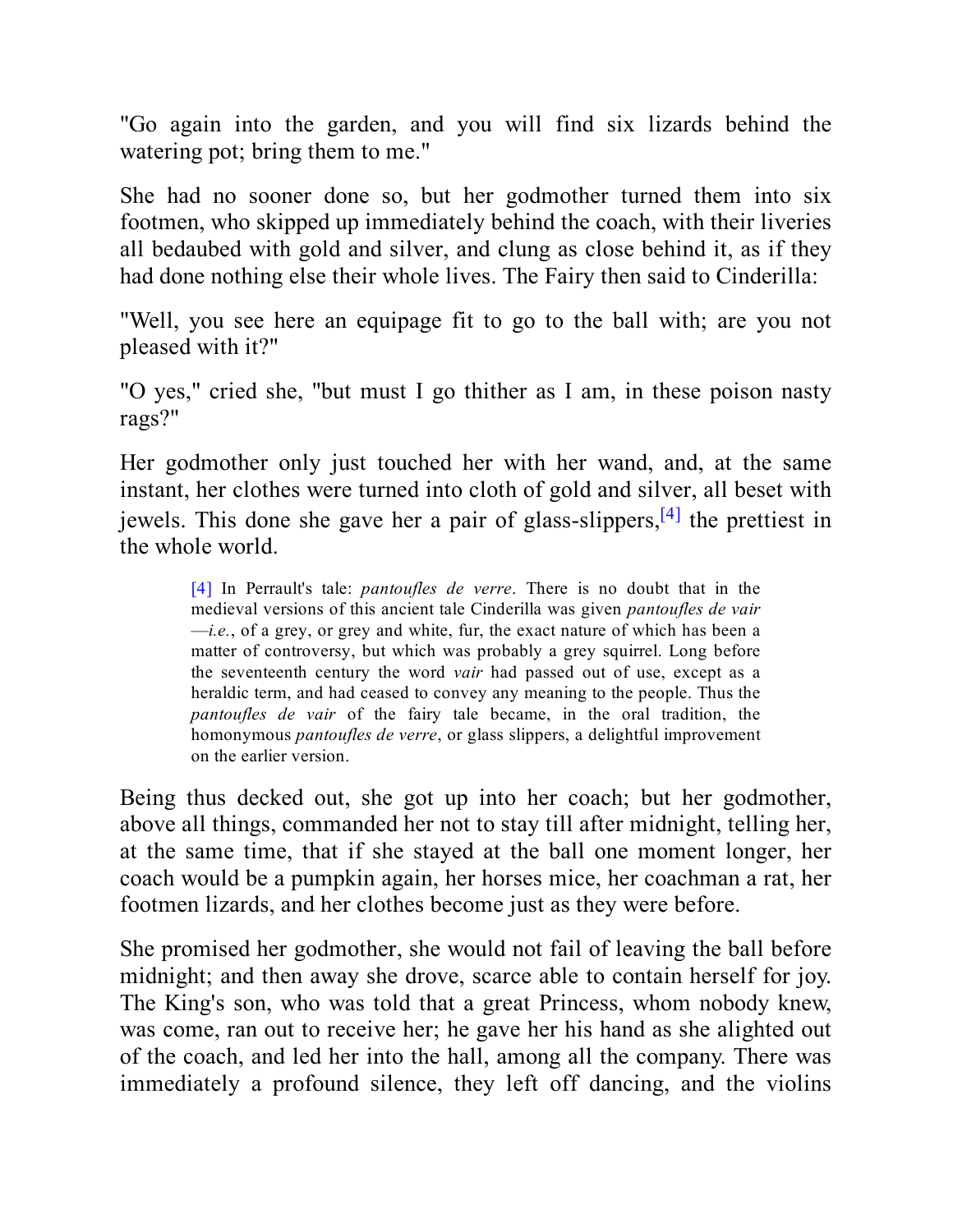"Go again into the garden, and you will find six lizards behind the watering pot; bring them to me."

She had no sooner done so, but her godmother turned them into six footmen, who skipped up immediately behind the coach, with their liveries all bedaubed with gold and silver, and clung as close behind it, as if they had done nothing else their whole lives. The Fairy then said to Cinderilla:

"Well, you see here an equipage fit to go to the ball with; are you not pleased with it?"

"O yes," cried she, "but must I go thither as I am, in these poison nasty rags?"

Her godmother only just touched her with her wand, and, at the same instant, her clothes were turned into cloth of gold and silver, all beset with jewels. This done she gave her a pair of glass-slippers,[4] the prettiest in the whole world.

> [4] In Perrault's tale: *pantoufles de verre*. There is no doubt that in the medieval versions of this ancient tale Cinderilla was given *pantoufles de vair*—*i.e.*, of a grey, or grey and white, fur, the exact nature of which has been a matter of controversy, but which was probably a grey squirrel. Long before the seventeenth century the word *vair* had passed out of use, except as a heraldic term, and had ceased to convey any meaning to the people. Thus the *pantoufles de vair* of the fairy tale became, in the oral tradition, the homonymous *pantoufles de verre*, or glass slippers, a delightful improvement on the earlier version.

Being thus decked out, she got up into her coach; but her godmother, above all things, commanded her not to stay till after midnight, telling her, at the same time, that if she stayed at the ball one moment longer, her coach would be a pumpkin again, her horses mice, her coachman a rat, her footmen lizards, and her clothes become just as they were before.

She promised her godmother, she would not fail of leaving the ball before midnight; and then away she drove, scarce able to contain herself for joy. The King's son, who was told that a great Princess, whom nobody knew, was come, ran out to receive her; he gave her his hand as she alighted out of the coach, and led her into the hall, among all the company. There was immediately a profound silence, they left off dancing, and the violins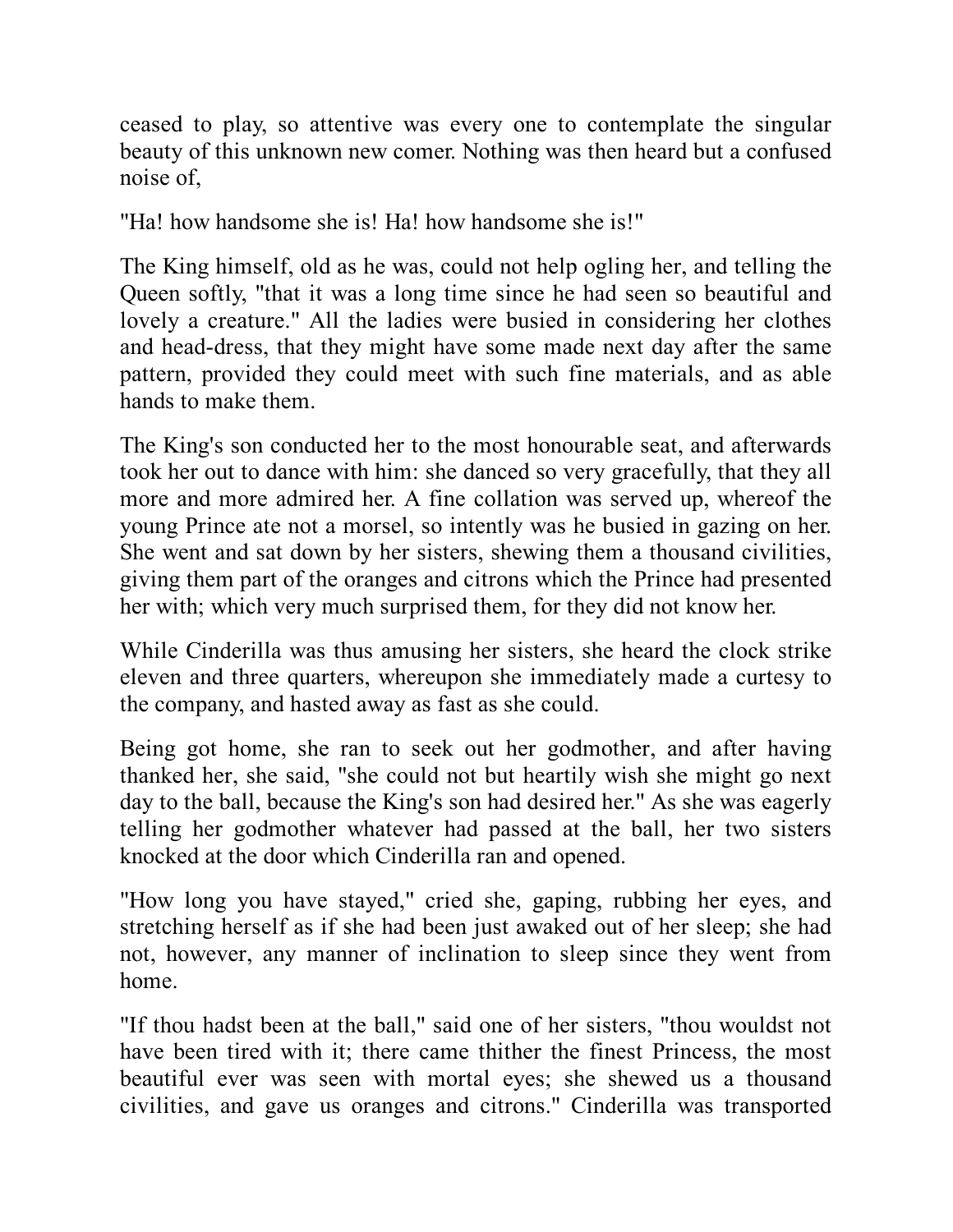ceased to play, so attentive was every one to contemplate the singular beauty of this unknown new comer. Nothing was then heard but a confused noise of,

"Ha! how handsome she is! Ha! how handsome she is!"

The King himself, old as he was, could not help ogling her, and telling the Queen softly, "that it was a long time since he had seen so beautiful and lovely a creature." All the ladies were busied in considering her clothes and head-dress, that they might have some made next day after the same pattern, provided they could meet with such fine materials, and as able hands to make them.

The King's son conducted her to the most honourable seat, and afterwards took her out to dance with him: she danced so very gracefully, that they all more and more admired her. A fine collation was served up, whereof the young Prince ate not a morsel, so intently was he busied in gazing on her. She went and sat down by her sisters, shewing them a thousand civilities, giving them part of the oranges and citrons which the Prince had presented her with; which very much surprised them, for they did not know her.

While Cinderilla was thus amusing her sisters, she heard the clock strike eleven and three quarters, whereupon she immediately made a curtesy to the company, and hasted away as fast as she could.

Being got home, she ran to seek out her godmother, and after having thanked her, she said, "she could not but heartily wish she might go next day to the ball, because the King's son had desired her." As she was eagerly telling her godmother whatever had passed at the ball, her two sisters knocked at the door which Cinderilla ran and opened.

"How long you have stayed," cried she, gaping, rubbing her eyes, and stretching herself as if she had been just awaked out of her sleep; she had not, however, any manner of inclination to sleep since they went from home.

"If thou hadst been at the ball," said one of her sisters, "thou wouldst not have been tired with it; there came thither the finest Princess, the most beautiful ever was seen with mortal eyes; she shewed us a thousand civilities, and gave us oranges and citrons." Cinderilla was transported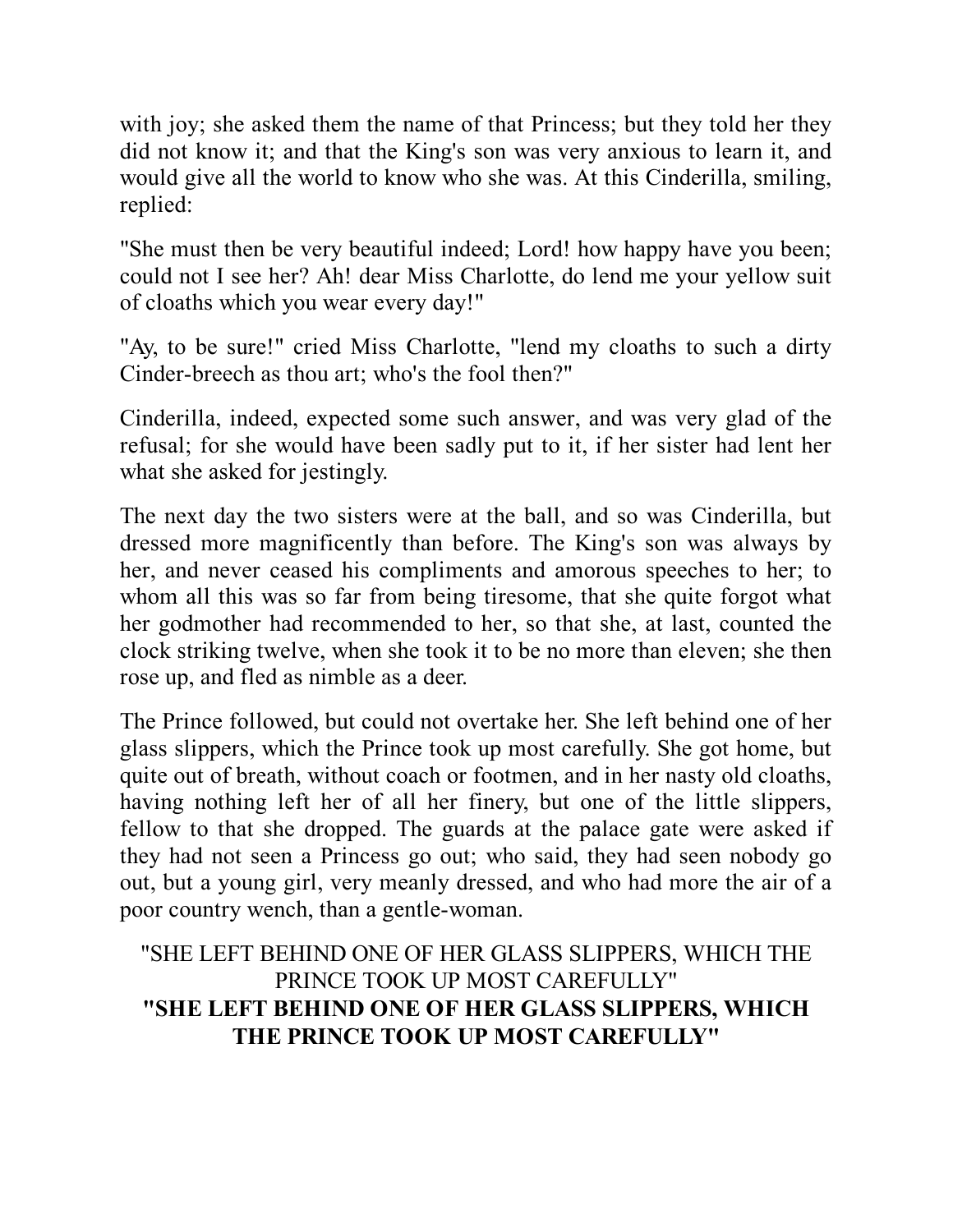with joy; she asked them the name of that Princess; but they told her they did not know it; and that the King's son was very anxious to learn it, and would give all the world to know who she was. At this Cinderilla, smiling, replied:

"She must then be very beautiful indeed; Lord! how happy have you been; could not I see her? Ah! dear Miss Charlotte, do lend me your yellow suit of cloaths which you wear every day!"

"Ay, to be sure!" cried Miss Charlotte, "lend my cloaths to such a dirty Cinder-breech as thou art; who's the fool then?"

Cinderilla, indeed, expected some such answer, and was very glad of the refusal; for she would have been sadly put to it, if her sister had lent her what she asked for jestingly.

The next day the two sisters were at the ball, and so was Cinderilla, but dressed more magnificently than before. The King's son was always by her, and never ceased his compliments and amorous speeches to her; to whom all this was so far from being tiresome, that she quite forgot what her godmother had recommended to her, so that she, at last, counted the clock striking twelve, when she took it to be no more than eleven; she then rose up, and fled as nimble as a deer.

The Prince followed, but could not overtake her. She left behind one of her glass slippers, which the Prince took up most carefully. She got home, but quite out of breath, without coach or footmen, and in her nasty old cloaths, having nothing left her of all her finery, but one of the little slippers, fellow to that she dropped. The guards at the palace gate were asked if they had not seen a Princess go out; who said, they had seen nobody go out, but a young girl, very meanly dressed, and who had more the air of a poor country wench, than a gentle-woman.

"SHE LEFT BEHIND ONE OF HER GLASS SLIPPERS, WHICH THE PRINCE TOOK UP MOST CAREFULLY"

**"SHE LEFT BEHIND ONE OF HER GLASS SLIPPERS, WHICH THE PRINCE TOOK UP MOST CAREFULLY"**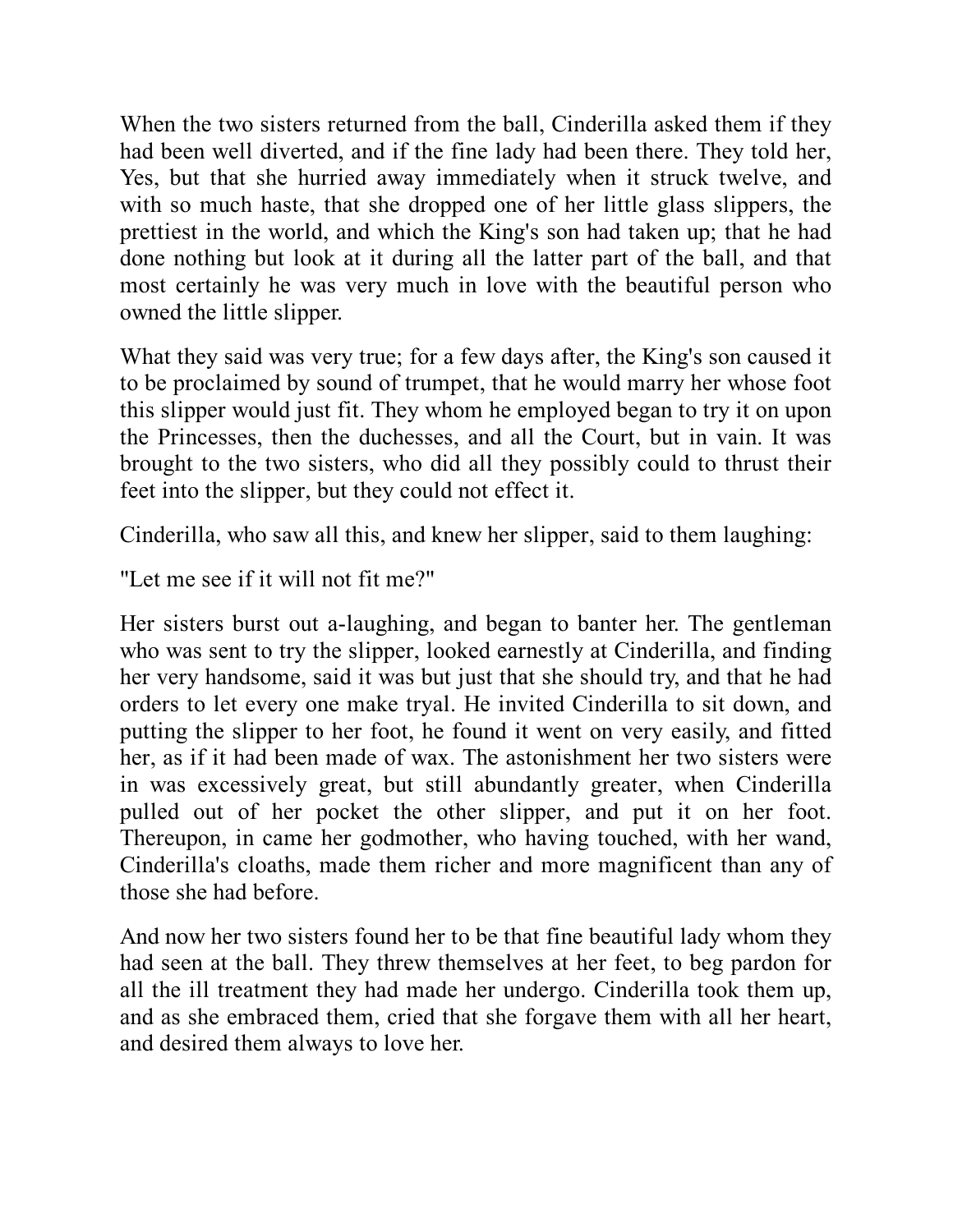When the two sisters returned from the ball, Cinderilla asked them if they had been well diverted, and if the fine lady had been there. They told her, Yes, but that she hurried away immediately when it struck twelve, and with so much haste, that she dropped one of her little glass slippers, the prettiest in the world, and which the King's son had taken up; that he had done nothing but look at it during all the latter part of the ball, and that most certainly he was very much in love with the beautiful person who owned the little slipper.

What they said was very true; for a few days after, the King's son caused it to be proclaimed by sound of trumpet, that he would marry her whose foot this slipper would just fit. They whom he employed began to try it on upon the Princesses, then the duchesses, and all the Court, but in vain. It was brought to the two sisters, who did all they possibly could to thrust their feet into the slipper, but they could not effect it.

Cinderilla, who saw all this, and knew her slipper, said to them laughing:

"Let me see if it will not fit me?"

Her sisters burst out a-laughing, and began to banter her. The gentleman who was sent to try the slipper, looked earnestly at Cinderilla, and finding her very handsome, said it was but just that she should try, and that he had orders to let every one make tryal. He invited Cinderilla to sit down, and putting the slipper to her foot, he found it went on very easily, and fitted her, as if it had been made of wax. The astonishment her two sisters were in was excessively great, but still abundantly greater, when Cinderilla pulled out of her pocket the other slipper, and put it on her foot. Thereupon, in came her godmother, who having touched, with her wand, Cinderilla's cloaths, made them richer and more magnificent than any of those she had before.

And now her two sisters found her to be that fine beautiful lady whom they had seen at the ball. They threw themselves at her feet, to beg pardon for all the ill treatment they had made her undergo. Cinderilla took them up, and as she embraced them, cried that she forgave them with all her heart, and desired them always to love her.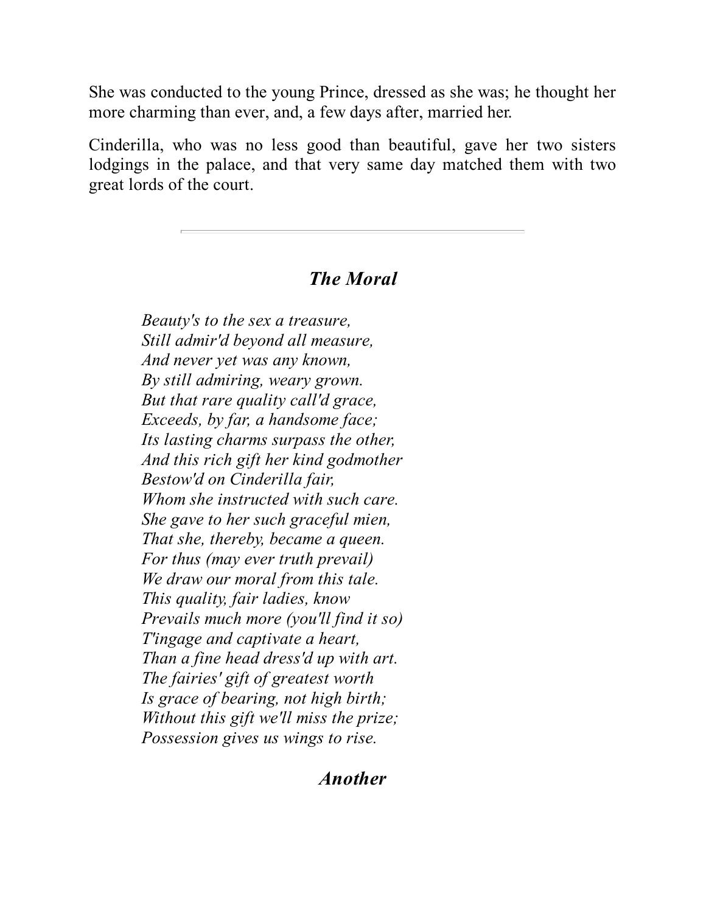She was conducted to the young Prince, dressed as she was; he thought her more charming than ever, and, a few days after, married her.

Cinderilla, who was no less good than beautiful, gave her two sisters lodgings in the palace, and that very same day matched them with two great lords of the court.

---

### *The Moral*

*Beauty's to the sex a treasure,*
*Still admir'd beyond all measure,*
*And never yet was any known,*
*By still admiring, weary grown.*
*But that rare quality call'd grace,*
*Exceeds, by far, a handsome face;*
*Its lasting charms surpass the other,*
*And this rich gift her kind godmother*
*Bestow'd on Cinderilla fair,*
*Whom she instructed with such care.*
*She gave to her such graceful mien,*
*That she, thereby, became a queen.*
*For thus (may ever truth prevail)*
*We draw our moral from this tale.*
*This quality, fair ladies, know*
*Prevails much more (you'll find it so)*
*T'ingage and captivate a heart,*
*Than a fine head dress'd up with art.*
*The fairies' gift of greatest worth*
*Is grace of bearing, not high birth;*
*Without this gift we'll miss the prize;*
*Possession gives us wings to rise.*

### *Another*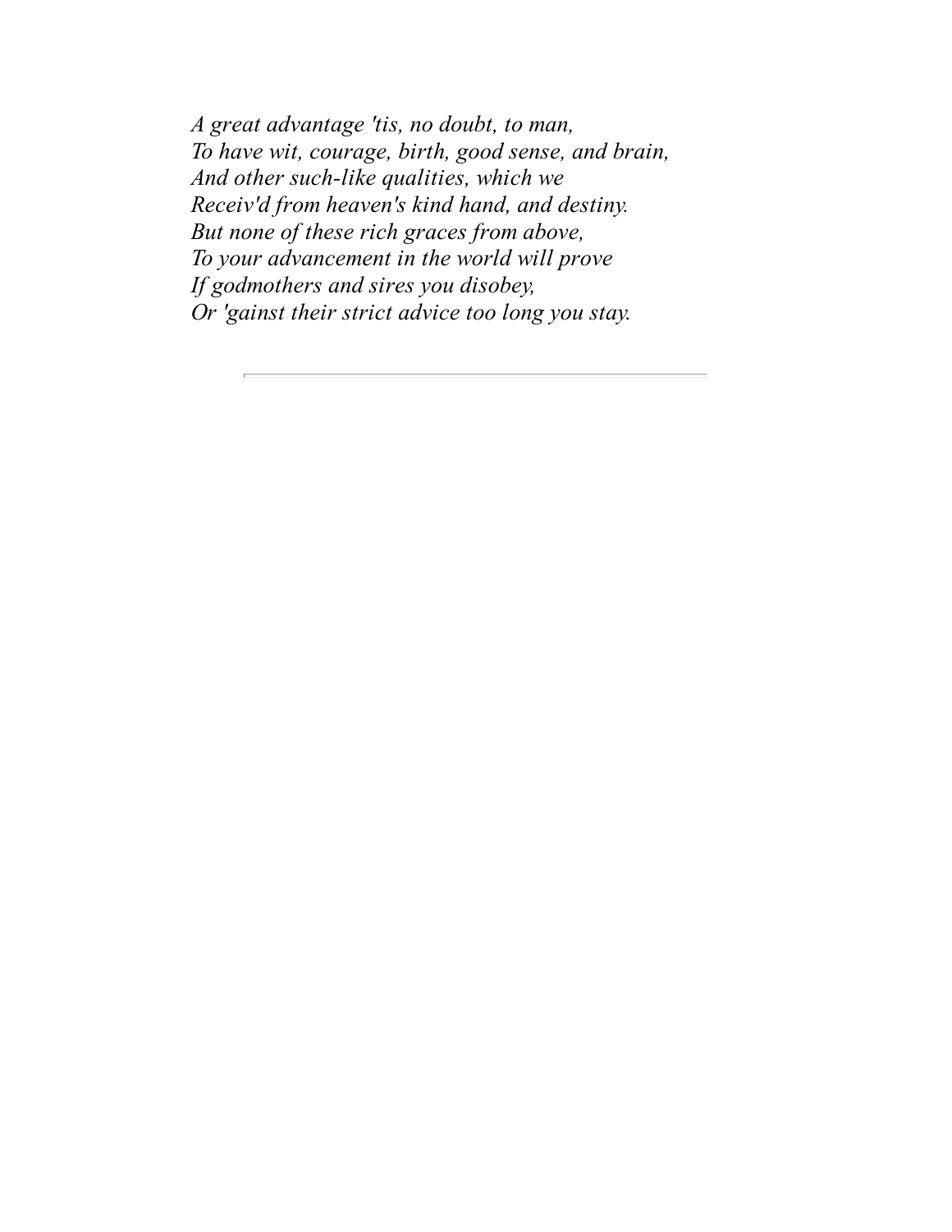*A great advantage 'tis, no doubt, to man,*
*To have wit, courage, birth, good sense, and brain,*
*And other such-like qualities, which we*
*Receiv'd from heaven's kind hand, and destiny.*
*But none of these rich graces from above,*
*To your advancement in the world will prove*
*If godmothers and sires you disobey,*
*Or 'gainst their strict advice too long you stay.*

---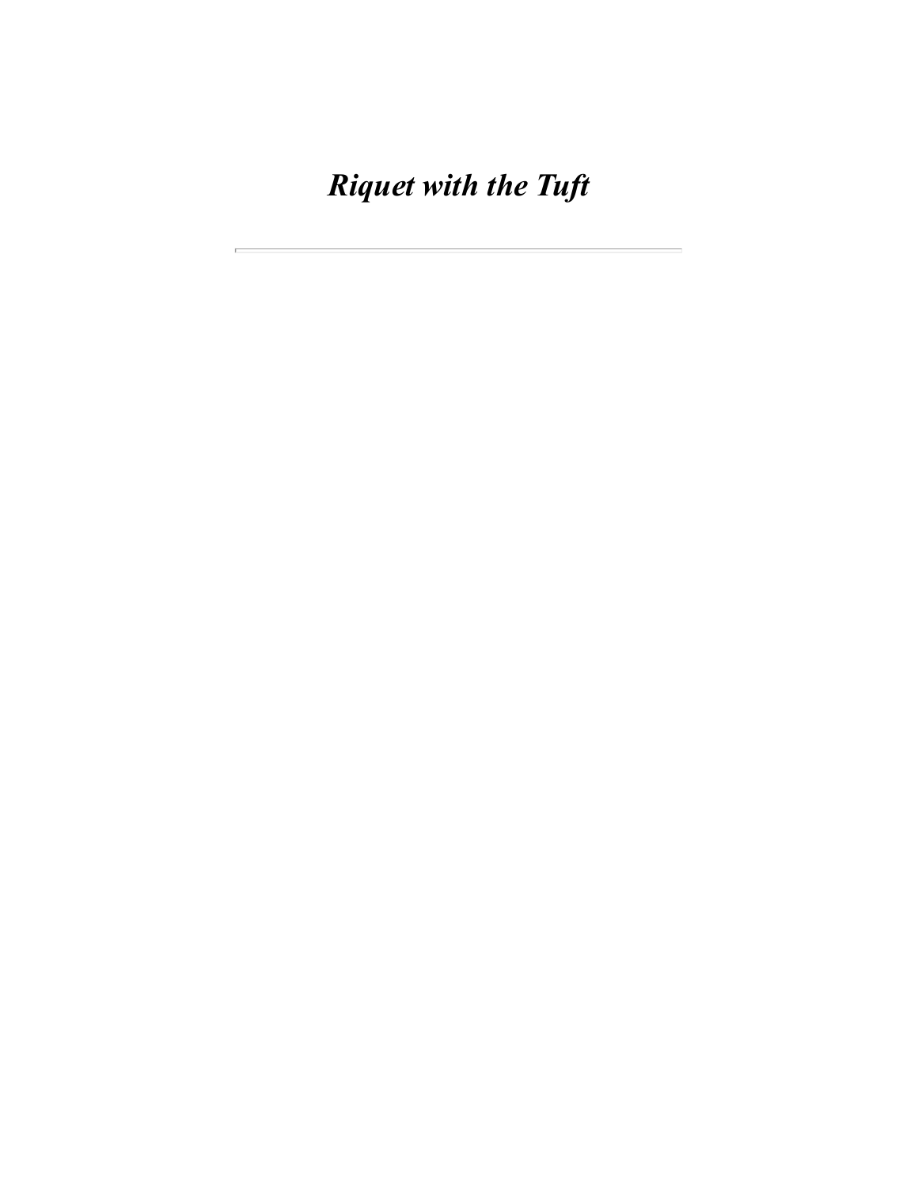# *Riquet with the Tuft*

---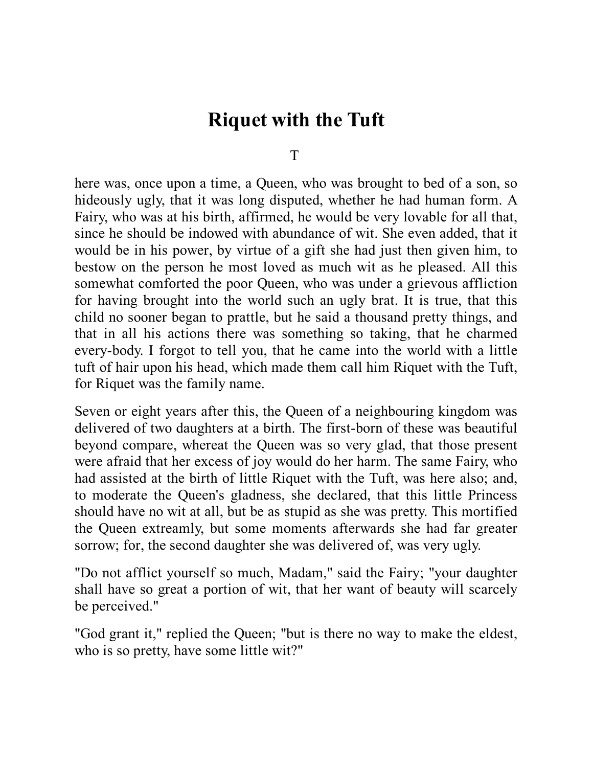# Riquet with the Tuft

There was, once upon a time, a Queen, who was brought to bed of a son, so hideously ugly, that it was long disputed, whether he had human form. A Fairy, who was at his birth, affirmed, he would be very lovable for all that, since he should be indowed with abundance of wit. She even added, that it would be in his power, by virtue of a gift she had just then given him, to bestow on the person he most loved as much wit as he pleased. All this somewhat comforted the poor Queen, who was under a grievous affliction for having brought into the world such an ugly brat. It is true, that this child no sooner began to prattle, but he said a thousand pretty things, and that in all his actions there was something so taking, that he charmed every-body. I forgot to tell you, that he came into the world with a little tuft of hair upon his head, which made them call him Riquet with the Tuft, for Riquet was the family name.

Seven or eight years after this, the Queen of a neighbouring kingdom was delivered of two daughters at a birth. The first-born of these was beautiful beyond compare, whereat the Queen was so very glad, that those present were afraid that her excess of joy would do her harm. The same Fairy, who had assisted at the birth of little Riquet with the Tuft, was here also; and, to moderate the Queen's gladness, she declared, that this little Princess should have no wit at all, but be as stupid as she was pretty. This mortified the Queen extreamly, but some moments afterwards she had far greater sorrow; for, the second daughter she was delivered of, was very ugly.

"Do not afflict yourself so much, Madam," said the Fairy; "your daughter shall have so great a portion of wit, that her want of beauty will scarcely be perceived."

"God grant it," replied the Queen; "but is there no way to make the eldest, who is so pretty, have some little wit?"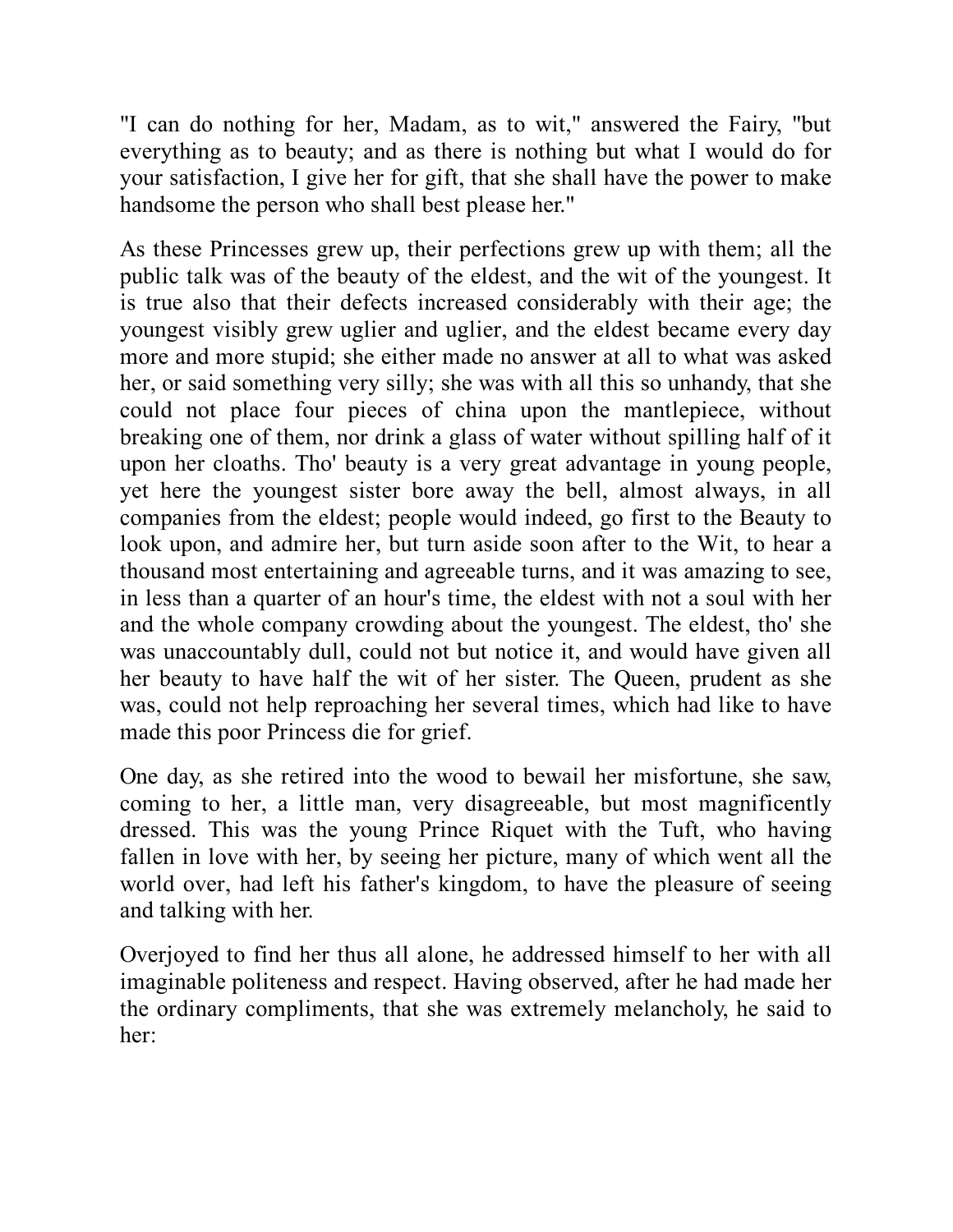"I can do nothing for her, Madam, as to wit," answered the Fairy, "but everything as to beauty; and as there is nothing but what I would do for your satisfaction, I give her for gift, that she shall have the power to make handsome the person who shall best please her."

As these Princesses grew up, their perfections grew up with them; all the public talk was of the beauty of the eldest, and the wit of the youngest. It is true also that their defects increased considerably with their age; the youngest visibly grew uglier and uglier, and the eldest became every day more and more stupid; she either made no answer at all to what was asked her, or said something very silly; she was with all this so unhandy, that she could not place four pieces of china upon the mantlepiece, without breaking one of them, nor drink a glass of water without spilling half of it upon her cloaths. Tho' beauty is a very great advantage in young people, yet here the youngest sister bore away the bell, almost always, in all companies from the eldest; people would indeed, go first to the Beauty to look upon, and admire her, but turn aside soon after to the Wit, to hear a thousand most entertaining and agreeable turns, and it was amazing to see, in less than a quarter of an hour's time, the eldest with not a soul with her and the whole company crowding about the youngest. The eldest, tho' she was unaccountably dull, could not but notice it, and would have given all her beauty to have half the wit of her sister. The Queen, prudent as she was, could not help reproaching her several times, which had like to have made this poor Princess die for grief.

One day, as she retired into the wood to bewail her misfortune, she saw, coming to her, a little man, very disagreeable, but most magnificently dressed. This was the young Prince Riquet with the Tuft, who having fallen in love with her, by seeing her picture, many of which went all the world over, had left his father's kingdom, to have the pleasure of seeing and talking with her.

Overjoyed to find her thus all alone, he addressed himself to her with all imaginable politeness and respect. Having observed, after he had made her the ordinary compliments, that she was extremely melancholy, he said to her: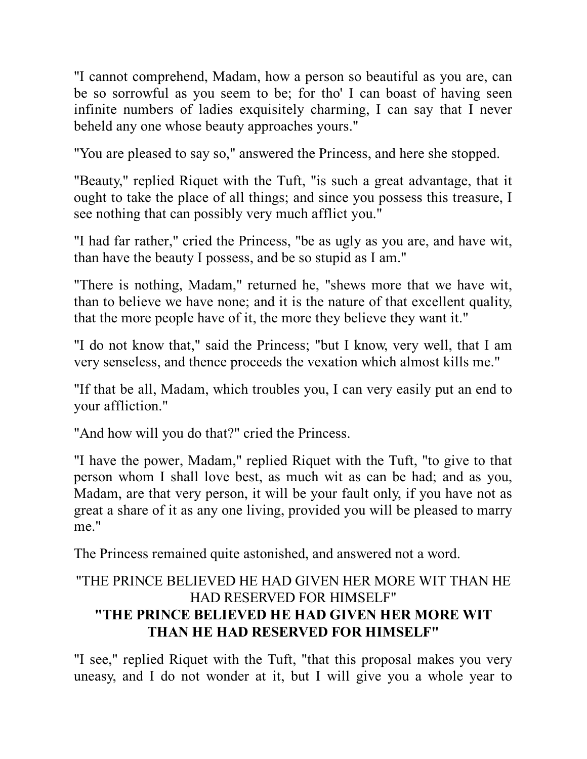"I cannot comprehend, Madam, how a person so beautiful as you are, can be so sorrowful as you seem to be; for tho' I can boast of having seen infinite numbers of ladies exquisitely charming, I can say that I never beheld any one whose beauty approaches yours."

"You are pleased to say so," answered the Princess, and here she stopped.

"Beauty," replied Riquet with the Tuft, "is such a great advantage, that it ought to take the place of all things; and since you possess this treasure, I see nothing that can possibly very much afflict you."

"I had far rather," cried the Princess, "be as ugly as you are, and have wit, than have the beauty I possess, and be so stupid as I am."

"There is nothing, Madam," returned he, "shews more that we have wit, than to believe we have none; and it is the nature of that excellent quality, that the more people have of it, the more they believe they want it."

"I do not know that," said the Princess; "but I know, very well, that I am very senseless, and thence proceeds the vexation which almost kills me."

"If that be all, Madam, which troubles you, I can very easily put an end to your affliction."

"And how will you do that?" cried the Princess.

"I have the power, Madam," replied Riquet with the Tuft, "to give to that person whom I shall love best, as much wit as can be had; and as you, Madam, are that very person, it will be your fault only, if you have not as great a share of it as any one living, provided you will be pleased to marry me."

The Princess remained quite astonished, and answered not a word.

"THE PRINCE BELIEVED HE HAD GIVEN HER MORE WIT THAN HE HAD RESERVED FOR HIMSELF"

**"THE PRINCE BELIEVED HE HAD GIVEN HER MORE WIT THAN HE HAD RESERVED FOR HIMSELF"**

"I see," replied Riquet with the Tuft, "that this proposal makes you very uneasy, and I do not wonder at it, but I will give you a whole year to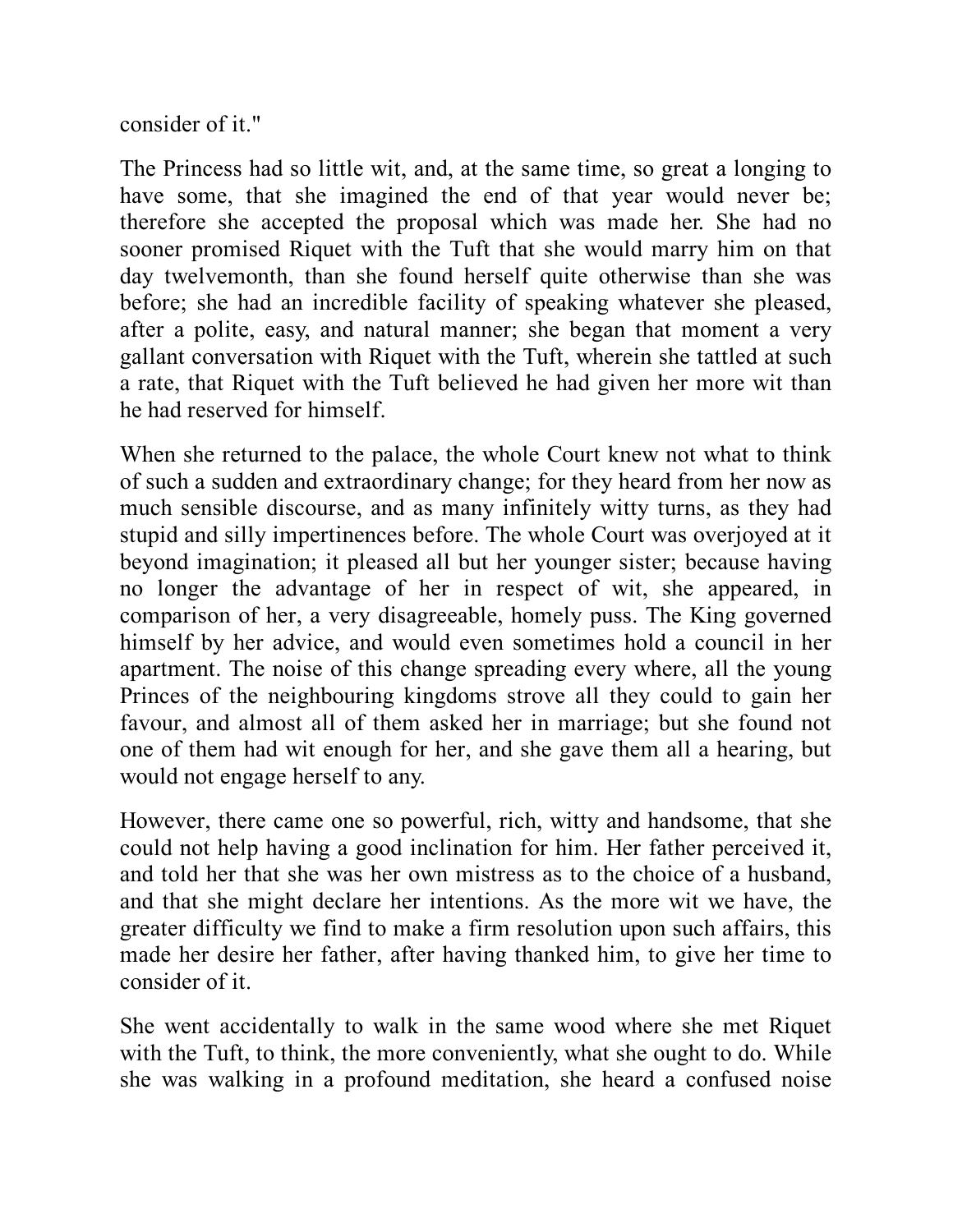consider of it."

The Princess had so little wit, and, at the same time, so great a longing to have some, that she imagined the end of that year would never be; therefore she accepted the proposal which was made her. She had no sooner promised Riquet with the Tuft that she would marry him on that day twelvemonth, than she found herself quite otherwise than she was before; she had an incredible facility of speaking whatever she pleased, after a polite, easy, and natural manner; she began that moment a very gallant conversation with Riquet with the Tuft, wherein she tattled at such a rate, that Riquet with the Tuft believed he had given her more wit than he had reserved for himself.

When she returned to the palace, the whole Court knew not what to think of such a sudden and extraordinary change; for they heard from her now as much sensible discourse, and as many infinitely witty turns, as they had stupid and silly impertinences before. The whole Court was overjoyed at it beyond imagination; it pleased all but her younger sister; because having no longer the advantage of her in respect of wit, she appeared, in comparison of her, a very disagreeable, homely puss. The King governed himself by her advice, and would even sometimes hold a council in her apartment. The noise of this change spreading every where, all the young Princes of the neighbouring kingdoms strove all they could to gain her favour, and almost all of them asked her in marriage; but she found not one of them had wit enough for her, and she gave them all a hearing, but would not engage herself to any.

However, there came one so powerful, rich, witty and handsome, that she could not help having a good inclination for him. Her father perceived it, and told her that she was her own mistress as to the choice of a husband, and that she might declare her intentions. As the more wit we have, the greater difficulty we find to make a firm resolution upon such affairs, this made her desire her father, after having thanked him, to give her time to consider of it.

She went accidentally to walk in the same wood where she met Riquet with the Tuft, to think, the more conveniently, what she ought to do. While she was walking in a profound meditation, she heard a confused noise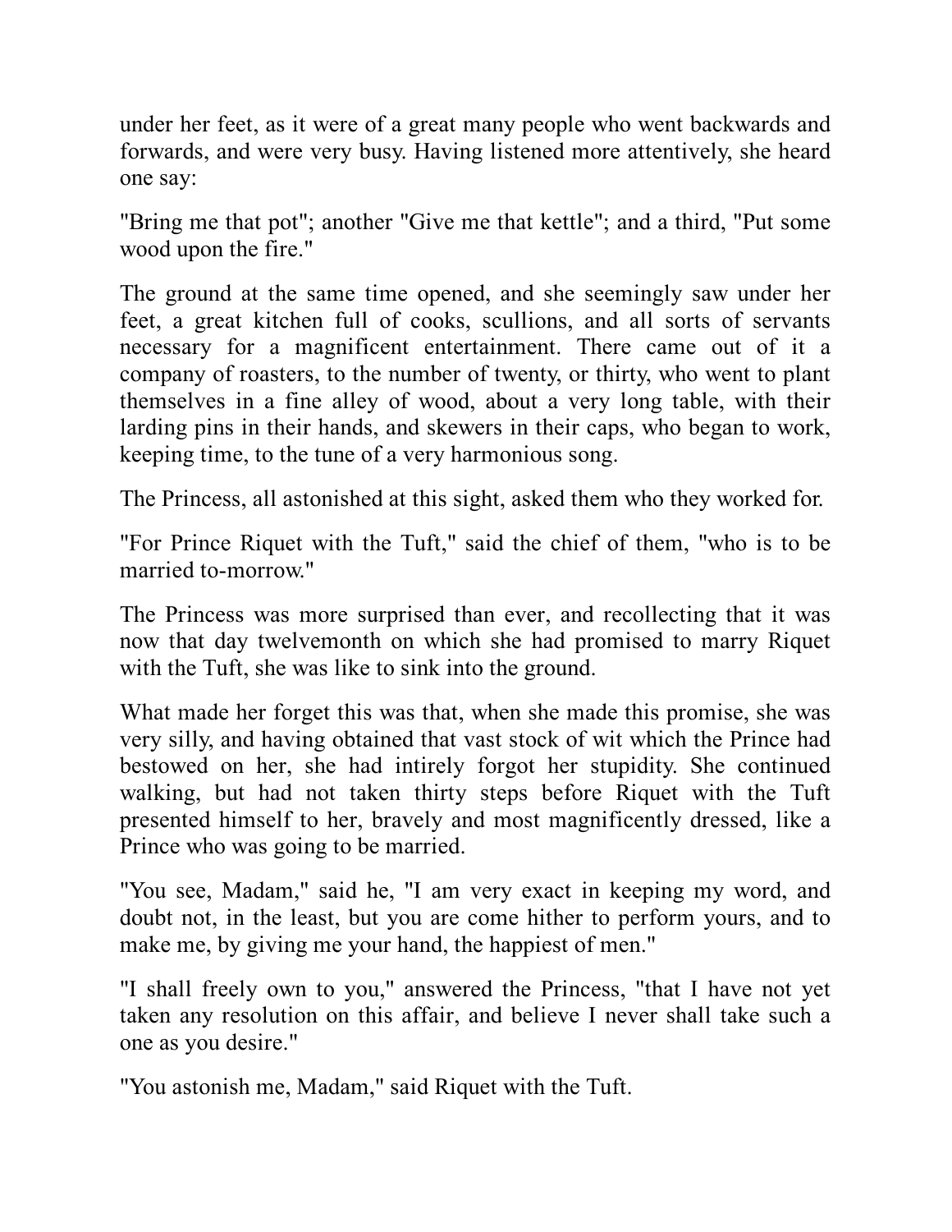under her feet, as it were of a great many people who went backwards and forwards, and were very busy. Having listened more attentively, she heard one say:

"Bring me that pot"; another "Give me that kettle"; and a third, "Put some wood upon the fire."

The ground at the same time opened, and she seemingly saw under her feet, a great kitchen full of cooks, scullions, and all sorts of servants necessary for a magnificent entertainment. There came out of it a company of roasters, to the number of twenty, or thirty, who went to plant themselves in a fine alley of wood, about a very long table, with their larding pins in their hands, and skewers in their caps, who began to work, keeping time, to the tune of a very harmonious song.

The Princess, all astonished at this sight, asked them who they worked for.

"For Prince Riquet with the Tuft," said the chief of them, "who is to be married to-morrow."

The Princess was more surprised than ever, and recollecting that it was now that day twelvemonth on which she had promised to marry Riquet with the Tuft, she was like to sink into the ground.

What made her forget this was that, when she made this promise, she was very silly, and having obtained that vast stock of wit which the Prince had bestowed on her, she had intirely forgot her stupidity. She continued walking, but had not taken thirty steps before Riquet with the Tuft presented himself to her, bravely and most magnificently dressed, like a Prince who was going to be married.

"You see, Madam," said he, "I am very exact in keeping my word, and doubt not, in the least, but you are come hither to perform yours, and to make me, by giving me your hand, the happiest of men."

"I shall freely own to you," answered the Princess, "that I have not yet taken any resolution on this affair, and believe I never shall take such a one as you desire."

"You astonish me, Madam," said Riquet with the Tuft.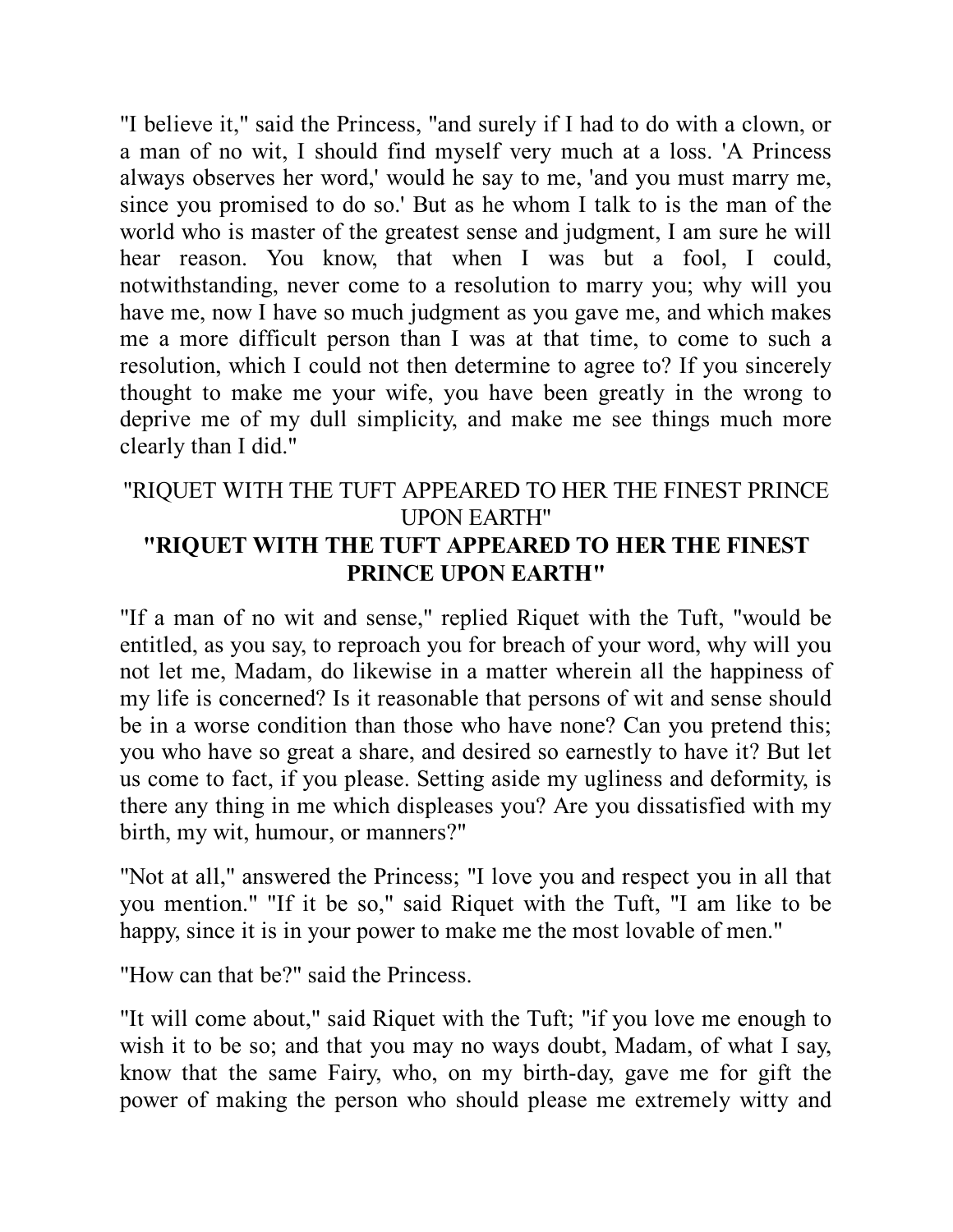"I believe it," said the Princess, "and surely if I had to do with a clown, or a man of no wit, I should find myself very much at a loss. 'A Princess always observes her word,' would he say to me, 'and you must marry me, since you promised to do so.' But as he whom I talk to is the man of the world who is master of the greatest sense and judgment, I am sure he will hear reason. You know, that when I was but a fool, I could, notwithstanding, never come to a resolution to marry you; why will you have me, now I have so much judgment as you gave me, and which makes me a more difficult person than I was at that time, to come to such a resolution, which I could not then determine to agree to? If you sincerely thought to make me your wife, you have been greatly in the wrong to deprive me of my dull simplicity, and make me see things much more clearly than I did."

"RIQUET WITH THE TUFT APPEARED TO HER THE FINEST PRINCE UPON EARTH"

**"RIQUET WITH THE TUFT APPEARED TO HER THE FINEST PRINCE UPON EARTH"**

"If a man of no wit and sense," replied Riquet with the Tuft, "would be entitled, as you say, to reproach you for breach of your word, why will you not let me, Madam, do likewise in a matter wherein all the happiness of my life is concerned? Is it reasonable that persons of wit and sense should be in a worse condition than those who have none? Can you pretend this; you who have so great a share, and desired so earnestly to have it? But let us come to fact, if you please. Setting aside my ugliness and deformity, is there any thing in me which displeases you? Are you dissatisfied with my birth, my wit, humour, or manners?"

"Not at all," answered the Princess; "I love you and respect you in all that you mention." "If it be so," said Riquet with the Tuft, "I am like to be happy, since it is in your power to make me the most lovable of men."

"How can that be?" said the Princess.

"It will come about," said Riquet with the Tuft; "if you love me enough to wish it to be so; and that you may no ways doubt, Madam, of what I say, know that the same Fairy, who, on my birth-day, gave me for gift the power of making the person who should please me extremely witty and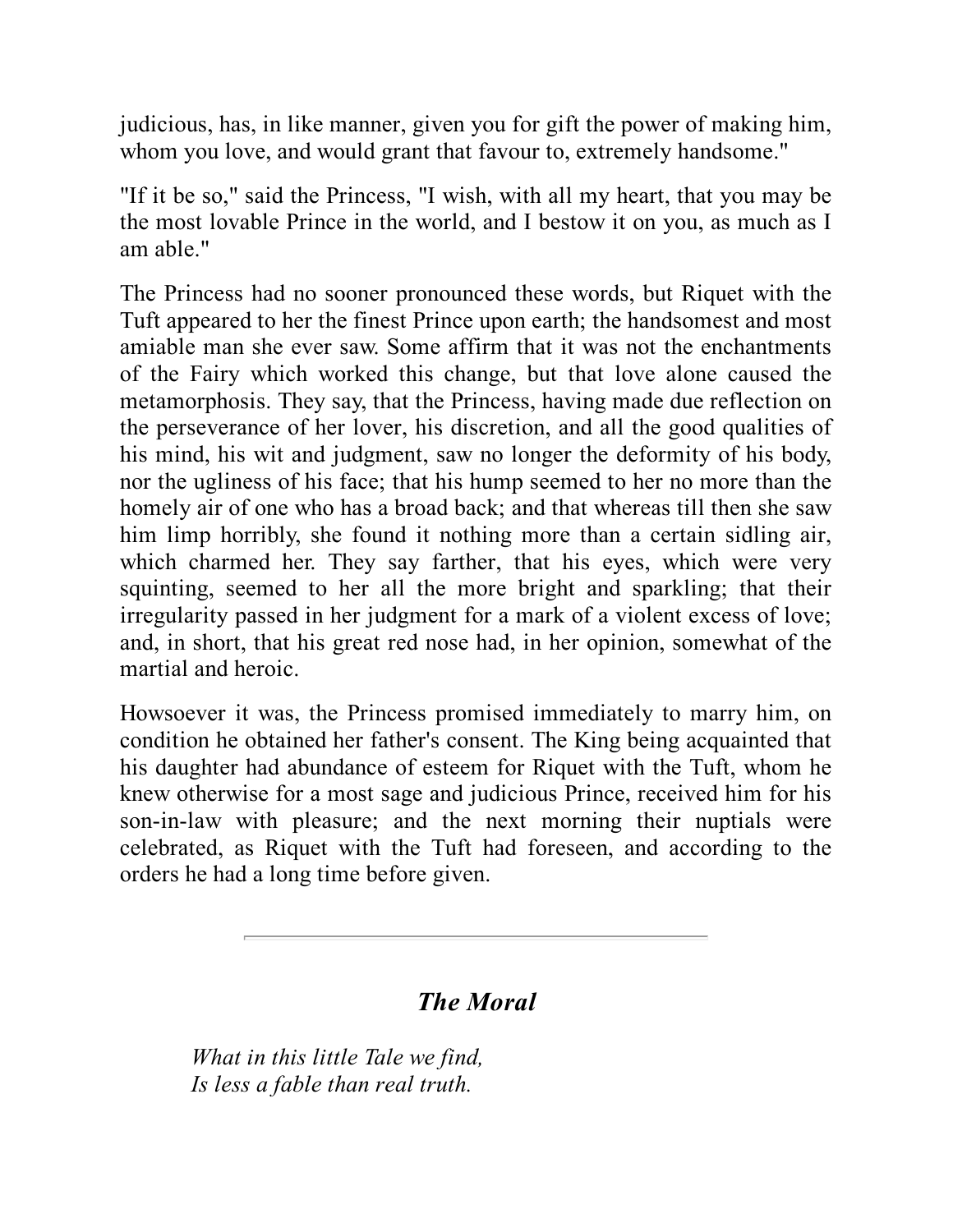judicious, has, in like manner, given you for gift the power of making him, whom you love, and would grant that favour to, extremely handsome."

"If it be so," said the Princess, "I wish, with all my heart, that you may be the most lovable Prince in the world, and I bestow it on you, as much as I am able."

The Princess had no sooner pronounced these words, but Riquet with the Tuft appeared to her the finest Prince upon earth; the handsomest and most amiable man she ever saw. Some affirm that it was not the enchantments of the Fairy which worked this change, but that love alone caused the metamorphosis. They say, that the Princess, having made due reflection on the perseverance of her lover, his discretion, and all the good qualities of his mind, his wit and judgment, saw no longer the deformity of his body, nor the ugliness of his face; that his hump seemed to her no more than the homely air of one who has a broad back; and that whereas till then she saw him limp horribly, she found it nothing more than a certain sidling air, which charmed her. They say farther, that his eyes, which were very squinting, seemed to her all the more bright and sparkling; that their irregularity passed in her judgment for a mark of a violent excess of love; and, in short, that his great red nose had, in her opinion, somewhat of the martial and heroic.

Howsoever it was, the Princess promised immediately to marry him, on condition he obtained her father's consent. The King being acquainted that his daughter had abundance of esteem for Riquet with the Tuft, whom he knew otherwise for a most sage and judicious Prince, received him for his son-in-law with pleasure; and the next morning their nuptials were celebrated, as Riquet with the Tuft had foreseen, and according to the orders he had a long time before given.

---

## *The Moral*

*What in this little Tale we find,*
*Is less a fable than real truth.*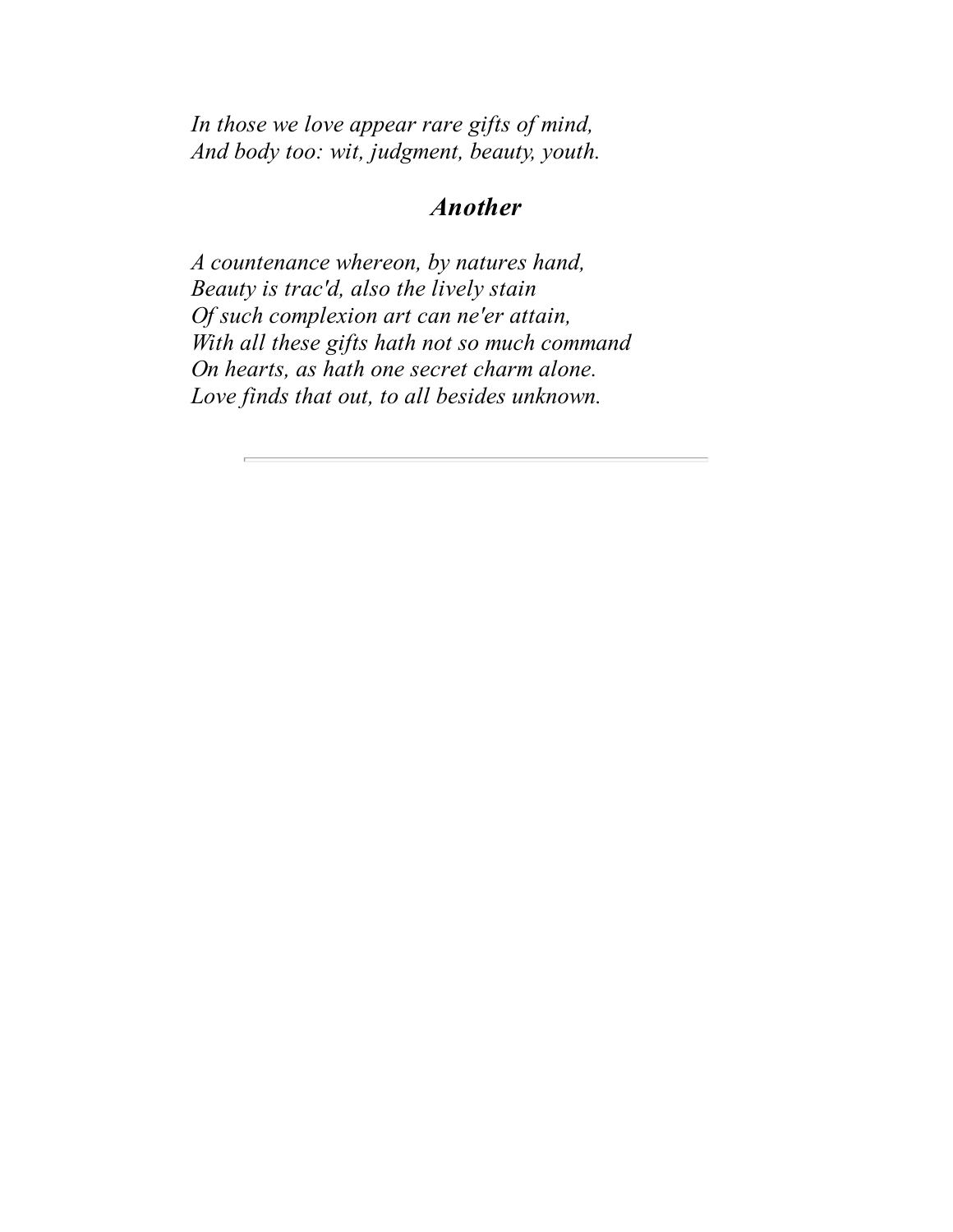*In those we love appear rare gifts of mind,*
*And body too: wit, judgment, beauty, youth.*

### *Another*

*A countenance whereon, by natures hand,*
*Beauty is trac'd, also the lively stain*
*Of such complexion art can ne'er attain,*
*With all these gifts hath not so much command*
*On hearts, as hath one secret charm alone.*
*Love finds that out, to all besides unknown.*

---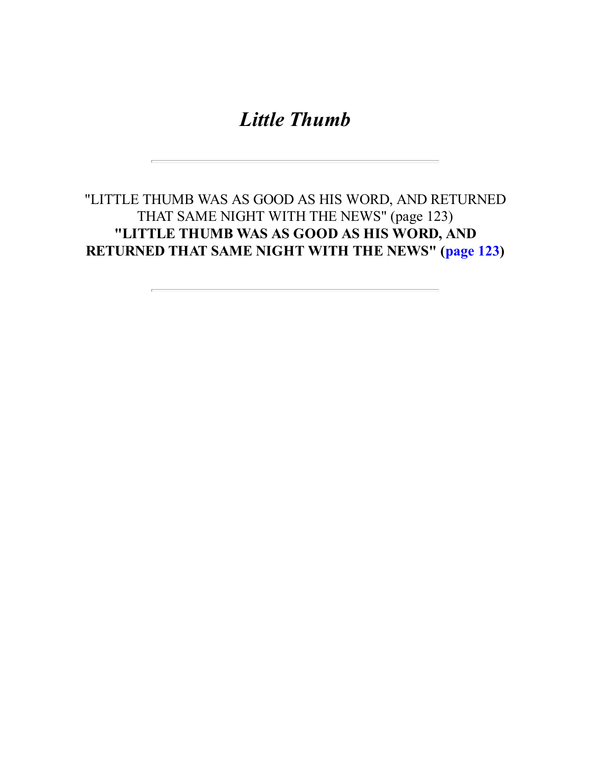# *Little Thumb*

---

"LITTLE THUMB WAS AS GOOD AS HIS WORD, AND RETURNED THAT SAME NIGHT WITH THE NEWS" (page 123)

**"LITTLE THUMB WAS AS GOOD AS HIS WORD, AND RETURNED THAT SAME NIGHT WITH THE NEWS" (page 123)**

---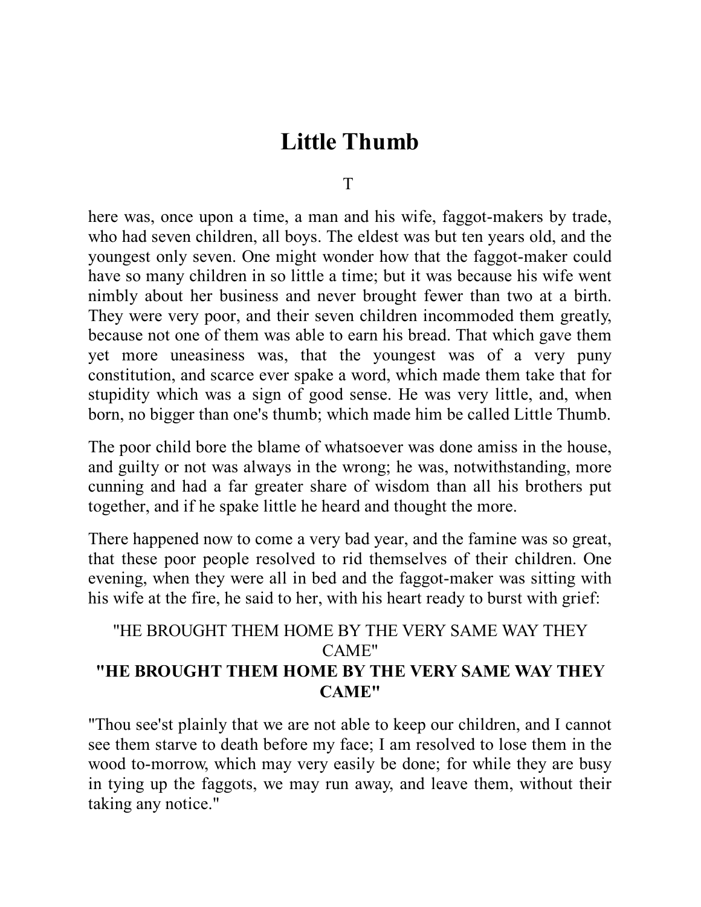# Little Thumb

T

here was, once upon a time, a man and his wife, faggot-makers by trade, who had seven children, all boys. The eldest was but ten years old, and the youngest only seven. One might wonder how that the faggot-maker could have so many children in so little a time; but it was because his wife went nimbly about her business and never brought fewer than two at a birth. They were very poor, and their seven children incommoded them greatly, because not one of them was able to earn his bread. That which gave them yet more uneasiness was, that the youngest was of a very puny constitution, and scarce ever spake a word, which made them take that for stupidity which was a sign of good sense. He was very little, and, when born, no bigger than one's thumb; which made him be called Little Thumb.

The poor child bore the blame of whatsoever was done amiss in the house, and guilty or not was always in the wrong; he was, notwithstanding, more cunning and had a far greater share of wisdom than all his brothers put together, and if he spake little he heard and thought the more.

There happened now to come a very bad year, and the famine was so great, that these poor people resolved to rid themselves of their children. One evening, when they were all in bed and the faggot-maker was sitting with his wife at the fire, he said to her, with his heart ready to burst with grief:

"HE BROUGHT THEM HOME BY THE VERY SAME WAY THEY CAME"

**"HE BROUGHT THEM HOME BY THE VERY SAME WAY THEY CAME"**

"Thou see'st plainly that we are not able to keep our children, and I cannot see them starve to death before my face; I am resolved to lose them in the wood to-morrow, which may very easily be done; for while they are busy in tying up the faggots, we may run away, and leave them, without their taking any notice."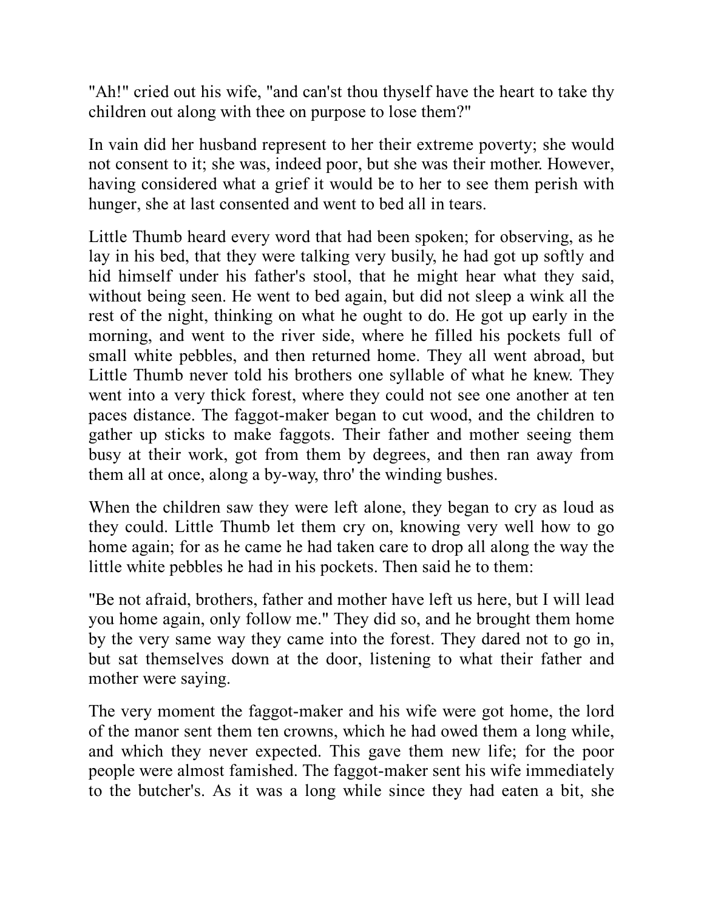"Ah!" cried out his wife, "and can'st thou thyself have the heart to take thy children out along with thee on purpose to lose them?"

In vain did her husband represent to her their extreme poverty; she would not consent to it; she was, indeed poor, but she was their mother. However, having considered what a grief it would be to her to see them perish with hunger, she at last consented and went to bed all in tears.

Little Thumb heard every word that had been spoken; for observing, as he lay in his bed, that they were talking very busily, he had got up softly and hid himself under his father's stool, that he might hear what they said, without being seen. He went to bed again, but did not sleep a wink all the rest of the night, thinking on what he ought to do. He got up early in the morning, and went to the river side, where he filled his pockets full of small white pebbles, and then returned home. They all went abroad, but Little Thumb never told his brothers one syllable of what he knew. They went into a very thick forest, where they could not see one another at ten paces distance. The faggot-maker began to cut wood, and the children to gather up sticks to make faggots. Their father and mother seeing them busy at their work, got from them by degrees, and then ran away from them all at once, along a by-way, thro' the winding bushes.

When the children saw they were left alone, they began to cry as loud as they could. Little Thumb let them cry on, knowing very well how to go home again; for as he came he had taken care to drop all along the way the little white pebbles he had in his pockets. Then said he to them:

"Be not afraid, brothers, father and mother have left us here, but I will lead you home again, only follow me." They did so, and he brought them home by the very same way they came into the forest. They dared not to go in, but sat themselves down at the door, listening to what their father and mother were saying.

The very moment the faggot-maker and his wife were got home, the lord of the manor sent them ten crowns, which he had owed them a long while, and which they never expected. This gave them new life; for the poor people were almost famished. The faggot-maker sent his wife immediately to the butcher's. As it was a long while since they had eaten a bit, she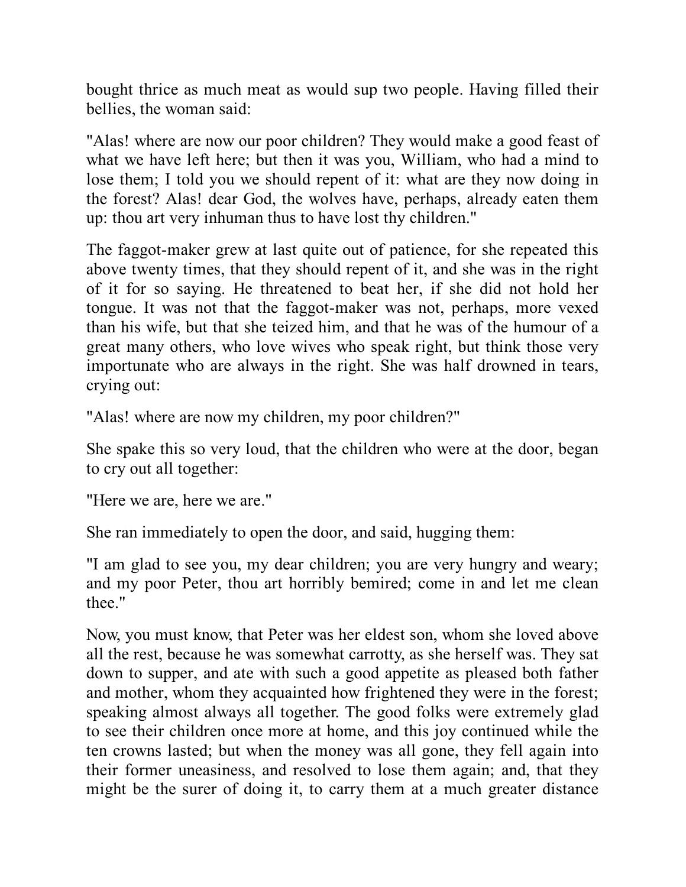bought thrice as much meat as would sup two people. Having filled their bellies, the woman said:

"Alas! where are now our poor children? They would make a good feast of what we have left here; but then it was you, William, who had a mind to lose them; I told you we should repent of it: what are they now doing in the forest? Alas! dear God, the wolves have, perhaps, already eaten them up: thou art very inhuman thus to have lost thy children."

The faggot-maker grew at last quite out of patience, for she repeated this above twenty times, that they should repent of it, and she was in the right of it for so saying. He threatened to beat her, if she did not hold her tongue. It was not that the faggot-maker was not, perhaps, more vexed than his wife, but that she teized him, and that he was of the humour of a great many others, who love wives who speak right, but think those very importunate who are always in the right. She was half drowned in tears, crying out:

"Alas! where are now my children, my poor children?"

She spake this so very loud, that the children who were at the door, began to cry out all together:

"Here we are, here we are."

She ran immediately to open the door, and said, hugging them:

"I am glad to see you, my dear children; you are very hungry and weary; and my poor Peter, thou art horribly bemired; come in and let me clean thee."

Now, you must know, that Peter was her eldest son, whom she loved above all the rest, because he was somewhat carrotty, as she herself was. They sat down to supper, and ate with such a good appetite as pleased both father and mother, whom they acquainted how frightened they were in the forest; speaking almost always all together. The good folks were extremely glad to see their children once more at home, and this joy continued while the ten crowns lasted; but when the money was all gone, they fell again into their former uneasiness, and resolved to lose them again; and, that they might be the surer of doing it, to carry them at a much greater distance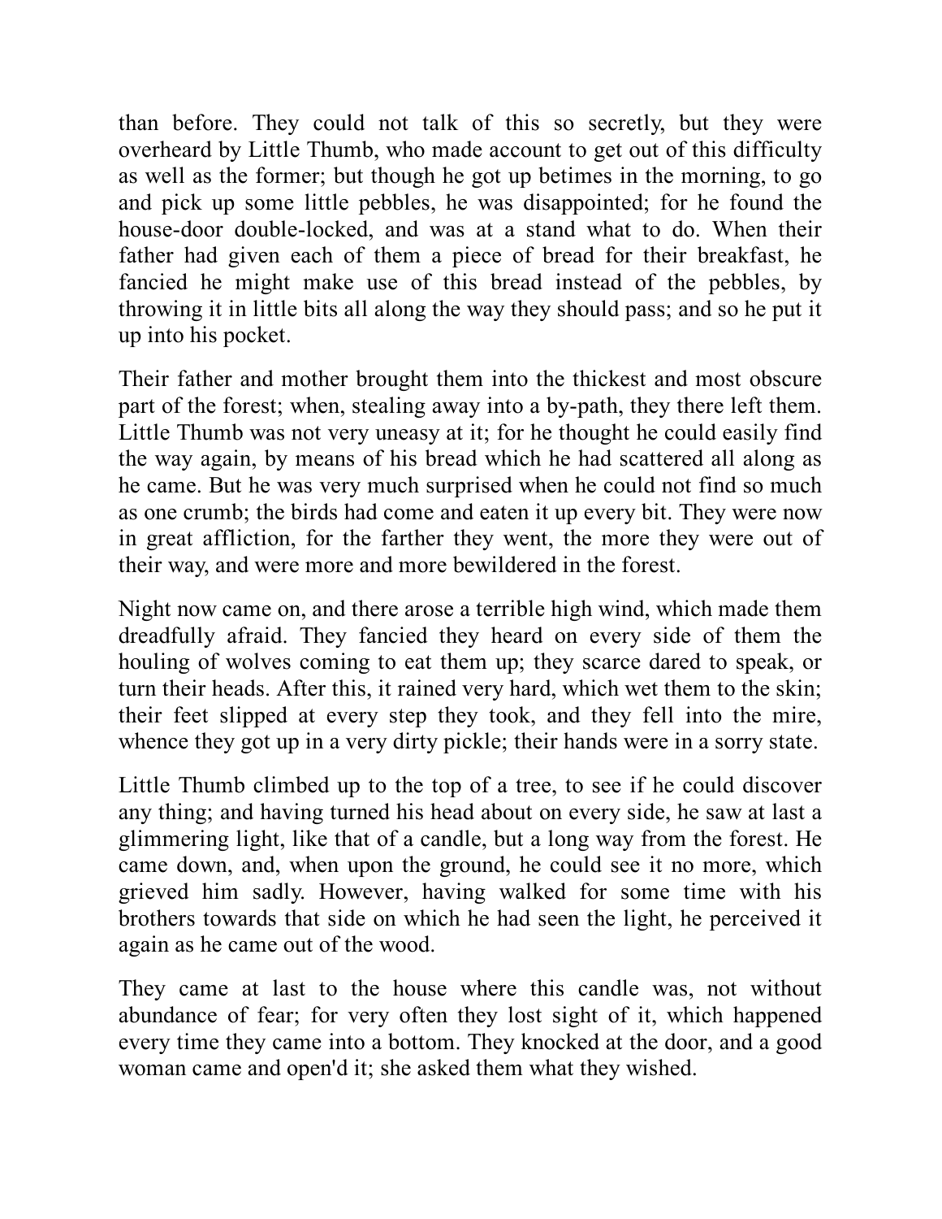than before. They could not talk of this so secretly, but they were overheard by Little Thumb, who made account to get out of this difficulty as well as the former; but though he got up betimes in the morning, to go and pick up some little pebbles, he was disappointed; for he found the house-door double-locked, and was at a stand what to do. When their father had given each of them a piece of bread for their breakfast, he fancied he might make use of this bread instead of the pebbles, by throwing it in little bits all along the way they should pass; and so he put it up into his pocket.

Their father and mother brought them into the thickest and most obscure part of the forest; when, stealing away into a by-path, they there left them. Little Thumb was not very uneasy at it; for he thought he could easily find the way again, by means of his bread which he had scattered all along as he came. But he was very much surprised when he could not find so much as one crumb; the birds had come and eaten it up every bit. They were now in great affliction, for the farther they went, the more they were out of their way, and were more and more bewildered in the forest.

Night now came on, and there arose a terrible high wind, which made them dreadfully afraid. They fancied they heard on every side of them the houling of wolves coming to eat them up; they scarce dared to speak, or turn their heads. After this, it rained very hard, which wet them to the skin; their feet slipped at every step they took, and they fell into the mire, whence they got up in a very dirty pickle; their hands were in a sorry state.

Little Thumb climbed up to the top of a tree, to see if he could discover any thing; and having turned his head about on every side, he saw at last a glimmering light, like that of a candle, but a long way from the forest. He came down, and, when upon the ground, he could see it no more, which grieved him sadly. However, having walked for some time with his brothers towards that side on which he had seen the light, he perceived it again as he came out of the wood.

They came at last to the house where this candle was, not without abundance of fear; for very often they lost sight of it, which happened every time they came into a bottom. They knocked at the door, and a good woman came and open'd it; she asked them what they wished.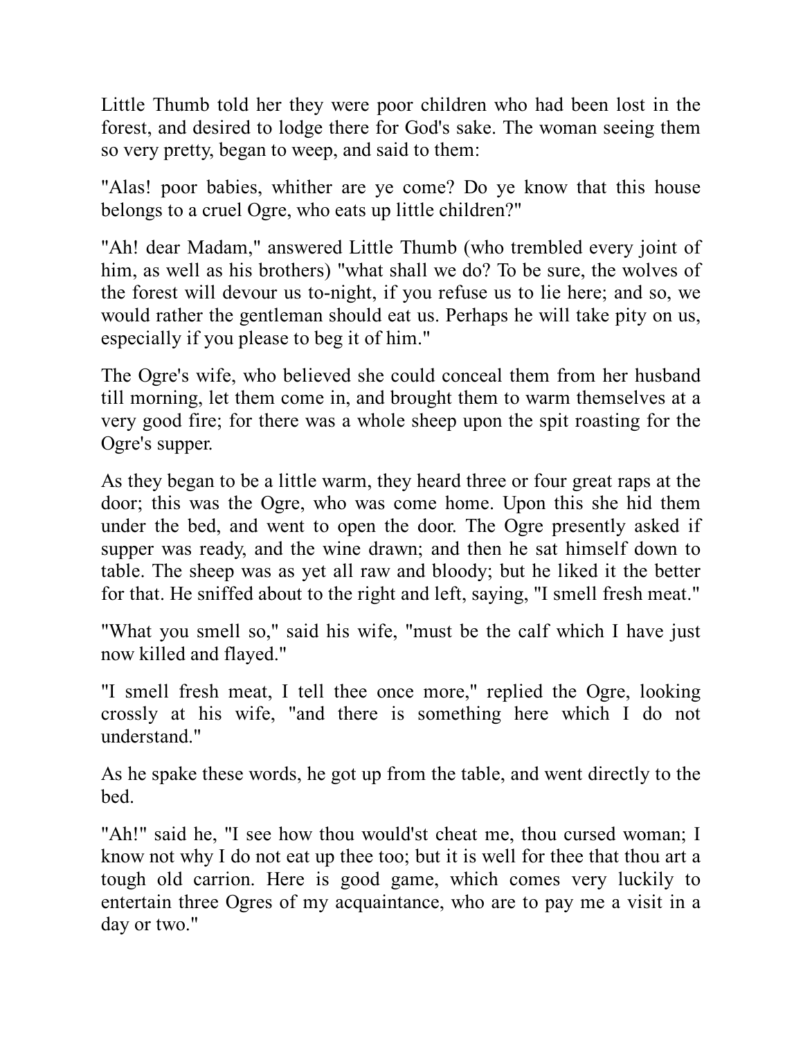Little Thumb told her they were poor children who had been lost in the forest, and desired to lodge there for God's sake. The woman seeing them so very pretty, began to weep, and said to them:

"Alas! poor babies, whither are ye come? Do ye know that this house belongs to a cruel Ogre, who eats up little children?"

"Ah! dear Madam," answered Little Thumb (who trembled every joint of him, as well as his brothers) "what shall we do? To be sure, the wolves of the forest will devour us to-night, if you refuse us to lie here; and so, we would rather the gentleman should eat us. Perhaps he will take pity on us, especially if you please to beg it of him."

The Ogre's wife, who believed she could conceal them from her husband till morning, let them come in, and brought them to warm themselves at a very good fire; for there was a whole sheep upon the spit roasting for the Ogre's supper.

As they began to be a little warm, they heard three or four great raps at the door; this was the Ogre, who was come home. Upon this she hid them under the bed, and went to open the door. The Ogre presently asked if supper was ready, and the wine drawn; and then he sat himself down to table. The sheep was as yet all raw and bloody; but he liked it the better for that. He sniffed about to the right and left, saying, "I smell fresh meat."

"What you smell so," said his wife, "must be the calf which I have just now killed and flayed."

"I smell fresh meat, I tell thee once more," replied the Ogre, looking crossly at his wife, "and there is something here which I do not understand."

As he spake these words, he got up from the table, and went directly to the bed.

"Ah!" said he, "I see how thou would'st cheat me, thou cursed woman; I know not why I do not eat up thee too; but it is well for thee that thou art a tough old carrion. Here is good game, which comes very luckily to entertain three Ogres of my acquaintance, who are to pay me a visit in a day or two."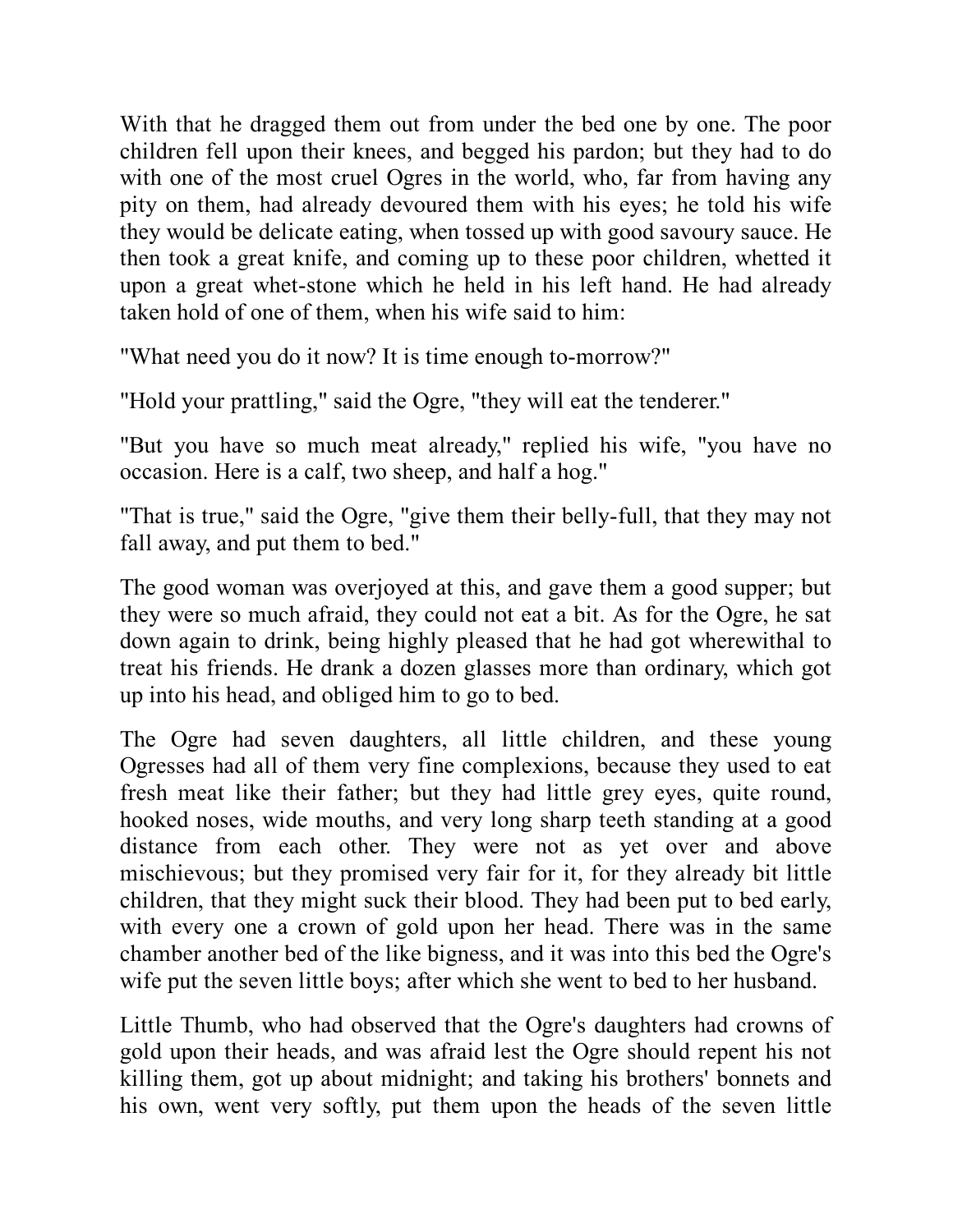With that he dragged them out from under the bed one by one. The poor children fell upon their knees, and begged his pardon; but they had to do with one of the most cruel Ogres in the world, who, far from having any pity on them, had already devoured them with his eyes; he told his wife they would be delicate eating, when tossed up with good savoury sauce. He then took a great knife, and coming up to these poor children, whetted it upon a great whet-stone which he held in his left hand. He had already taken hold of one of them, when his wife said to him:

"What need you do it now? It is time enough to-morrow?"

"Hold your prattling," said the Ogre, "they will eat the tenderer."

"But you have so much meat already," replied his wife, "you have no occasion. Here is a calf, two sheep, and half a hog."

"That is true," said the Ogre, "give them their belly-full, that they may not fall away, and put them to bed."

The good woman was overjoyed at this, and gave them a good supper; but they were so much afraid, they could not eat a bit. As for the Ogre, he sat down again to drink, being highly pleased that he had got wherewithal to treat his friends. He drank a dozen glasses more than ordinary, which got up into his head, and obliged him to go to bed.

The Ogre had seven daughters, all little children, and these young Ogresses had all of them very fine complexions, because they used to eat fresh meat like their father; but they had little grey eyes, quite round, hooked noses, wide mouths, and very long sharp teeth standing at a good distance from each other. They were not as yet over and above mischievous; but they promised very fair for it, for they already bit little children, that they might suck their blood. They had been put to bed early, with every one a crown of gold upon her head. There was in the same chamber another bed of the like bigness, and it was into this bed the Ogre's wife put the seven little boys; after which she went to bed to her husband.

Little Thumb, who had observed that the Ogre's daughters had crowns of gold upon their heads, and was afraid lest the Ogre should repent his not killing them, got up about midnight; and taking his brothers' bonnets and his own, went very softly, put them upon the heads of the seven little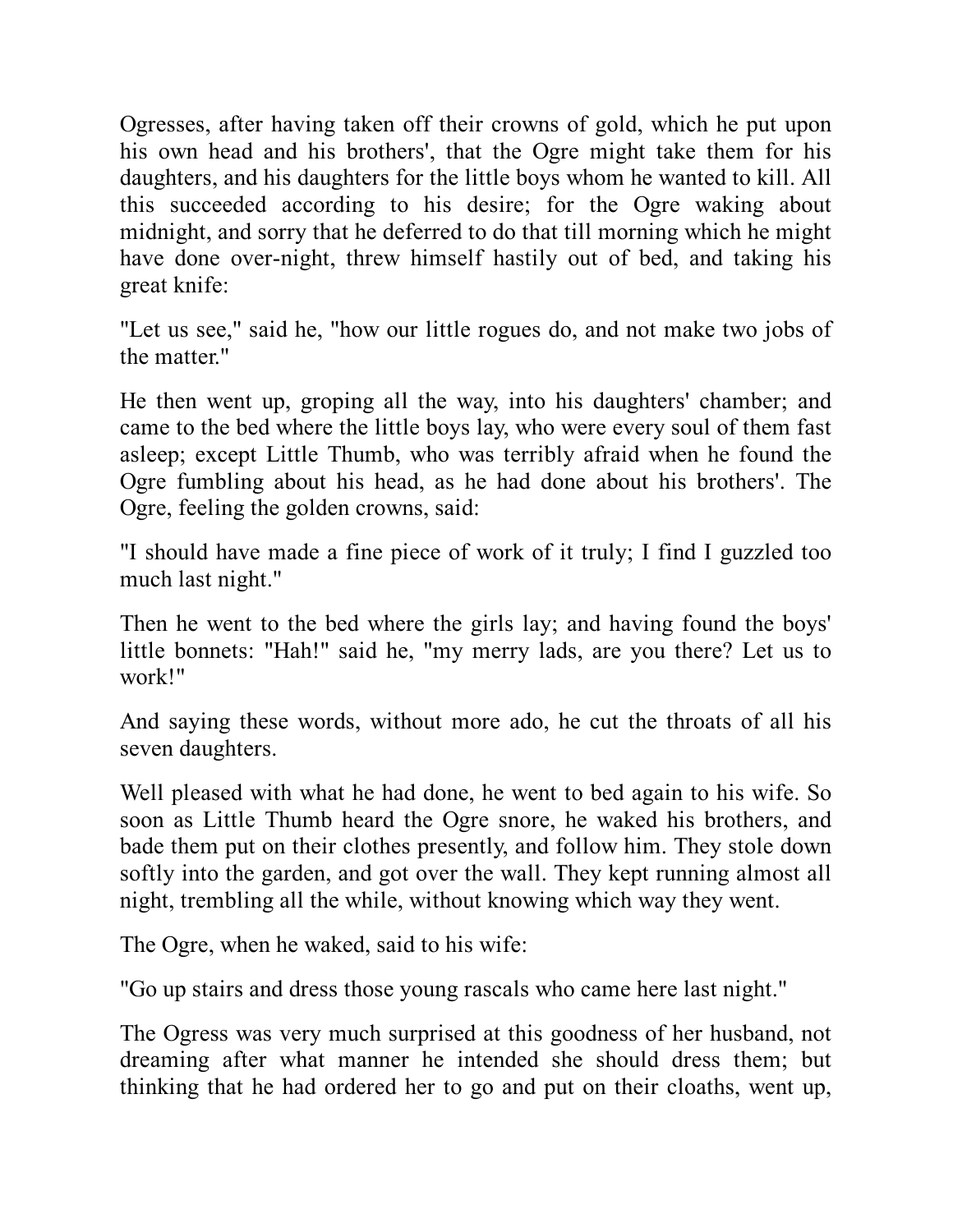Ogresses, after having taken off their crowns of gold, which he put upon his own head and his brothers', that the Ogre might take them for his daughters, and his daughters for the little boys whom he wanted to kill. All this succeeded according to his desire; for the Ogre waking about midnight, and sorry that he deferred to do that till morning which he might have done over-night, threw himself hastily out of bed, and taking his great knife:

"Let us see," said he, "how our little rogues do, and not make two jobs of the matter."

He then went up, groping all the way, into his daughters' chamber; and came to the bed where the little boys lay, who were every soul of them fast asleep; except Little Thumb, who was terribly afraid when he found the Ogre fumbling about his head, as he had done about his brothers'. The Ogre, feeling the golden crowns, said:

"I should have made a fine piece of work of it truly; I find I guzzled too much last night."

Then he went to the bed where the girls lay; and having found the boys' little bonnets: "Hah!" said he, "my merry lads, are you there? Let us to work!"

And saying these words, without more ado, he cut the throats of all his seven daughters.

Well pleased with what he had done, he went to bed again to his wife. So soon as Little Thumb heard the Ogre snore, he waked his brothers, and bade them put on their clothes presently, and follow him. They stole down softly into the garden, and got over the wall. They kept running almost all night, trembling all the while, without knowing which way they went.

The Ogre, when he waked, said to his wife:

"Go up stairs and dress those young rascals who came here last night."

The Ogress was very much surprised at this goodness of her husband, not dreaming after what manner he intended she should dress them; but thinking that he had ordered her to go and put on their cloaths, went up,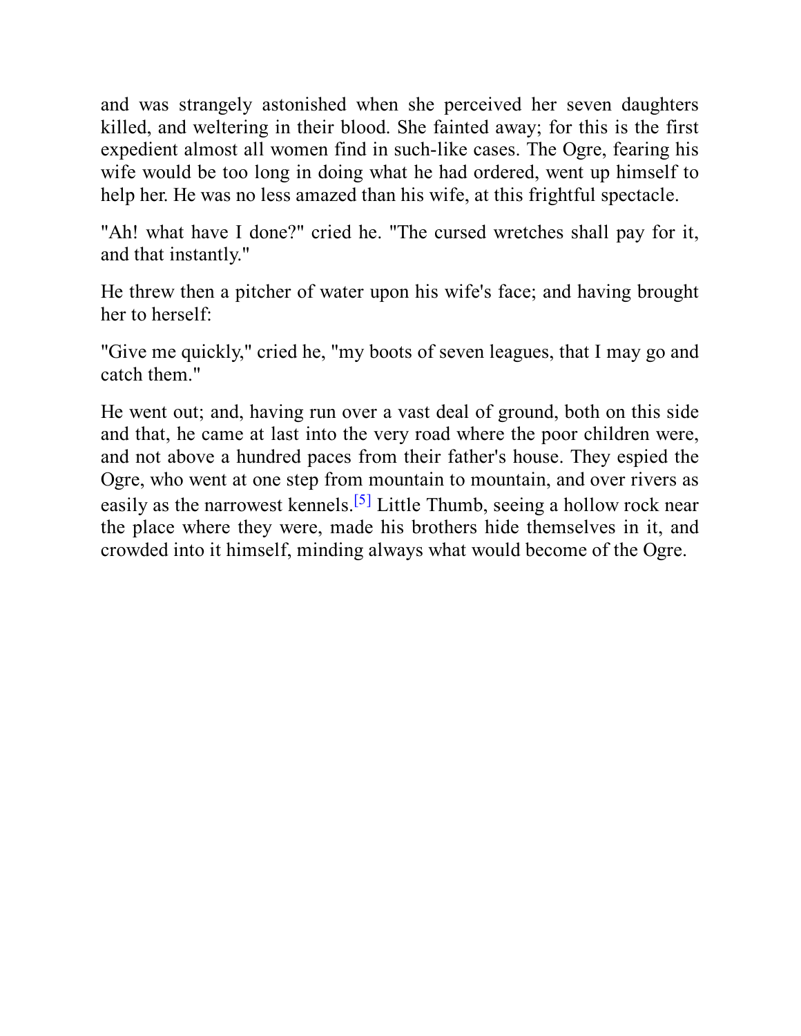and was strangely astonished when she perceived her seven daughters killed, and weltering in their blood. She fainted away; for this is the first expedient almost all women find in such-like cases. The Ogre, fearing his wife would be too long in doing what he had ordered, went up himself to help her. He was no less amazed than his wife, at this frightful spectacle.

"Ah! what have I done?" cried he. "The cursed wretches shall pay for it, and that instantly."

He threw then a pitcher of water upon his wife's face; and having brought her to herself:

"Give me quickly," cried he, "my boots of seven leagues, that I may go and catch them."

He went out; and, having run over a vast deal of ground, both on this side and that, he came at last into the very road where the poor children were, and not above a hundred paces from their father's house. They espied the Ogre, who went at one step from mountain to mountain, and over rivers as easily as the narrowest kennels.[5] Little Thumb, seeing a hollow rock near the place where they were, made his brothers hide themselves in it, and crowded into it himself, minding always what would become of the Ogre.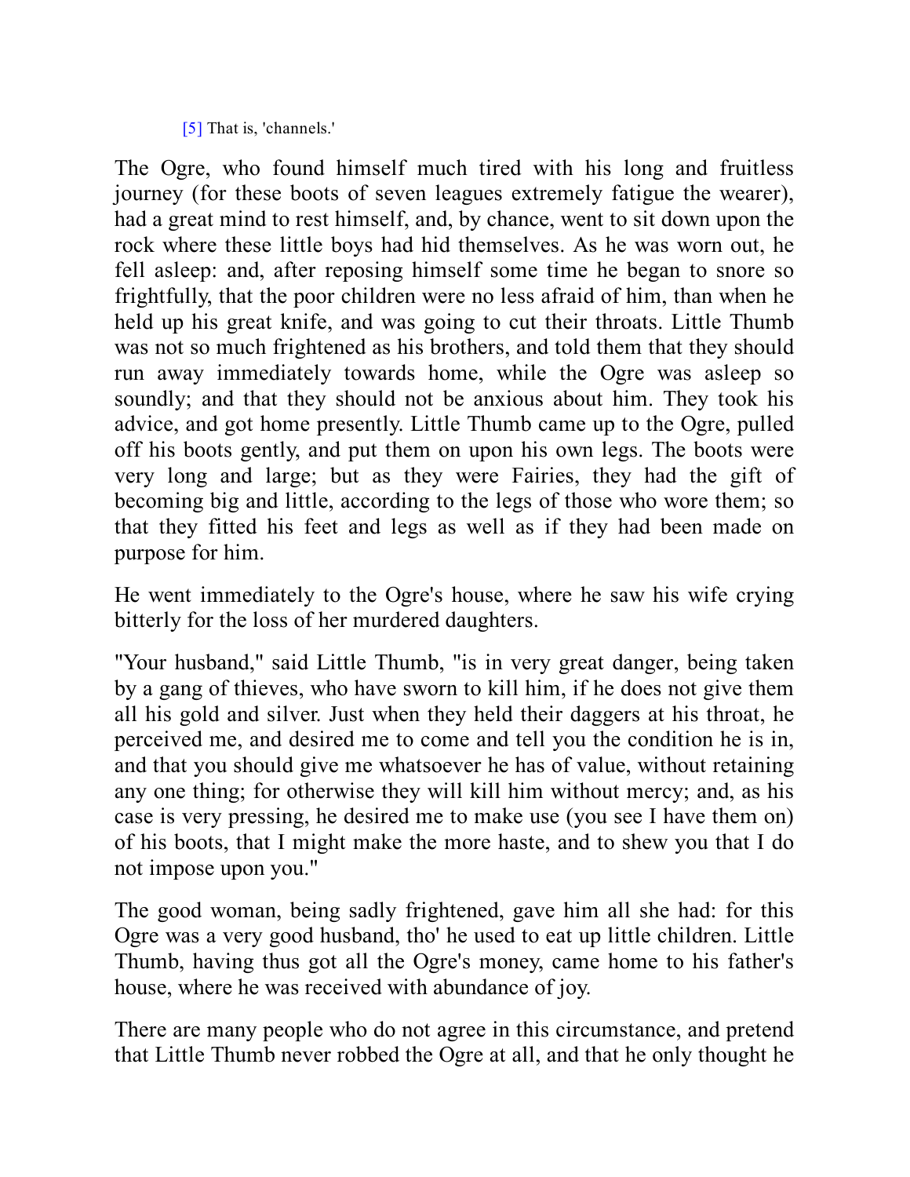[5] That is, 'channels.'

The Ogre, who found himself much tired with his long and fruitless journey (for these boots of seven leagues extremely fatigue the wearer), had a great mind to rest himself, and, by chance, went to sit down upon the rock where these little boys had hid themselves. As he was worn out, he fell asleep: and, after reposing himself some time he began to snore so frightfully, that the poor children were no less afraid of him, than when he held up his great knife, and was going to cut their throats. Little Thumb was not so much frightened as his brothers, and told them that they should run away immediately towards home, while the Ogre was asleep so soundly; and that they should not be anxious about him. They took his advice, and got home presently. Little Thumb came up to the Ogre, pulled off his boots gently, and put them on upon his own legs. The boots were very long and large; but as they were Fairies, they had the gift of becoming big and little, according to the legs of those who wore them; so that they fitted his feet and legs as well as if they had been made on purpose for him.

He went immediately to the Ogre's house, where he saw his wife crying bitterly for the loss of her murdered daughters.

"Your husband," said Little Thumb, "is in very great danger, being taken by a gang of thieves, who have sworn to kill him, if he does not give them all his gold and silver. Just when they held their daggers at his throat, he perceived me, and desired me to come and tell you the condition he is in, and that you should give me whatsoever he has of value, without retaining any one thing; for otherwise they will kill him without mercy; and, as his case is very pressing, he desired me to make use (you see I have them on) of his boots, that I might make the more haste, and to shew you that I do not impose upon you."

The good woman, being sadly frightened, gave him all she had: for this Ogre was a very good husband, tho' he used to eat up little children. Little Thumb, having thus got all the Ogre's money, came home to his father's house, where he was received with abundance of joy.

There are many people who do not agree in this circumstance, and pretend that Little Thumb never robbed the Ogre at all, and that he only thought he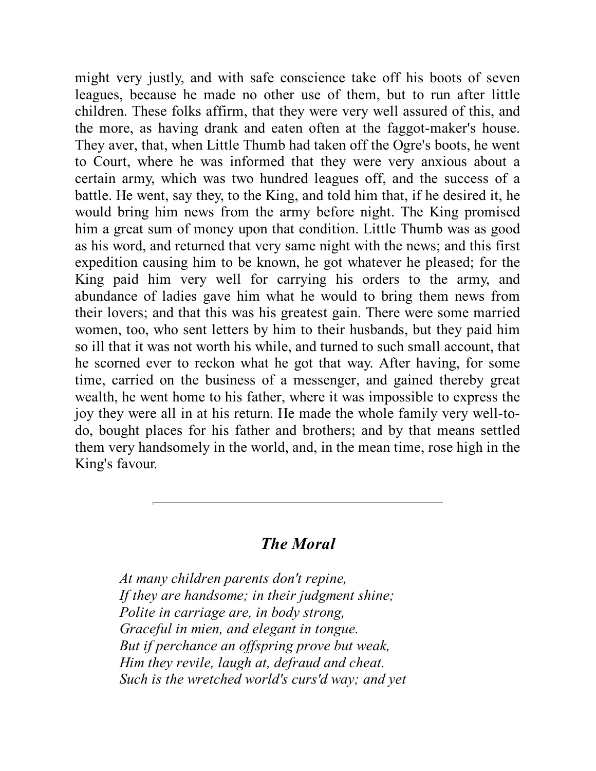might very justly, and with safe conscience take off his boots of seven leagues, because he made no other use of them, but to run after little children. These folks affirm, that they were very well assured of this, and the more, as having drank and eaten often at the faggot-maker's house. They aver, that, when Little Thumb had taken off the Ogre's boots, he went to Court, where he was informed that they were very anxious about a certain army, which was two hundred leagues off, and the success of a battle. He went, say they, to the King, and told him that, if he desired it, he would bring him news from the army before night. The King promised him a great sum of money upon that condition. Little Thumb was as good as his word, and returned that very same night with the news; and this first expedition causing him to be known, he got whatever he pleased; for the King paid him very well for carrying his orders to the army, and abundance of ladies gave him what he would to bring them news from their lovers; and that this was his greatest gain. There were some married women, too, who sent letters by him to their husbands, but they paid him so ill that it was not worth his while, and turned to such small account, that he scorned ever to reckon what he got that way. After having, for some time, carried on the business of a messenger, and gained thereby great wealth, he went home to his father, where it was impossible to express the joy they were all in at his return. He made the whole family very well-to-do, bought places for his father and brothers; and by that means settled them very handsomely in the world, and, in the mean time, rose high in the King's favour.

---

## *The Moral*

*At many children parents don't repine,*
*If they are handsome; in their judgment shine;*
*Polite in carriage are, in body strong,*
*Graceful in mien, and elegant in tongue.*
*But if perchance an offspring prove but weak,*
*Him they revile, laugh at, defraud and cheat.*
*Such is the wretched world's curs'd way; and yet*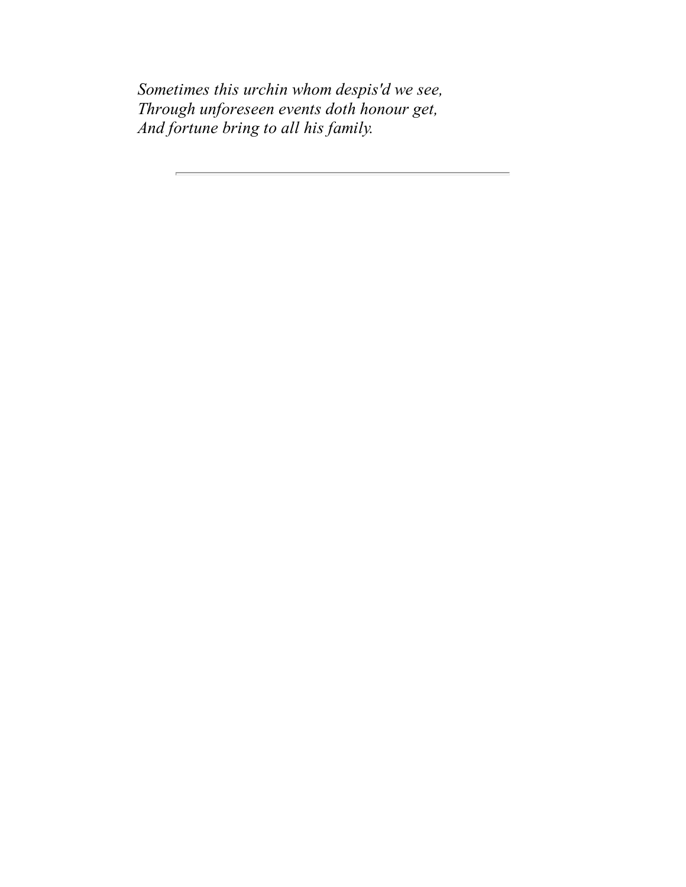*Sometimes this urchin whom despis'd we see,*
*Through unforeseen events doth honour get,*
*And fortune bring to all his family.*

---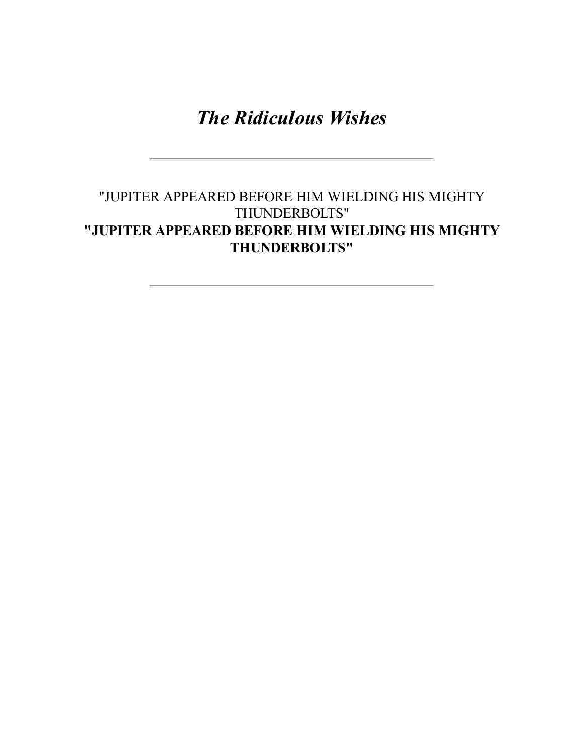# *The Ridiculous Wishes*

---

"JUPITER APPEARED BEFORE HIM WIELDING HIS MIGHTY THUNDERBOLTS"

**"JUPITER APPEARED BEFORE HIM WIELDING HIS MIGHTY THUNDERBOLTS"**

---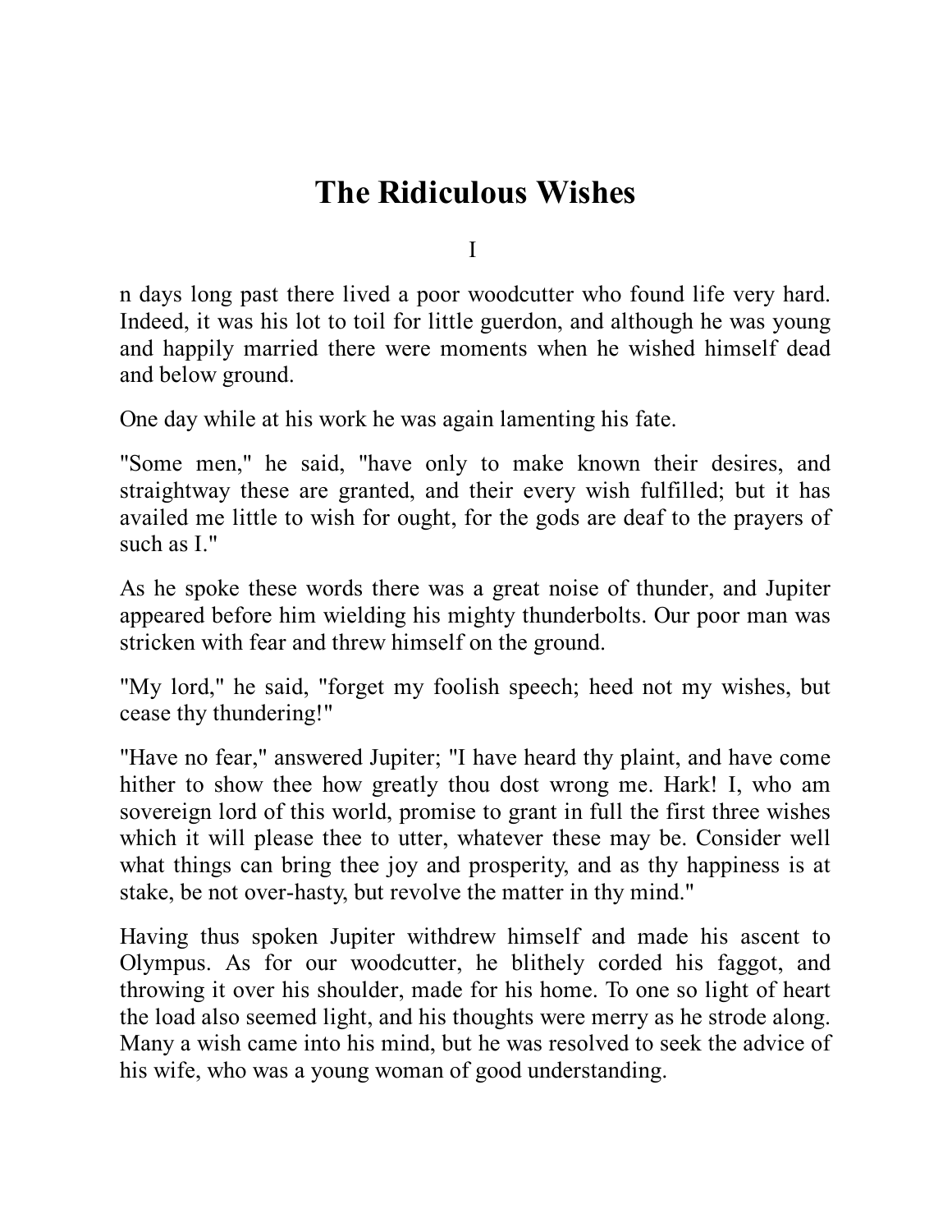# The Ridiculous Wishes

In days long past there lived a poor woodcutter who found life very hard. Indeed, it was his lot to toil for little guerdon, and although he was young and happily married there were moments when he wished himself dead and below ground.

One day while at his work he was again lamenting his fate.

"Some men," he said, "have only to make known their desires, and straightway these are granted, and their every wish fulfilled; but it has availed me little to wish for ought, for the gods are deaf to the prayers of such as I."

As he spoke these words there was a great noise of thunder, and Jupiter appeared before him wielding his mighty thunderbolts. Our poor man was stricken with fear and threw himself on the ground.

"My lord," he said, "forget my foolish speech; heed not my wishes, but cease thy thundering!"

"Have no fear," answered Jupiter; "I have heard thy plaint, and have come hither to show thee how greatly thou dost wrong me. Hark! I, who am sovereign lord of this world, promise to grant in full the first three wishes which it will please thee to utter, whatever these may be. Consider well what things can bring thee joy and prosperity, and as thy happiness is at stake, be not over-hasty, but revolve the matter in thy mind."

Having thus spoken Jupiter withdrew himself and made his ascent to Olympus. As for our woodcutter, he blithely corded his faggot, and throwing it over his shoulder, made for his home. To one so light of heart the load also seemed light, and his thoughts were merry as he strode along. Many a wish came into his mind, but he was resolved to seek the advice of his wife, who was a young woman of good understanding.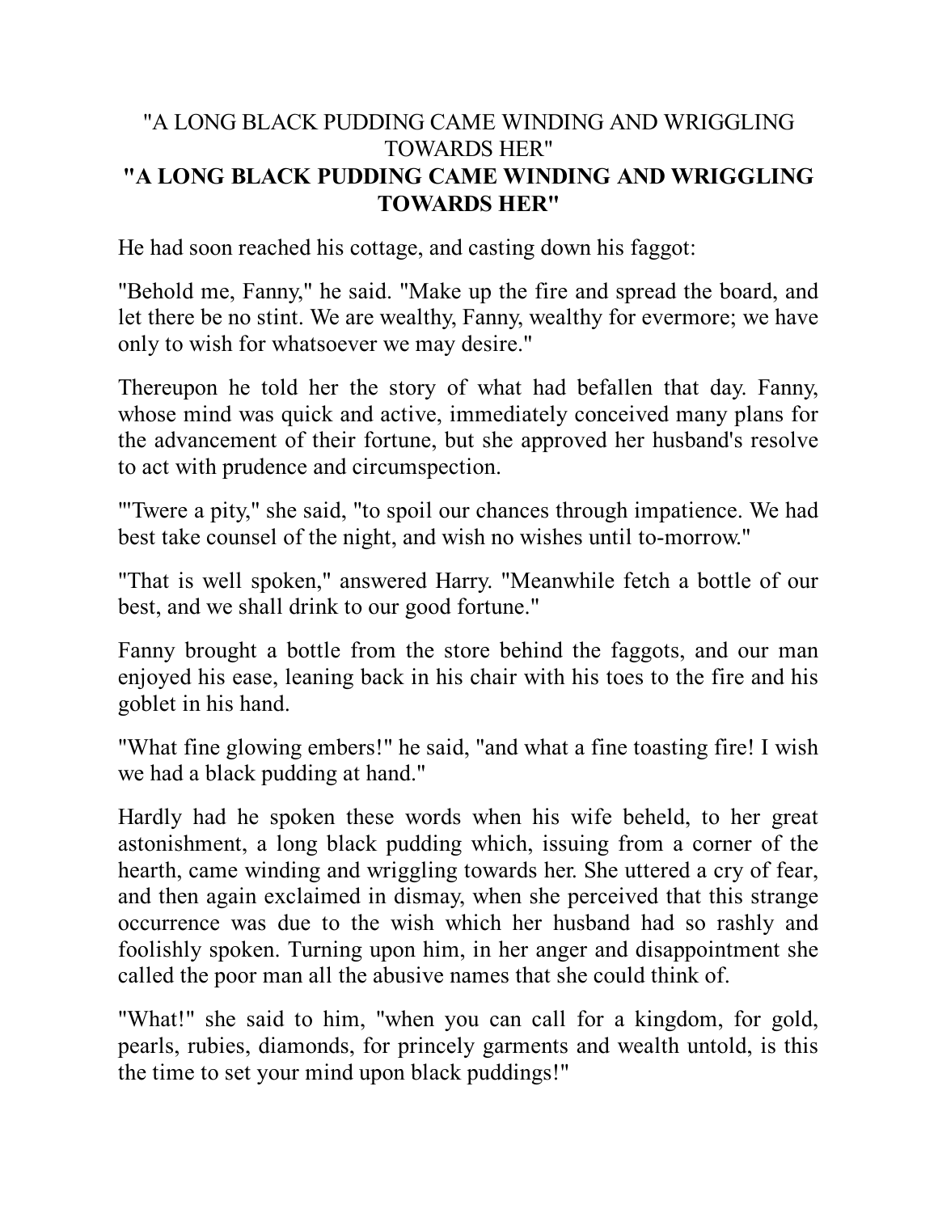"A LONG BLACK PUDDING CAME WINDING AND WRIGGLING TOWARDS HER"

**"A LONG BLACK PUDDING CAME WINDING AND WRIGGLING TOWARDS HER"**

He had soon reached his cottage, and casting down his faggot:

"Behold me, Fanny," he said. "Make up the fire and spread the board, and let there be no stint. We are wealthy, Fanny, wealthy for evermore; we have only to wish for whatsoever we may desire."

Thereupon he told her the story of what had befallen that day. Fanny, whose mind was quick and active, immediately conceived many plans for the advancement of their fortune, but she approved her husband's resolve to act with prudence and circumspection.

"'Twere a pity," she said, "to spoil our chances through impatience. We had best take counsel of the night, and wish no wishes until to-morrow."

"That is well spoken," answered Harry. "Meanwhile fetch a bottle of our best, and we shall drink to our good fortune."

Fanny brought a bottle from the store behind the faggots, and our man enjoyed his ease, leaning back in his chair with his toes to the fire and his goblet in his hand.

"What fine glowing embers!" he said, "and what a fine toasting fire! I wish we had a black pudding at hand."

Hardly had he spoken these words when his wife beheld, to her great astonishment, a long black pudding which, issuing from a corner of the hearth, came winding and wriggling towards her. She uttered a cry of fear, and then again exclaimed in dismay, when she perceived that this strange occurrence was due to the wish which her husband had so rashly and foolishly spoken. Turning upon him, in her anger and disappointment she called the poor man all the abusive names that she could think of.

"What!" she said to him, "when you can call for a kingdom, for gold, pearls, rubies, diamonds, for princely garments and wealth untold, is this the time to set your mind upon black puddings!"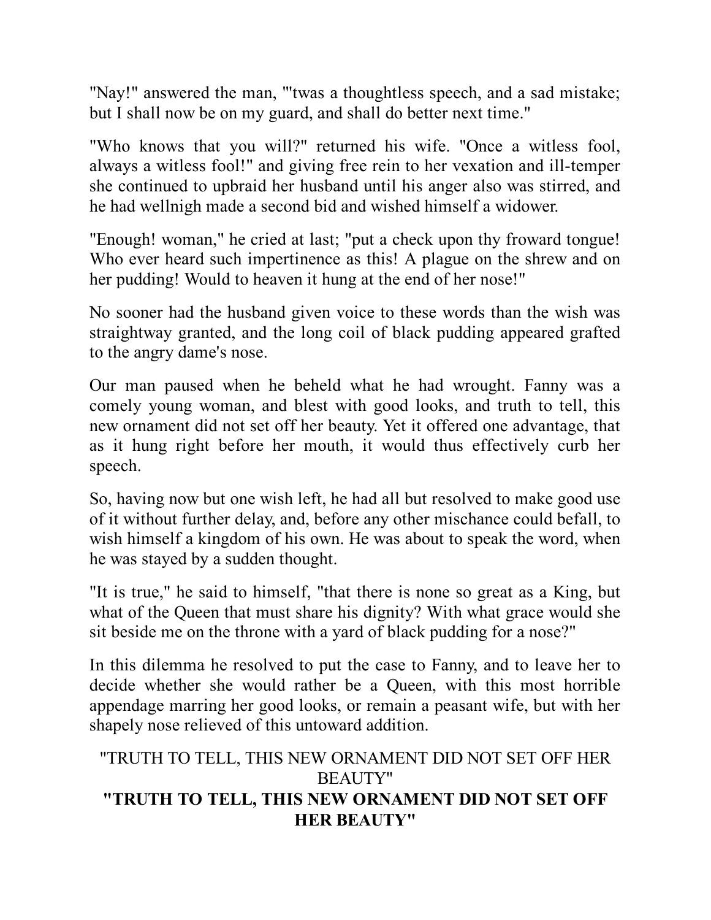"Nay!" answered the man, "'twas a thoughtless speech, and a sad mistake; but I shall now be on my guard, and shall do better next time."

"Who knows that you will?" returned his wife. "Once a witless fool, always a witless fool!" and giving free rein to her vexation and ill-temper she continued to upbraid her husband until his anger also was stirred, and he had wellnigh made a second bid and wished himself a widower.

"Enough! woman," he cried at last; "put a check upon thy froward tongue! Who ever heard such impertinence as this! A plague on the shrew and on her pudding! Would to heaven it hung at the end of her nose!"

No sooner had the husband given voice to these words than the wish was straightway granted, and the long coil of black pudding appeared grafted to the angry dame's nose.

Our man paused when he beheld what he had wrought. Fanny was a comely young woman, and blest with good looks, and truth to tell, this new ornament did not set off her beauty. Yet it offered one advantage, that as it hung right before her mouth, it would thus effectively curb her speech.

So, having now but one wish left, he had all but resolved to make good use of it without further delay, and, before any other mischance could befall, to wish himself a kingdom of his own. He was about to speak the word, when he was stayed by a sudden thought.

"It is true," he said to himself, "that there is none so great as a King, but what of the Queen that must share his dignity? With what grace would she sit beside me on the throne with a yard of black pudding for a nose?"

In this dilemma he resolved to put the case to Fanny, and to leave her to decide whether she would rather be a Queen, with this most horrible appendage marring her good looks, or remain a peasant wife, but with her shapely nose relieved of this untoward addition.

"TRUTH TO TELL, THIS NEW ORNAMENT DID NOT SET OFF HER BEAUTY"

**"TRUTH TO TELL, THIS NEW ORNAMENT DID NOT SET OFF HER BEAUTY"**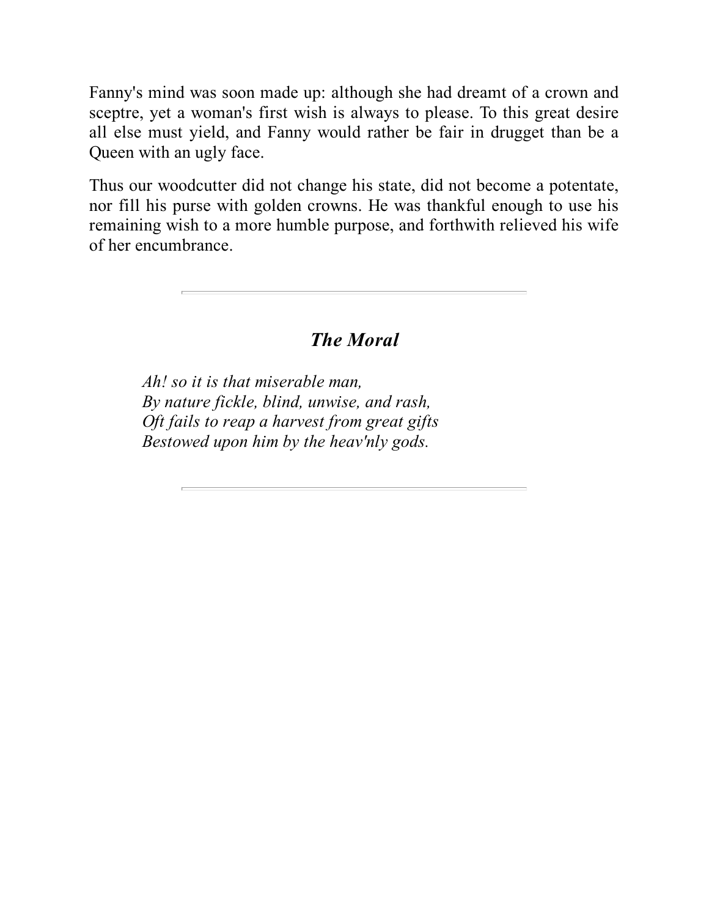Fanny's mind was soon made up: although she had dreamt of a crown and sceptre, yet a woman's first wish is always to please. To this great desire all else must yield, and Fanny would rather be fair in drugget than be a Queen with an ugly face.

Thus our woodcutter did not change his state, did not become a potentate, nor fill his purse with golden crowns. He was thankful enough to use his remaining wish to a more humble purpose, and forthwith relieved his wife of her encumbrance.

---

### *The Moral*

*Ah! so it is that miserable man,*
*By nature fickle, blind, unwise, and rash,*
*Oft fails to reap a harvest from great gifts*
*Bestowed upon him by the heav'nly gods.*

---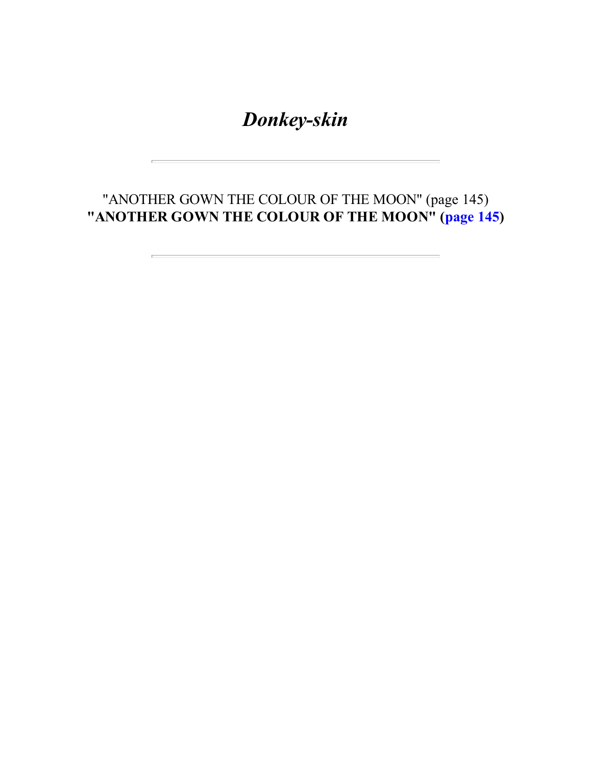# *Donkey-skin*

---

"ANOTHER GOWN THE COLOUR OF THE MOON" (page 145)

**"ANOTHER GOWN THE COLOUR OF THE MOON" (page 145)**

---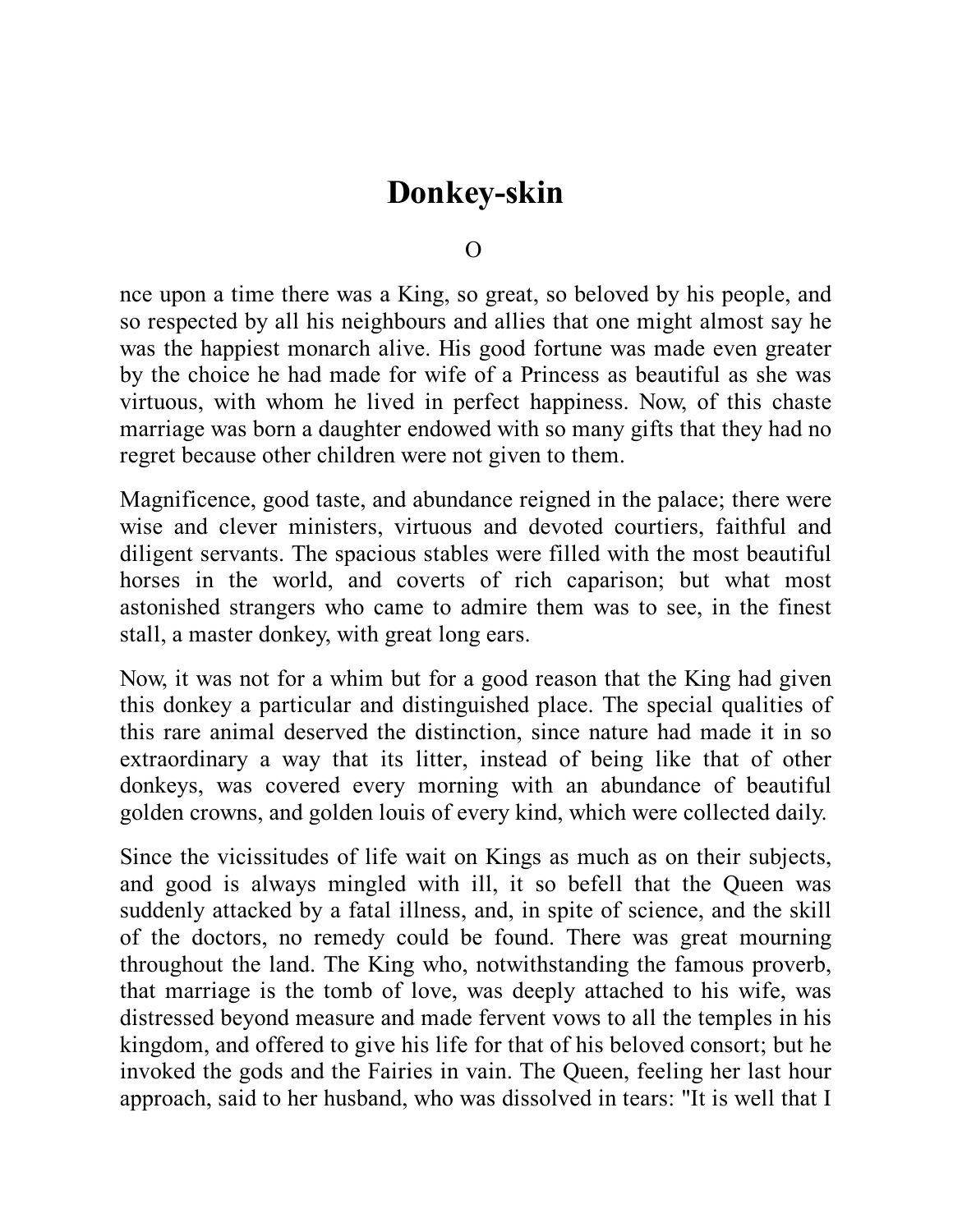# Donkey-skin

O

nce upon a time there was a King, so great, so beloved by his people, and so respected by all his neighbours and allies that one might almost say he was the happiest monarch alive. His good fortune was made even greater by the choice he had made for wife of a Princess as beautiful as she was virtuous, with whom he lived in perfect happiness. Now, of this chaste marriage was born a daughter endowed with so many gifts that they had no regret because other children were not given to them.

Magnificence, good taste, and abundance reigned in the palace; there were wise and clever ministers, virtuous and devoted courtiers, faithful and diligent servants. The spacious stables were filled with the most beautiful horses in the world, and coverts of rich caparison; but what most astonished strangers who came to admire them was to see, in the finest stall, a master donkey, with great long ears.

Now, it was not for a whim but for a good reason that the King had given this donkey a particular and distinguished place. The special qualities of this rare animal deserved the distinction, since nature had made it in so extraordinary a way that its litter, instead of being like that of other donkeys, was covered every morning with an abundance of beautiful golden crowns, and golden louis of every kind, which were collected daily.

Since the vicissitudes of life wait on Kings as much as on their subjects, and good is always mingled with ill, it so befell that the Queen was suddenly attacked by a fatal illness, and, in spite of science, and the skill of the doctors, no remedy could be found. There was great mourning throughout the land. The King who, notwithstanding the famous proverb, that marriage is the tomb of love, was deeply attached to his wife, was distressed beyond measure and made fervent vows to all the temples in his kingdom, and offered to give his life for that of his beloved consort; but he invoked the gods and the Fairies in vain. The Queen, feeling her last hour approach, said to her husband, who was dissolved in tears: "It is well that I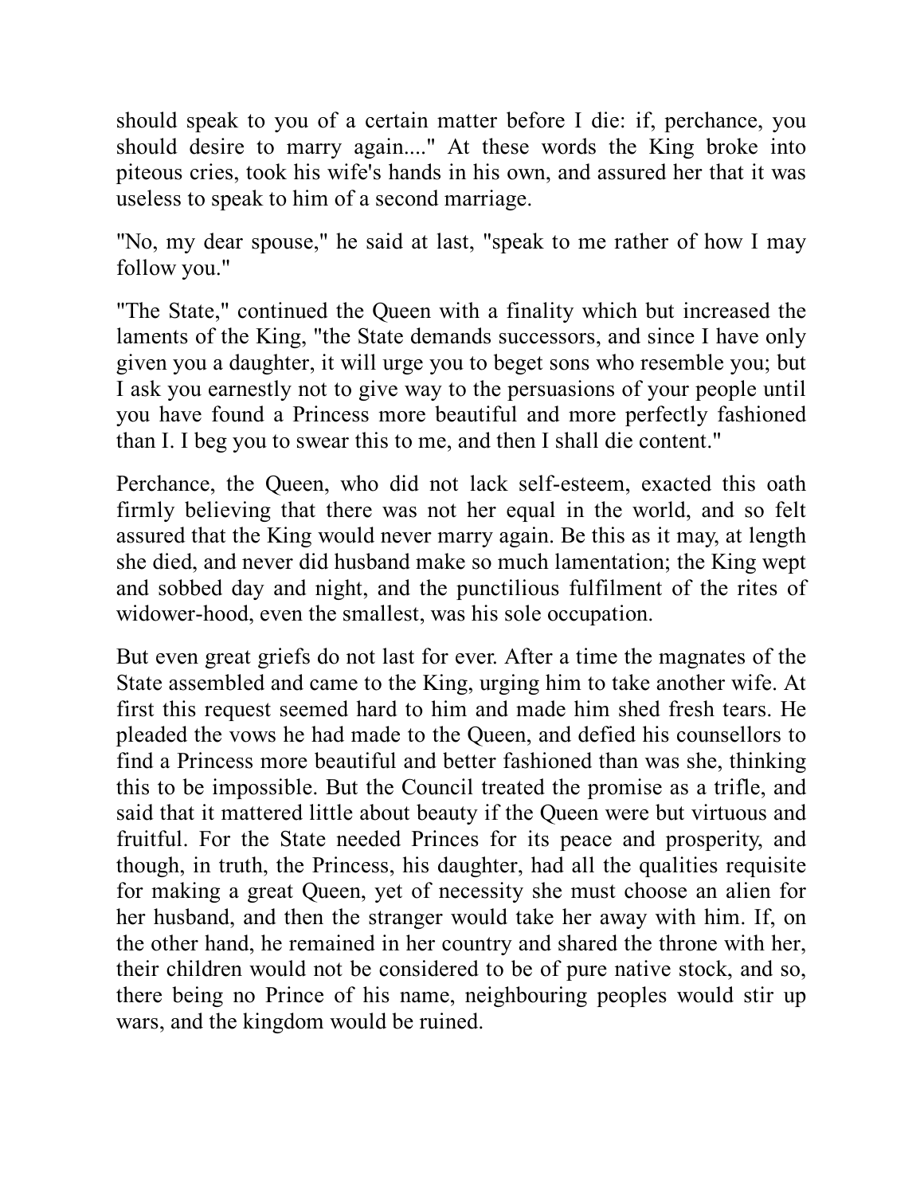should speak to you of a certain matter before I die: if, perchance, you should desire to marry again...." At these words the King broke into piteous cries, took his wife's hands in his own, and assured her that it was useless to speak to him of a second marriage.

"No, my dear spouse," he said at last, "speak to me rather of how I may follow you."

"The State," continued the Queen with a finality which but increased the laments of the King, "the State demands successors, and since I have only given you a daughter, it will urge you to beget sons who resemble you; but I ask you earnestly not to give way to the persuasions of your people until you have found a Princess more beautiful and more perfectly fashioned than I. I beg you to swear this to me, and then I shall die content."

Perchance, the Queen, who did not lack self-esteem, exacted this oath firmly believing that there was not her equal in the world, and so felt assured that the King would never marry again. Be this as it may, at length she died, and never did husband make so much lamentation; the King wept and sobbed day and night, and the punctilious fulfilment of the rites of widower-hood, even the smallest, was his sole occupation.

But even great griefs do not last for ever. After a time the magnates of the State assembled and came to the King, urging him to take another wife. At first this request seemed hard to him and made him shed fresh tears. He pleaded the vows he had made to the Queen, and defied his counsellors to find a Princess more beautiful and better fashioned than was she, thinking this to be impossible. But the Council treated the promise as a trifle, and said that it mattered little about beauty if the Queen were but virtuous and fruitful. For the State needed Princes for its peace and prosperity, and though, in truth, the Princess, his daughter, had all the qualities requisite for making a great Queen, yet of necessity she must choose an alien for her husband, and then the stranger would take her away with him. If, on the other hand, he remained in her country and shared the throne with her, their children would not be considered to be of pure native stock, and so, there being no Prince of his name, neighbouring peoples would stir up wars, and the kingdom would be ruined.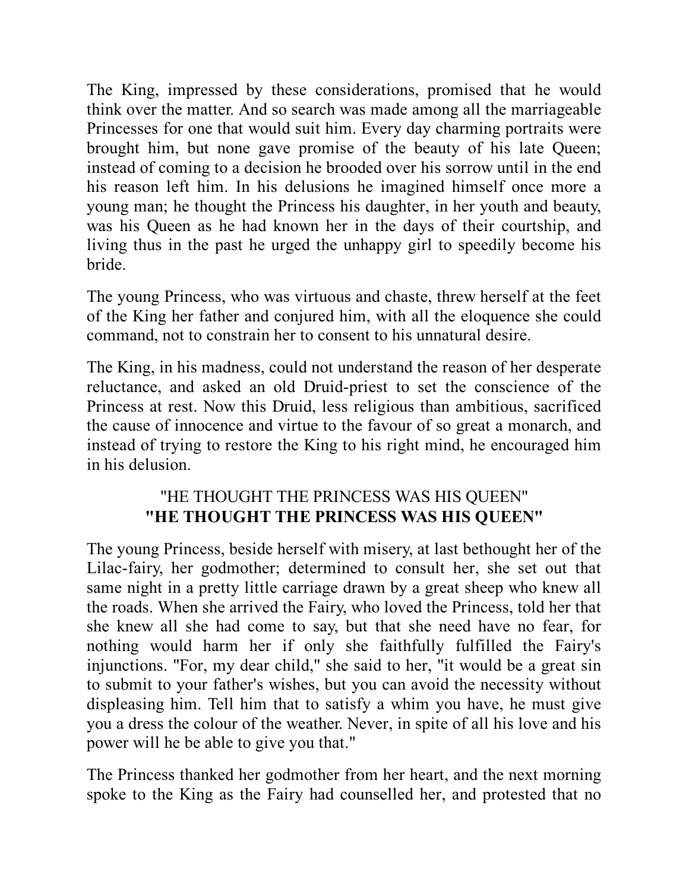The King, impressed by these considerations, promised that he would think over the matter. And so search was made among all the marriageable Princesses for one that would suit him. Every day charming portraits were brought him, but none gave promise of the beauty of his late Queen; instead of coming to a decision he brooded over his sorrow until in the end his reason left him. In his delusions he imagined himself once more a young man; he thought the Princess his daughter, in her youth and beauty, was his Queen as he had known her in the days of their courtship, and living thus in the past he urged the unhappy girl to speedily become his bride.

The young Princess, who was virtuous and chaste, threw herself at the feet of the King her father and conjured him, with all the eloquence she could command, not to constrain her to consent to his unnatural desire.

The King, in his madness, could not understand the reason of her desperate reluctance, and asked an old Druid-priest to set the conscience of the Princess at rest. Now this Druid, less religious than ambitious, sacrificed the cause of innocence and virtue to the favour of so great a monarch, and instead of trying to restore the King to his right mind, he encouraged him in his delusion.

"HE THOUGHT THE PRINCESS WAS HIS QUEEN"

**"HE THOUGHT THE PRINCESS WAS HIS QUEEN"**

The young Princess, beside herself with misery, at last bethought her of the Lilac-fairy, her godmother; determined to consult her, she set out that same night in a pretty little carriage drawn by a great sheep who knew all the roads. When she arrived the Fairy, who loved the Princess, told her that she knew all she had come to say, but that she need have no fear, for nothing would harm her if only she faithfully fulfilled the Fairy's injunctions. "For, my dear child," she said to her, "it would be a great sin to submit to your father's wishes, but you can avoid the necessity without displeasing him. Tell him that to satisfy a whim you have, he must give you a dress the colour of the weather. Never, in spite of all his love and his power will he be able to give you that."

The Princess thanked her godmother from her heart, and the next morning spoke to the King as the Fairy had counselled her, and protested that no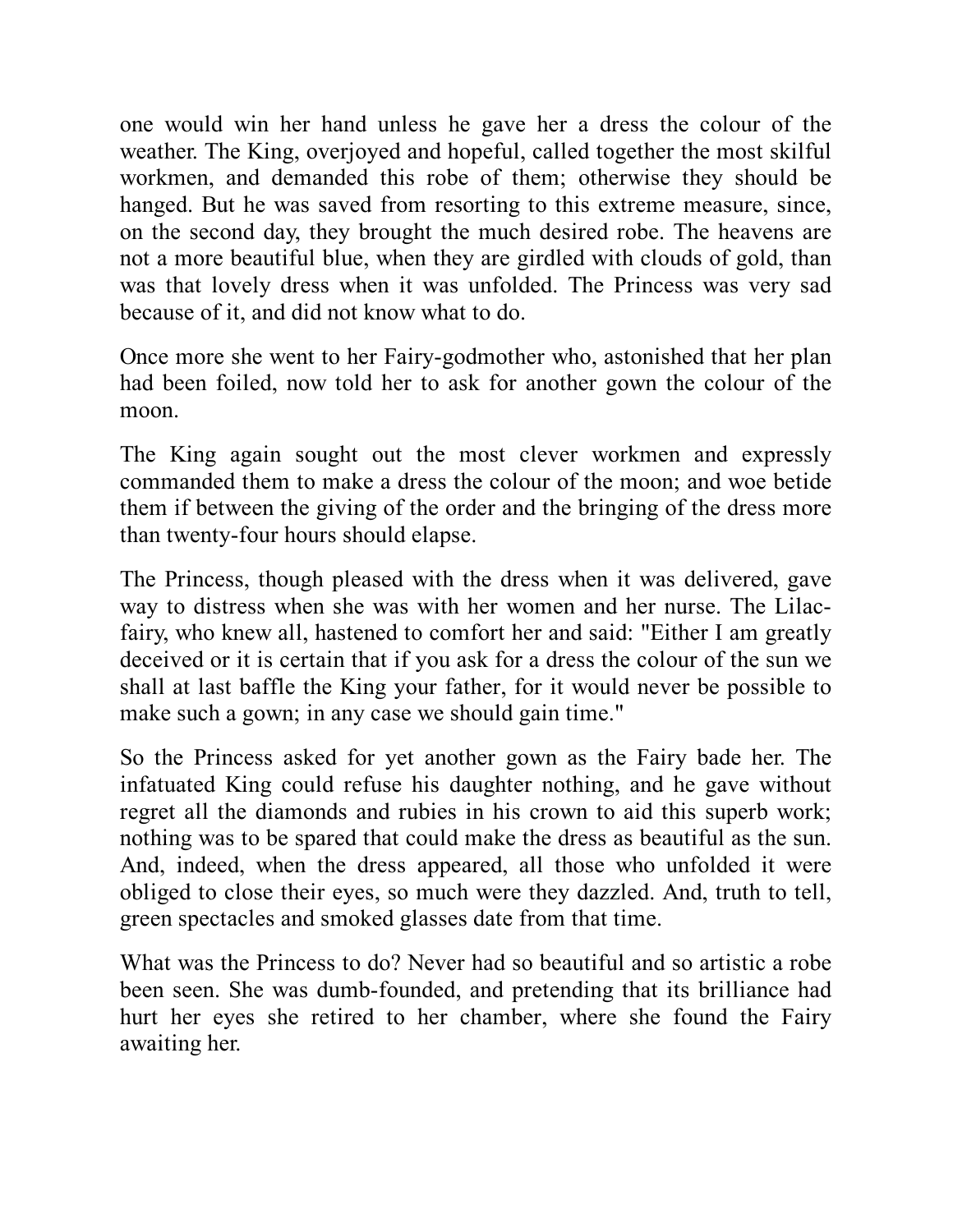one would win her hand unless he gave her a dress the colour of the weather. The King, overjoyed and hopeful, called together the most skilful workmen, and demanded this robe of them; otherwise they should be hanged. But he was saved from resorting to this extreme measure, since, on the second day, they brought the much desired robe. The heavens are not a more beautiful blue, when they are girdled with clouds of gold, than was that lovely dress when it was unfolded. The Princess was very sad because of it, and did not know what to do.

Once more she went to her Fairy-godmother who, astonished that her plan had been foiled, now told her to ask for another gown the colour of the moon.

The King again sought out the most clever workmen and expressly commanded them to make a dress the colour of the moon; and woe betide them if between the giving of the order and the bringing of the dress more than twenty-four hours should elapse.

The Princess, though pleased with the dress when it was delivered, gave way to distress when she was with her women and her nurse. The Lilac-fairy, who knew all, hastened to comfort her and said: "Either I am greatly deceived or it is certain that if you ask for a dress the colour of the sun we shall at last baffle the King your father, for it would never be possible to make such a gown; in any case we should gain time."

So the Princess asked for yet another gown as the Fairy bade her. The infatuated King could refuse his daughter nothing, and he gave without regret all the diamonds and rubies in his crown to aid this superb work; nothing was to be spared that could make the dress as beautiful as the sun. And, indeed, when the dress appeared, all those who unfolded it were obliged to close their eyes, so much were they dazzled. And, truth to tell, green spectacles and smoked glasses date from that time.

What was the Princess to do? Never had so beautiful and so artistic a robe been seen. She was dumb-founded, and pretending that its brilliance had hurt her eyes she retired to her chamber, where she found the Fairy awaiting her.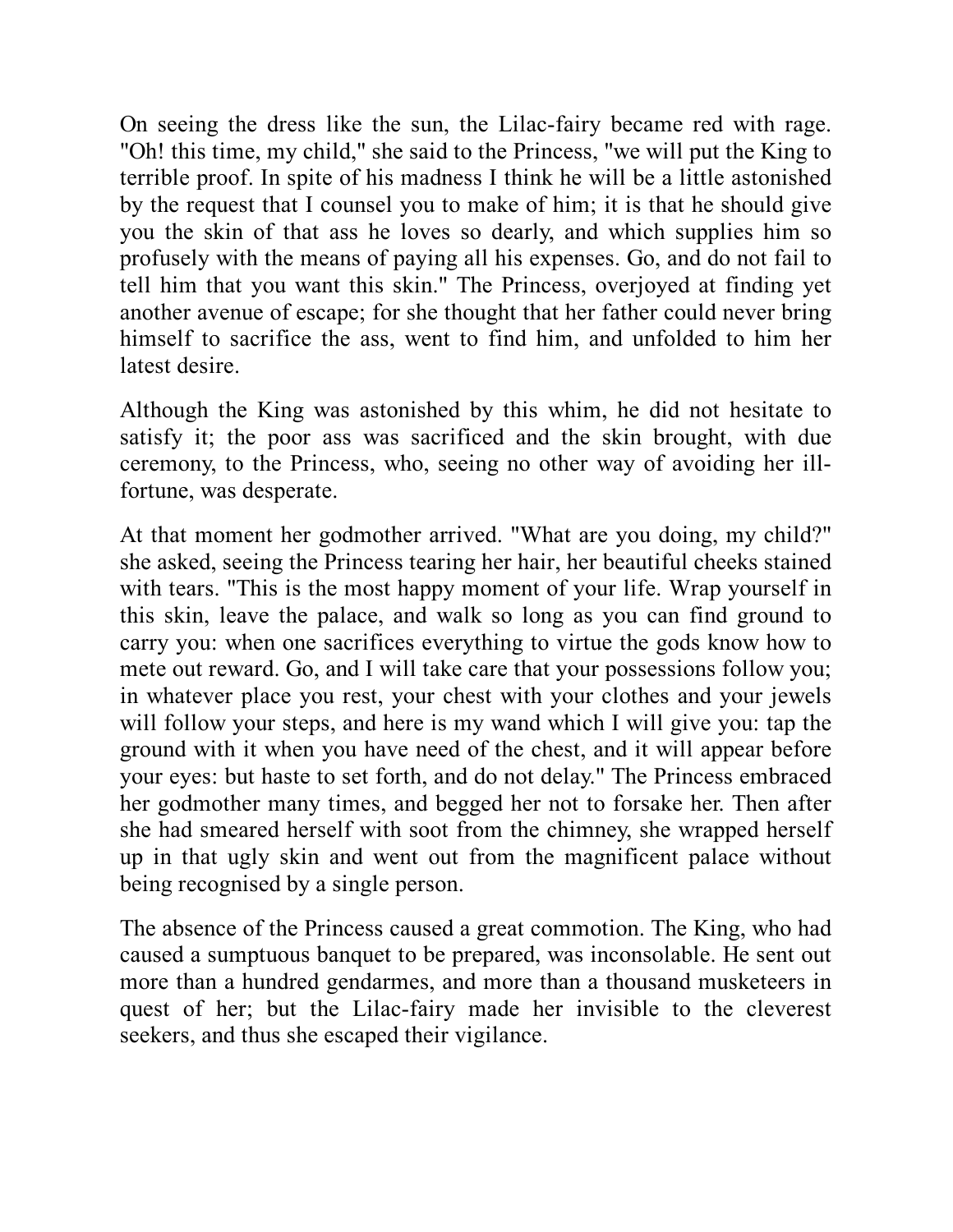On seeing the dress like the sun, the Lilac-fairy became red with rage. "Oh! this time, my child," she said to the Princess, "we will put the King to terrible proof. In spite of his madness I think he will be a little astonished by the request that I counsel you to make of him; it is that he should give you the skin of that ass he loves so dearly, and which supplies him so profusely with the means of paying all his expenses. Go, and do not fail to tell him that you want this skin." The Princess, overjoyed at finding yet another avenue of escape; for she thought that her father could never bring himself to sacrifice the ass, went to find him, and unfolded to him her latest desire.

Although the King was astonished by this whim, he did not hesitate to satisfy it; the poor ass was sacrificed and the skin brought, with due ceremony, to the Princess, who, seeing no other way of avoiding her ill-fortune, was desperate.

At that moment her godmother arrived. "What are you doing, my child?" she asked, seeing the Princess tearing her hair, her beautiful cheeks stained with tears. "This is the most happy moment of your life. Wrap yourself in this skin, leave the palace, and walk so long as you can find ground to carry you: when one sacrifices everything to virtue the gods know how to mete out reward. Go, and I will take care that your possessions follow you; in whatever place you rest, your chest with your clothes and your jewels will follow your steps, and here is my wand which I will give you: tap the ground with it when you have need of the chest, and it will appear before your eyes: but haste to set forth, and do not delay." The Princess embraced her godmother many times, and begged her not to forsake her. Then after she had smeared herself with soot from the chimney, she wrapped herself up in that ugly skin and went out from the magnificent palace without being recognised by a single person.

The absence of the Princess caused a great commotion. The King, who had caused a sumptuous banquet to be prepared, was inconsolable. He sent out more than a hundred gendarmes, and more than a thousand musketeers in quest of her; but the Lilac-fairy made her invisible to the cleverest seekers, and thus she escaped their vigilance.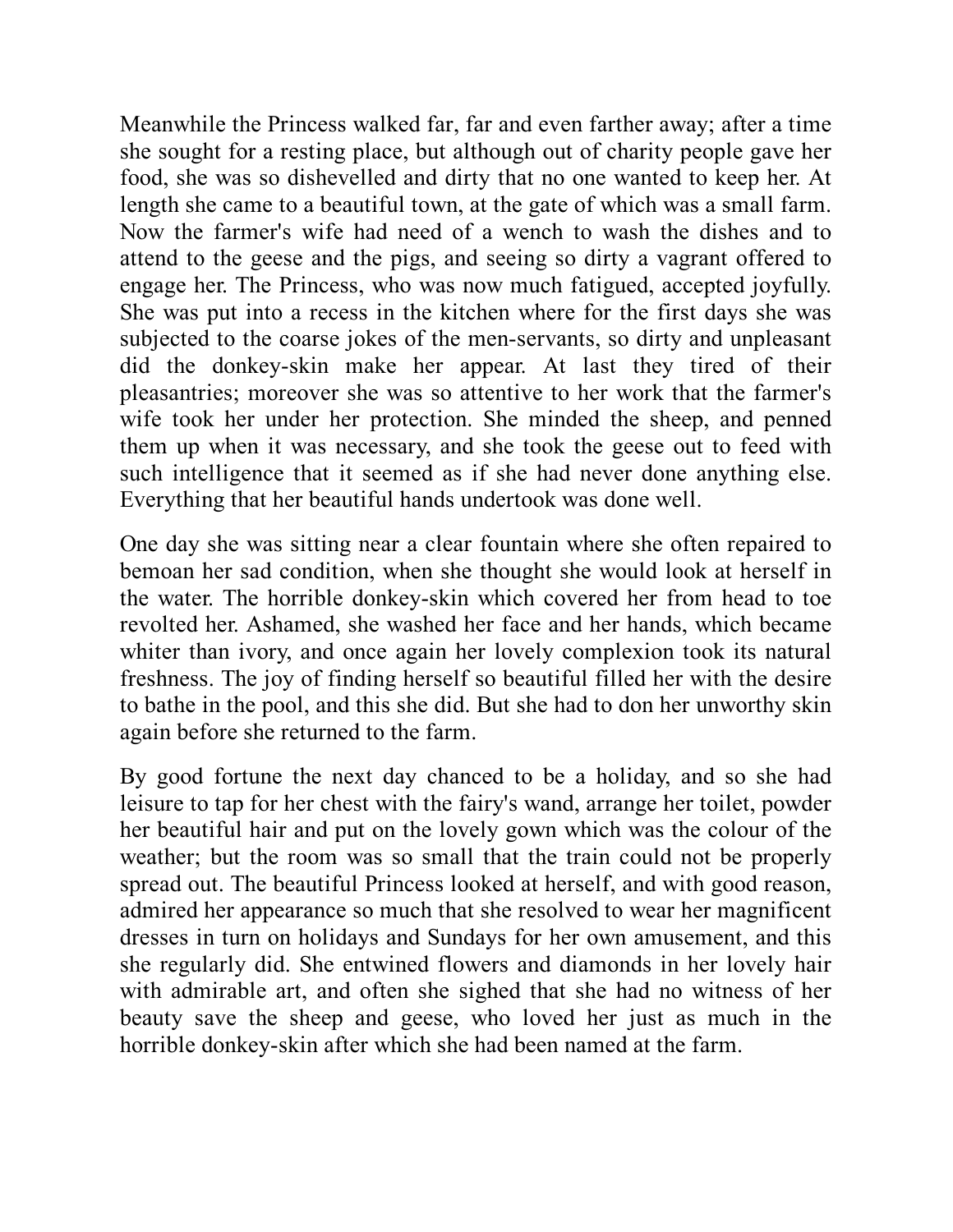Meanwhile the Princess walked far, far and even farther away; after a time she sought for a resting place, but although out of charity people gave her food, she was so dishevelled and dirty that no one wanted to keep her. At length she came to a beautiful town, at the gate of which was a small farm. Now the farmer's wife had need of a wench to wash the dishes and to attend to the geese and the pigs, and seeing so dirty a vagrant offered to engage her. The Princess, who was now much fatigued, accepted joyfully. She was put into a recess in the kitchen where for the first days she was subjected to the coarse jokes of the men-servants, so dirty and unpleasant did the donkey-skin make her appear. At last they tired of their pleasantries; moreover she was so attentive to her work that the farmer's wife took her under her protection. She minded the sheep, and penned them up when it was necessary, and she took the geese out to feed with such intelligence that it seemed as if she had never done anything else. Everything that her beautiful hands undertook was done well.

One day she was sitting near a clear fountain where she often repaired to bemoan her sad condition, when she thought she would look at herself in the water. The horrible donkey-skin which covered her from head to toe revolted her. Ashamed, she washed her face and her hands, which became whiter than ivory, and once again her lovely complexion took its natural freshness. The joy of finding herself so beautiful filled her with the desire to bathe in the pool, and this she did. But she had to don her unworthy skin again before she returned to the farm.

By good fortune the next day chanced to be a holiday, and so she had leisure to tap for her chest with the fairy's wand, arrange her toilet, powder her beautiful hair and put on the lovely gown which was the colour of the weather; but the room was so small that the train could not be properly spread out. The beautiful Princess looked at herself, and with good reason, admired her appearance so much that she resolved to wear her magnificent dresses in turn on holidays and Sundays for her own amusement, and this she regularly did. She entwined flowers and diamonds in her lovely hair with admirable art, and often she sighed that she had no witness of her beauty save the sheep and geese, who loved her just as much in the horrible donkey-skin after which she had been named at the farm.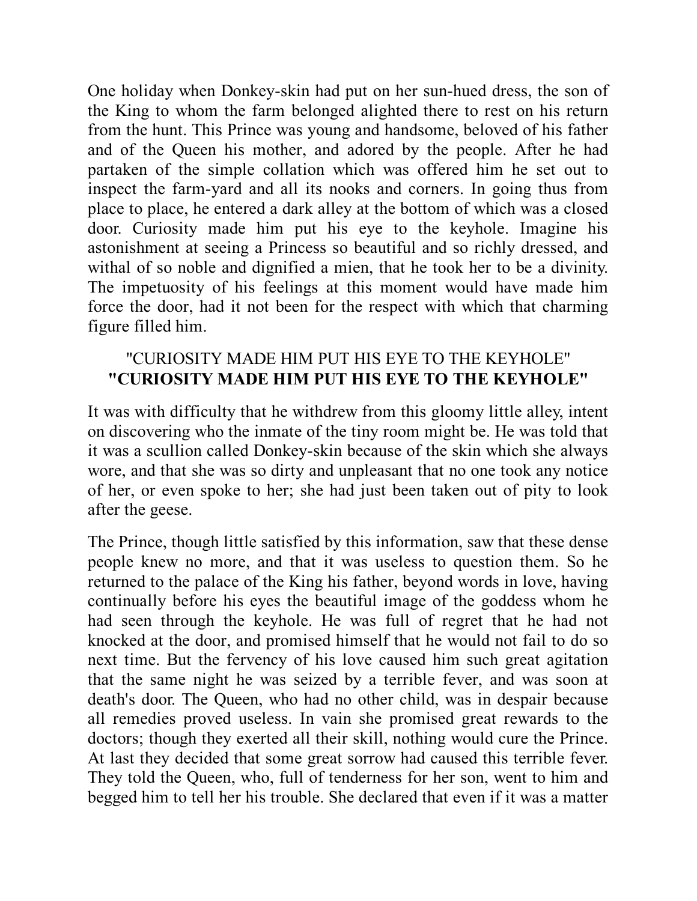One holiday when Donkey-skin had put on her sun-hued dress, the son of the King to whom the farm belonged alighted there to rest on his return from the hunt. This Prince was young and handsome, beloved of his father and of the Queen his mother, and adored by the people. After he had partaken of the simple collation which was offered him he set out to inspect the farm-yard and all its nooks and corners. In going thus from place to place, he entered a dark alley at the bottom of which was a closed door. Curiosity made him put his eye to the keyhole. Imagine his astonishment at seeing a Princess so beautiful and so richly dressed, and withal of so noble and dignified a mien, that he took her to be a divinity. The impetuosity of his feelings at this moment would have made him force the door, had it not been for the respect with which that charming figure filled him.

"CURIOSITY MADE HIM PUT HIS EYE TO THE KEYHOLE"
**"CURIOSITY MADE HIM PUT HIS EYE TO THE KEYHOLE"**

It was with difficulty that he withdrew from this gloomy little alley, intent on discovering who the inmate of the tiny room might be. He was told that it was a scullion called Donkey-skin because of the skin which she always wore, and that she was so dirty and unpleasant that no one took any notice of her, or even spoke to her; she had just been taken out of pity to look after the geese.

The Prince, though little satisfied by this information, saw that these dense people knew no more, and that it was useless to question them. So he returned to the palace of the King his father, beyond words in love, having continually before his eyes the beautiful image of the goddess whom he had seen through the keyhole. He was full of regret that he had not knocked at the door, and promised himself that he would not fail to do so next time. But the fervency of his love caused him such great agitation that the same night he was seized by a terrible fever, and was soon at death's door. The Queen, who had no other child, was in despair because all remedies proved useless. In vain she promised great rewards to the doctors; though they exerted all their skill, nothing would cure the Prince. At last they decided that some great sorrow had caused this terrible fever. They told the Queen, who, full of tenderness for her son, went to him and begged him to tell her his trouble. She declared that even if it was a matter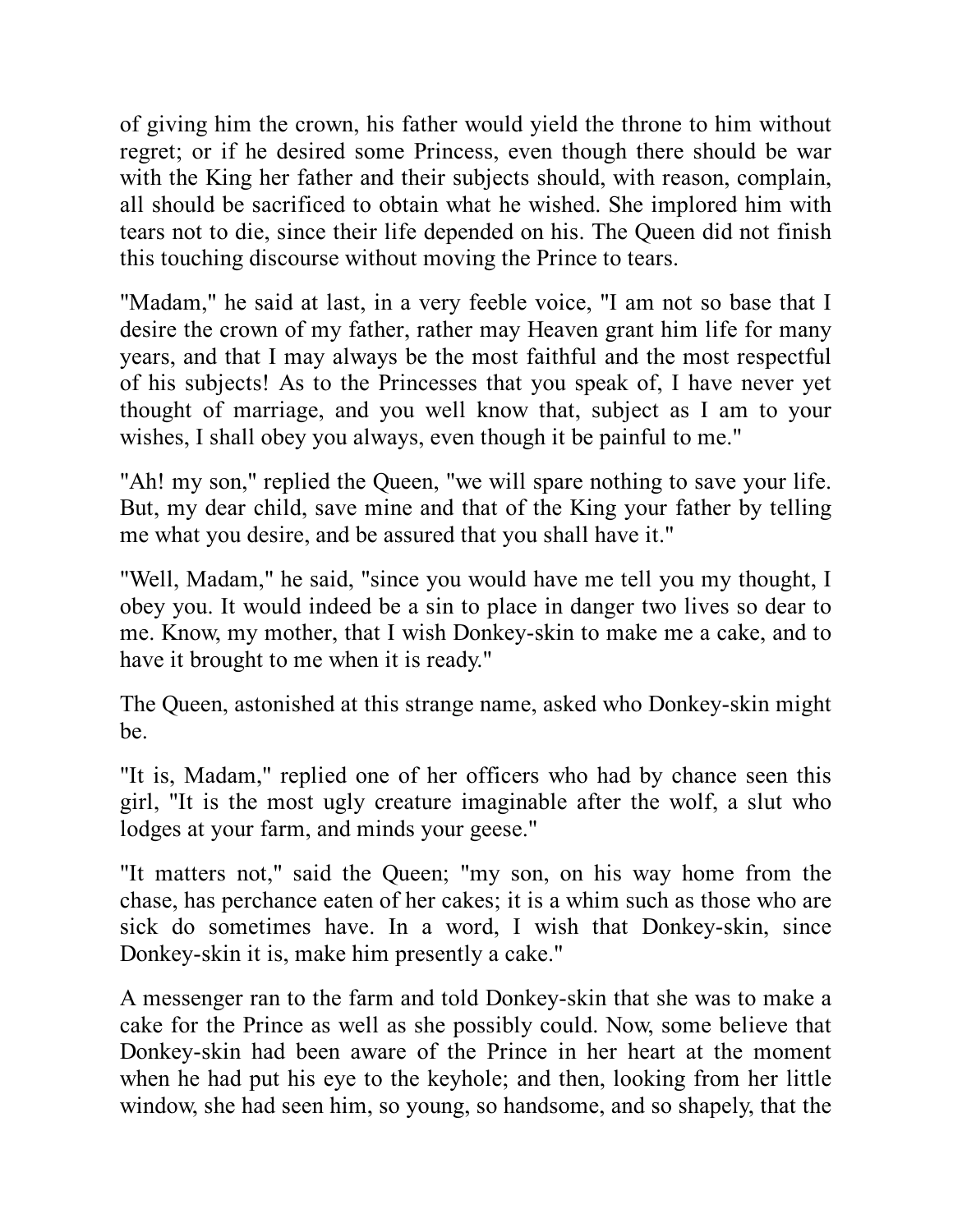of giving him the crown, his father would yield the throne to him without regret; or if he desired some Princess, even though there should be war with the King her father and their subjects should, with reason, complain, all should be sacrificed to obtain what he wished. She implored him with tears not to die, since their life depended on his. The Queen did not finish this touching discourse without moving the Prince to tears.

"Madam," he said at last, in a very feeble voice, "I am not so base that I desire the crown of my father, rather may Heaven grant him life for many years, and that I may always be the most faithful and the most respectful of his subjects! As to the Princesses that you speak of, I have never yet thought of marriage, and you well know that, subject as I am to your wishes, I shall obey you always, even though it be painful to me."

"Ah! my son," replied the Queen, "we will spare nothing to save your life. But, my dear child, save mine and that of the King your father by telling me what you desire, and be assured that you shall have it."

"Well, Madam," he said, "since you would have me tell you my thought, I obey you. It would indeed be a sin to place in danger two lives so dear to me. Know, my mother, that I wish Donkey-skin to make me a cake, and to have it brought to me when it is ready."

The Queen, astonished at this strange name, asked who Donkey-skin might be.

"It is, Madam," replied one of her officers who had by chance seen this girl, "It is the most ugly creature imaginable after the wolf, a slut who lodges at your farm, and minds your geese."

"It matters not," said the Queen; "my son, on his way home from the chase, has perchance eaten of her cakes; it is a whim such as those who are sick do sometimes have. In a word, I wish that Donkey-skin, since Donkey-skin it is, make him presently a cake."

A messenger ran to the farm and told Donkey-skin that she was to make a cake for the Prince as well as she possibly could. Now, some believe that Donkey-skin had been aware of the Prince in her heart at the moment when he had put his eye to the keyhole; and then, looking from her little window, she had seen him, so young, so handsome, and so shapely, that the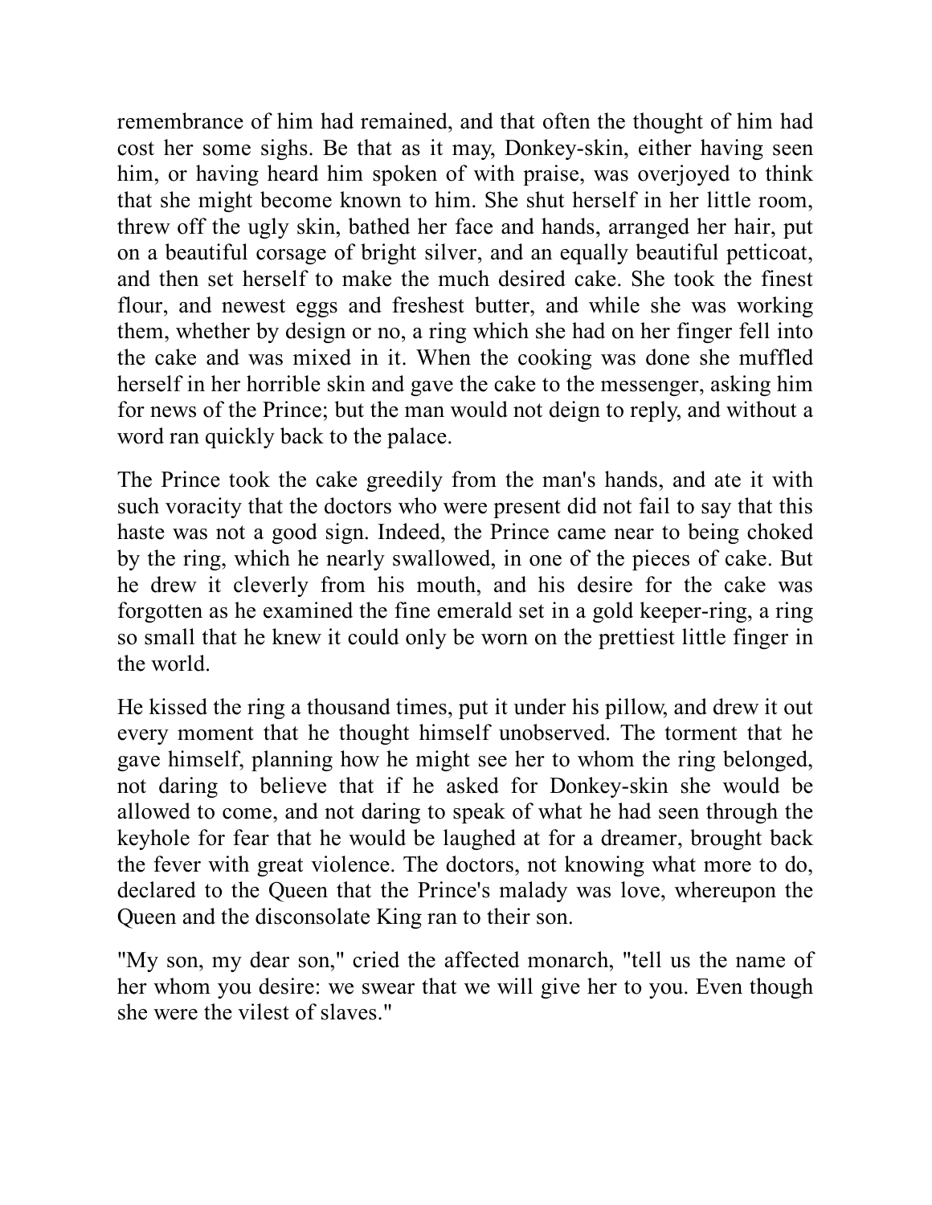remembrance of him had remained, and that often the thought of him had cost her some sighs. Be that as it may, Donkey-skin, either having seen him, or having heard him spoken of with praise, was overjoyed to think that she might become known to him. She shut herself in her little room, threw off the ugly skin, bathed her face and hands, arranged her hair, put on a beautiful corsage of bright silver, and an equally beautiful petticoat, and then set herself to make the much desired cake. She took the finest flour, and newest eggs and freshest butter, and while she was working them, whether by design or no, a ring which she had on her finger fell into the cake and was mixed in it. When the cooking was done she muffled herself in her horrible skin and gave the cake to the messenger, asking him for news of the Prince; but the man would not deign to reply, and without a word ran quickly back to the palace.

The Prince took the cake greedily from the man's hands, and ate it with such voracity that the doctors who were present did not fail to say that this haste was not a good sign. Indeed, the Prince came near to being choked by the ring, which he nearly swallowed, in one of the pieces of cake. But he drew it cleverly from his mouth, and his desire for the cake was forgotten as he examined the fine emerald set in a gold keeper-ring, a ring so small that he knew it could only be worn on the prettiest little finger in the world.

He kissed the ring a thousand times, put it under his pillow, and drew it out every moment that he thought himself unobserved. The torment that he gave himself, planning how he might see her to whom the ring belonged, not daring to believe that if he asked for Donkey-skin she would be allowed to come, and not daring to speak of what he had seen through the keyhole for fear that he would be laughed at for a dreamer, brought back the fever with great violence. The doctors, not knowing what more to do, declared to the Queen that the Prince's malady was love, whereupon the Queen and the disconsolate King ran to their son.

"My son, my dear son," cried the affected monarch, "tell us the name of her whom you desire: we swear that we will give her to you. Even though she were the vilest of slaves."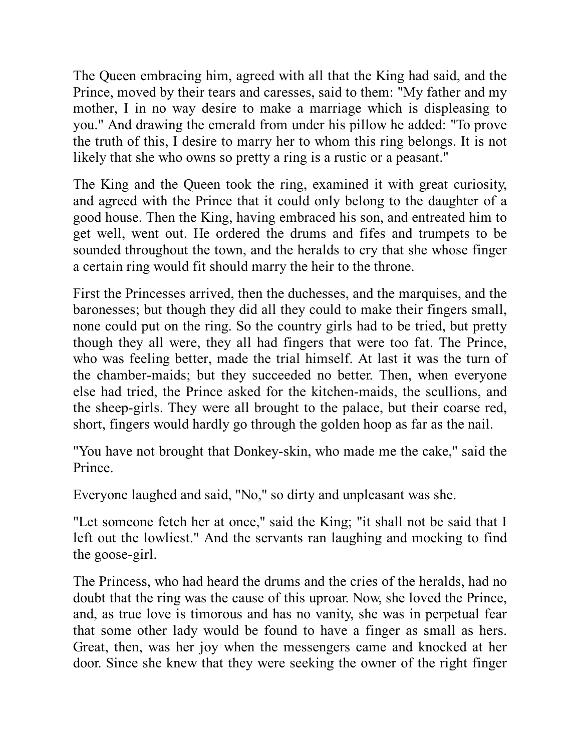The Queen embracing him, agreed with all that the King had said, and the Prince, moved by their tears and caresses, said to them: "My father and my mother, I in no way desire to make a marriage which is displeasing to you." And drawing the emerald from under his pillow he added: "To prove the truth of this, I desire to marry her to whom this ring belongs. It is not likely that she who owns so pretty a ring is a rustic or a peasant."

The King and the Queen took the ring, examined it with great curiosity, and agreed with the Prince that it could only belong to the daughter of a good house. Then the King, having embraced his son, and entreated him to get well, went out. He ordered the drums and fifes and trumpets to be sounded throughout the town, and the heralds to cry that she whose finger a certain ring would fit should marry the heir to the throne.

First the Princesses arrived, then the duchesses, and the marquises, and the baronesses; but though they did all they could to make their fingers small, none could put on the ring. So the country girls had to be tried, but pretty though they all were, they all had fingers that were too fat. The Prince, who was feeling better, made the trial himself. At last it was the turn of the chamber-maids; but they succeeded no better. Then, when everyone else had tried, the Prince asked for the kitchen-maids, the scullions, and the sheep-girls. They were all brought to the palace, but their coarse red, short, fingers would hardly go through the golden hoop as far as the nail.

"You have not brought that Donkey-skin, who made me the cake," said the Prince.

Everyone laughed and said, "No," so dirty and unpleasant was she.

"Let someone fetch her at once," said the King; "it shall not be said that I left out the lowliest." And the servants ran laughing and mocking to find the goose-girl.

The Princess, who had heard the drums and the cries of the heralds, had no doubt that the ring was the cause of this uproar. Now, she loved the Prince, and, as true love is timorous and has no vanity, she was in perpetual fear that some other lady would be found to have a finger as small as hers. Great, then, was her joy when the messengers came and knocked at her door. Since she knew that they were seeking the owner of the right finger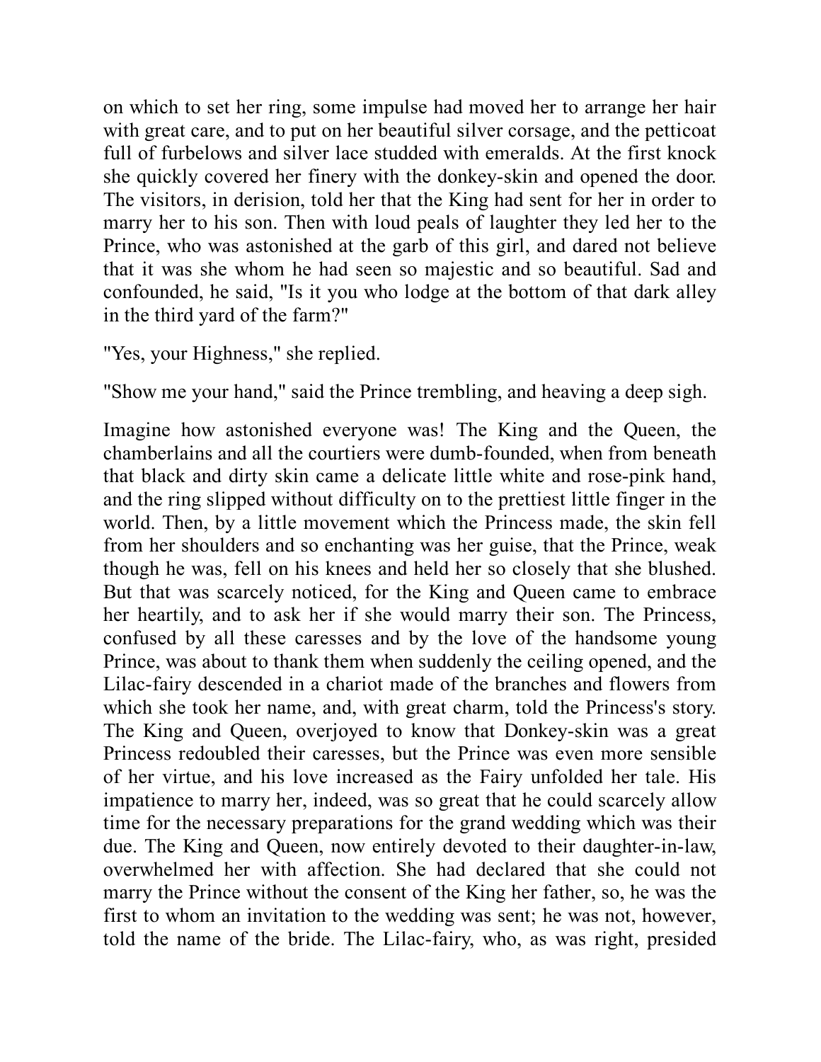on which to set her ring, some impulse had moved her to arrange her hair with great care, and to put on her beautiful silver corsage, and the petticoat full of furbelows and silver lace studded with emeralds. At the first knock she quickly covered her finery with the donkey-skin and opened the door. The visitors, in derision, told her that the King had sent for her in order to marry her to his son. Then with loud peals of laughter they led her to the Prince, who was astonished at the garb of this girl, and dared not believe that it was she whom he had seen so majestic and so beautiful. Sad and confounded, he said, "Is it you who lodge at the bottom of that dark alley in the third yard of the farm?"

"Yes, your Highness," she replied.

"Show me your hand," said the Prince trembling, and heaving a deep sigh.

Imagine how astonished everyone was! The King and the Queen, the chamberlains and all the courtiers were dumb-founded, when from beneath that black and dirty skin came a delicate little white and rose-pink hand, and the ring slipped without difficulty on to the prettiest little finger in the world. Then, by a little movement which the Princess made, the skin fell from her shoulders and so enchanting was her guise, that the Prince, weak though he was, fell on his knees and held her so closely that she blushed. But that was scarcely noticed, for the King and Queen came to embrace her heartily, and to ask her if she would marry their son. The Princess, confused by all these caresses and by the love of the handsome young Prince, was about to thank them when suddenly the ceiling opened, and the Lilac-fairy descended in a chariot made of the branches and flowers from which she took her name, and, with great charm, told the Princess's story. The King and Queen, overjoyed to know that Donkey-skin was a great Princess redoubled their caresses, but the Prince was even more sensible of her virtue, and his love increased as the Fairy unfolded her tale. His impatience to marry her, indeed, was so great that he could scarcely allow time for the necessary preparations for the grand wedding which was their due. The King and Queen, now entirely devoted to their daughter-in-law, overwhelmed her with affection. She had declared that she could not marry the Prince without the consent of the King her father, so, he was the first to whom an invitation to the wedding was sent; he was not, however, told the name of the bride. The Lilac-fairy, who, as was right, presided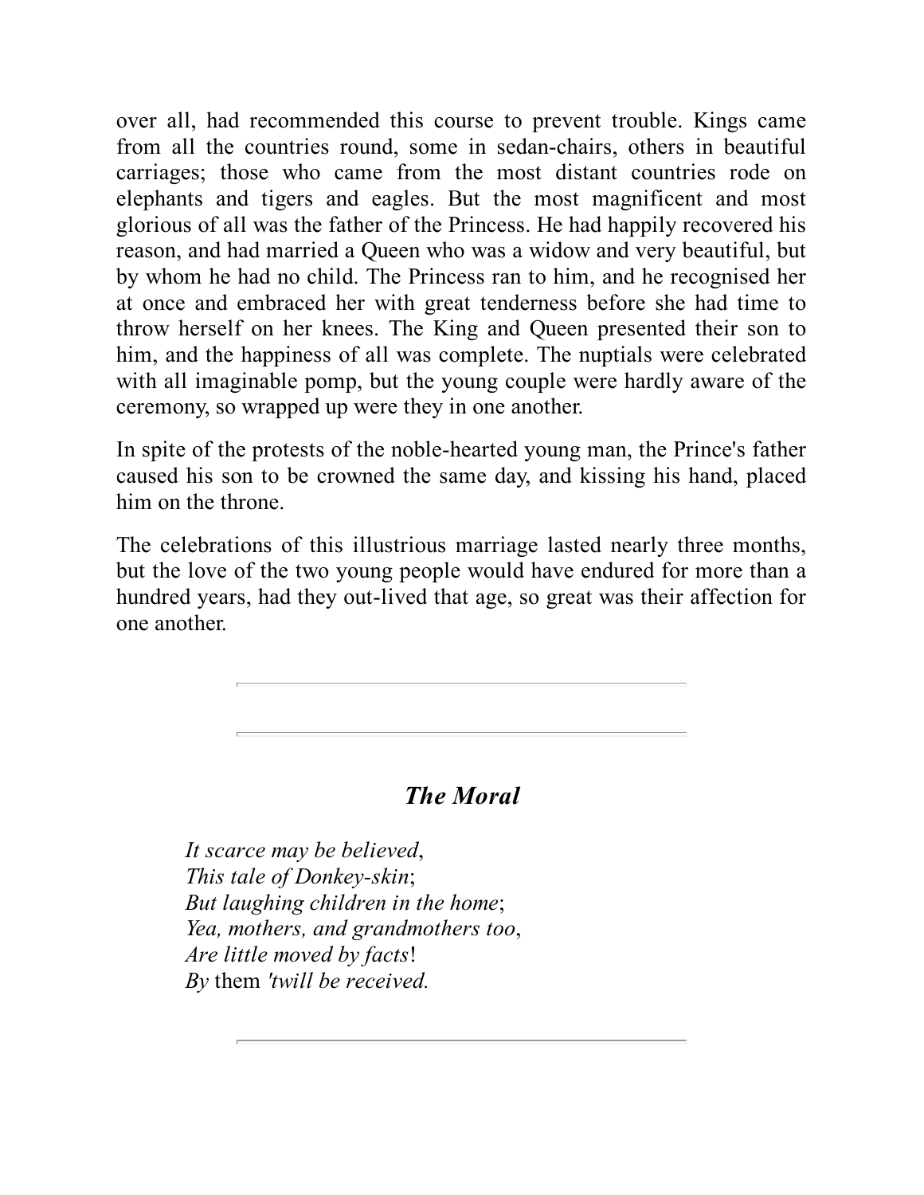over all, had recommended this course to prevent trouble. Kings came from all the countries round, some in sedan-chairs, others in beautiful carriages; those who came from the most distant countries rode on elephants and tigers and eagles. But the most magnificent and most glorious of all was the father of the Princess. He had happily recovered his reason, and had married a Queen who was a widow and very beautiful, but by whom he had no child. The Princess ran to him, and he recognised her at once and embraced her with great tenderness before she had time to throw herself on her knees. The King and Queen presented their son to him, and the happiness of all was complete. The nuptials were celebrated with all imaginable pomp, but the young couple were hardly aware of the ceremony, so wrapped up were they in one another.

In spite of the protests of the noble-hearted young man, the Prince's father caused his son to be crowned the same day, and kissing his hand, placed him on the throne.

The celebrations of this illustrious marriage lasted nearly three months, but the love of the two young people would have endured for more than a hundred years, had they out-lived that age, so great was their affection for one another.

---

---

## *The Moral*

> *It scarce may be believed*,  
> *This tale of Donkey-skin*;  
> *But laughing children in the home*;  
> *Yea, mothers, and grandmothers too*,  
> *Are little moved by facts*!  
> *By* them *'twill be received.*

---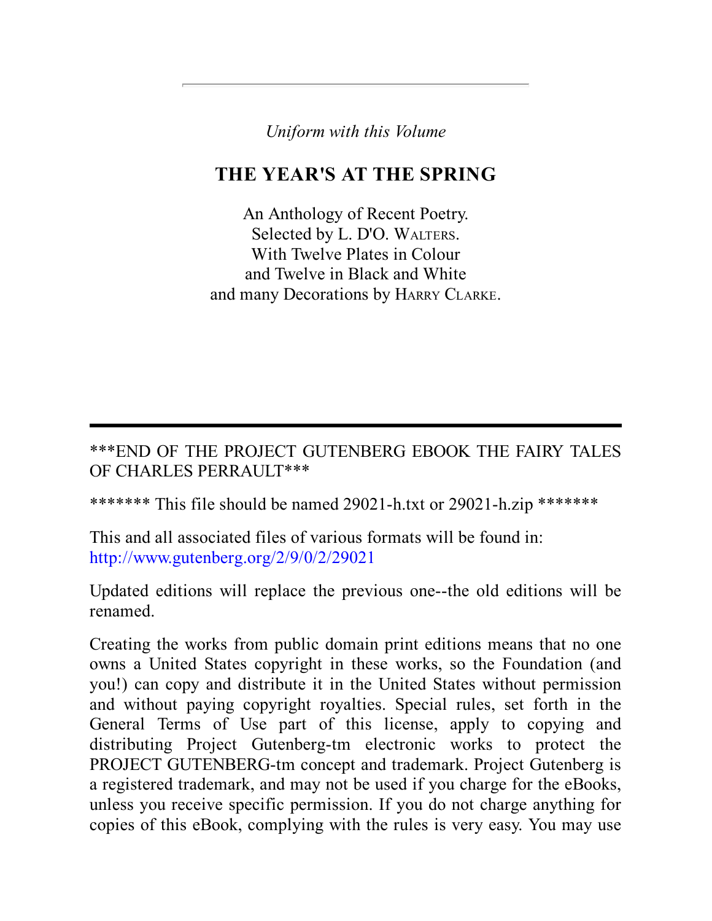---

*Uniform with this Volume*

## THE YEAR'S AT THE SPRING

An Anthology of Recent Poetry.
Selected by L. D'O. WALTERS.
With Twelve Plates in Colour
and Twelve in Black and White
and many Decorations by HARRY CLARKE.

---

***END OF THE PROJECT GUTENBERG EBOOK THE FAIRY TALES OF CHARLES PERRAULT***

******* This file should be named 29021-h.txt or 29021-h.zip *******

This and all associated files of various formats will be found in:
http://www.gutenberg.org/2/9/0/2/29021

Updated editions will replace the previous one--the old editions will be renamed.

Creating the works from public domain print editions means that no one owns a United States copyright in these works, so the Foundation (and you!) can copy and distribute it in the United States without permission and without paying copyright royalties. Special rules, set forth in the General Terms of Use part of this license, apply to copying and distributing Project Gutenberg-tm electronic works to protect the PROJECT GUTENBERG-tm concept and trademark. Project Gutenberg is a registered trademark, and may not be used if you charge for the eBooks, unless you receive specific permission. If you do not charge anything for copies of this eBook, complying with the rules is very easy. You may use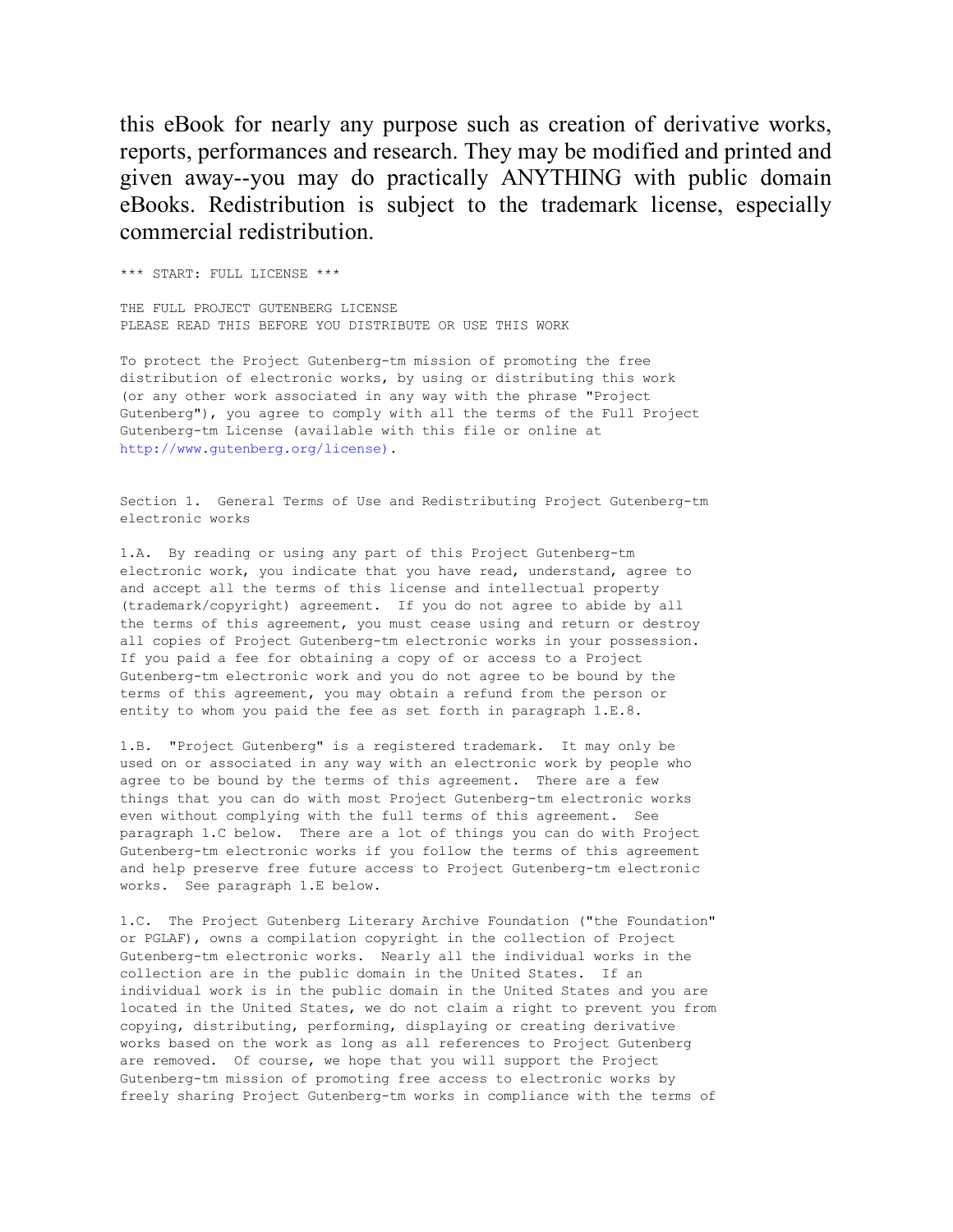this eBook for nearly any purpose such as creation of derivative works, reports, performances and research. They may be modified and printed and given away--you may do practically ANYTHING with public domain eBooks. Redistribution is subject to the trademark license, especially commercial redistribution.

```
*** START: FULL LICENSE ***

THE FULL PROJECT GUTENBERG LICENSE
PLEASE READ THIS BEFORE YOU DISTRIBUTE OR USE THIS WORK

To protect the Project Gutenberg-tm mission of promoting the free
distribution of electronic works, by using or distributing this work
(or any other work associated in any way with the phrase "Project
Gutenberg"), you agree to comply with all the terms of the Full Project
Gutenberg-tm License (available with this file or online at
http://www.gutenberg.org/license).


Section 1.  General Terms of Use and Redistributing Project Gutenberg-tm
electronic works

1.A.  By reading or using any part of this Project Gutenberg-tm
electronic work, you indicate that you have read, understand, agree to
and accept all the terms of this license and intellectual property
(trademark/copyright) agreement.  If you do not agree to abide by all
the terms of this agreement, you must cease using and return or destroy
all copies of Project Gutenberg-tm electronic works in your possession.
If you paid a fee for obtaining a copy of or access to a Project
Gutenberg-tm electronic work and you do not agree to be bound by the
terms of this agreement, you may obtain a refund from the person or
entity to whom you paid the fee as set forth in paragraph 1.E.8.

1.B.  "Project Gutenberg" is a registered trademark.  It may only be
used on or associated in any way with an electronic work by people who
agree to be bound by the terms of this agreement.  There are a few
things that you can do with most Project Gutenberg-tm electronic works
even without complying with the full terms of this agreement.  See
paragraph 1.C below.  There are a lot of things you can do with Project
Gutenberg-tm electronic works if you follow the terms of this agreement
and help preserve free future access to Project Gutenberg-tm electronic
works.  See paragraph 1.E below.

1.C.  The Project Gutenberg Literary Archive Foundation ("the Foundation"
or PGLAF), owns a compilation copyright in the collection of Project
Gutenberg-tm electronic works.  Nearly all the individual works in the
collection are in the public domain in the United States.  If an
individual work is in the public domain in the United States and you are
located in the United States, we do not claim a right to prevent you from
copying, distributing, performing, displaying or creating derivative
works based on the work as long as all references to Project Gutenberg
are removed.  Of course, we hope that you will support the Project
Gutenberg-tm mission of promoting free access to electronic works by
freely sharing Project Gutenberg-tm works in compliance with the terms of
```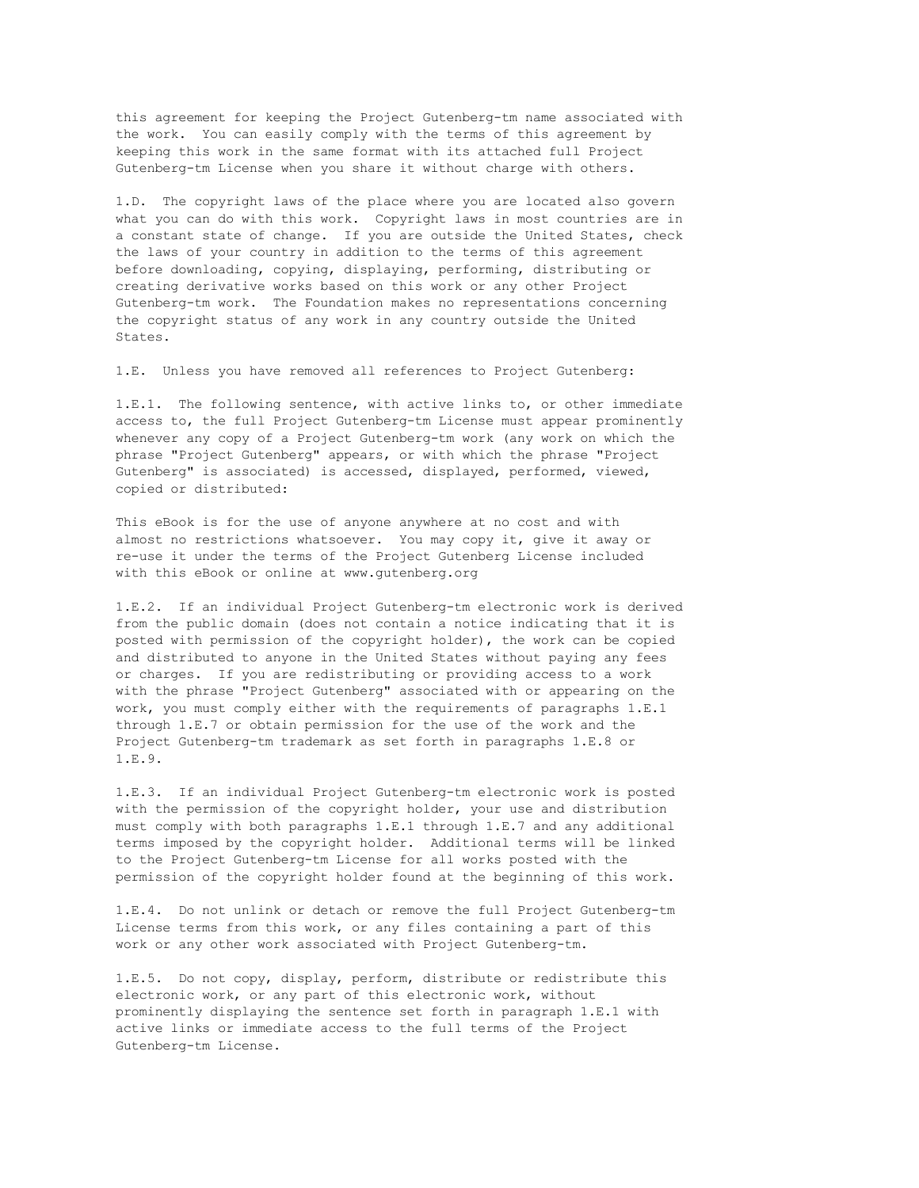this agreement for keeping the Project Gutenberg-tm name associated with the work. You can easily comply with the terms of this agreement by keeping this work in the same format with its attached full Project Gutenberg-tm License when you share it without charge with others.

1.D. The copyright laws of the place where you are located also govern what you can do with this work. Copyright laws in most countries are in a constant state of change. If you are outside the United States, check the laws of your country in addition to the terms of this agreement before downloading, copying, displaying, performing, distributing or creating derivative works based on this work or any other Project Gutenberg-tm work. The Foundation makes no representations concerning the copyright status of any work in any country outside the United States.

1.E. Unless you have removed all references to Project Gutenberg:

1.E.1. The following sentence, with active links to, or other immediate access to, the full Project Gutenberg-tm License must appear prominently whenever any copy of a Project Gutenberg-tm work (any work on which the phrase "Project Gutenberg" appears, or with which the phrase "Project Gutenberg" is associated) is accessed, displayed, performed, viewed, copied or distributed:

This eBook is for the use of anyone anywhere at no cost and with almost no restrictions whatsoever. You may copy it, give it away or re-use it under the terms of the Project Gutenberg License included with this eBook or online at www.gutenberg.org

1.E.2. If an individual Project Gutenberg-tm electronic work is derived from the public domain (does not contain a notice indicating that it is posted with permission of the copyright holder), the work can be copied and distributed to anyone in the United States without paying any fees or charges. If you are redistributing or providing access to a work with the phrase "Project Gutenberg" associated with or appearing on the work, you must comply either with the requirements of paragraphs 1.E.1 through 1.E.7 or obtain permission for the use of the work and the Project Gutenberg-tm trademark as set forth in paragraphs 1.E.8 or 1.E.9.

1.E.3. If an individual Project Gutenberg-tm electronic work is posted with the permission of the copyright holder, your use and distribution must comply with both paragraphs 1.E.1 through 1.E.7 and any additional terms imposed by the copyright holder. Additional terms will be linked to the Project Gutenberg-tm License for all works posted with the permission of the copyright holder found at the beginning of this work.

1.E.4. Do not unlink or detach or remove the full Project Gutenberg-tm License terms from this work, or any files containing a part of this work or any other work associated with Project Gutenberg-tm.

1.E.5. Do not copy, display, perform, distribute or redistribute this electronic work, or any part of this electronic work, without prominently displaying the sentence set forth in paragraph 1.E.1 with active links or immediate access to the full terms of the Project Gutenberg-tm License.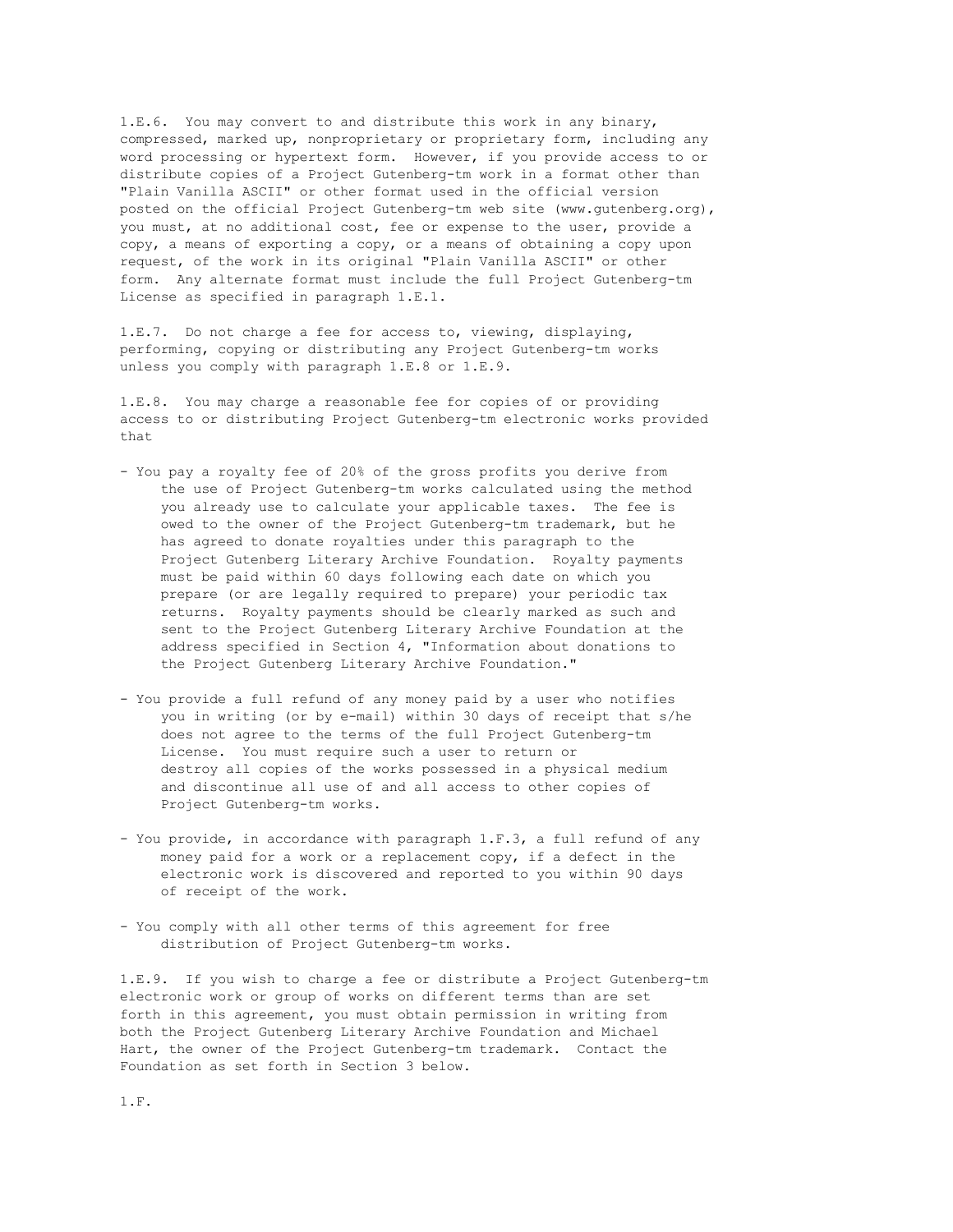1.E.6. You may convert to and distribute this work in any binary, compressed, marked up, nonproprietary or proprietary form, including any word processing or hypertext form. However, if you provide access to or distribute copies of a Project Gutenberg-tm work in a format other than "Plain Vanilla ASCII" or other format used in the official version posted on the official Project Gutenberg-tm web site (www.gutenberg.org), you must, at no additional cost, fee or expense to the user, provide a copy, a means of exporting a copy, or a means of obtaining a copy upon request, of the work in its original "Plain Vanilla ASCII" or other form. Any alternate format must include the full Project Gutenberg-tm License as specified in paragraph 1.E.1.

1.E.7. Do not charge a fee for access to, viewing, displaying, performing, copying or distributing any Project Gutenberg-tm works unless you comply with paragraph 1.E.8 or 1.E.9.

1.E.8. You may charge a reasonable fee for copies of or providing access to or distributing Project Gutenberg-tm electronic works provided that

- You pay a royalty fee of 20% of the gross profits you derive from the use of Project Gutenberg-tm works calculated using the method you already use to calculate your applicable taxes. The fee is owed to the owner of the Project Gutenberg-tm trademark, but he has agreed to donate royalties under this paragraph to the Project Gutenberg Literary Archive Foundation. Royalty payments must be paid within 60 days following each date on which you prepare (or are legally required to prepare) your periodic tax returns. Royalty payments should be clearly marked as such and sent to the Project Gutenberg Literary Archive Foundation at the address specified in Section 4, "Information about donations to the Project Gutenberg Literary Archive Foundation."

- You provide a full refund of any money paid by a user who notifies you in writing (or by e-mail) within 30 days of receipt that s/he does not agree to the terms of the full Project Gutenberg-tm License. You must require such a user to return or destroy all copies of the works possessed in a physical medium and discontinue all use of and all access to other copies of Project Gutenberg-tm works.

- You provide, in accordance with paragraph 1.F.3, a full refund of any money paid for a work or a replacement copy, if a defect in the electronic work is discovered and reported to you within 90 days of receipt of the work.

- You comply with all other terms of this agreement for free distribution of Project Gutenberg-tm works.

1.E.9. If you wish to charge a fee or distribute a Project Gutenberg-tm electronic work or group of works on different terms than are set forth in this agreement, you must obtain permission in writing from both the Project Gutenberg Literary Archive Foundation and Michael Hart, the owner of the Project Gutenberg-tm trademark. Contact the Foundation as set forth in Section 3 below.

1.F.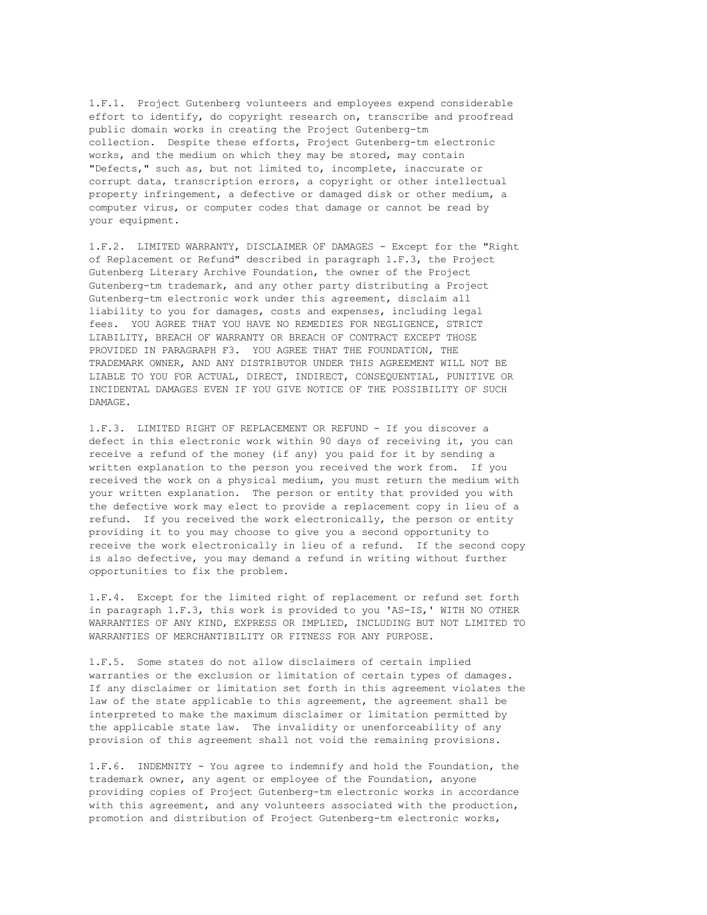1.F.1. Project Gutenberg volunteers and employees expend considerable effort to identify, do copyright research on, transcribe and proofread public domain works in creating the Project Gutenberg-tm collection. Despite these efforts, Project Gutenberg-tm electronic works, and the medium on which they may be stored, may contain "Defects," such as, but not limited to, incomplete, inaccurate or corrupt data, transcription errors, a copyright or other intellectual property infringement, a defective or damaged disk or other medium, a computer virus, or computer codes that damage or cannot be read by your equipment.

1.F.2. LIMITED WARRANTY, DISCLAIMER OF DAMAGES - Except for the "Right of Replacement or Refund" described in paragraph 1.F.3, the Project Gutenberg Literary Archive Foundation, the owner of the Project Gutenberg-tm trademark, and any other party distributing a Project Gutenberg-tm electronic work under this agreement, disclaim all liability to you for damages, costs and expenses, including legal fees. YOU AGREE THAT YOU HAVE NO REMEDIES FOR NEGLIGENCE, STRICT LIABILITY, BREACH OF WARRANTY OR BREACH OF CONTRACT EXCEPT THOSE PROVIDED IN PARAGRAPH F3. YOU AGREE THAT THE FOUNDATION, THE TRADEMARK OWNER, AND ANY DISTRIBUTOR UNDER THIS AGREEMENT WILL NOT BE LIABLE TO YOU FOR ACTUAL, DIRECT, INDIRECT, CONSEQUENTIAL, PUNITIVE OR INCIDENTAL DAMAGES EVEN IF YOU GIVE NOTICE OF THE POSSIBILITY OF SUCH DAMAGE.

1.F.3. LIMITED RIGHT OF REPLACEMENT OR REFUND - If you discover a defect in this electronic work within 90 days of receiving it, you can receive a refund of the money (if any) you paid for it by sending a written explanation to the person you received the work from. If you received the work on a physical medium, you must return the medium with your written explanation. The person or entity that provided you with the defective work may elect to provide a replacement copy in lieu of a refund. If you received the work electronically, the person or entity providing it to you may choose to give you a second opportunity to receive the work electronically in lieu of a refund. If the second copy is also defective, you may demand a refund in writing without further opportunities to fix the problem.

1.F.4. Except for the limited right of replacement or refund set forth in paragraph 1.F.3, this work is provided to you 'AS-IS,' WITH NO OTHER WARRANTIES OF ANY KIND, EXPRESS OR IMPLIED, INCLUDING BUT NOT LIMITED TO WARRANTIES OF MERCHANTIBILITY OR FITNESS FOR ANY PURPOSE.

1.F.5. Some states do not allow disclaimers of certain implied warranties or the exclusion or limitation of certain types of damages. If any disclaimer or limitation set forth in this agreement violates the law of the state applicable to this agreement, the agreement shall be interpreted to make the maximum disclaimer or limitation permitted by the applicable state law. The invalidity or unenforceability of any provision of this agreement shall not void the remaining provisions.

1.F.6. INDEMNITY - You agree to indemnify and hold the Foundation, the trademark owner, any agent or employee of the Foundation, anyone providing copies of Project Gutenberg-tm electronic works in accordance with this agreement, and any volunteers associated with the production, promotion and distribution of Project Gutenberg-tm electronic works,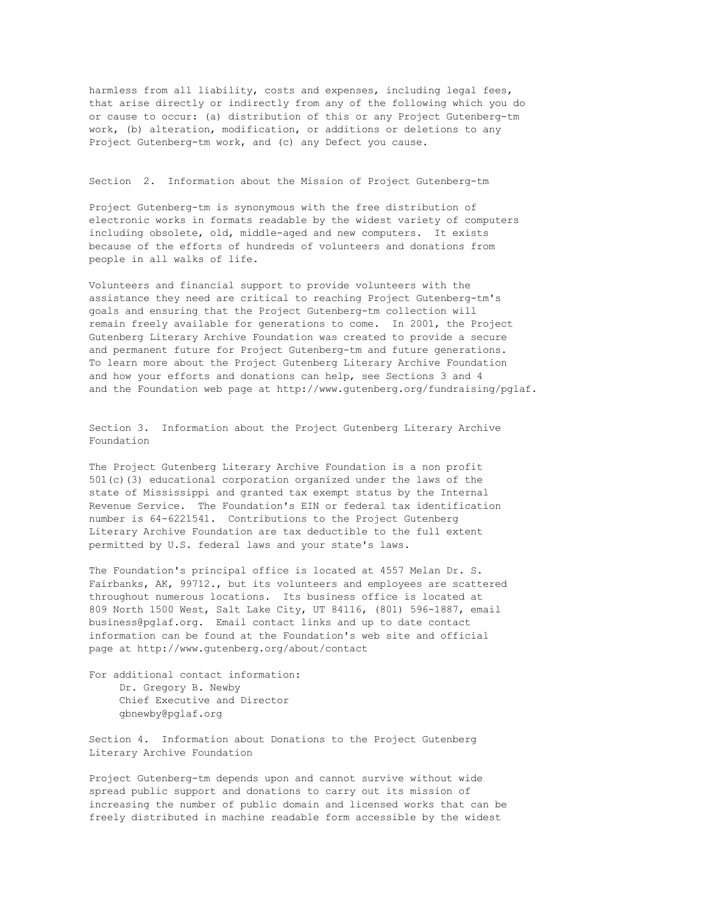harmless from all liability, costs and expenses, including legal fees, that arise directly or indirectly from any of the following which you do or cause to occur: (a) distribution of this or any Project Gutenberg-tm work, (b) alteration, modification, or additions or deletions to any Project Gutenberg-tm work, and (c) any Defect you cause.

## Section 2. Information about the Mission of Project Gutenberg-tm

Project Gutenberg-tm is synonymous with the free distribution of electronic works in formats readable by the widest variety of computers including obsolete, old, middle-aged and new computers. It exists because of the efforts of hundreds of volunteers and donations from people in all walks of life.

Volunteers and financial support to provide volunteers with the assistance they need are critical to reaching Project Gutenberg-tm's goals and ensuring that the Project Gutenberg-tm collection will remain freely available for generations to come. In 2001, the Project Gutenberg Literary Archive Foundation was created to provide a secure and permanent future for Project Gutenberg-tm and future generations. To learn more about the Project Gutenberg Literary Archive Foundation and how your efforts and donations can help, see Sections 3 and 4 and the Foundation web page at http://www.gutenberg.org/fundraising/pglaf.

## Section 3. Information about the Project Gutenberg Literary Archive Foundation

The Project Gutenberg Literary Archive Foundation is a non profit 501(c)(3) educational corporation organized under the laws of the state of Mississippi and granted tax exempt status by the Internal Revenue Service. The Foundation's EIN or federal tax identification number is 64-6221541. Contributions to the Project Gutenberg Literary Archive Foundation are tax deductible to the full extent permitted by U.S. federal laws and your state's laws.

The Foundation's principal office is located at 4557 Melan Dr. S. Fairbanks, AK, 99712., but its volunteers and employees are scattered throughout numerous locations. Its business office is located at 809 North 1500 West, Salt Lake City, UT 84116, (801) 596-1887, email business@pglaf.org. Email contact links and up to date contact information can be found at the Foundation's web site and official page at http://www.gutenberg.org/about/contact

For additional contact information:
Dr. Gregory B. Newby
Chief Executive and Director
gbnewby@pglaf.org

## Section 4. Information about Donations to the Project Gutenberg Literary Archive Foundation

Project Gutenberg-tm depends upon and cannot survive without wide spread public support and donations to carry out its mission of increasing the number of public domain and licensed works that can be freely distributed in machine readable form accessible by the widest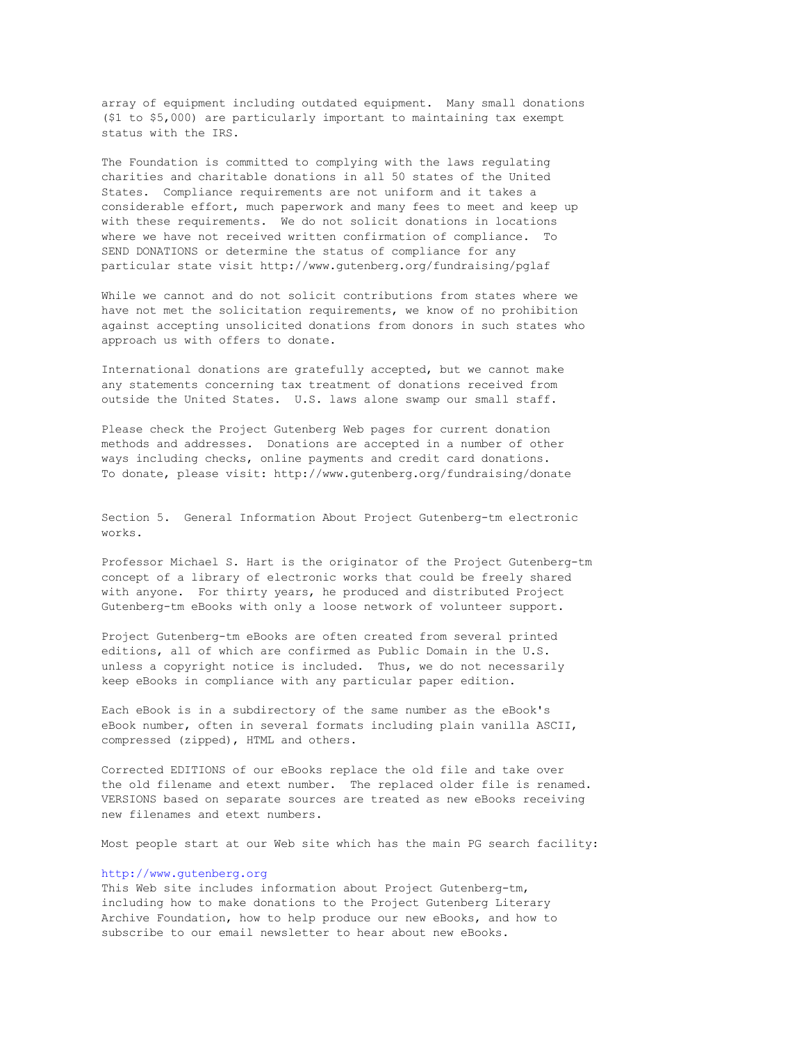array of equipment including outdated equipment. Many small donations ($1 to $5,000) are particularly important to maintaining tax exempt status with the IRS.

The Foundation is committed to complying with the laws regulating charities and charitable donations in all 50 states of the United States. Compliance requirements are not uniform and it takes a considerable effort, much paperwork and many fees to meet and keep up with these requirements. We do not solicit donations in locations where we have not received written confirmation of compliance. To SEND DONATIONS or determine the status of compliance for any particular state visit http://www.gutenberg.org/fundraising/pglaf

While we cannot and do not solicit contributions from states where we have not met the solicitation requirements, we know of no prohibition against accepting unsolicited donations from donors in such states who approach us with offers to donate.

International donations are gratefully accepted, but we cannot make any statements concerning tax treatment of donations received from outside the United States. U.S. laws alone swamp our small staff.

Please check the Project Gutenberg Web pages for current donation methods and addresses. Donations are accepted in a number of other ways including checks, online payments and credit card donations. To donate, please visit: http://www.gutenberg.org/fundraising/donate

Section 5. General Information About Project Gutenberg-tm electronic works.

Professor Michael S. Hart is the originator of the Project Gutenberg-tm concept of a library of electronic works that could be freely shared with anyone. For thirty years, he produced and distributed Project Gutenberg-tm eBooks with only a loose network of volunteer support.

Project Gutenberg-tm eBooks are often created from several printed editions, all of which are confirmed as Public Domain in the U.S. unless a copyright notice is included. Thus, we do not necessarily keep eBooks in compliance with any particular paper edition.

Each eBook is in a subdirectory of the same number as the eBook's eBook number, often in several formats including plain vanilla ASCII, compressed (zipped), HTML and others.

Corrected EDITIONS of our eBooks replace the old file and take over the old filename and etext number. The replaced older file is renamed. VERSIONS based on separate sources are treated as new eBooks receiving new filenames and etext numbers.

Most people start at our Web site which has the main PG search facility:

http://www.gutenberg.org

This Web site includes information about Project Gutenberg-tm, including how to make donations to the Project Gutenberg Literary Archive Foundation, how to help produce our new eBooks, and how to subscribe to our email newsletter to hear about new eBooks.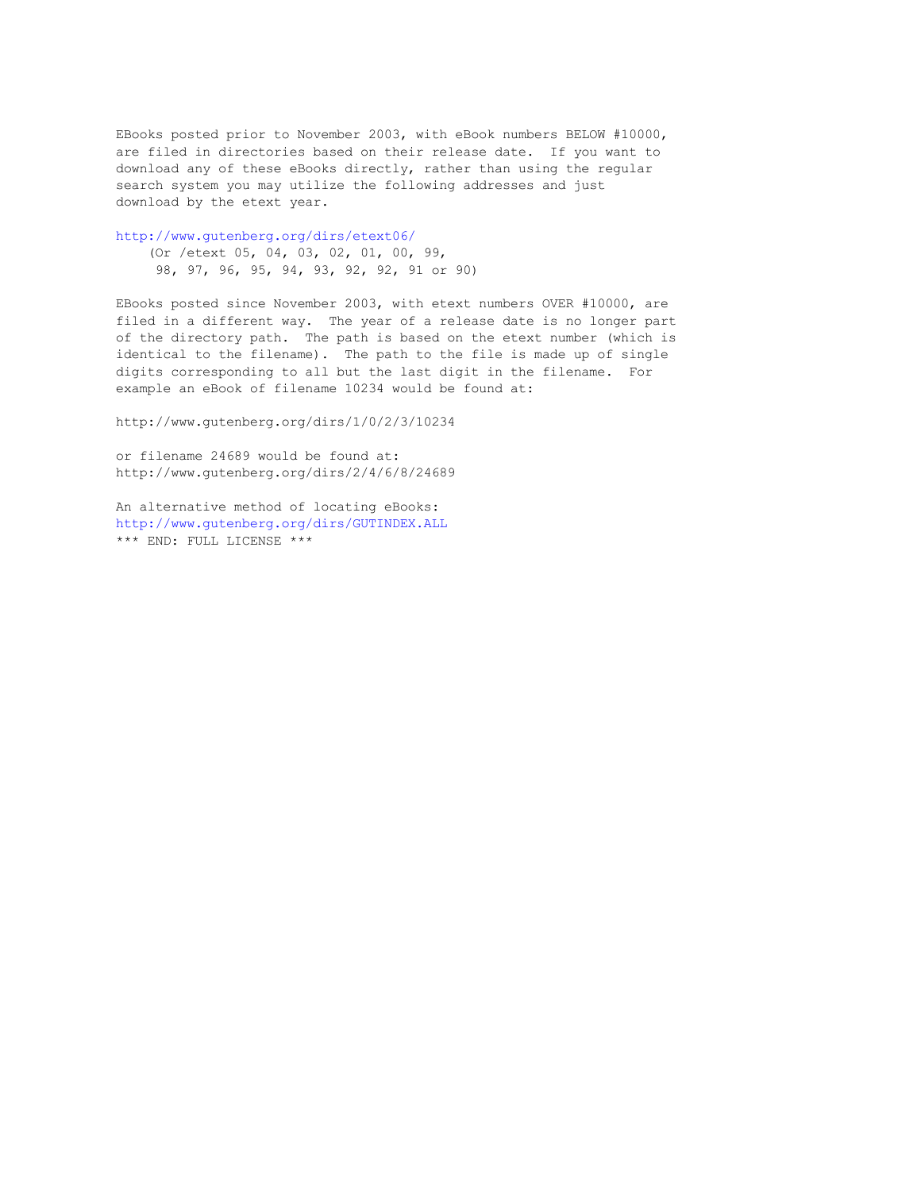EBooks posted prior to November 2003, with eBook numbers BELOW #10000, are filed in directories based on their release date. If you want to download any of these eBooks directly, rather than using the regular search system you may utilize the following addresses and just download by the etext year.

http://www.gutenberg.org/dirs/etext06/
(Or /etext 05, 04, 03, 02, 01, 00, 99,
98, 97, 96, 95, 94, 93, 92, 92, 91 or 90)

EBooks posted since November 2003, with etext numbers OVER #10000, are filed in a different way. The year of a release date is no longer part of the directory path. The path is based on the etext number (which is identical to the filename). The path to the file is made up of single digits corresponding to all but the last digit in the filename. For example an eBook of filename 10234 would be found at:

http://www.gutenberg.org/dirs/1/0/2/3/10234

or filename 24689 would be found at:
http://www.gutenberg.org/dirs/2/4/6/8/24689

An alternative method of locating eBooks:
http://www.gutenberg.org/dirs/GUTINDEX.ALL
*** END: FULL LICENSE ***